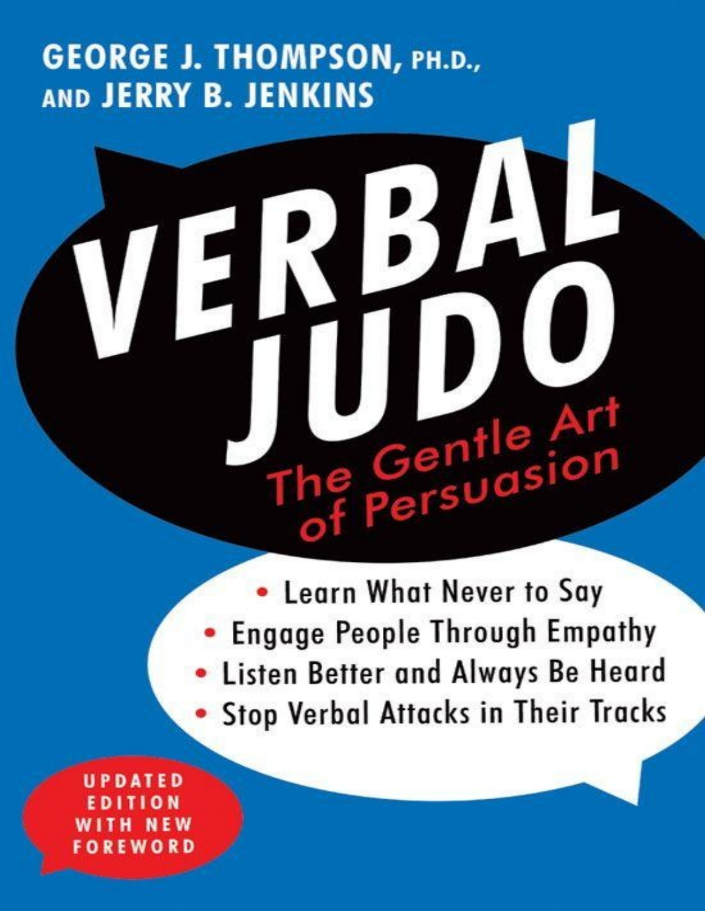GEORGE J. THOMPSON, PH.D., AND JERRY B. JENKINS

# VERBAL JUDO

## The Gentle Art of Persuasion

- Learn What Never to Say
- Engage People Through Empathy
- Listen Better and Always Be Heard
- Stop Verbal Attacks in Their Tracks

UPDATED EDITION WITH NEW FOREWORD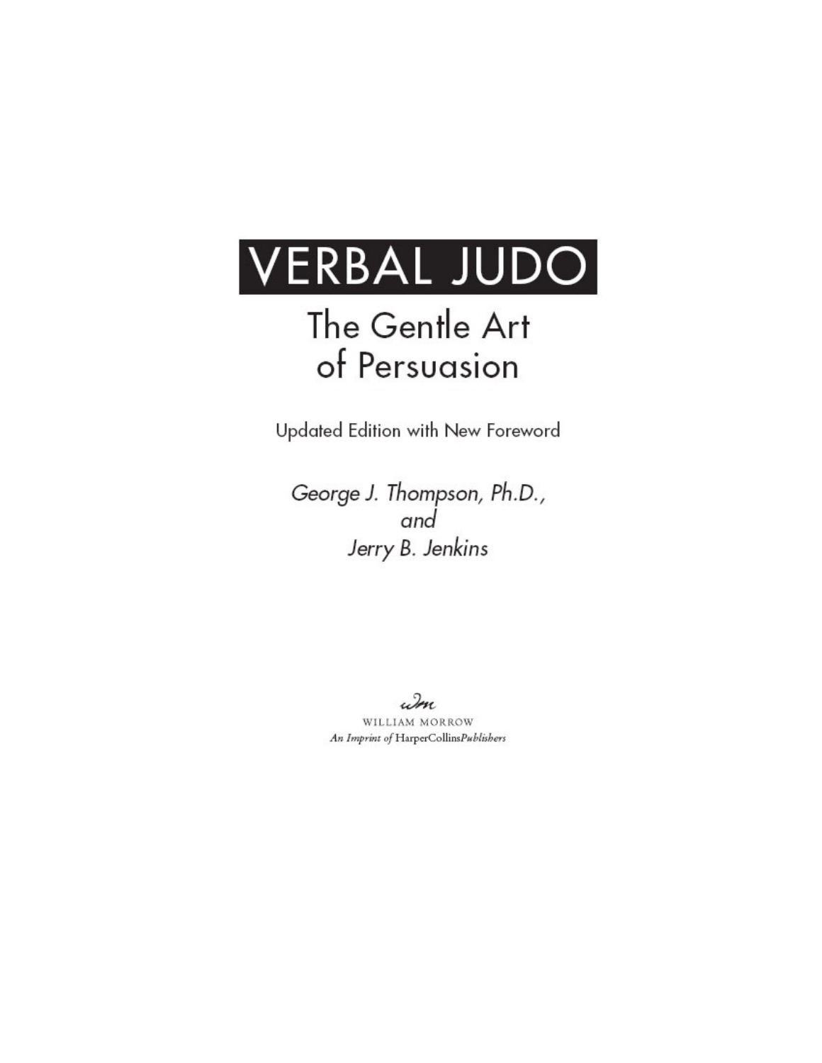# VERBAL JUDO

## The Gentle Art of Persuasion

Updated Edition with New Foreword

*George J. Thompson, Ph.D.,*
*and*
*Jerry B. Jenkins*

WILLIAM MORROW
*An Imprint of* HarperCollins*Publishers*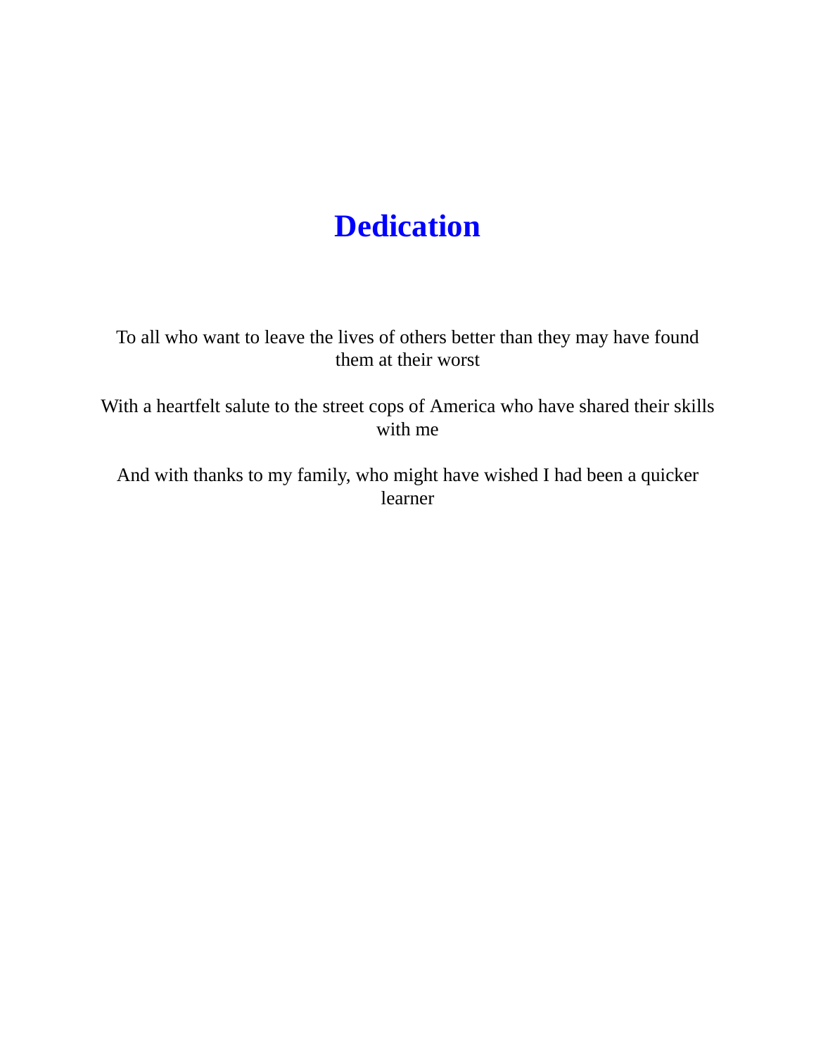# Dedication

To all who want to leave the lives of others better than they may have found them at their worst

With a heartfelt salute to the street cops of America who have shared their skills with me

And with thanks to my family, who might have wished I had been a quicker learner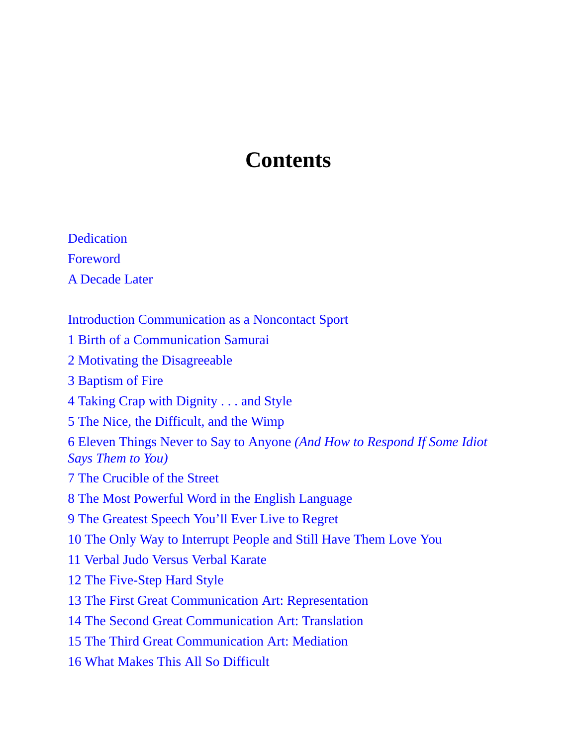# Contents

Dedication

Foreword

A Decade Later

Introduction Communication as a Noncontact Sport

1 Birth of a Communication Samurai

2 Motivating the Disagreeable

3 Baptism of Fire

4 Taking Crap with Dignity . . . and Style

5 The Nice, the Difficult, and the Wimp

6 Eleven Things Never to Say to Anyone *(And How to Respond If Some Idiot Says Them to You)*

7 The Crucible of the Street

8 The Most Powerful Word in the English Language

9 The Greatest Speech You'll Ever Live to Regret

10 The Only Way to Interrupt People and Still Have Them Love You

11 Verbal Judo Versus Verbal Karate

12 The Five-Step Hard Style

13 The First Great Communication Art: Representation

14 The Second Great Communication Art: Translation

15 The Third Great Communication Art: Mediation

16 What Makes This All So Difficult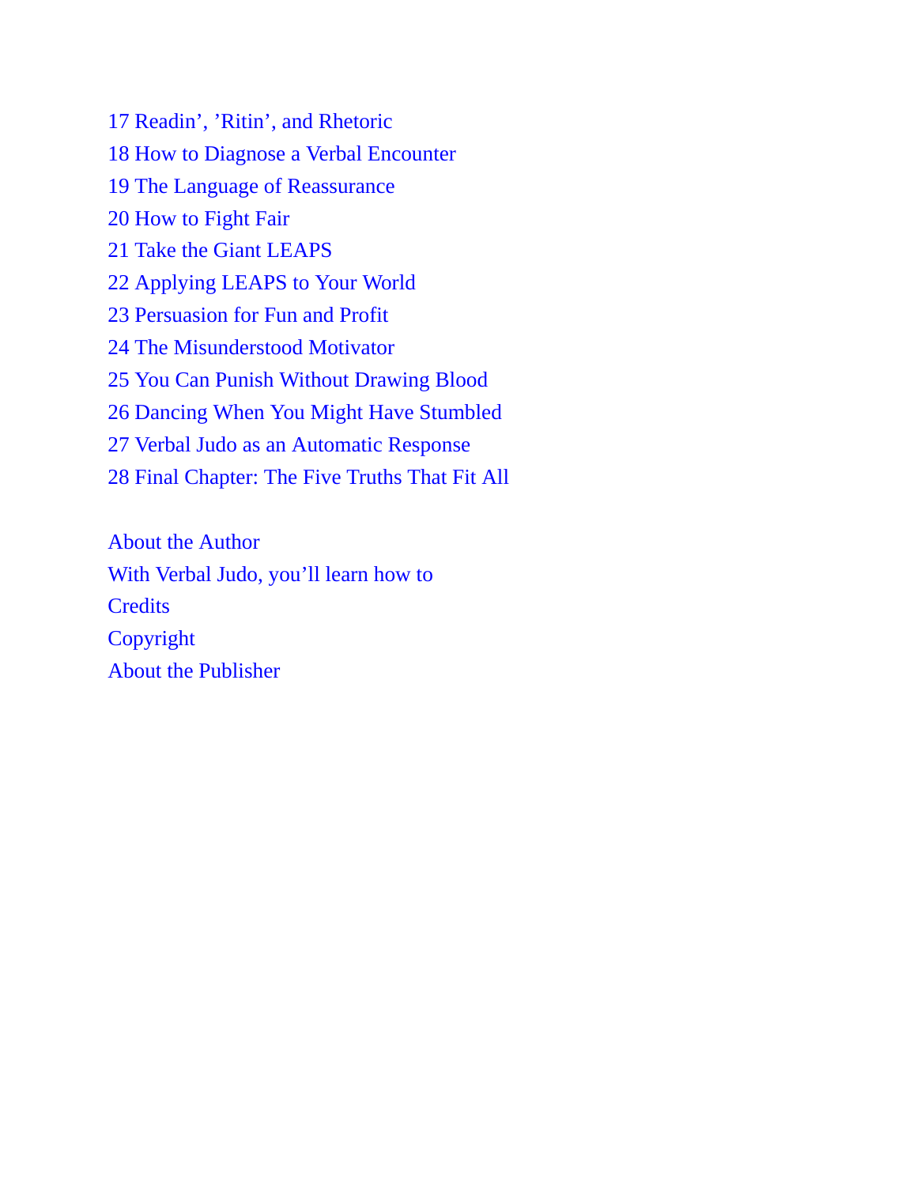17 Readin', 'Ritin', and Rhetoric
18 How to Diagnose a Verbal Encounter
19 The Language of Reassurance
20 How to Fight Fair
21 Take the Giant LEAPS
22 Applying LEAPS to Your World
23 Persuasion for Fun and Profit
24 The Misunderstood Motivator
25 You Can Punish Without Drawing Blood
26 Dancing When You Might Have Stumbled
27 Verbal Judo as an Automatic Response
28 Final Chapter: The Five Truths That Fit All

About the Author
With Verbal Judo, you'll learn how to
Credits
Copyright
About the Publisher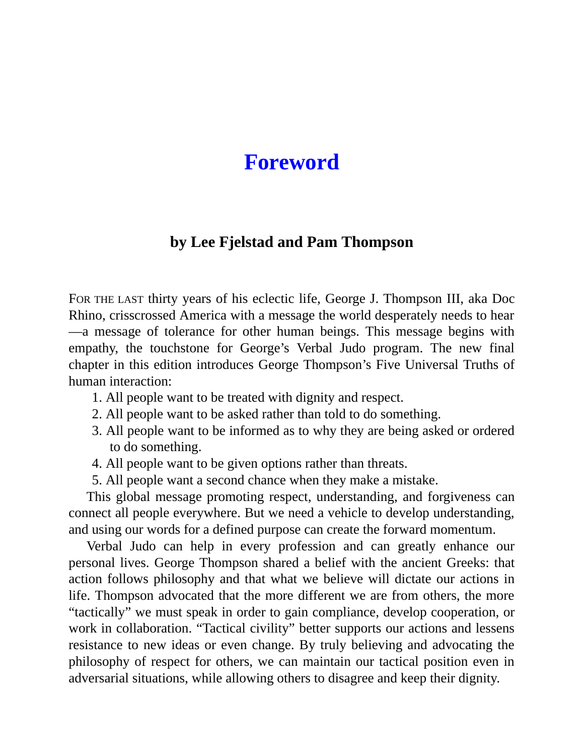# Foreword

## by Lee Fjelstad and Pam Thompson

FOR THE LAST thirty years of his eclectic life, George J. Thompson III, aka Doc Rhino, crisscrossed America with a message the world desperately needs to hear—a message of tolerance for other human beings. This message begins with empathy, the touchstone for George's Verbal Judo program. The new final chapter in this edition introduces George Thompson's Five Universal Truths of human interaction:

1. All people want to be treated with dignity and respect.
2. All people want to be asked rather than told to do something.
3. All people want to be informed as to why they are being asked or ordered to do something.
4. All people want to be given options rather than threats.
5. All people want a second chance when they make a mistake.

This global message promoting respect, understanding, and forgiveness can connect all people everywhere. But we need a vehicle to develop understanding, and using our words for a defined purpose can create the forward momentum.

Verbal Judo can help in every profession and can greatly enhance our personal lives. George Thompson shared a belief with the ancient Greeks: that action follows philosophy and that what we believe will dictate our actions in life. Thompson advocated that the more different we are from others, the more "tactically" we must speak in order to gain compliance, develop cooperation, or work in collaboration. "Tactical civility" better supports our actions and lessens resistance to new ideas or even change. By truly believing and advocating the philosophy of respect for others, we can maintain our tactical position even in adversarial situations, while allowing others to disagree and keep their dignity.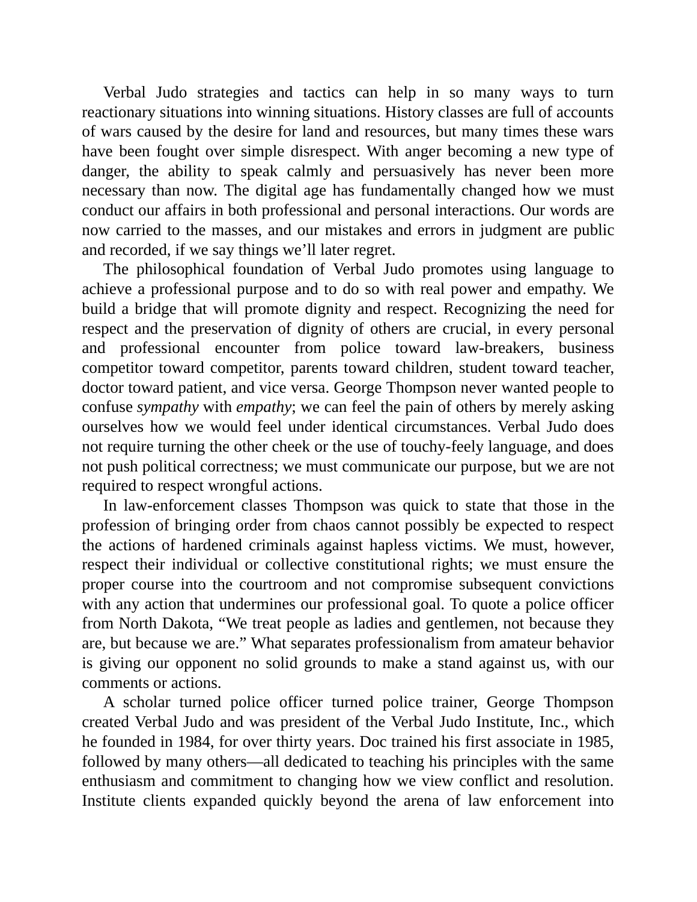Verbal Judo strategies and tactics can help in so many ways to turn reactionary situations into winning situations. History classes are full of accounts of wars caused by the desire for land and resources, but many times these wars have been fought over simple disrespect. With anger becoming a new type of danger, the ability to speak calmly and persuasively has never been more necessary than now. The digital age has fundamentally changed how we must conduct our affairs in both professional and personal interactions. Our words are now carried to the masses, and our mistakes and errors in judgment are public and recorded, if we say things we'll later regret.

The philosophical foundation of Verbal Judo promotes using language to achieve a professional purpose and to do so with real power and empathy. We build a bridge that will promote dignity and respect. Recognizing the need for respect and the preservation of dignity of others are crucial, in every personal and professional encounter from police toward law-breakers, business competitor toward competitor, parents toward children, student toward teacher, doctor toward patient, and vice versa. George Thompson never wanted people to confuse *sympathy* with *empathy*; we can feel the pain of others by merely asking ourselves how we would feel under identical circumstances. Verbal Judo does not require turning the other cheek or the use of touchy-feely language, and does not push political correctness; we must communicate our purpose, but we are not required to respect wrongful actions.

In law-enforcement classes Thompson was quick to state that those in the profession of bringing order from chaos cannot possibly be expected to respect the actions of hardened criminals against hapless victims. We must, however, respect their individual or collective constitutional rights; we must ensure the proper course into the courtroom and not compromise subsequent convictions with any action that undermines our professional goal. To quote a police officer from North Dakota, "We treat people as ladies and gentlemen, not because they are, but because we are." What separates professionalism from amateur behavior is giving our opponent no solid grounds to make a stand against us, with our comments or actions.

A scholar turned police officer turned police trainer, George Thompson created Verbal Judo and was president of the Verbal Judo Institute, Inc., which he founded in 1984, for over thirty years. Doc trained his first associate in 1985, followed by many others—all dedicated to teaching his principles with the same enthusiasm and commitment to changing how we view conflict and resolution. Institute clients expanded quickly beyond the arena of law enforcement into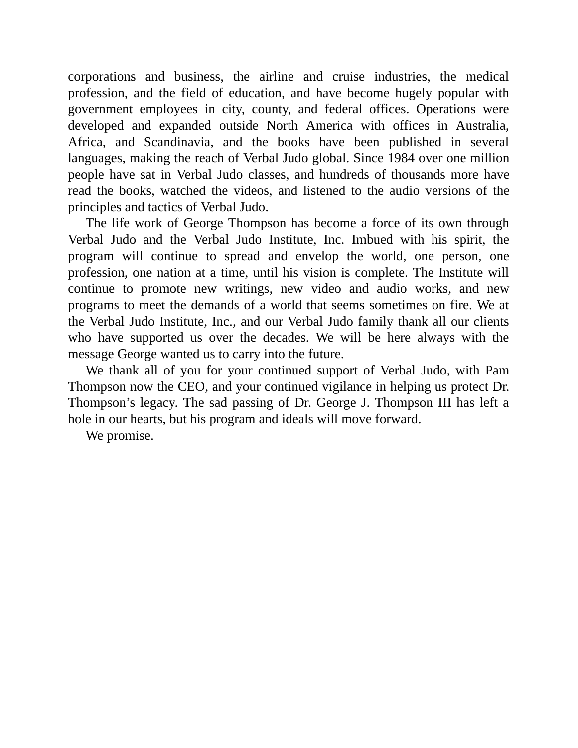corporations and business, the airline and cruise industries, the medical profession, and the field of education, and have become hugely popular with government employees in city, county, and federal offices. Operations were developed and expanded outside North America with offices in Australia, Africa, and Scandinavia, and the books have been published in several languages, making the reach of Verbal Judo global. Since 1984 over one million people have sat in Verbal Judo classes, and hundreds of thousands more have read the books, watched the videos, and listened to the audio versions of the principles and tactics of Verbal Judo.

The life work of George Thompson has become a force of its own through Verbal Judo and the Verbal Judo Institute, Inc. Imbued with his spirit, the program will continue to spread and envelop the world, one person, one profession, one nation at a time, until his vision is complete. The Institute will continue to promote new writings, new video and audio works, and new programs to meet the demands of a world that seems sometimes on fire. We at the Verbal Judo Institute, Inc., and our Verbal Judo family thank all our clients who have supported us over the decades. We will be here always with the message George wanted us to carry into the future.

We thank all of you for your continued support of Verbal Judo, with Pam Thompson now the CEO, and your continued vigilance in helping us protect Dr. Thompson's legacy. The sad passing of Dr. George J. Thompson III has left a hole in our hearts, but his program and ideals will move forward.

We promise.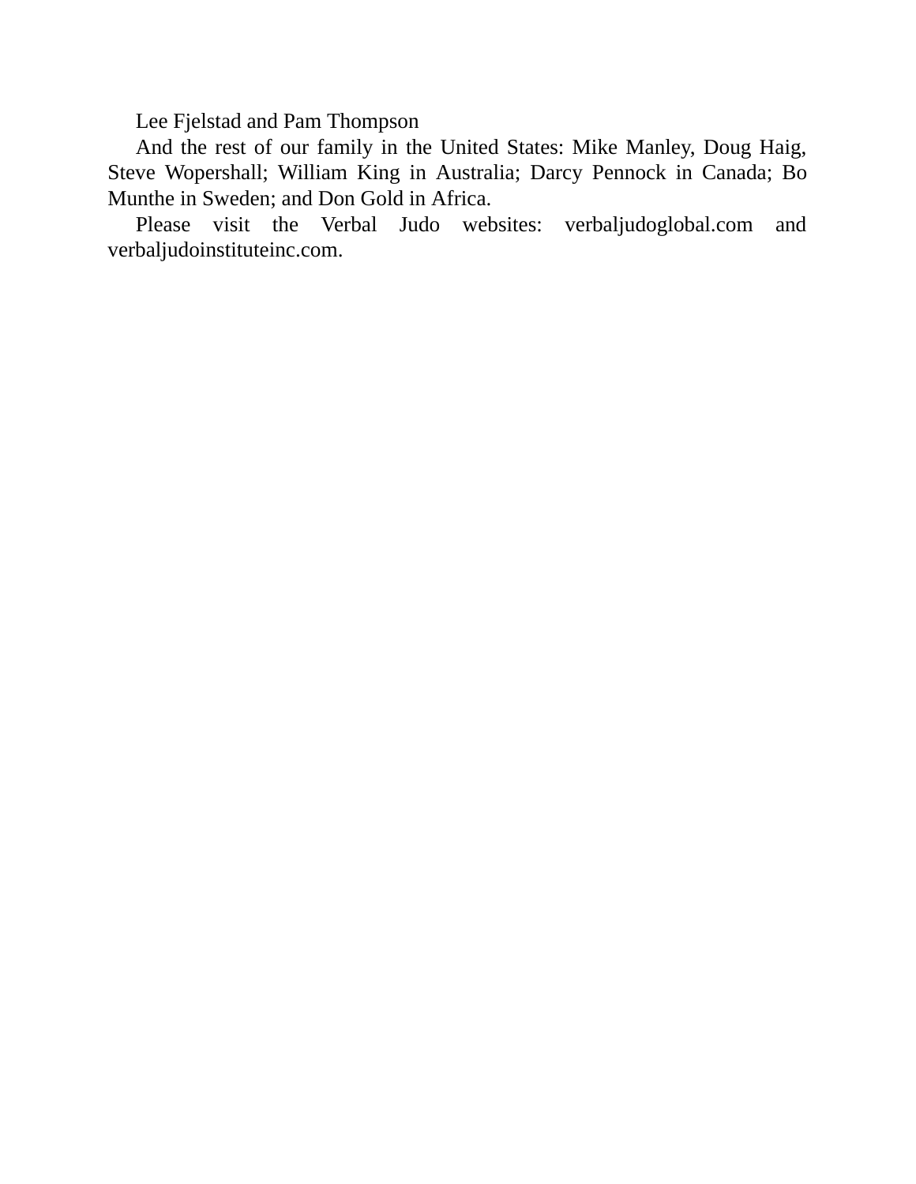Lee Fjelstad and Pam Thompson

And the rest of our family in the United States: Mike Manley, Doug Haig, Steve Wopershall; William King in Australia; Darcy Pennock in Canada; Bo Munthe in Sweden; and Don Gold in Africa.

Please visit the Verbal Judo websites: verbaljudoglobal.com and verbaljudoinstituteinc.com.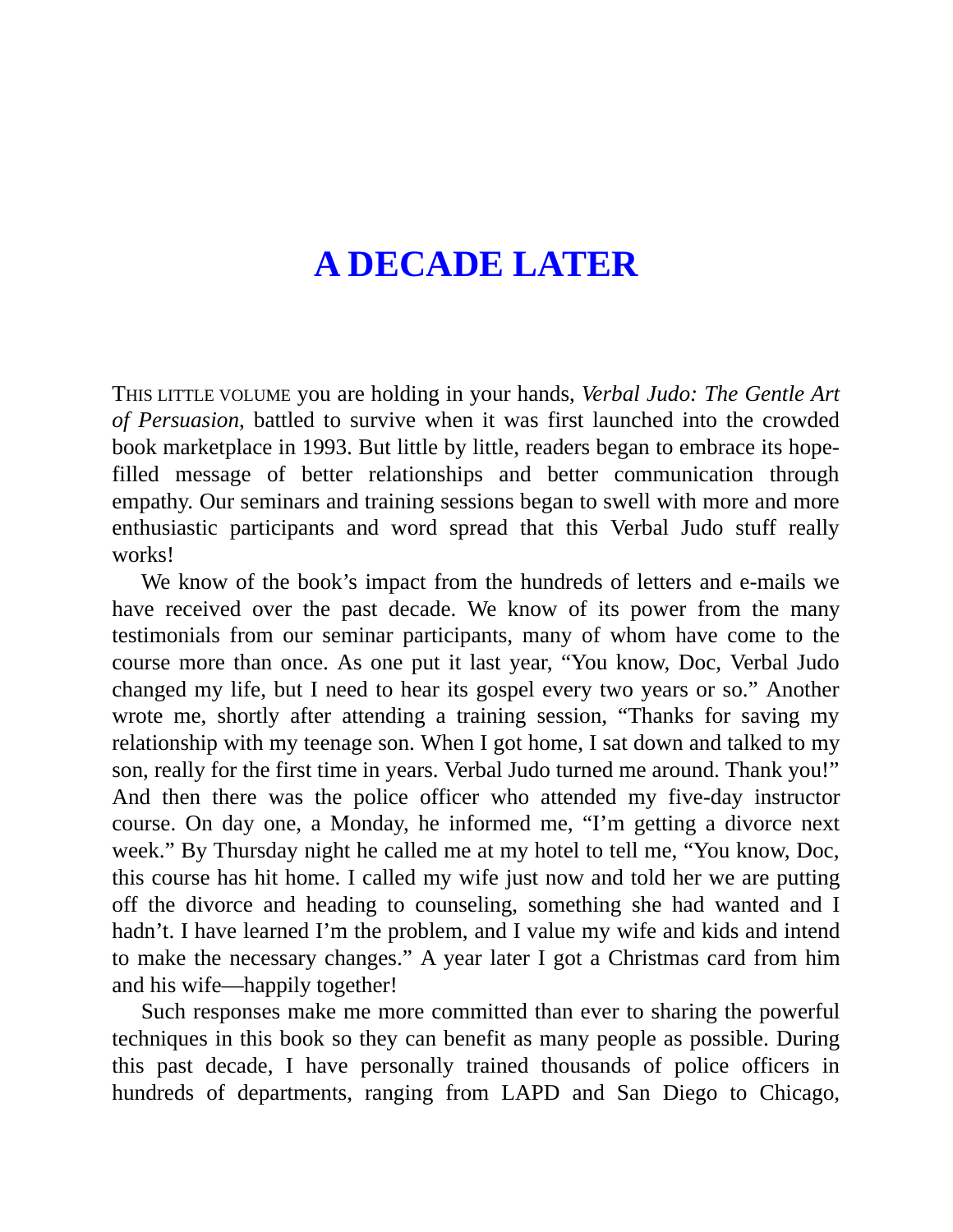# A DECADE LATER

THIS LITTLE VOLUME you are holding in your hands, *Verbal Judo: The Gentle Art of Persuasion*, battled to survive when it was first launched into the crowded book marketplace in 1993. But little by little, readers began to embrace its hope-filled message of better relationships and better communication through empathy. Our seminars and training sessions began to swell with more and more enthusiastic participants and word spread that this Verbal Judo stuff really works!

We know of the book's impact from the hundreds of letters and e-mails we have received over the past decade. We know of its power from the many testimonials from our seminar participants, many of whom have come to the course more than once. As one put it last year, "You know, Doc, Verbal Judo changed my life, but I need to hear its gospel every two years or so." Another wrote me, shortly after attending a training session, "Thanks for saving my relationship with my teenage son. When I got home, I sat down and talked to my son, really for the first time in years. Verbal Judo turned me around. Thank you!" And then there was the police officer who attended my five-day instructor course. On day one, a Monday, he informed me, "I'm getting a divorce next week." By Thursday night he called me at my hotel to tell me, "You know, Doc, this course has hit home. I called my wife just now and told her we are putting off the divorce and heading to counseling, something she had wanted and I hadn't. I have learned I'm the problem, and I value my wife and kids and intend to make the necessary changes." A year later I got a Christmas card from him and his wife—happily together!

Such responses make me more committed than ever to sharing the powerful techniques in this book so they can benefit as many people as possible. During this past decade, I have personally trained thousands of police officers in hundreds of departments, ranging from LAPD and San Diego to Chicago,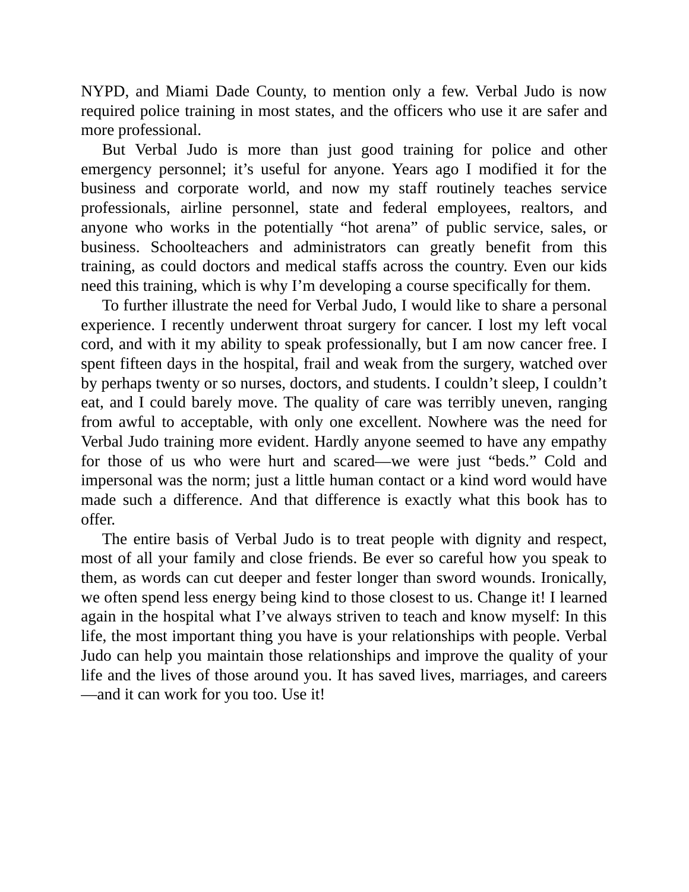NYPD, and Miami Dade County, to mention only a few. Verbal Judo is now required police training in most states, and the officers who use it are safer and more professional.

But Verbal Judo is more than just good training for police and other emergency personnel; it's useful for anyone. Years ago I modified it for the business and corporate world, and now my staff routinely teaches service professionals, airline personnel, state and federal employees, realtors, and anyone who works in the potentially "hot arena" of public service, sales, or business. Schoolteachers and administrators can greatly benefit from this training, as could doctors and medical staffs across the country. Even our kids need this training, which is why I'm developing a course specifically for them.

To further illustrate the need for Verbal Judo, I would like to share a personal experience. I recently underwent throat surgery for cancer. I lost my left vocal cord, and with it my ability to speak professionally, but I am now cancer free. I spent fifteen days in the hospital, frail and weak from the surgery, watched over by perhaps twenty or so nurses, doctors, and students. I couldn't sleep, I couldn't eat, and I could barely move. The quality of care was terribly uneven, ranging from awful to acceptable, with only one excellent. Nowhere was the need for Verbal Judo training more evident. Hardly anyone seemed to have any empathy for those of us who were hurt and scared—we were just "beds." Cold and impersonal was the norm; just a little human contact or a kind word would have made such a difference. And that difference is exactly what this book has to offer.

The entire basis of Verbal Judo is to treat people with dignity and respect, most of all your family and close friends. Be ever so careful how you speak to them, as words can cut deeper and fester longer than sword wounds. Ironically, we often spend less energy being kind to those closest to us. Change it! I learned again in the hospital what I've always striven to teach and know myself: In this life, the most important thing you have is your relationships with people. Verbal Judo can help you maintain those relationships and improve the quality of your life and the lives of those around you. It has saved lives, marriages, and careers—and it can work for you too. Use it!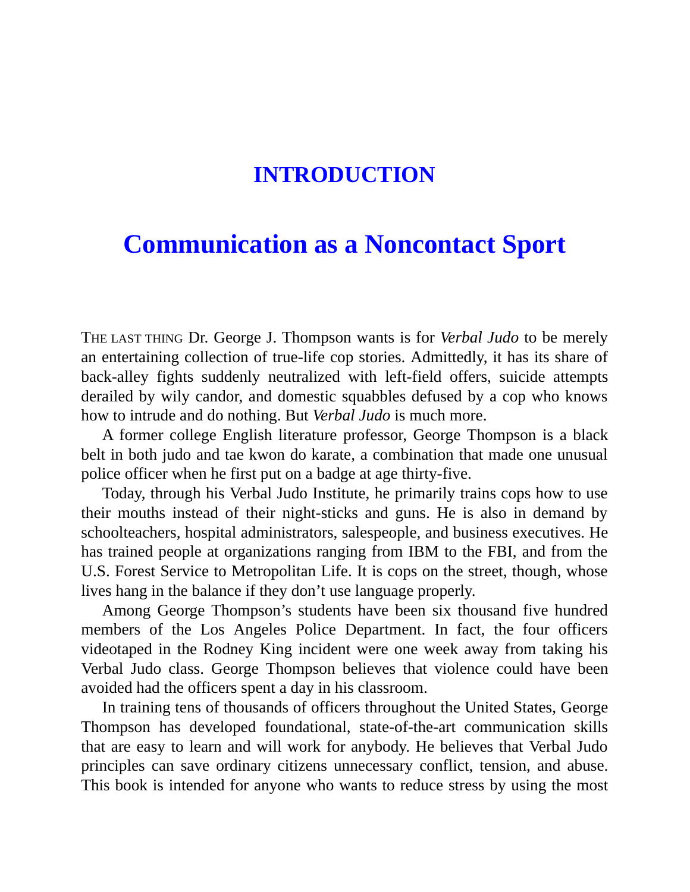# INTRODUCTION

## Communication as a Noncontact Sport

THE LAST THING Dr. George J. Thompson wants is for *Verbal Judo* to be merely an entertaining collection of true-life cop stories. Admittedly, it has its share of back-alley fights suddenly neutralized with left-field offers, suicide attempts derailed by wily candor, and domestic squabbles defused by a cop who knows how to intrude and do nothing. But *Verbal Judo* is much more.

A former college English literature professor, George Thompson is a black belt in both judo and tae kwon do karate, a combination that made one unusual police officer when he first put on a badge at age thirty-five.

Today, through his Verbal Judo Institute, he primarily trains cops how to use their mouths instead of their night-sticks and guns. He is also in demand by schoolteachers, hospital administrators, salespeople, and business executives. He has trained people at organizations ranging from IBM to the FBI, and from the U.S. Forest Service to Metropolitan Life. It is cops on the street, though, whose lives hang in the balance if they don't use language properly.

Among George Thompson's students have been six thousand five hundred members of the Los Angeles Police Department. In fact, the four officers videotaped in the Rodney King incident were one week away from taking his Verbal Judo class. George Thompson believes that violence could have been avoided had the officers spent a day in his classroom.

In training tens of thousands of officers throughout the United States, George Thompson has developed foundational, state-of-the-art communication skills that are easy to learn and will work for anybody. He believes that Verbal Judo principles can save ordinary citizens unnecessary conflict, tension, and abuse. This book is intended for anyone who wants to reduce stress by using the most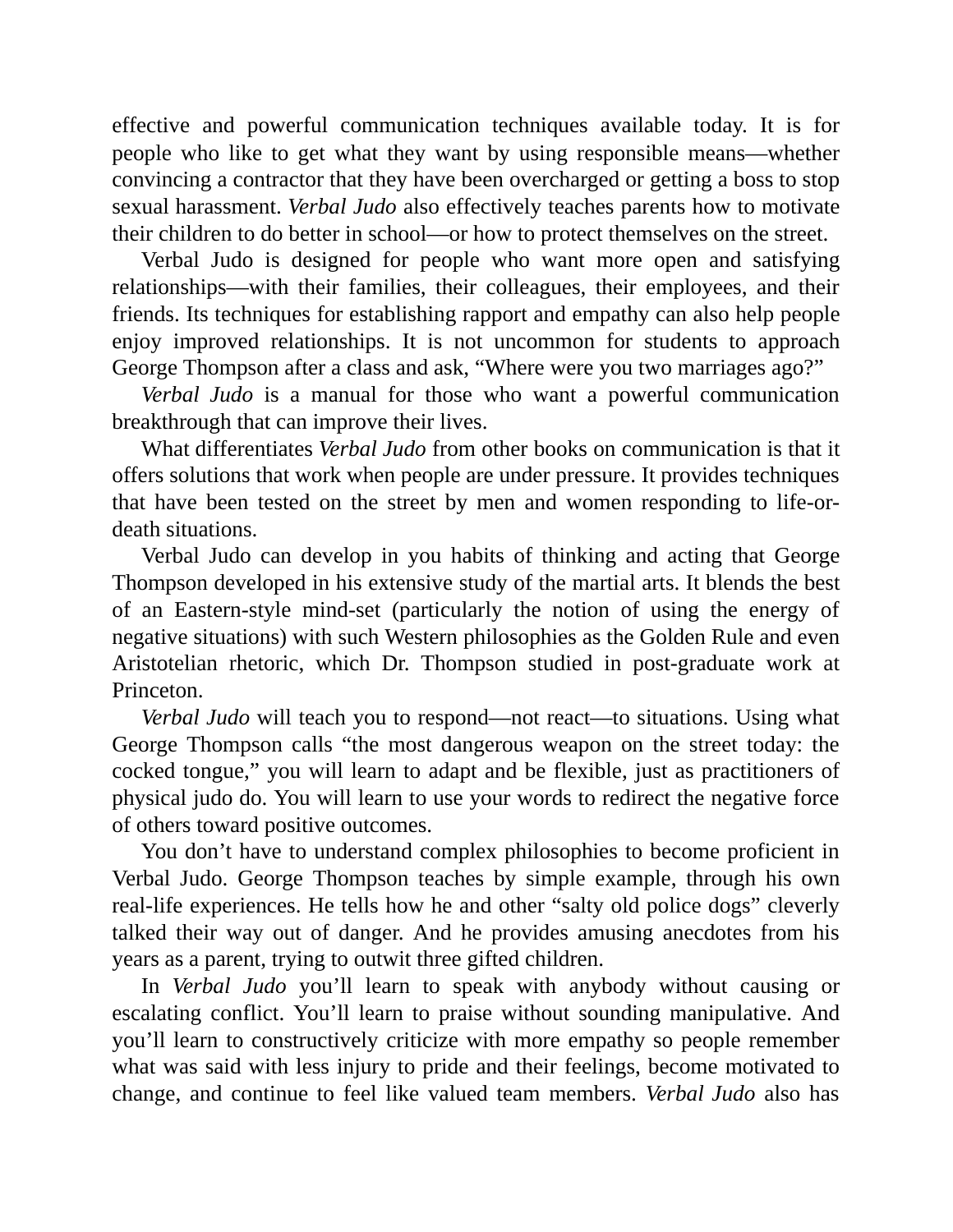effective and powerful communication techniques available today. It is for people who like to get what they want by using responsible means—whether convincing a contractor that they have been overcharged or getting a boss to stop sexual harassment. *Verbal Judo* also effectively teaches parents how to motivate their children to do better in school—or how to protect themselves on the street.

Verbal Judo is designed for people who want more open and satisfying relationships—with their families, their colleagues, their employees, and their friends. Its techniques for establishing rapport and empathy can also help people enjoy improved relationships. It is not uncommon for students to approach George Thompson after a class and ask, "Where were you two marriages ago?"

*Verbal Judo* is a manual for those who want a powerful communication breakthrough that can improve their lives.

What differentiates *Verbal Judo* from other books on communication is that it offers solutions that work when people are under pressure. It provides techniques that have been tested on the street by men and women responding to life-or-death situations.

Verbal Judo can develop in you habits of thinking and acting that George Thompson developed in his extensive study of the martial arts. It blends the best of an Eastern-style mind-set (particularly the notion of using the energy of negative situations) with such Western philosophies as the Golden Rule and even Aristotelian rhetoric, which Dr. Thompson studied in post-graduate work at Princeton.

*Verbal Judo* will teach you to respond—not react—to situations. Using what George Thompson calls "the most dangerous weapon on the street today: the cocked tongue," you will learn to adapt and be flexible, just as practitioners of physical judo do. You will learn to use your words to redirect the negative force of others toward positive outcomes.

You don't have to understand complex philosophies to become proficient in Verbal Judo. George Thompson teaches by simple example, through his own real-life experiences. He tells how he and other "salty old police dogs" cleverly talked their way out of danger. And he provides amusing anecdotes from his years as a parent, trying to outwit three gifted children.

In *Verbal Judo* you'll learn to speak with anybody without causing or escalating conflict. You'll learn to praise without sounding manipulative. And you'll learn to constructively criticize with more empathy so people remember what was said with less injury to pride and their feelings, become motivated to change, and continue to feel like valued team members. *Verbal Judo* also has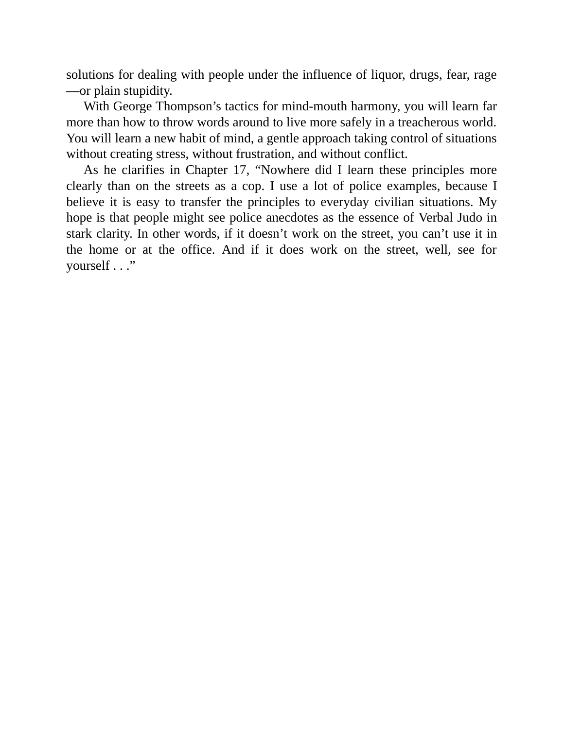solutions for dealing with people under the influence of liquor, drugs, fear, rage—or plain stupidity.

With George Thompson's tactics for mind-mouth harmony, you will learn far more than how to throw words around to live more safely in a treacherous world. You will learn a new habit of mind, a gentle approach taking control of situations without creating stress, without frustration, and without conflict.

As he clarifies in Chapter 17, "Nowhere did I learn these principles more clearly than on the streets as a cop. I use a lot of police examples, because I believe it is easy to transfer the principles to everyday civilian situations. My hope is that people might see police anecdotes as the essence of Verbal Judo in stark clarity. In other words, if it doesn't work on the street, you can't use it in the home or at the office. And if it does work on the street, well, see for yourself . . ."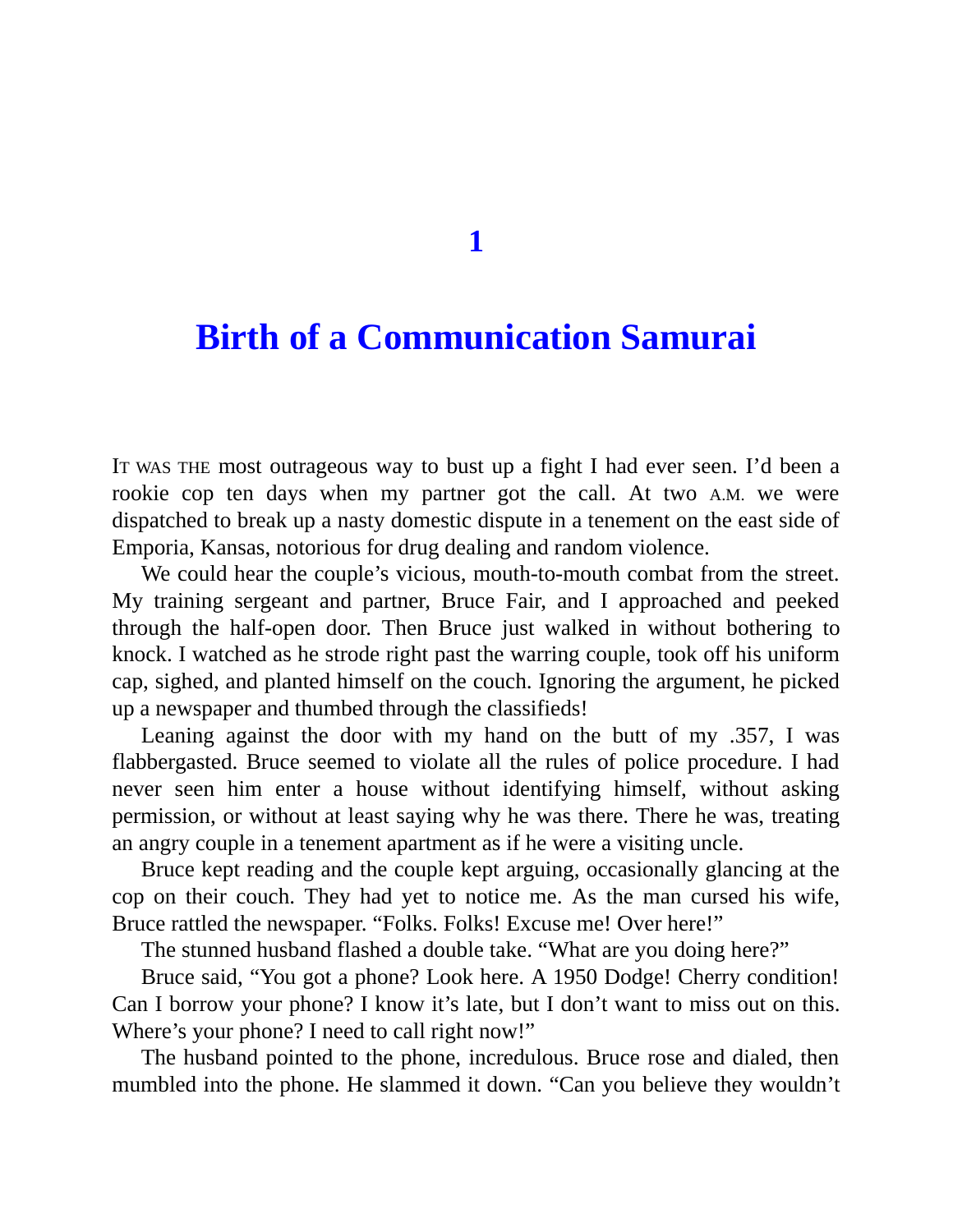# 1

# Birth of a Communication Samurai

IT WAS THE most outrageous way to bust up a fight I had ever seen. I'd been a rookie cop ten days when my partner got the call. At two A.M. we were dispatched to break up a nasty domestic dispute in a tenement on the east side of Emporia, Kansas, notorious for drug dealing and random violence.

We could hear the couple's vicious, mouth-to-mouth combat from the street. My training sergeant and partner, Bruce Fair, and I approached and peeked through the half-open door. Then Bruce just walked in without bothering to knock. I watched as he strode right past the warring couple, took off his uniform cap, sighed, and planted himself on the couch. Ignoring the argument, he picked up a newspaper and thumbed through the classifieds!

Leaning against the door with my hand on the butt of my .357, I was flabbergasted. Bruce seemed to violate all the rules of police procedure. I had never seen him enter a house without identifying himself, without asking permission, or without at least saying why he was there. There he was, treating an angry couple in a tenement apartment as if he were a visiting uncle.

Bruce kept reading and the couple kept arguing, occasionally glancing at the cop on their couch. They had yet to notice me. As the man cursed his wife, Bruce rattled the newspaper. "Folks. Folks! Excuse me! Over here!"

The stunned husband flashed a double take. "What are you doing here?"

Bruce said, "You got a phone? Look here. A 1950 Dodge! Cherry condition! Can I borrow your phone? I know it's late, but I don't want to miss out on this. Where's your phone? I need to call right now!"

The husband pointed to the phone, incredulous. Bruce rose and dialed, then mumbled into the phone. He slammed it down. "Can you believe they wouldn't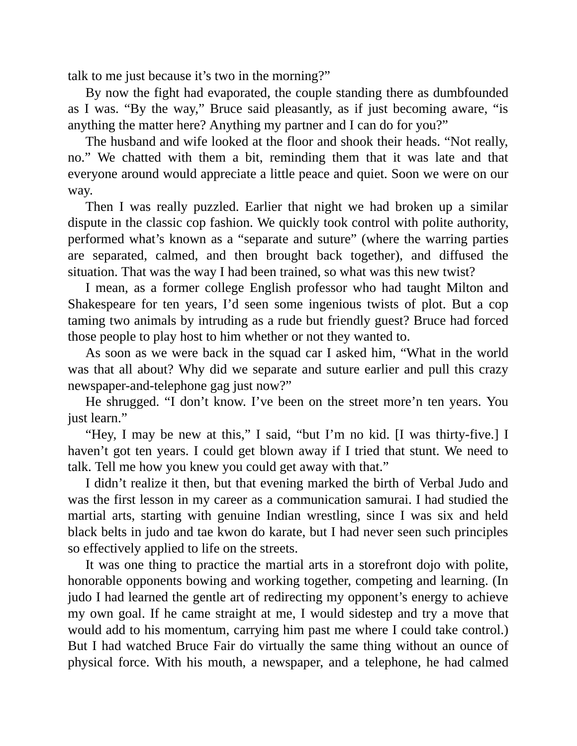talk to me just because it's two in the morning?"

By now the fight had evaporated, the couple standing there as dumbfounded as I was. "By the way," Bruce said pleasantly, as if just becoming aware, "is anything the matter here? Anything my partner and I can do for you?"

The husband and wife looked at the floor and shook their heads. "Not really, no." We chatted with them a bit, reminding them that it was late and that everyone around would appreciate a little peace and quiet. Soon we were on our way.

Then I was really puzzled. Earlier that night we had broken up a similar dispute in the classic cop fashion. We quickly took control with polite authority, performed what's known as a "separate and suture" (where the warring parties are separated, calmed, and then brought back together), and diffused the situation. That was the way I had been trained, so what was this new twist?

I mean, as a former college English professor who had taught Milton and Shakespeare for ten years, I'd seen some ingenious twists of plot. But a cop taming two animals by intruding as a rude but friendly guest? Bruce had forced those people to play host to him whether or not they wanted to.

As soon as we were back in the squad car I asked him, "What in the world was that all about? Why did we separate and suture earlier and pull this crazy newspaper-and-telephone gag just now?"

He shrugged. "I don't know. I've been on the street more'n ten years. You just learn."

"Hey, I may be new at this," I said, "but I'm no kid. [I was thirty-five.] I haven't got ten years. I could get blown away if I tried that stunt. We need to talk. Tell me how you knew you could get away with that."

I didn't realize it then, but that evening marked the birth of Verbal Judo and was the first lesson in my career as a communication samurai. I had studied the martial arts, starting with genuine Indian wrestling, since I was six and held black belts in judo and tae kwon do karate, but I had never seen such principles so effectively applied to life on the streets.

It was one thing to practice the martial arts in a storefront dojo with polite, honorable opponents bowing and working together, competing and learning. (In judo I had learned the gentle art of redirecting my opponent's energy to achieve my own goal. If he came straight at me, I would sidestep and try a move that would add to his momentum, carrying him past me where I could take control.) But I had watched Bruce Fair do virtually the same thing without an ounce of physical force. With his mouth, a newspaper, and a telephone, he had calmed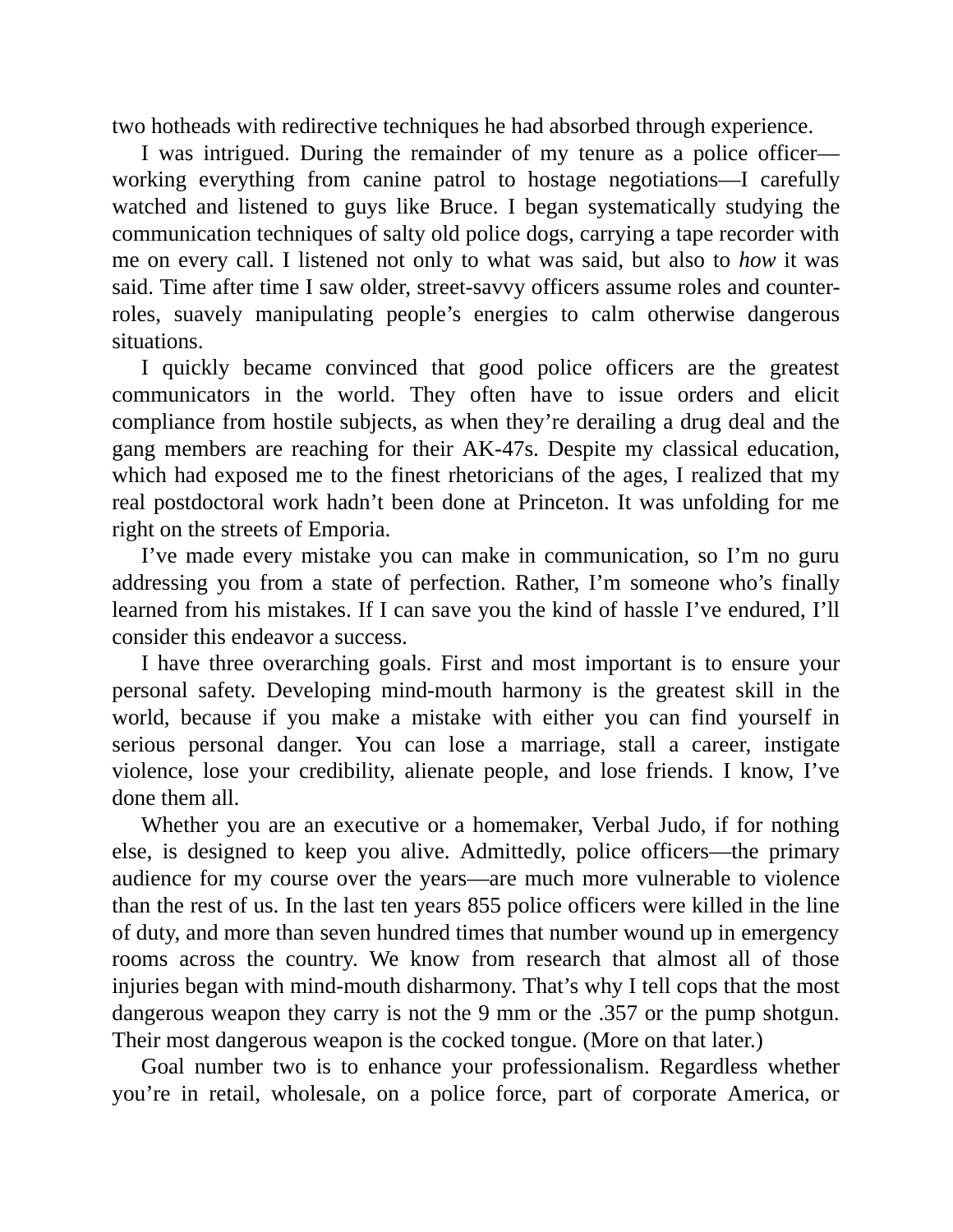two hotheads with redirective techniques he had absorbed through experience.

I was intrigued. During the remainder of my tenure as a police officer—working everything from canine patrol to hostage negotiations—I carefully watched and listened to guys like Bruce. I began systematically studying the communication techniques of salty old police dogs, carrying a tape recorder with me on every call. I listened not only to what was said, but also to *how* it was said. Time after time I saw older, street-savvy officers assume roles and counter-roles, suavely manipulating people's energies to calm otherwise dangerous situations.

I quickly became convinced that good police officers are the greatest communicators in the world. They often have to issue orders and elicit compliance from hostile subjects, as when they're derailing a drug deal and the gang members are reaching for their AK-47s. Despite my classical education, which had exposed me to the finest rhetoricians of the ages, I realized that my real postdoctoral work hadn't been done at Princeton. It was unfolding for me right on the streets of Emporia.

I've made every mistake you can make in communication, so I'm no guru addressing you from a state of perfection. Rather, I'm someone who's finally learned from his mistakes. If I can save you the kind of hassle I've endured, I'll consider this endeavor a success.

I have three overarching goals. First and most important is to ensure your personal safety. Developing mind-mouth harmony is the greatest skill in the world, because if you make a mistake with either you can find yourself in serious personal danger. You can lose a marriage, stall a career, instigate violence, lose your credibility, alienate people, and lose friends. I know, I've done them all.

Whether you are an executive or a homemaker, Verbal Judo, if for nothing else, is designed to keep you alive. Admittedly, police officers—the primary audience for my course over the years—are much more vulnerable to violence than the rest of us. In the last ten years 855 police officers were killed in the line of duty, and more than seven hundred times that number wound up in emergency rooms across the country. We know from research that almost all of those injuries began with mind-mouth disharmony. That's why I tell cops that the most dangerous weapon they carry is not the 9 mm or the .357 or the pump shotgun. Their most dangerous weapon is the cocked tongue. (More on that later.)

Goal number two is to enhance your professionalism. Regardless whether you're in retail, wholesale, on a police force, part of corporate America, or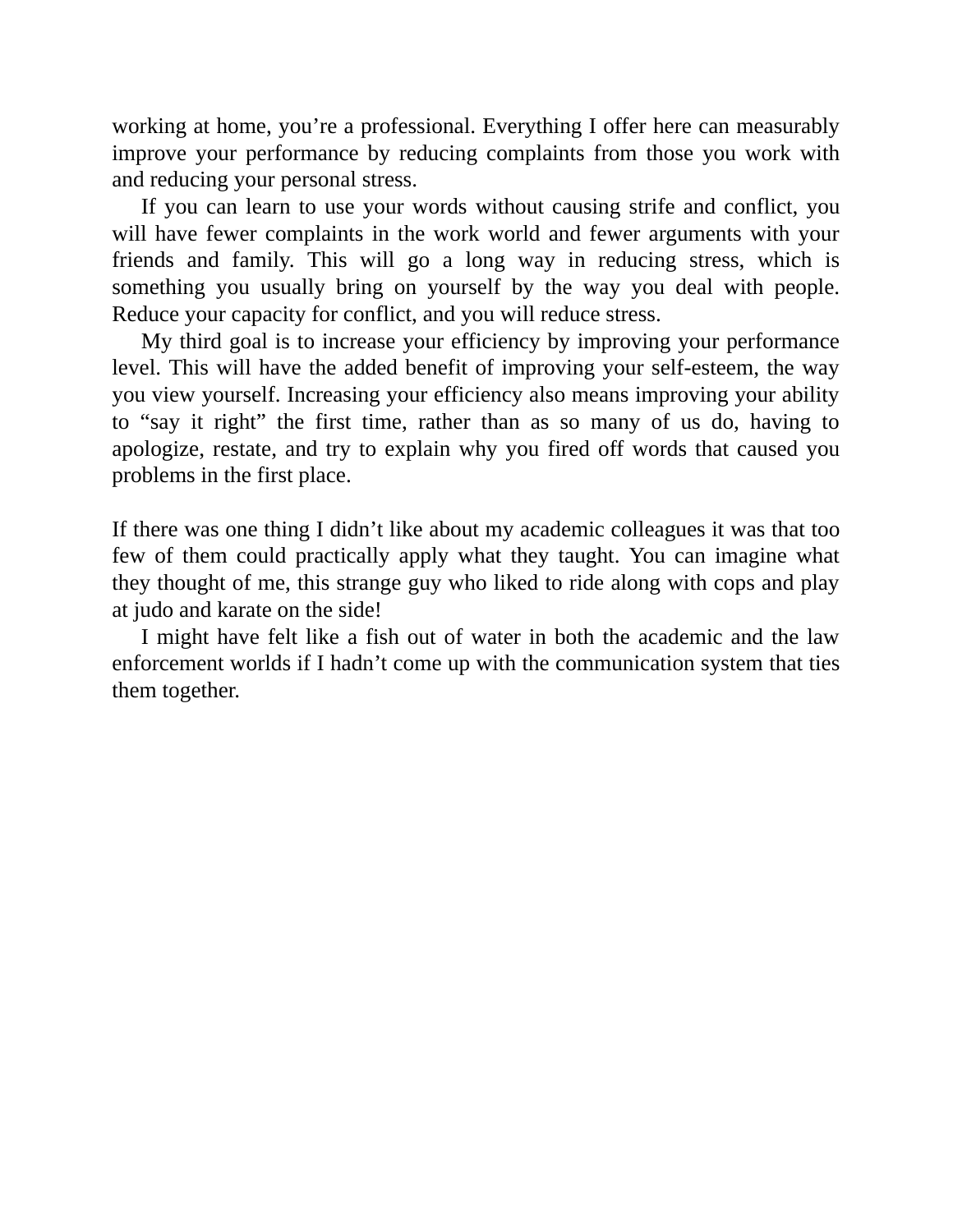working at home, you’re a professional. Everything I offer here can measurably improve your performance by reducing complaints from those you work with and reducing your personal stress.

If you can learn to use your words without causing strife and conflict, you will have fewer complaints in the work world and fewer arguments with your friends and family. This will go a long way in reducing stress, which is something you usually bring on yourself by the way you deal with people. Reduce your capacity for conflict, and you will reduce stress.

My third goal is to increase your efficiency by improving your performance level. This will have the added benefit of improving your self-esteem, the way you view yourself. Increasing your efficiency also means improving your ability to “say it right” the first time, rather than as so many of us do, having to apologize, restate, and try to explain why you fired off words that caused you problems in the first place.

If there was one thing I didn’t like about my academic colleagues it was that too few of them could practically apply what they taught. You can imagine what they thought of me, this strange guy who liked to ride along with cops and play at judo and karate on the side!

I might have felt like a fish out of water in both the academic and the law enforcement worlds if I hadn’t come up with the communication system that ties them together.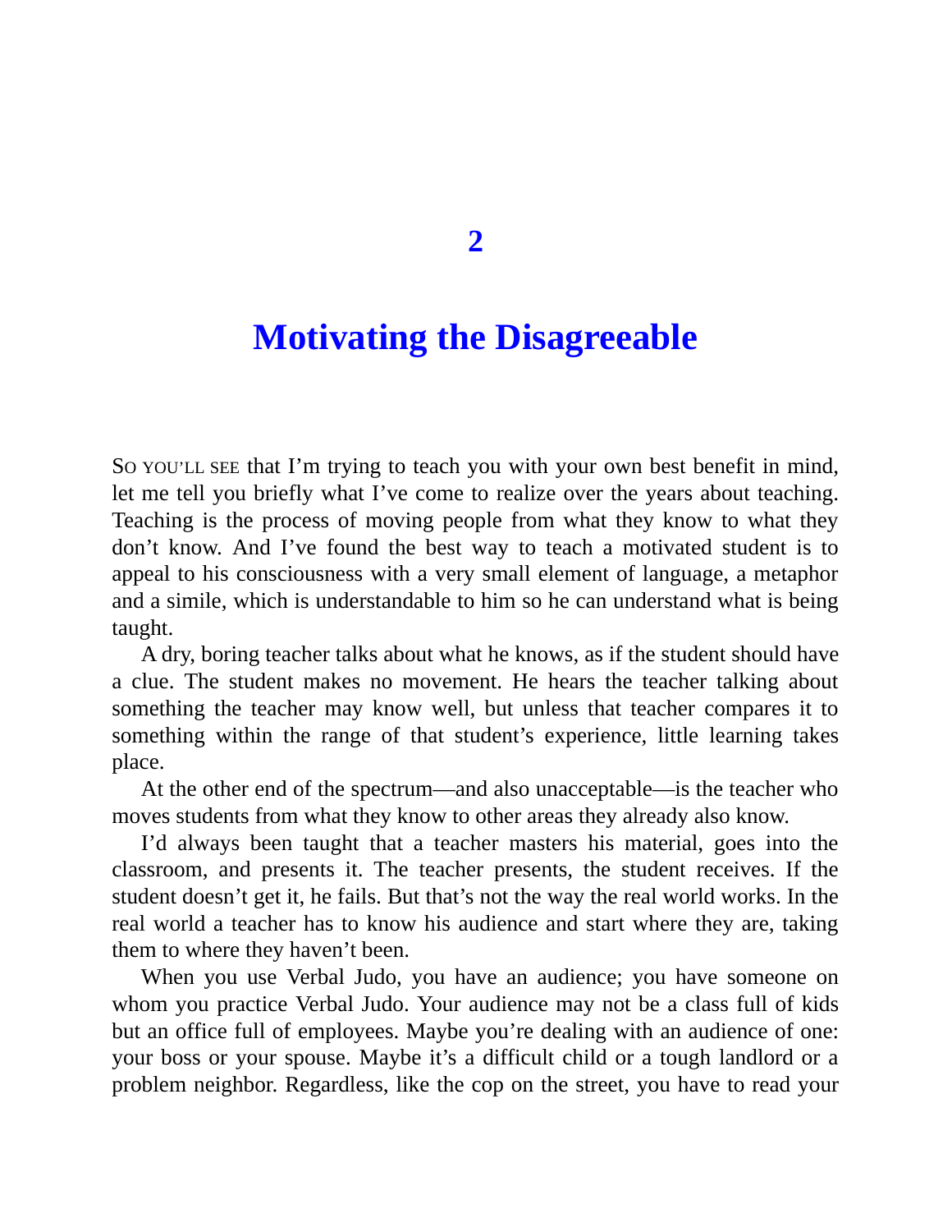# 2

# Motivating the Disagreeable

SO YOU'LL SEE that I'm trying to teach you with your own best benefit in mind, let me tell you briefly what I've come to realize over the years about teaching. Teaching is the process of moving people from what they know to what they don't know. And I've found the best way to teach a motivated student is to appeal to his consciousness with a very small element of language, a metaphor and a simile, which is understandable to him so he can understand what is being taught.

A dry, boring teacher talks about what he knows, as if the student should have a clue. The student makes no movement. He hears the teacher talking about something the teacher may know well, but unless that teacher compares it to something within the range of that student's experience, little learning takes place.

At the other end of the spectrum—and also unacceptable—is the teacher who moves students from what they know to other areas they already also know.

I'd always been taught that a teacher masters his material, goes into the classroom, and presents it. The teacher presents, the student receives. If the student doesn't get it, he fails. But that's not the way the real world works. In the real world a teacher has to know his audience and start where they are, taking them to where they haven't been.

When you use Verbal Judo, you have an audience; you have someone on whom you practice Verbal Judo. Your audience may not be a class full of kids but an office full of employees. Maybe you're dealing with an audience of one: your boss or your spouse. Maybe it's a difficult child or a tough landlord or a problem neighbor. Regardless, like the cop on the street, you have to read your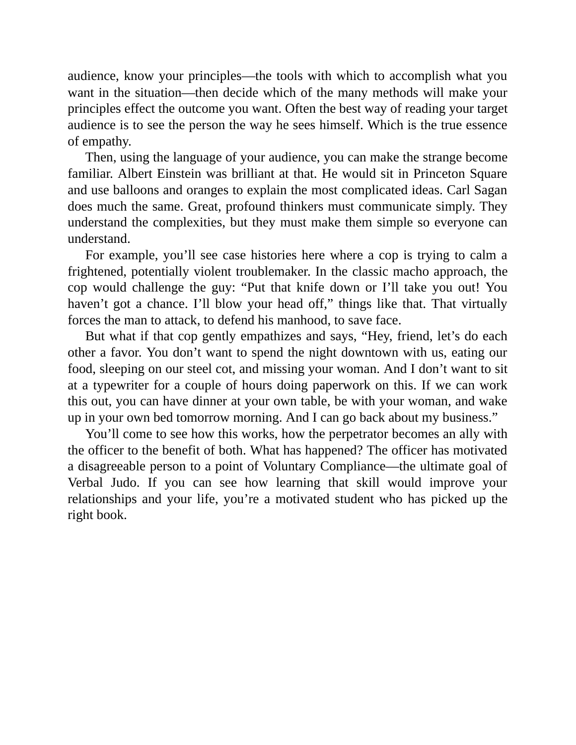audience, know your principles—the tools with which to accomplish what you want in the situation—then decide which of the many methods will make your principles effect the outcome you want. Often the best way of reading your target audience is to see the person the way he sees himself. Which is the true essence of empathy.

Then, using the language of your audience, you can make the strange become familiar. Albert Einstein was brilliant at that. He would sit in Princeton Square and use balloons and oranges to explain the most complicated ideas. Carl Sagan does much the same. Great, profound thinkers must communicate simply. They understand the complexities, but they must make them simple so everyone can understand.

For example, you'll see case histories here where a cop is trying to calm a frightened, potentially violent troublemaker. In the classic macho approach, the cop would challenge the guy: "Put that knife down or I'll take you out! You haven't got a chance. I'll blow your head off," things like that. That virtually forces the man to attack, to defend his manhood, to save face.

But what if that cop gently empathizes and says, "Hey, friend, let's do each other a favor. You don't want to spend the night downtown with us, eating our food, sleeping on our steel cot, and missing your woman. And I don't want to sit at a typewriter for a couple of hours doing paperwork on this. If we can work this out, you can have dinner at your own table, be with your woman, and wake up in your own bed tomorrow morning. And I can go back about my business."

You'll come to see how this works, how the perpetrator becomes an ally with the officer to the benefit of both. What has happened? The officer has motivated a disagreeable person to a point of Voluntary Compliance—the ultimate goal of Verbal Judo. If you can see how learning that skill would improve your relationships and your life, you're a motivated student who has picked up the right book.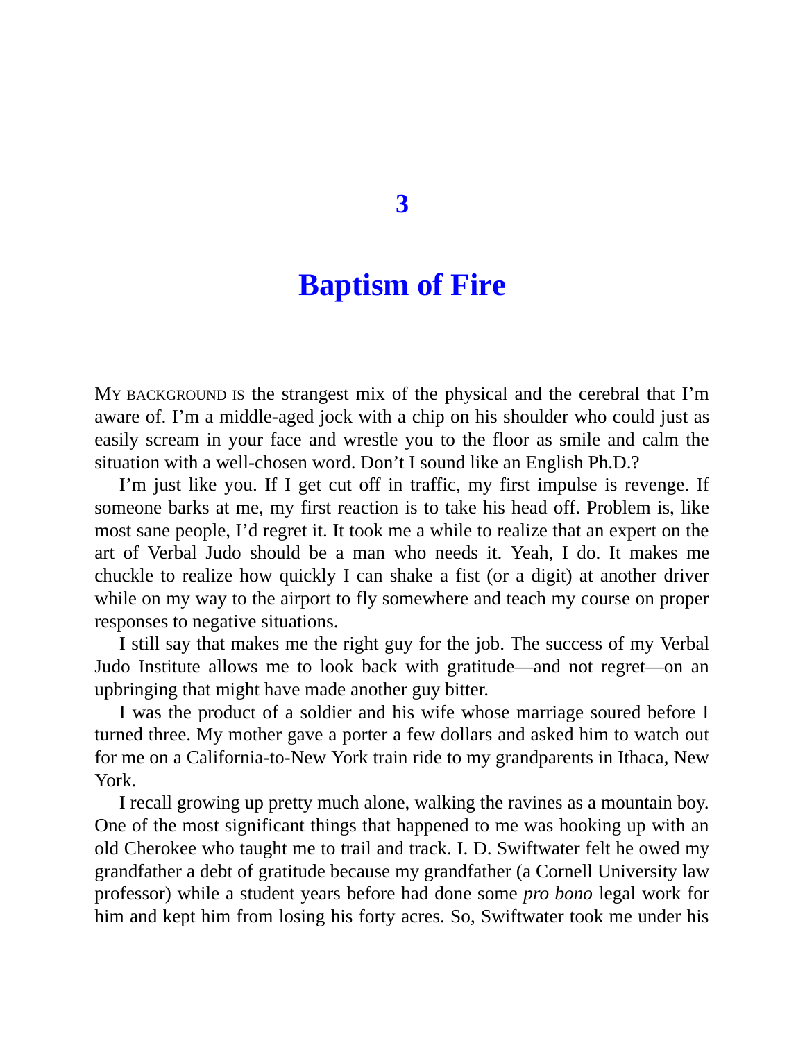# 3

# Baptism of Fire

MY BACKGROUND IS the strangest mix of the physical and the cerebral that I'm aware of. I'm a middle-aged jock with a chip on his shoulder who could just as easily scream in your face and wrestle you to the floor as smile and calm the situation with a well-chosen word. Don't I sound like an English Ph.D.?

I'm just like you. If I get cut off in traffic, my first impulse is revenge. If someone barks at me, my first reaction is to take his head off. Problem is, like most sane people, I'd regret it. It took me a while to realize that an expert on the art of Verbal Judo should be a man who needs it. Yeah, I do. It makes me chuckle to realize how quickly I can shake a fist (or a digit) at another driver while on my way to the airport to fly somewhere and teach my course on proper responses to negative situations.

I still say that makes me the right guy for the job. The success of my Verbal Judo Institute allows me to look back with gratitude—and not regret—on an upbringing that might have made another guy bitter.

I was the product of a soldier and his wife whose marriage soured before I turned three. My mother gave a porter a few dollars and asked him to watch out for me on a California-to-New York train ride to my grandparents in Ithaca, New York.

I recall growing up pretty much alone, walking the ravines as a mountain boy. One of the most significant things that happened to me was hooking up with an old Cherokee who taught me to trail and track. I. D. Swiftwater felt he owed my grandfather a debt of gratitude because my grandfather (a Cornell University law professor) while a student years before had done some *pro bono* legal work for him and kept him from losing his forty acres. So, Swiftwater took me under his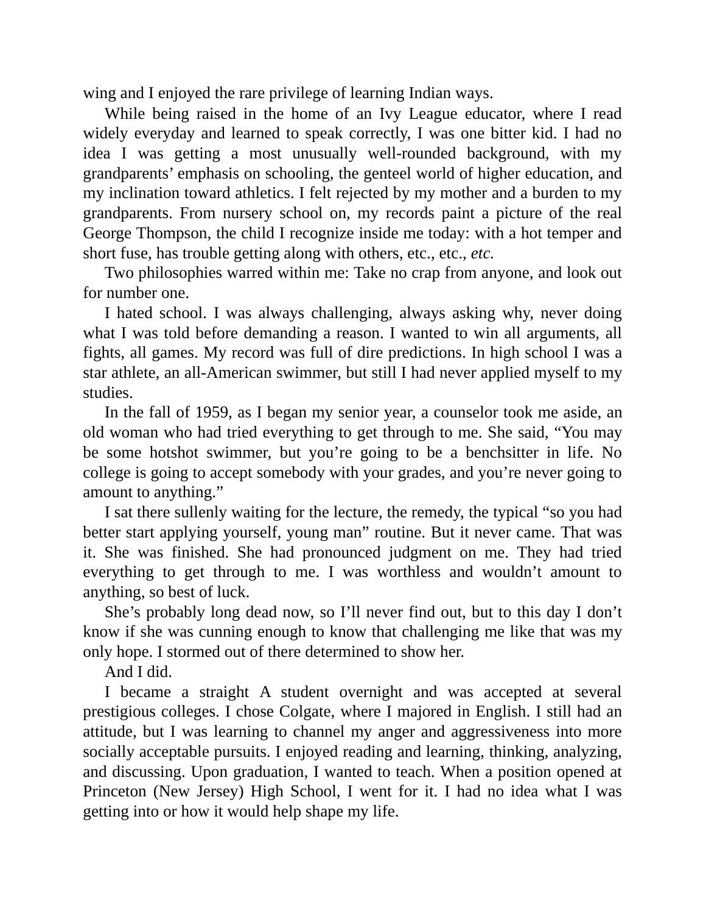wing and I enjoyed the rare privilege of learning Indian ways.

While being raised in the home of an Ivy League educator, where I read widely everyday and learned to speak correctly, I was one bitter kid. I had no idea I was getting a most unusually well-rounded background, with my grandparents' emphasis on schooling, the genteel world of higher education, and my inclination toward athletics. I felt rejected by my mother and a burden to my grandparents. From nursery school on, my records paint a picture of the real George Thompson, the child I recognize inside me today: with a hot temper and short fuse, has trouble getting along with others, etc., etc., *etc.*

Two philosophies warred within me: Take no crap from anyone, and look out for number one.

I hated school. I was always challenging, always asking why, never doing what I was told before demanding a reason. I wanted to win all arguments, all fights, all games. My record was full of dire predictions. In high school I was a star athlete, an all-American swimmer, but still I had never applied myself to my studies.

In the fall of 1959, as I began my senior year, a counselor took me aside, an old woman who had tried everything to get through to me. She said, "You may be some hotshot swimmer, but you're going to be a benchsitter in life. No college is going to accept somebody with your grades, and you're never going to amount to anything."

I sat there sullenly waiting for the lecture, the remedy, the typical "so you had better start applying yourself, young man" routine. But it never came. That was it. She was finished. She had pronounced judgment on me. They had tried everything to get through to me. I was worthless and wouldn't amount to anything, so best of luck.

She's probably long dead now, so I'll never find out, but to this day I don't know if she was cunning enough to know that challenging me like that was my only hope. I stormed out of there determined to show her.

And I did.

I became a straight A student overnight and was accepted at several prestigious colleges. I chose Colgate, where I majored in English. I still had an attitude, but I was learning to channel my anger and aggressiveness into more socially acceptable pursuits. I enjoyed reading and learning, thinking, analyzing, and discussing. Upon graduation, I wanted to teach. When a position opened at Princeton (New Jersey) High School, I went for it. I had no idea what I was getting into or how it would help shape my life.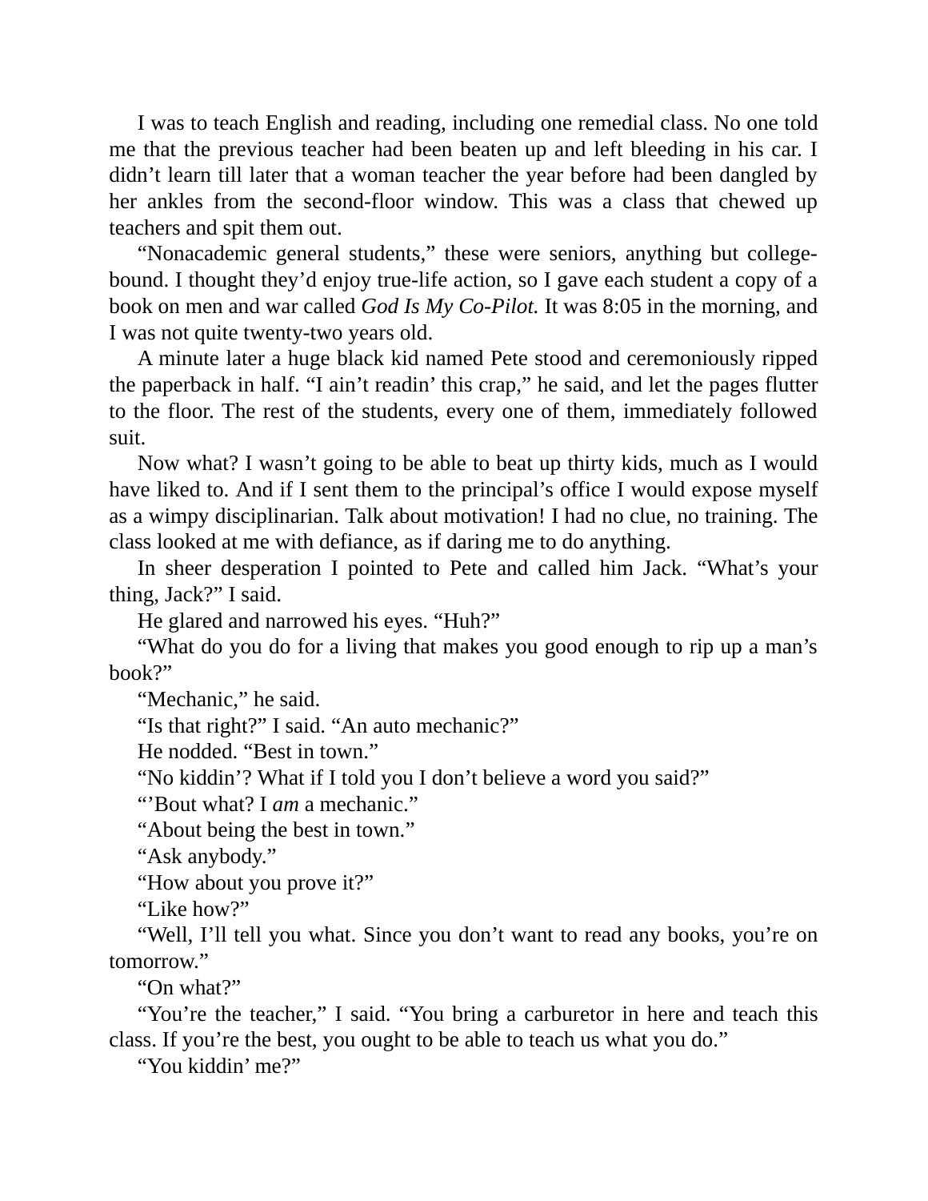I was to teach English and reading, including one remedial class. No one told me that the previous teacher had been beaten up and left bleeding in his car. I didn't learn till later that a woman teacher the year before had been dangled by her ankles from the second-floor window. This was a class that chewed up teachers and spit them out.

"Nonacademic general students," these were seniors, anything but college-bound. I thought they'd enjoy true-life action, so I gave each student a copy of a book on men and war called *God Is My Co-Pilot.* It was 8:05 in the morning, and I was not quite twenty-two years old.

A minute later a huge black kid named Pete stood and ceremoniously ripped the paperback in half. "I ain't readin' this crap," he said, and let the pages flutter to the floor. The rest of the students, every one of them, immediately followed suit.

Now what? I wasn't going to be able to beat up thirty kids, much as I would have liked to. And if I sent them to the principal's office I would expose myself as a wimpy disciplinarian. Talk about motivation! I had no clue, no training. The class looked at me with defiance, as if daring me to do anything.

In sheer desperation I pointed to Pete and called him Jack. "What's your thing, Jack?" I said.

He glared and narrowed his eyes. "Huh?"

"What do you do for a living that makes you good enough to rip up a man's book?"

"Mechanic," he said.

"Is that right?" I said. "An auto mechanic?"

He nodded. "Best in town."

"No kiddin'? What if I told you I don't believe a word you said?"

"'Bout what? I *am* a mechanic."

"About being the best in town."

"Ask anybody."

"How about you prove it?"

"Like how?"

"Well, I'll tell you what. Since you don't want to read any books, you're on tomorrow."

"On what?"

"You're the teacher," I said. "You bring a carburetor in here and teach this class. If you're the best, you ought to be able to teach us what you do."

"You kiddin' me?"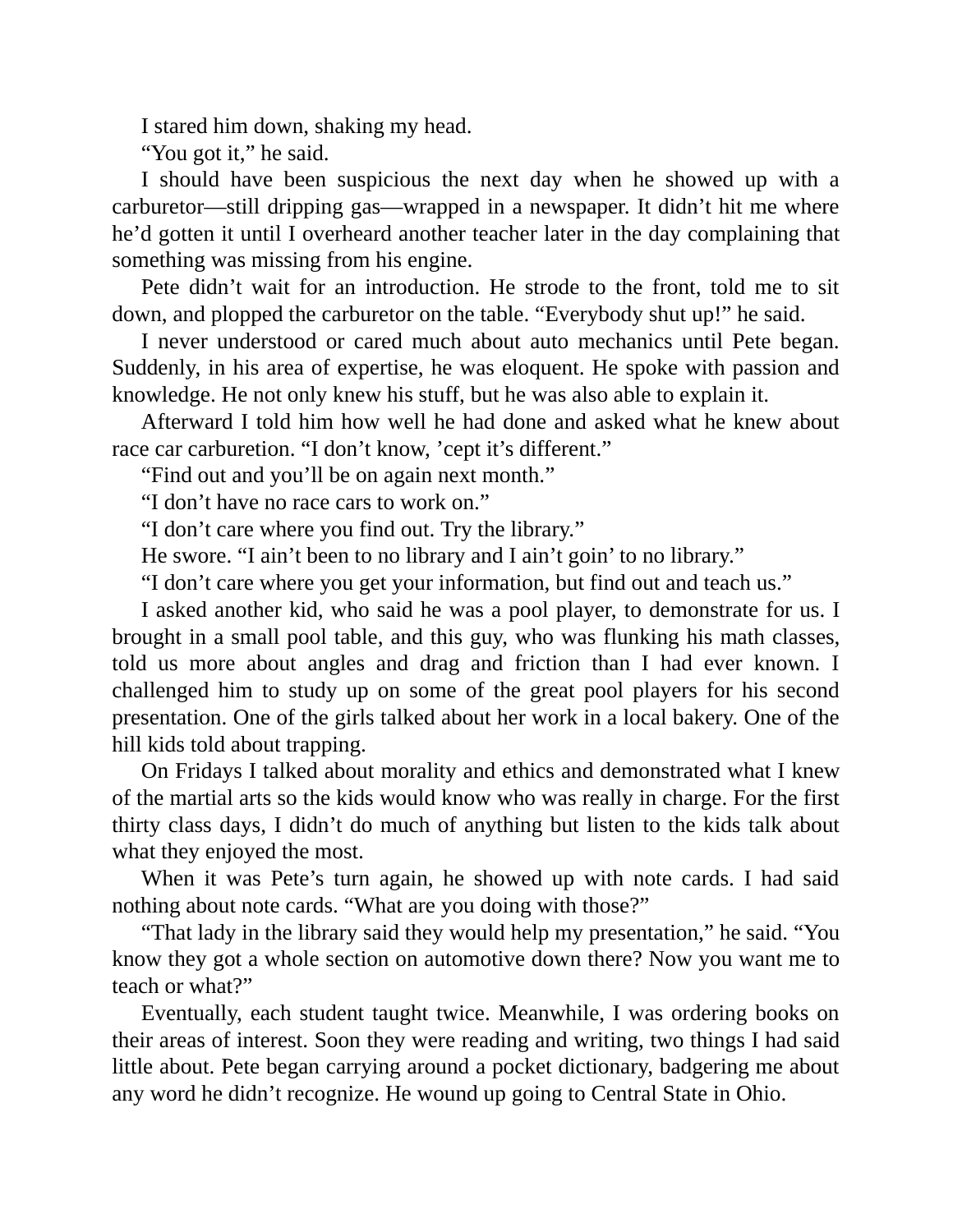I stared him down, shaking my head.

“You got it,” he said.

I should have been suspicious the next day when he showed up with a carburetor—still dripping gas—wrapped in a newspaper. It didn’t hit me where he’d gotten it until I overheard another teacher later in the day complaining that something was missing from his engine.

Pete didn’t wait for an introduction. He strode to the front, told me to sit down, and plopped the carburetor on the table. “Everybody shut up!” he said.

I never understood or cared much about auto mechanics until Pete began. Suddenly, in his area of expertise, he was eloquent. He spoke with passion and knowledge. He not only knew his stuff, but he was also able to explain it.

Afterward I told him how well he had done and asked what he knew about race car carburetion. “I don’t know, ’cept it’s different.”

“Find out and you’ll be on again next month.”

“I don’t have no race cars to work on.”

“I don’t care where you find out. Try the library.”

He swore. “I ain’t been to no library and I ain’t goin’ to no library.”

“I don’t care where you get your information, but find out and teach us.”

I asked another kid, who said he was a pool player, to demonstrate for us. I brought in a small pool table, and this guy, who was flunking his math classes, told us more about angles and drag and friction than I had ever known. I challenged him to study up on some of the great pool players for his second presentation. One of the girls talked about her work in a local bakery. One of the hill kids told about trapping.

On Fridays I talked about morality and ethics and demonstrated what I knew of the martial arts so the kids would know who was really in charge. For the first thirty class days, I didn’t do much of anything but listen to the kids talk about what they enjoyed the most.

When it was Pete’s turn again, he showed up with note cards. I had said nothing about note cards. “What are you doing with those?”

“That lady in the library said they would help my presentation,” he said. “You know they got a whole section on automotive down there? Now you want me to teach or what?”

Eventually, each student taught twice. Meanwhile, I was ordering books on their areas of interest. Soon they were reading and writing, two things I had said little about. Pete began carrying around a pocket dictionary, badgering me about any word he didn’t recognize. He wound up going to Central State in Ohio.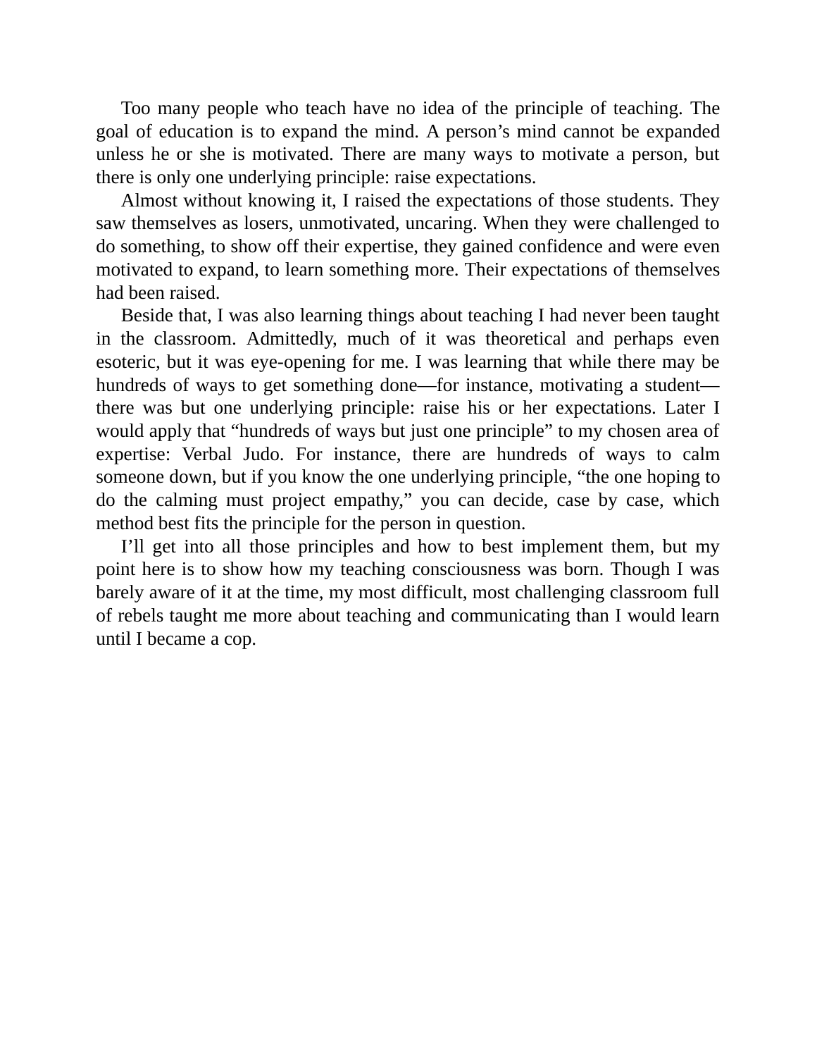Too many people who teach have no idea of the principle of teaching. The goal of education is to expand the mind. A person's mind cannot be expanded unless he or she is motivated. There are many ways to motivate a person, but there is only one underlying principle: raise expectations.

Almost without knowing it, I raised the expectations of those students. They saw themselves as losers, unmotivated, uncaring. When they were challenged to do something, to show off their expertise, they gained confidence and were even motivated to expand, to learn something more. Their expectations of themselves had been raised.

Beside that, I was also learning things about teaching I had never been taught in the classroom. Admittedly, much of it was theoretical and perhaps even esoteric, but it was eye-opening for me. I was learning that while there may be hundreds of ways to get something done—for instance, motivating a student—there was but one underlying principle: raise his or her expectations. Later I would apply that "hundreds of ways but just one principle" to my chosen area of expertise: Verbal Judo. For instance, there are hundreds of ways to calm someone down, but if you know the one underlying principle, "the one hoping to do the calming must project empathy," you can decide, case by case, which method best fits the principle for the person in question.

I'll get into all those principles and how to best implement them, but my point here is to show how my teaching consciousness was born. Though I was barely aware of it at the time, my most difficult, most challenging classroom full of rebels taught me more about teaching and communicating than I would learn until I became a cop.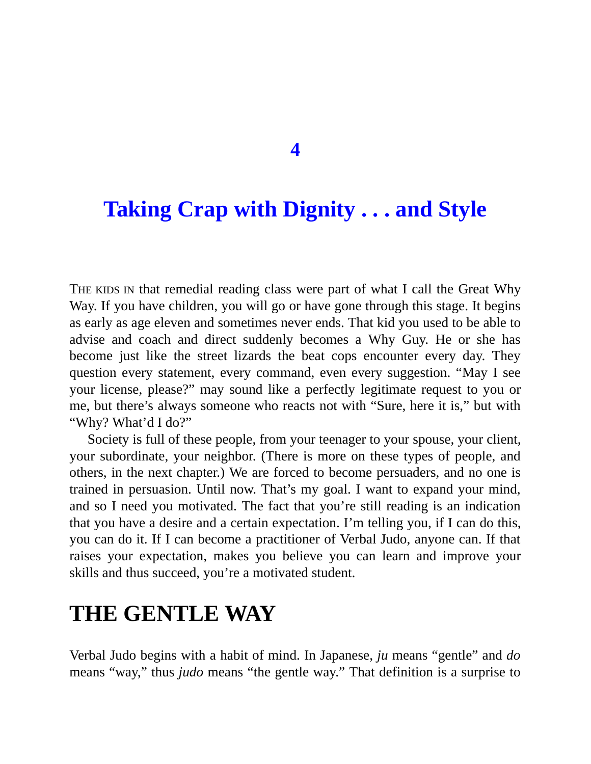# 4

# Taking Crap with Dignity . . . and Style

THE KIDS IN that remedial reading class were part of what I call the Great Why Way. If you have children, you will go or have gone through this stage. It begins as early as age eleven and sometimes never ends. That kid you used to be able to advise and coach and direct suddenly becomes a Why Guy. He or she has become just like the street lizards the beat cops encounter every day. They question every statement, every command, even every suggestion. "May I see your license, please?" may sound like a perfectly legitimate request to you or me, but there's always someone who reacts not with "Sure, here it is," but with "Why? What'd I do?"

Society is full of these people, from your teenager to your spouse, your client, your subordinate, your neighbor. (There is more on these types of people, and others, in the next chapter.) We are forced to become persuaders, and no one is trained in persuasion. Until now. That's my goal. I want to expand your mind, and so I need you motivated. The fact that you're still reading is an indication that you have a desire and a certain expectation. I'm telling you, if I can do this, you can do it. If I can become a practitioner of Verbal Judo, anyone can. If that raises your expectation, makes you believe you can learn and improve your skills and thus succeed, you're a motivated student.

## THE GENTLE WAY

Verbal Judo begins with a habit of mind. In Japanese, *ju* means "gentle" and *do* means "way," thus *judo* means "the gentle way." That definition is a surprise to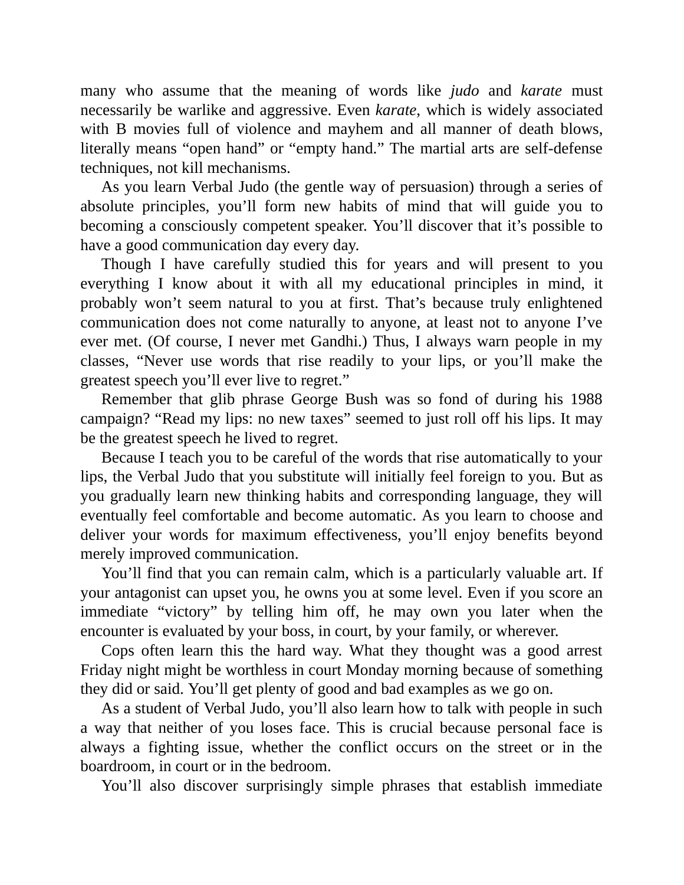many who assume that the meaning of words like *judo* and *karate* must necessarily be warlike and aggressive. Even *karate,* which is widely associated with B movies full of violence and mayhem and all manner of death blows, literally means “open hand” or “empty hand.” The martial arts are self-defense techniques, not kill mechanisms.

As you learn Verbal Judo (the gentle way of persuasion) through a series of absolute principles, you’ll form new habits of mind that will guide you to becoming a consciously competent speaker. You’ll discover that it’s possible to have a good communication day every day.

Though I have carefully studied this for years and will present to you everything I know about it with all my educational principles in mind, it probably won’t seem natural to you at first. That’s because truly enlightened communication does not come naturally to anyone, at least not to anyone I’ve ever met. (Of course, I never met Gandhi.) Thus, I always warn people in my classes, “Never use words that rise readily to your lips, or you’ll make the greatest speech you’ll ever live to regret.”

Remember that glib phrase George Bush was so fond of during his 1988 campaign? “Read my lips: no new taxes” seemed to just roll off his lips. It may be the greatest speech he lived to regret.

Because I teach you to be careful of the words that rise automatically to your lips, the Verbal Judo that you substitute will initially feel foreign to you. But as you gradually learn new thinking habits and corresponding language, they will eventually feel comfortable and become automatic. As you learn to choose and deliver your words for maximum effectiveness, you’ll enjoy benefits beyond merely improved communication.

You’ll find that you can remain calm, which is a particularly valuable art. If your antagonist can upset you, he owns you at some level. Even if you score an immediate “victory” by telling him off, he may own you later when the encounter is evaluated by your boss, in court, by your family, or wherever.

Cops often learn this the hard way. What they thought was a good arrest Friday night might be worthless in court Monday morning because of something they did or said. You’ll get plenty of good and bad examples as we go on.

As a student of Verbal Judo, you’ll also learn how to talk with people in such a way that neither of you loses face. This is crucial because personal face is always a fighting issue, whether the conflict occurs on the street or in the boardroom, in court or in the bedroom.

You’ll also discover surprisingly simple phrases that establish immediate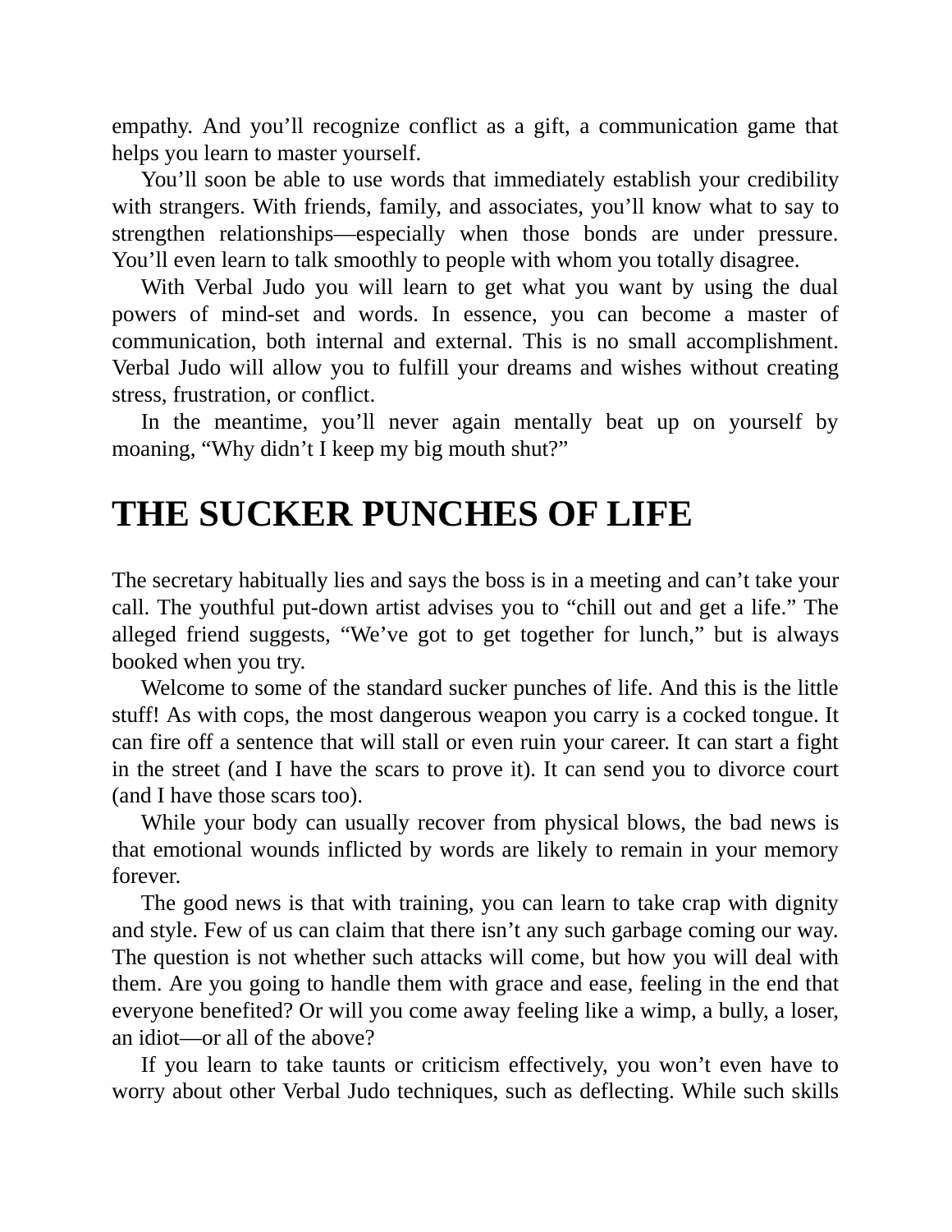empathy. And you'll recognize conflict as a gift, a communication game that helps you learn to master yourself.

You'll soon be able to use words that immediately establish your credibility with strangers. With friends, family, and associates, you'll know what to say to strengthen relationships—especially when those bonds are under pressure. You'll even learn to talk smoothly to people with whom you totally disagree.

With Verbal Judo you will learn to get what you want by using the dual powers of mind-set and words. In essence, you can become a master of communication, both internal and external. This is no small accomplishment. Verbal Judo will allow you to fulfill your dreams and wishes without creating stress, frustration, or conflict.

In the meantime, you'll never again mentally beat up on yourself by moaning, "Why didn't I keep my big mouth shut?"

# THE SUCKER PUNCHES OF LIFE

The secretary habitually lies and says the boss is in a meeting and can't take your call. The youthful put-down artist advises you to "chill out and get a life." The alleged friend suggests, "We've got to get together for lunch," but is always booked when you try.

Welcome to some of the standard sucker punches of life. And this is the little stuff! As with cops, the most dangerous weapon you carry is a cocked tongue. It can fire off a sentence that will stall or even ruin your career. It can start a fight in the street (and I have the scars to prove it). It can send you to divorce court (and I have those scars too).

While your body can usually recover from physical blows, the bad news is that emotional wounds inflicted by words are likely to remain in your memory forever.

The good news is that with training, you can learn to take crap with dignity and style. Few of us can claim that there isn't any such garbage coming our way. The question is not whether such attacks will come, but how you will deal with them. Are you going to handle them with grace and ease, feeling in the end that everyone benefited? Or will you come away feeling like a wimp, a bully, a loser, an idiot—or all of the above?

If you learn to take taunts or criticism effectively, you won't even have to worry about other Verbal Judo techniques, such as deflecting. While such skills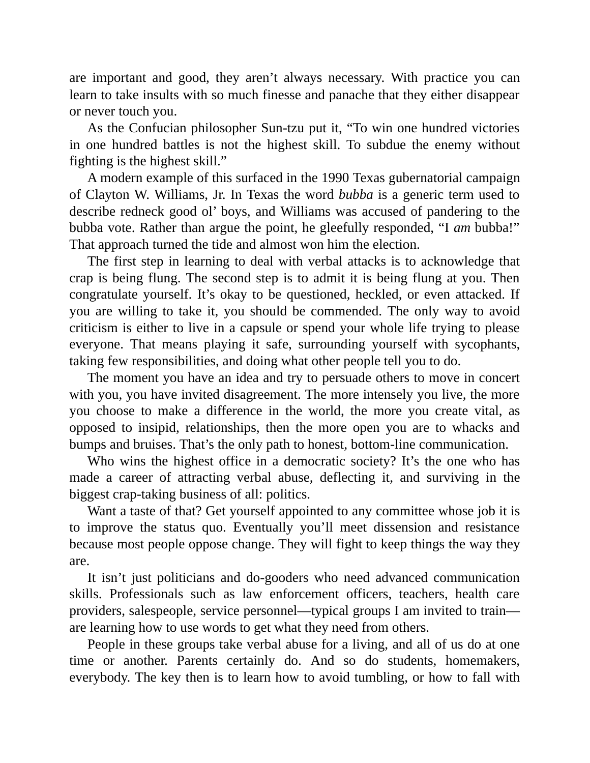are important and good, they aren’t always necessary. With practice you can learn to take insults with so much finesse and panache that they either disappear or never touch you.

As the Confucian philosopher Sun-tzu put it, “To win one hundred victories in one hundred battles is not the highest skill. To subdue the enemy without fighting is the highest skill.”

A modern example of this surfaced in the 1990 Texas gubernatorial campaign of Clayton W. Williams, Jr. In Texas the word *bubba* is a generic term used to describe redneck good ol’ boys, and Williams was accused of pandering to the bubba vote. Rather than argue the point, he gleefully responded, “I *am* bubba!” That approach turned the tide and almost won him the election.

The first step in learning to deal with verbal attacks is to acknowledge that crap is being flung. The second step is to admit it is being flung at you. Then congratulate yourself. It’s okay to be questioned, heckled, or even attacked. If you are willing to take it, you should be commended. The only way to avoid criticism is either to live in a capsule or spend your whole life trying to please everyone. That means playing it safe, surrounding yourself with sycophants, taking few responsibilities, and doing what other people tell you to do.

The moment you have an idea and try to persuade others to move in concert with you, you have invited disagreement. The more intensely you live, the more you choose to make a difference in the world, the more you create vital, as opposed to insipid, relationships, then the more open you are to whacks and bumps and bruises. That’s the only path to honest, bottom-line communication.

Who wins the highest office in a democratic society? It’s the one who has made a career of attracting verbal abuse, deflecting it, and surviving in the biggest crap-taking business of all: politics.

Want a taste of that? Get yourself appointed to any committee whose job it is to improve the status quo. Eventually you’ll meet dissension and resistance because most people oppose change. They will fight to keep things the way they are.

It isn’t just politicians and do-gooders who need advanced communication skills. Professionals such as law enforcement officers, teachers, health care providers, salespeople, service personnel—typical groups I am invited to train—are learning how to use words to get what they need from others.

People in these groups take verbal abuse for a living, and all of us do at one time or another. Parents certainly do. And so do students, homemakers, everybody. The key then is to learn how to avoid tumbling, or how to fall with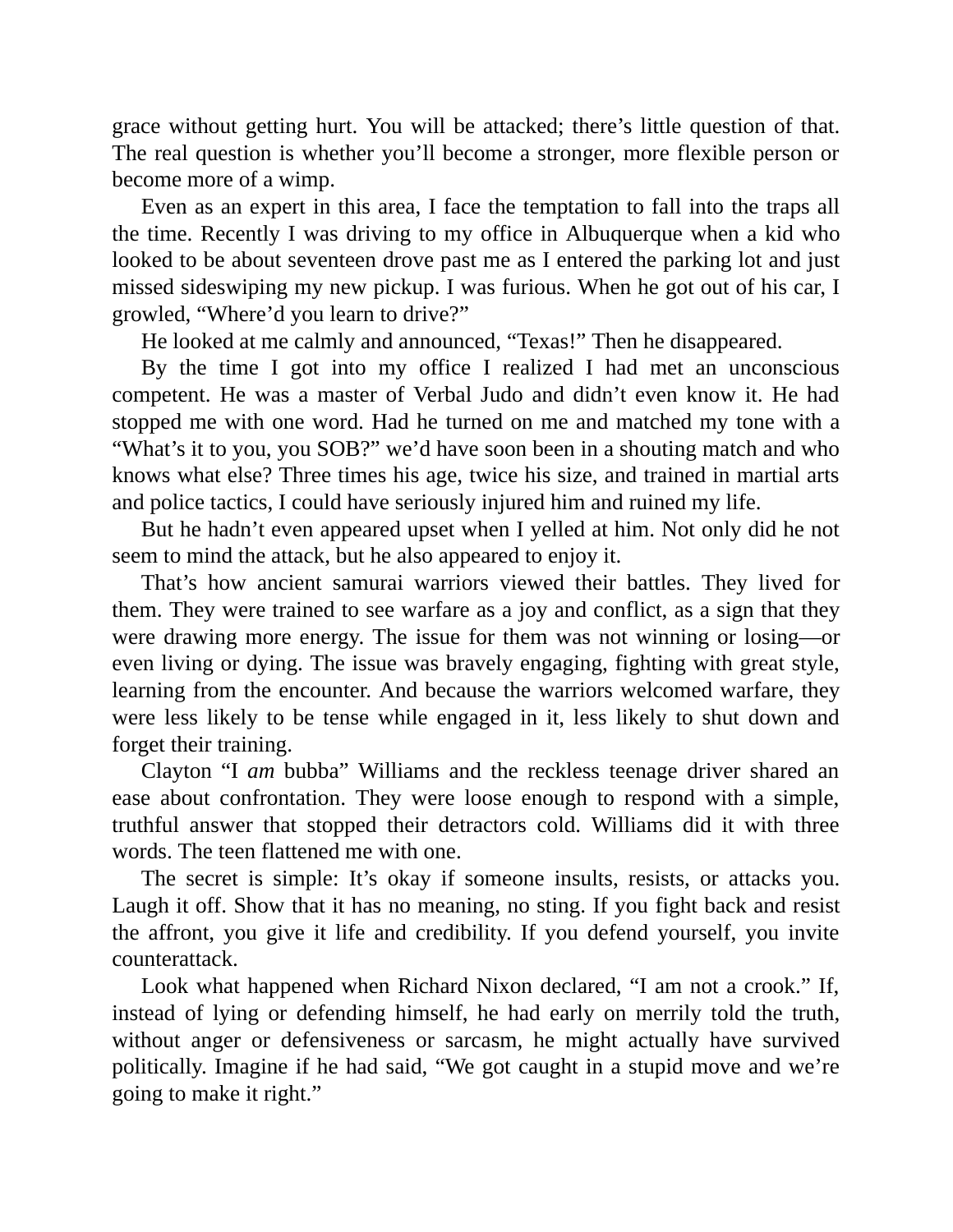grace without getting hurt. You will be attacked; there's little question of that. The real question is whether you'll become a stronger, more flexible person or become more of a wimp.

Even as an expert in this area, I face the temptation to fall into the traps all the time. Recently I was driving to my office in Albuquerque when a kid who looked to be about seventeen drove past me as I entered the parking lot and just missed sideswiping my new pickup. I was furious. When he got out of his car, I growled, "Where'd you learn to drive?"

He looked at me calmly and announced, "Texas!" Then he disappeared.

By the time I got into my office I realized I had met an unconscious competent. He was a master of Verbal Judo and didn't even know it. He had stopped me with one word. Had he turned on me and matched my tone with a "What's it to you, you SOB?" we'd have soon been in a shouting match and who knows what else? Three times his age, twice his size, and trained in martial arts and police tactics, I could have seriously injured him and ruined my life.

But he hadn't even appeared upset when I yelled at him. Not only did he not seem to mind the attack, but he also appeared to enjoy it.

That's how ancient samurai warriors viewed their battles. They lived for them. They were trained to see warfare as a joy and conflict, as a sign that they were drawing more energy. The issue for them was not winning or losing—or even living or dying. The issue was bravely engaging, fighting with great style, learning from the encounter. And because the warriors welcomed warfare, they were less likely to be tense while engaged in it, less likely to shut down and forget their training.

Clayton "I *am* bubba" Williams and the reckless teenage driver shared an ease about confrontation. They were loose enough to respond with a simple, truthful answer that stopped their detractors cold. Williams did it with three words. The teen flattened me with one.

The secret is simple: It's okay if someone insults, resists, or attacks you. Laugh it off. Show that it has no meaning, no sting. If you fight back and resist the affront, you give it life and credibility. If you defend yourself, you invite counterattack.

Look what happened when Richard Nixon declared, "I am not a crook." If, instead of lying or defending himself, he had early on merrily told the truth, without anger or defensiveness or sarcasm, he might actually have survived politically. Imagine if he had said, "We got caught in a stupid move and we're going to make it right."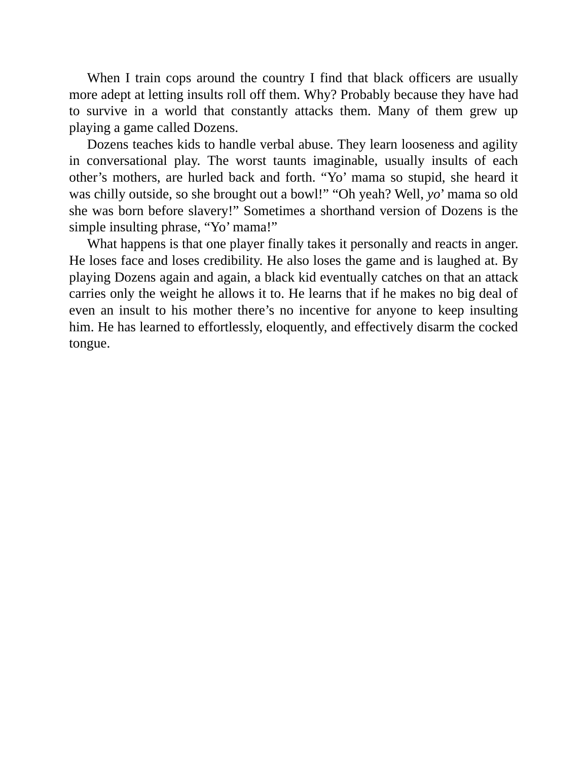When I train cops around the country I find that black officers are usually more adept at letting insults roll off them. Why? Probably because they have had to survive in a world that constantly attacks them. Many of them grew up playing a game called Dozens.

Dozens teaches kids to handle verbal abuse. They learn looseness and agility in conversational play. The worst taunts imaginable, usually insults of each other's mothers, are hurled back and forth. "Yo' mama so stupid, she heard it was chilly outside, so she brought out a bowl!" "Oh yeah? Well, *yo'* mama so old she was born before slavery!" Sometimes a shorthand version of Dozens is the simple insulting phrase, "Yo' mama!"

What happens is that one player finally takes it personally and reacts in anger. He loses face and loses credibility. He also loses the game and is laughed at. By playing Dozens again and again, a black kid eventually catches on that an attack carries only the weight he allows it to. He learns that if he makes no big deal of even an insult to his mother there's no incentive for anyone to keep insulting him. He has learned to effortlessly, eloquently, and effectively disarm the cocked tongue.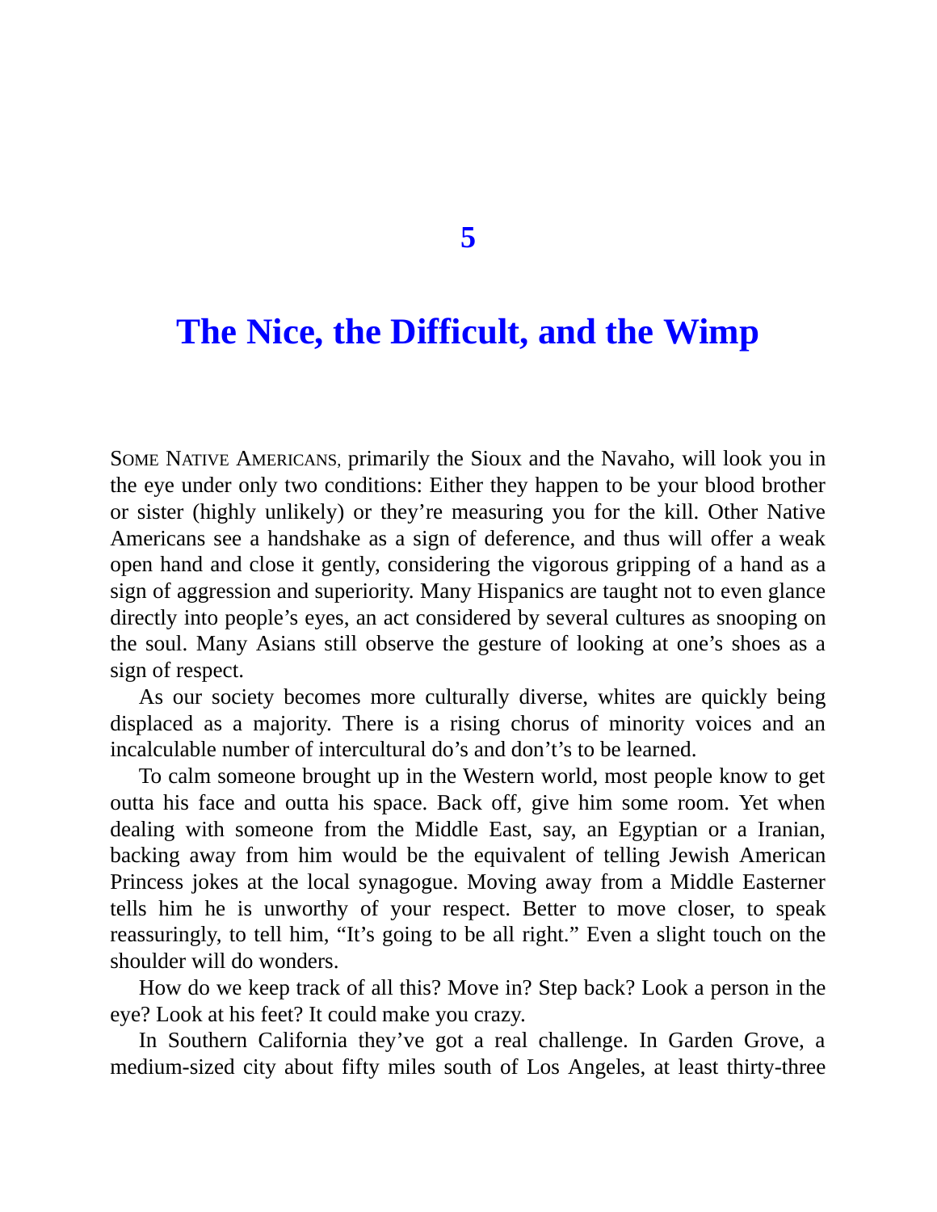# 5

# The Nice, the Difficult, and the Wimp

SOME NATIVE AMERICANS, primarily the Sioux and the Navaho, will look you in the eye under only two conditions: Either they happen to be your blood brother or sister (highly unlikely) or they're measuring you for the kill. Other Native Americans see a handshake as a sign of deference, and thus will offer a weak open hand and close it gently, considering the vigorous gripping of a hand as a sign of aggression and superiority. Many Hispanics are taught not to even glance directly into people's eyes, an act considered by several cultures as snooping on the soul. Many Asians still observe the gesture of looking at one's shoes as a sign of respect.

As our society becomes more culturally diverse, whites are quickly being displaced as a majority. There is a rising chorus of minority voices and an incalculable number of intercultural do's and don't's to be learned.

To calm someone brought up in the Western world, most people know to get outta his face and outta his space. Back off, give him some room. Yet when dealing with someone from the Middle East, say, an Egyptian or a Iranian, backing away from him would be the equivalent of telling Jewish American Princess jokes at the local synagogue. Moving away from a Middle Easterner tells him he is unworthy of your respect. Better to move closer, to speak reassuringly, to tell him, "It's going to be all right." Even a slight touch on the shoulder will do wonders.

How do we keep track of all this? Move in? Step back? Look a person in the eye? Look at his feet? It could make you crazy.

In Southern California they've got a real challenge. In Garden Grove, a medium-sized city about fifty miles south of Los Angeles, at least thirty-three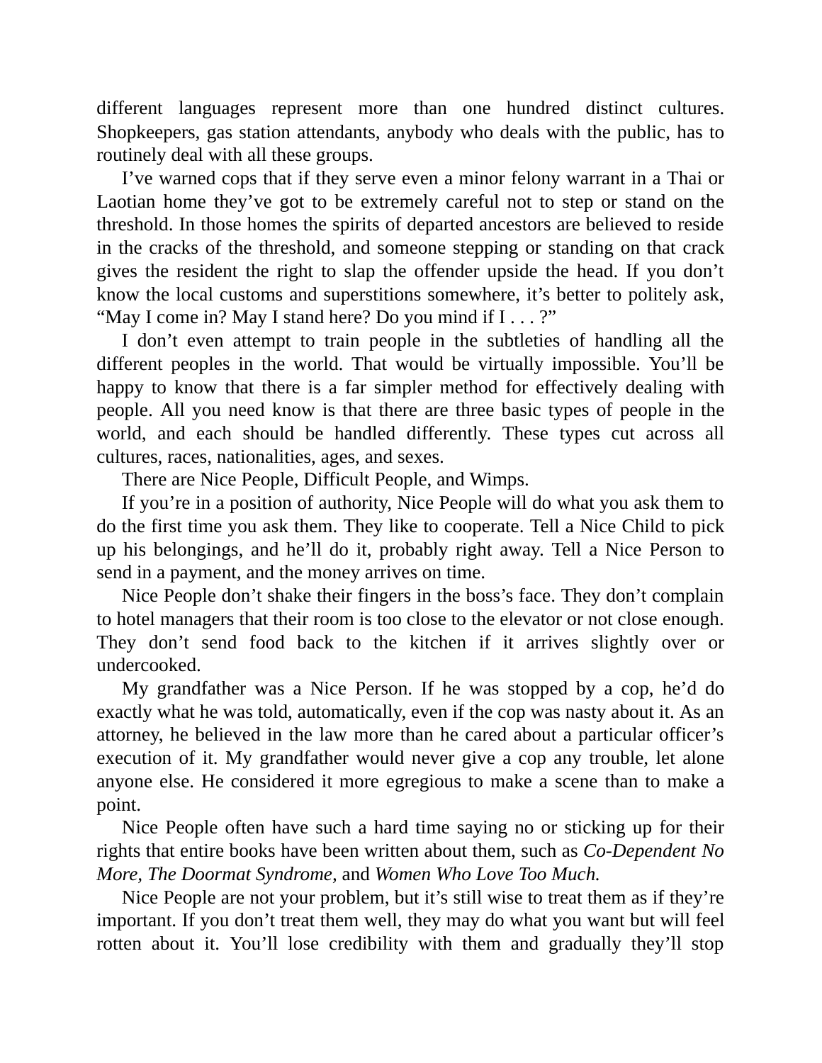different languages represent more than one hundred distinct cultures. Shopkeepers, gas station attendants, anybody who deals with the public, has to routinely deal with all these groups.

I've warned cops that if they serve even a minor felony warrant in a Thai or Laotian home they've got to be extremely careful not to step or stand on the threshold. In those homes the spirits of departed ancestors are believed to reside in the cracks of the threshold, and someone stepping or standing on that crack gives the resident the right to slap the offender upside the head. If you don't know the local customs and superstitions somewhere, it's better to politely ask, "May I come in? May I stand here? Do you mind if I . . . ?"

I don't even attempt to train people in the subtleties of handling all the different peoples in the world. That would be virtually impossible. You'll be happy to know that there is a far simpler method for effectively dealing with people. All you need know is that there are three basic types of people in the world, and each should be handled differently. These types cut across all cultures, races, nationalities, ages, and sexes.

There are Nice People, Difficult People, and Wimps.

If you're in a position of authority, Nice People will do what you ask them to do the first time you ask them. They like to cooperate. Tell a Nice Child to pick up his belongings, and he'll do it, probably right away. Tell a Nice Person to send in a payment, and the money arrives on time.

Nice People don't shake their fingers in the boss's face. They don't complain to hotel managers that their room is too close to the elevator or not close enough. They don't send food back to the kitchen if it arrives slightly over or undercooked.

My grandfather was a Nice Person. If he was stopped by a cop, he'd do exactly what he was told, automatically, even if the cop was nasty about it. As an attorney, he believed in the law more than he cared about a particular officer's execution of it. My grandfather would never give a cop any trouble, let alone anyone else. He considered it more egregious to make a scene than to make a point.

Nice People often have such a hard time saying no or sticking up for their rights that entire books have been written about them, such as *Co-Dependent No More*, *The Doormat Syndrome*, and *Women Who Love Too Much.*

Nice People are not your problem, but it's still wise to treat them as if they're important. If you don't treat them well, they may do what you want but will feel rotten about it. You'll lose credibility with them and gradually they'll stop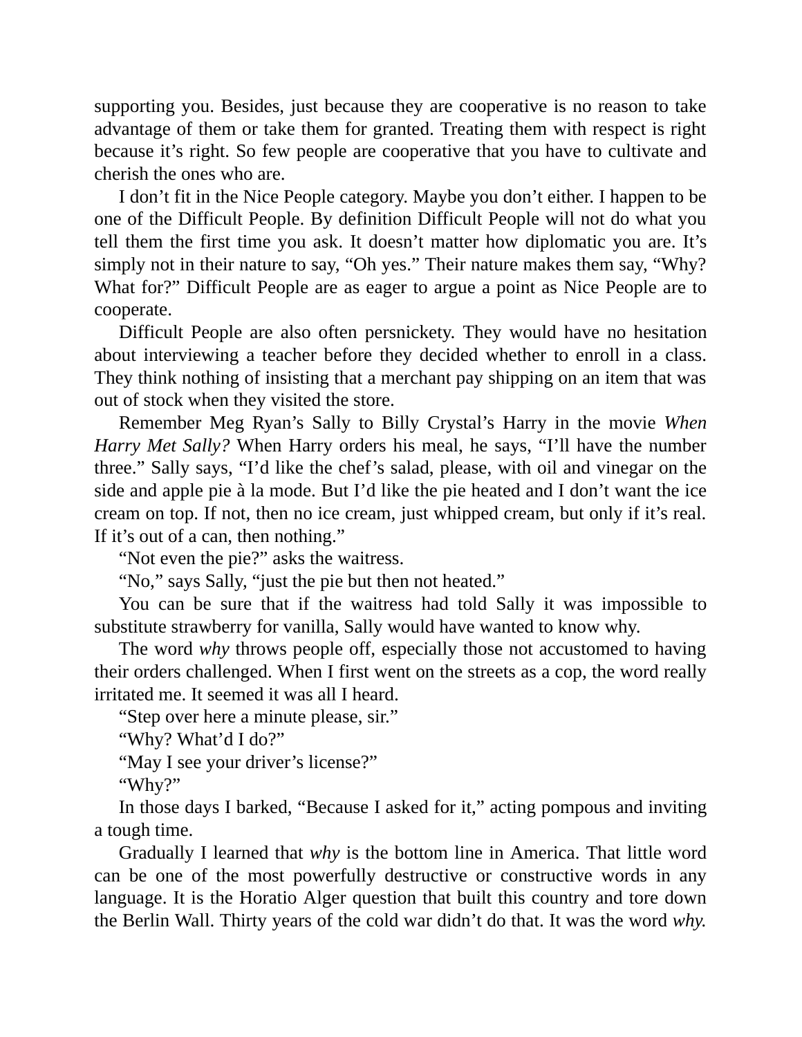supporting you. Besides, just because they are cooperative is no reason to take advantage of them or take them for granted. Treating them with respect is right because it's right. So few people are cooperative that you have to cultivate and cherish the ones who are.

I don't fit in the Nice People category. Maybe you don't either. I happen to be one of the Difficult People. By definition Difficult People will not do what you tell them the first time you ask. It doesn't matter how diplomatic you are. It's simply not in their nature to say, "Oh yes." Their nature makes them say, "Why? What for?" Difficult People are as eager to argue a point as Nice People are to cooperate.

Difficult People are also often persnickety. They would have no hesitation about interviewing a teacher before they decided whether to enroll in a class. They think nothing of insisting that a merchant pay shipping on an item that was out of stock when they visited the store.

Remember Meg Ryan's Sally to Billy Crystal's Harry in the movie *When Harry Met Sally?* When Harry orders his meal, he says, "I'll have the number three." Sally says, "I'd like the chef's salad, please, with oil and vinegar on the side and apple pie à la mode. But I'd like the pie heated and I don't want the ice cream on top. If not, then no ice cream, just whipped cream, but only if it's real. If it's out of a can, then nothing."

"Not even the pie?" asks the waitress.

"No," says Sally, "just the pie but then not heated."

You can be sure that if the waitress had told Sally it was impossible to substitute strawberry for vanilla, Sally would have wanted to know why.

The word *why* throws people off, especially those not accustomed to having their orders challenged. When I first went on the streets as a cop, the word really irritated me. It seemed it was all I heard.

"Step over here a minute please, sir."

"Why? What'd I do?"

"May I see your driver's license?"

"Why?"

In those days I barked, "Because I asked for it," acting pompous and inviting a tough time.

Gradually I learned that *why* is the bottom line in America. That little word can be one of the most powerfully destructive or constructive words in any language. It is the Horatio Alger question that built this country and tore down the Berlin Wall. Thirty years of the cold war didn't do that. It was the word *why.*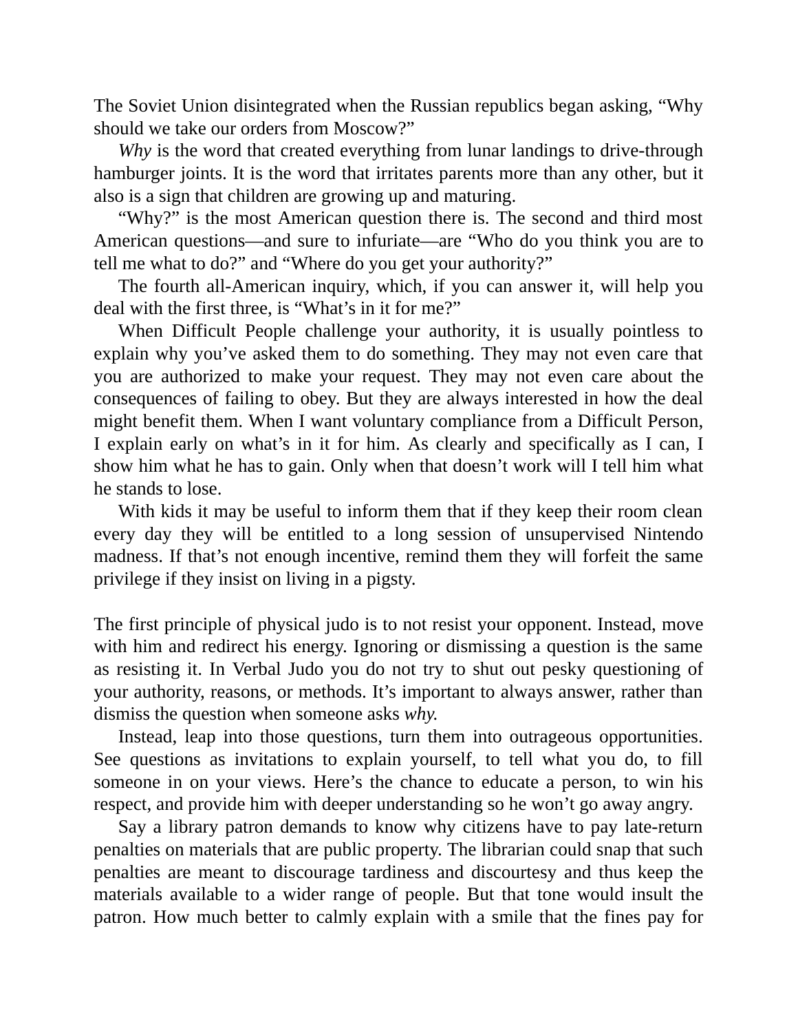The Soviet Union disintegrated when the Russian republics began asking, "Why should we take our orders from Moscow?"

*Why* is the word that created everything from lunar landings to drive-through hamburger joints. It is the word that irritates parents more than any other, but it also is a sign that children are growing up and maturing.

"Why?" is the most American question there is. The second and third most American questions—and sure to infuriate—are "Who do you think you are to tell me what to do?" and "Where do you get your authority?"

The fourth all-American inquiry, which, if you can answer it, will help you deal with the first three, is "What's in it for me?"

When Difficult People challenge your authority, it is usually pointless to explain why you've asked them to do something. They may not even care that you are authorized to make your request. They may not even care about the consequences of failing to obey. But they are always interested in how the deal might benefit them. When I want voluntary compliance from a Difficult Person, I explain early on what's in it for him. As clearly and specifically as I can, I show him what he has to gain. Only when that doesn't work will I tell him what he stands to lose.

With kids it may be useful to inform them that if they keep their room clean every day they will be entitled to a long session of unsupervised Nintendo madness. If that's not enough incentive, remind them they will forfeit the same privilege if they insist on living in a pigsty.

The first principle of physical judo is to not resist your opponent. Instead, move with him and redirect his energy. Ignoring or dismissing a question is the same as resisting it. In Verbal Judo you do not try to shut out pesky questioning of your authority, reasons, or methods. It's important to always answer, rather than dismiss the question when someone asks *why.*

Instead, leap into those questions, turn them into outrageous opportunities. See questions as invitations to explain yourself, to tell what you do, to fill someone in on your views. Here's the chance to educate a person, to win his respect, and provide him with deeper understanding so he won't go away angry.

Say a library patron demands to know why citizens have to pay late-return penalties on materials that are public property. The librarian could snap that such penalties are meant to discourage tardiness and discourtesy and thus keep the materials available to a wider range of people. But that tone would insult the patron. How much better to calmly explain with a smile that the fines pay for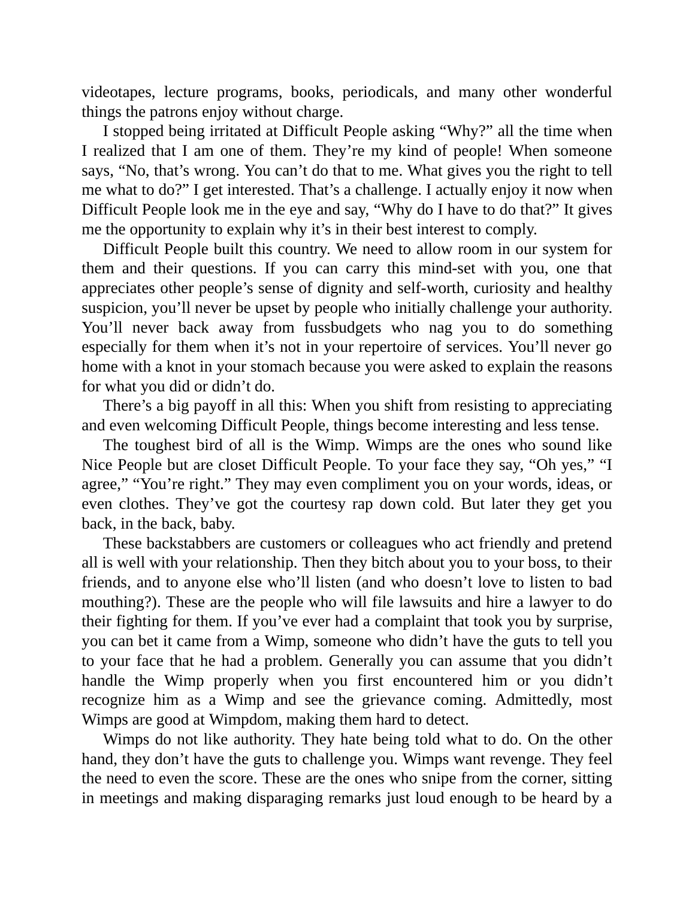videotapes, lecture programs, books, periodicals, and many other wonderful things the patrons enjoy without charge.

I stopped being irritated at Difficult People asking “Why?” all the time when I realized that I am one of them. They’re my kind of people! When someone says, “No, that’s wrong. You can’t do that to me. What gives you the right to tell me what to do?” I get interested. That’s a challenge. I actually enjoy it now when Difficult People look me in the eye and say, “Why do I have to do that?” It gives me the opportunity to explain why it’s in their best interest to comply.

Difficult People built this country. We need to allow room in our system for them and their questions. If you can carry this mind-set with you, one that appreciates other people’s sense of dignity and self-worth, curiosity and healthy suspicion, you’ll never be upset by people who initially challenge your authority. You’ll never back away from fussbudgets who nag you to do something especially for them when it’s not in your repertoire of services. You’ll never go home with a knot in your stomach because you were asked to explain the reasons for what you did or didn’t do.

There’s a big payoff in all this: When you shift from resisting to appreciating and even welcoming Difficult People, things become interesting and less tense.

The toughest bird of all is the Wimp. Wimps are the ones who sound like Nice People but are closet Difficult People. To your face they say, “Oh yes,” “I agree,” “You’re right.” They may even compliment you on your words, ideas, or even clothes. They’ve got the courtesy rap down cold. But later they get you back, in the back, baby.

These backstabbers are customers or colleagues who act friendly and pretend all is well with your relationship. Then they bitch about you to your boss, to their friends, and to anyone else who’ll listen (and who doesn’t love to listen to bad mouthing?). These are the people who will file lawsuits and hire a lawyer to do their fighting for them. If you’ve ever had a complaint that took you by surprise, you can bet it came from a Wimp, someone who didn’t have the guts to tell you to your face that he had a problem. Generally you can assume that you didn’t handle the Wimp properly when you first encountered him or you didn’t recognize him as a Wimp and see the grievance coming. Admittedly, most Wimps are good at Wimpdom, making them hard to detect.

Wimps do not like authority. They hate being told what to do. On the other hand, they don’t have the guts to challenge you. Wimps want revenge. They feel the need to even the score. These are the ones who snipe from the corner, sitting in meetings and making disparaging remarks just loud enough to be heard by a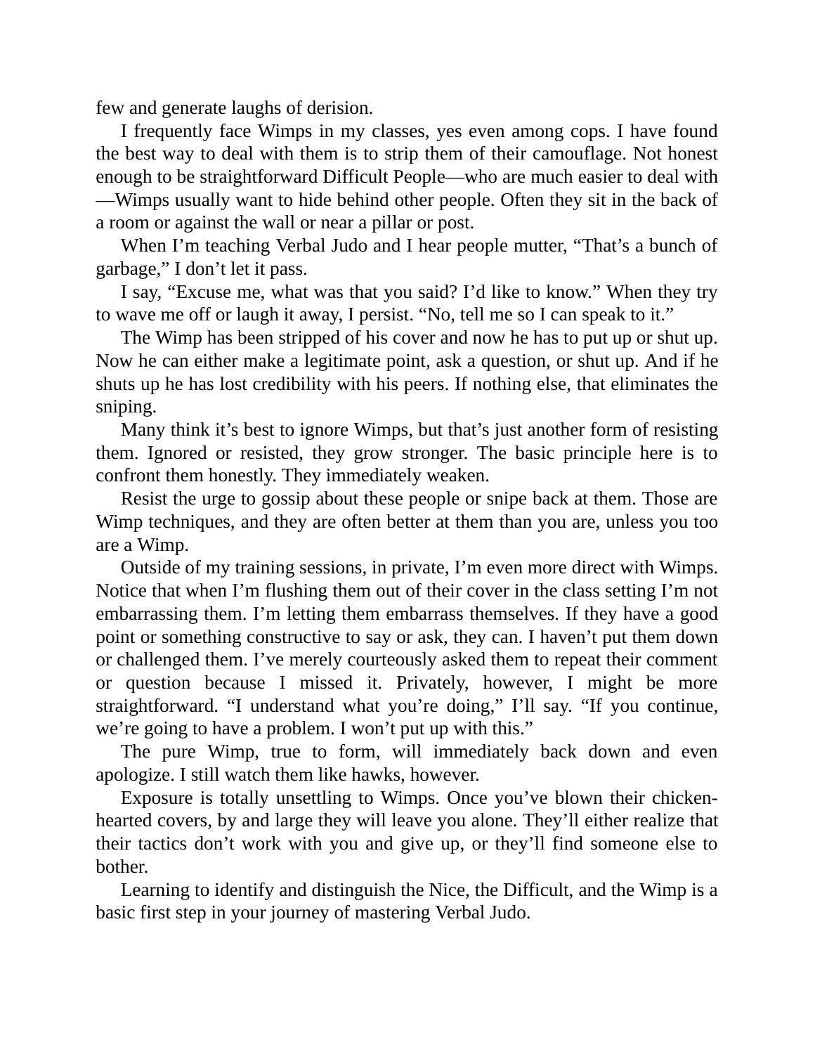few and generate laughs of derision.

I frequently face Wimps in my classes, yes even among cops. I have found the best way to deal with them is to strip them of their camouflage. Not honest enough to be straightforward Difficult People—who are much easier to deal with—Wimps usually want to hide behind other people. Often they sit in the back of a room or against the wall or near a pillar or post.

When I'm teaching Verbal Judo and I hear people mutter, "That's a bunch of garbage," I don't let it pass.

I say, "Excuse me, what was that you said? I'd like to know." When they try to wave me off or laugh it away, I persist. "No, tell me so I can speak to it."

The Wimp has been stripped of his cover and now he has to put up or shut up. Now he can either make a legitimate point, ask a question, or shut up. And if he shuts up he has lost credibility with his peers. If nothing else, that eliminates the sniping.

Many think it's best to ignore Wimps, but that's just another form of resisting them. Ignored or resisted, they grow stronger. The basic principle here is to confront them honestly. They immediately weaken.

Resist the urge to gossip about these people or snipe back at them. Those are Wimp techniques, and they are often better at them than you are, unless you too are a Wimp.

Outside of my training sessions, in private, I'm even more direct with Wimps. Notice that when I'm flushing them out of their cover in the class setting I'm not embarrassing them. I'm letting them embarrass themselves. If they have a good point or something constructive to say or ask, they can. I haven't put them down or challenged them. I've merely courteously asked them to repeat their comment or question because I missed it. Privately, however, I might be more straightforward. "I understand what you're doing," I'll say. "If you continue, we're going to have a problem. I won't put up with this."

The pure Wimp, true to form, will immediately back down and even apologize. I still watch them like hawks, however.

Exposure is totally unsettling to Wimps. Once you've blown their chicken-hearted covers, by and large they will leave you alone. They'll either realize that their tactics don't work with you and give up, or they'll find someone else to bother.

Learning to identify and distinguish the Nice, the Difficult, and the Wimp is a basic first step in your journey of mastering Verbal Judo.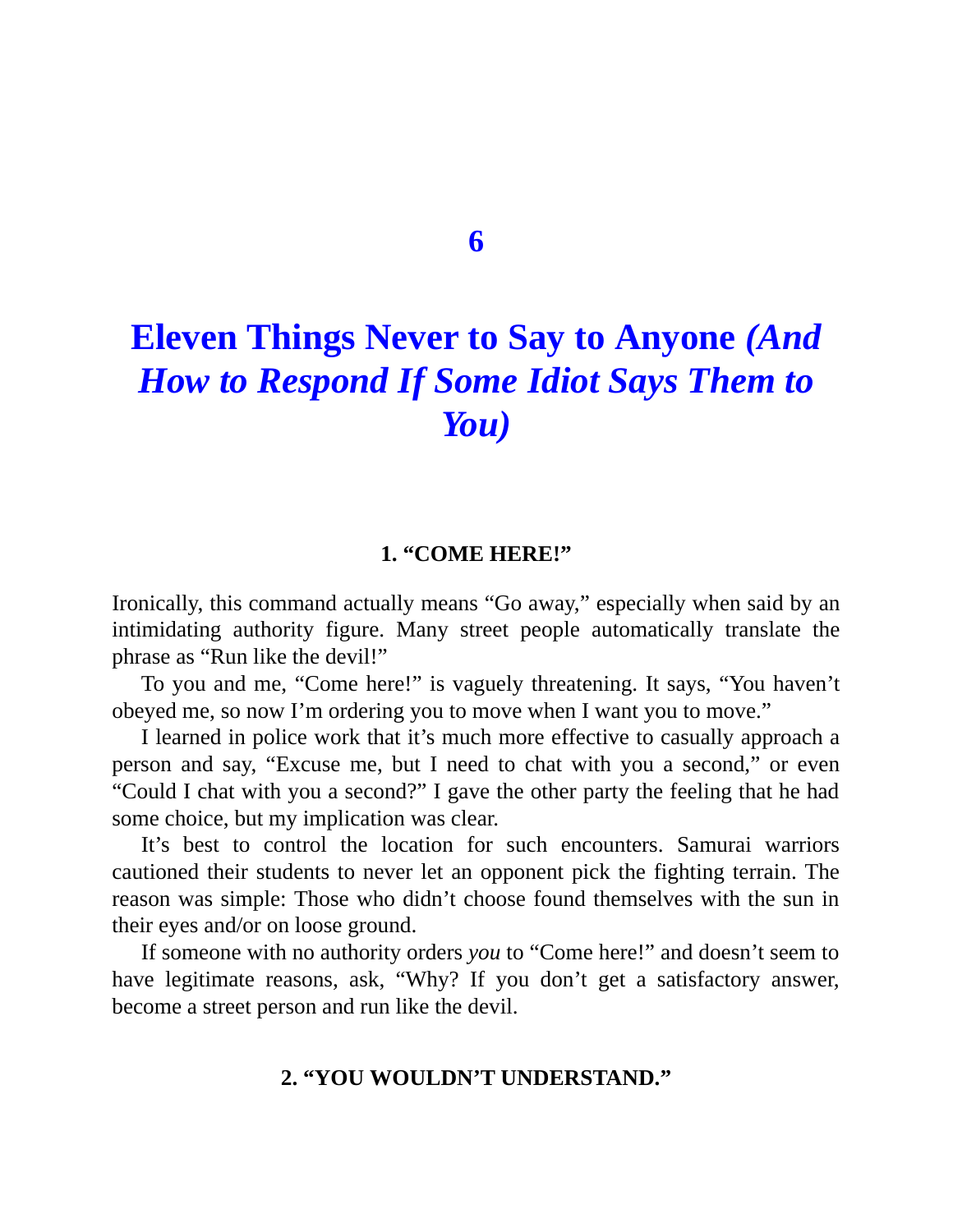# 6

# Eleven Things Never to Say to Anyone *(And How to Respond If Some Idiot Says Them to You)*

### 1. "COME HERE!"

Ironically, this command actually means "Go away," especially when said by an intimidating authority figure. Many street people automatically translate the phrase as "Run like the devil!"

To you and me, "Come here!" is vaguely threatening. It says, "You haven't obeyed me, so now I'm ordering you to move when I want you to move."

I learned in police work that it's much more effective to casually approach a person and say, "Excuse me, but I need to chat with you a second," or even "Could I chat with you a second?" I gave the other party the feeling that he had some choice, but my implication was clear.

It's best to control the location for such encounters. Samurai warriors cautioned their students to never let an opponent pick the fighting terrain. The reason was simple: Those who didn't choose found themselves with the sun in their eyes and/or on loose ground.

If someone with no authority orders *you* to "Come here!" and doesn't seem to have legitimate reasons, ask, "Why? If you don't get a satisfactory answer, become a street person and run like the devil.

### 2. "YOU WOULDN'T UNDERSTAND."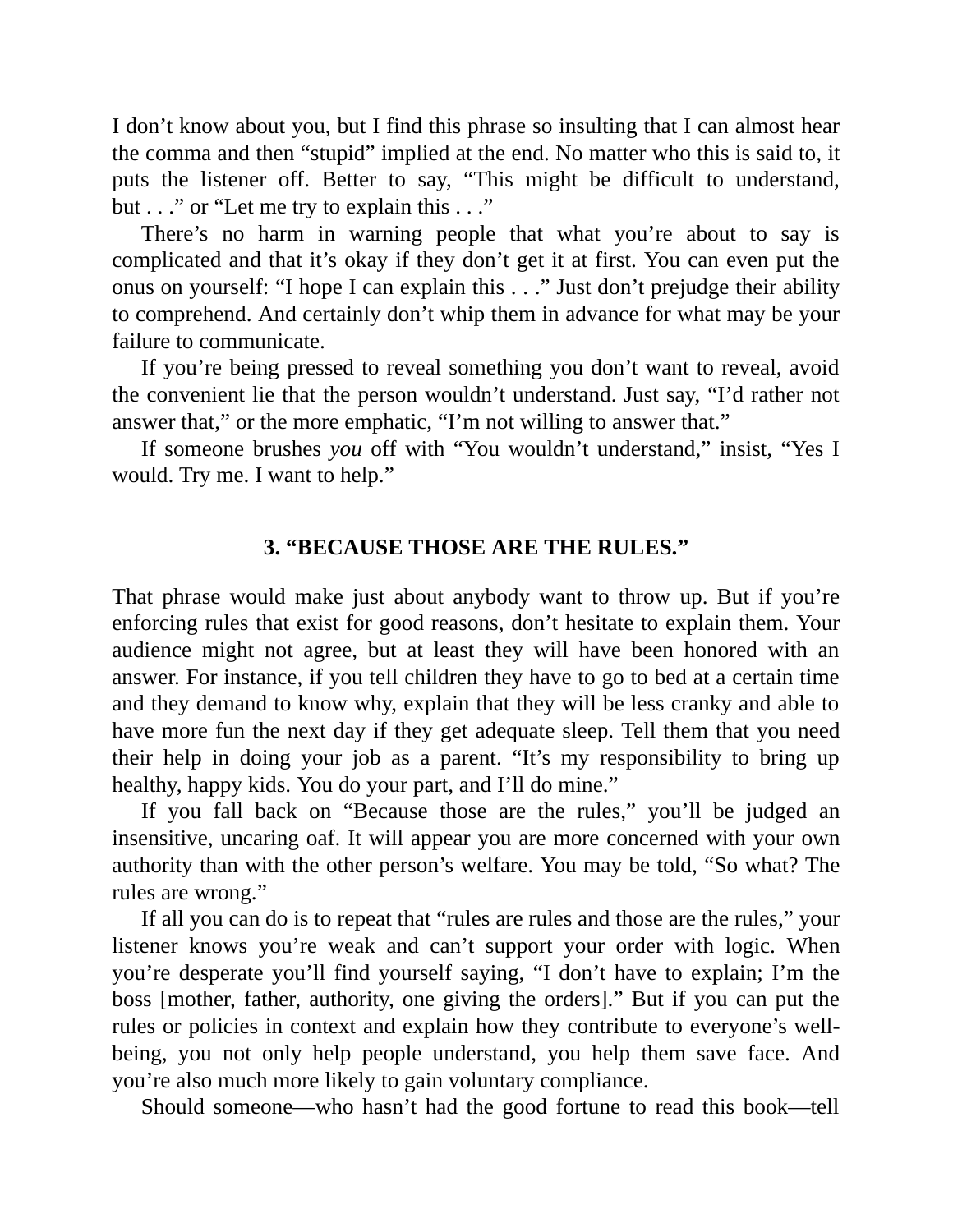I don’t know about you, but I find this phrase so insulting that I can almost hear the comma and then “stupid” implied at the end. No matter who this is said to, it puts the listener off. Better to say, “This might be difficult to understand, but . . .” or “Let me try to explain this . . .”

There’s no harm in warning people that what you’re about to say is complicated and that it’s okay if they don’t get it at first. You can even put the onus on yourself: “I hope I can explain this . . .” Just don’t prejudge their ability to comprehend. And certainly don’t whip them in advance for what may be your failure to communicate.

If you’re being pressed to reveal something you don’t want to reveal, avoid the convenient lie that the person wouldn’t understand. Just say, “I’d rather not answer that,” or the more emphatic, “I’m not willing to answer that.”

If someone brushes *you* off with “You wouldn’t understand,” insist, “Yes I would. Try me. I want to help.”

## 3. “BECAUSE THOSE ARE THE RULES.”

That phrase would make just about anybody want to throw up. But if you’re enforcing rules that exist for good reasons, don’t hesitate to explain them. Your audience might not agree, but at least they will have been honored with an answer. For instance, if you tell children they have to go to bed at a certain time and they demand to know why, explain that they will be less cranky and able to have more fun the next day if they get adequate sleep. Tell them that you need their help in doing your job as a parent. “It’s my responsibility to bring up healthy, happy kids. You do your part, and I’ll do mine.”

If you fall back on “Because those are the rules,” you’ll be judged an insensitive, uncaring oaf. It will appear you are more concerned with your own authority than with the other person’s welfare. You may be told, “So what? The rules are wrong.”

If all you can do is to repeat that “rules are rules and those are the rules,” your listener knows you’re weak and can’t support your order with logic. When you’re desperate you’ll find yourself saying, “I don’t have to explain; I’m the boss [mother, father, authority, one giving the orders].” But if you can put the rules or policies in context and explain how they contribute to everyone’s well-being, you not only help people understand, you help them save face. And you’re also much more likely to gain voluntary compliance.

Should someone—who hasn’t had the good fortune to read this book—tell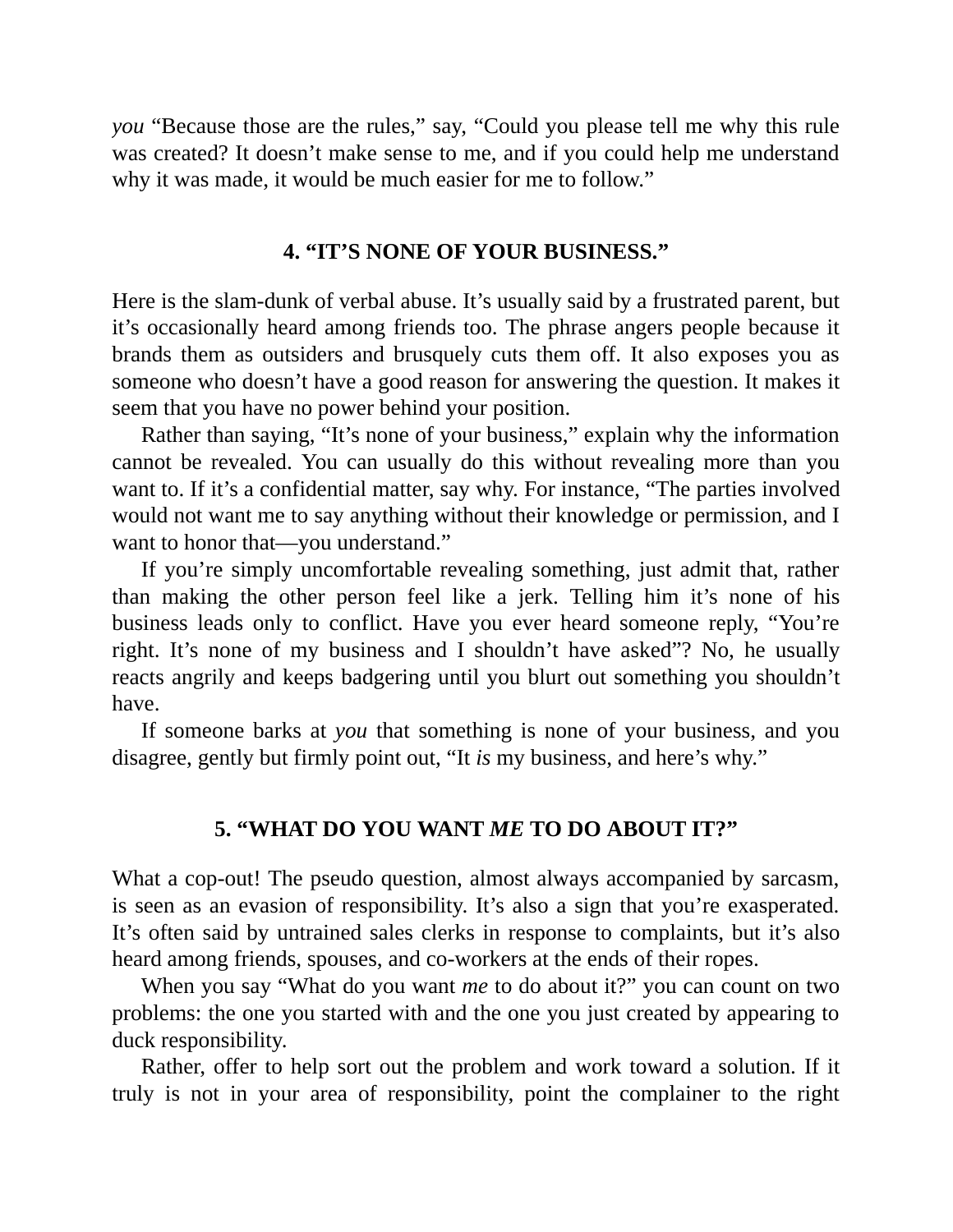*you* “Because those are the rules,” say, “Could you please tell me why this rule was created? It doesn’t make sense to me, and if you could help me understand why it was made, it would be much easier for me to follow.”

## 4. “IT’S NONE OF YOUR BUSINESS.”

Here is the slam-dunk of verbal abuse. It’s usually said by a frustrated parent, but it’s occasionally heard among friends too. The phrase angers people because it brands them as outsiders and brusquely cuts them off. It also exposes you as someone who doesn’t have a good reason for answering the question. It makes it seem that you have no power behind your position.

Rather than saying, “It’s none of your business,” explain why the information cannot be revealed. You can usually do this without revealing more than you want to. If it’s a confidential matter, say why. For instance, “The parties involved would not want me to say anything without their knowledge or permission, and I want to honor that—you understand.”

If you’re simply uncomfortable revealing something, just admit that, rather than making the other person feel like a jerk. Telling him it’s none of his business leads only to conflict. Have you ever heard someone reply, “You’re right. It’s none of my business and I shouldn’t have asked”? No, he usually reacts angrily and keeps badgering until you blurt out something you shouldn’t have.

If someone barks at *you* that something is none of your business, and you disagree, gently but firmly point out, “It *is* my business, and here’s why.”

## 5. “WHAT DO YOU WANT *ME* TO DO ABOUT IT?”

What a cop-out! The pseudo question, almost always accompanied by sarcasm, is seen as an evasion of responsibility. It’s also a sign that you’re exasperated. It’s often said by untrained sales clerks in response to complaints, but it’s also heard among friends, spouses, and co-workers at the ends of their ropes.

When you say “What do you want *me* to do about it?” you can count on two problems: the one you started with and the one you just created by appearing to duck responsibility.

Rather, offer to help sort out the problem and work toward a solution. If it truly is not in your area of responsibility, point the complainer to the right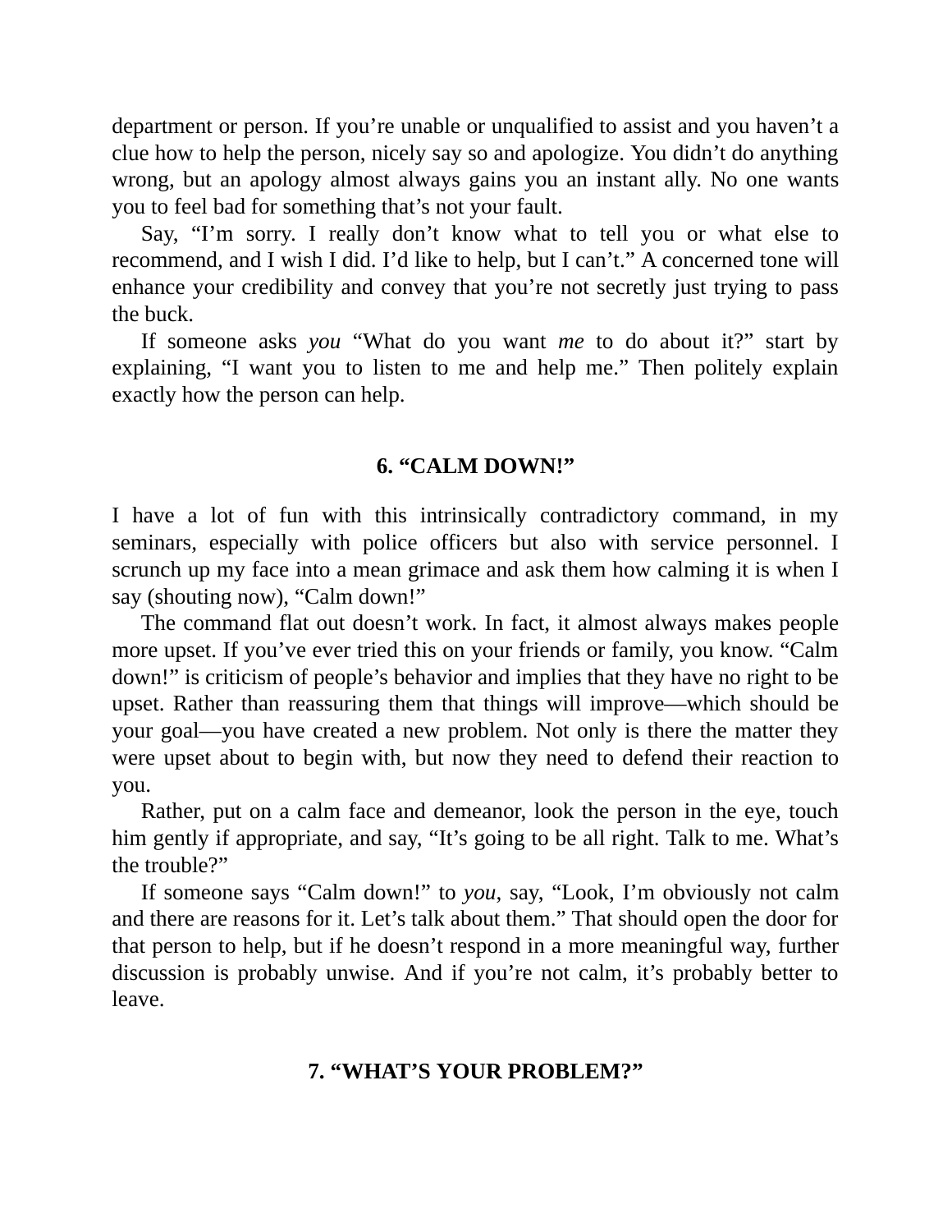department or person. If you're unable or unqualified to assist and you haven't a clue how to help the person, nicely say so and apologize. You didn't do anything wrong, but an apology almost always gains you an instant ally. No one wants you to feel bad for something that's not your fault.

Say, "I'm sorry. I really don't know what to tell you or what else to recommend, and I wish I did. I'd like to help, but I can't." A concerned tone will enhance your credibility and convey that you're not secretly just trying to pass the buck.

If someone asks *you* "What do you want *me* to do about it?" start by explaining, "I want you to listen to me and help me." Then politely explain exactly how the person can help.

## 6. "CALM DOWN!"

I have a lot of fun with this intrinsically contradictory command, in my seminars, especially with police officers but also with service personnel. I scrunch up my face into a mean grimace and ask them how calming it is when I say (shouting now), "Calm down!"

The command flat out doesn't work. In fact, it almost always makes people more upset. If you've ever tried this on your friends or family, you know. "Calm down!" is criticism of people's behavior and implies that they have no right to be upset. Rather than reassuring them that things will improve—which should be your goal—you have created a new problem. Not only is there the matter they were upset about to begin with, but now they need to defend their reaction to you.

Rather, put on a calm face and demeanor, look the person in the eye, touch him gently if appropriate, and say, "It's going to be all right. Talk to me. What's the trouble?"

If someone says "Calm down!" to *you*, say, "Look, I'm obviously not calm and there are reasons for it. Let's talk about them." That should open the door for that person to help, but if he doesn't respond in a more meaningful way, further discussion is probably unwise. And if you're not calm, it's probably better to leave.

## 7. "WHAT'S YOUR PROBLEM?"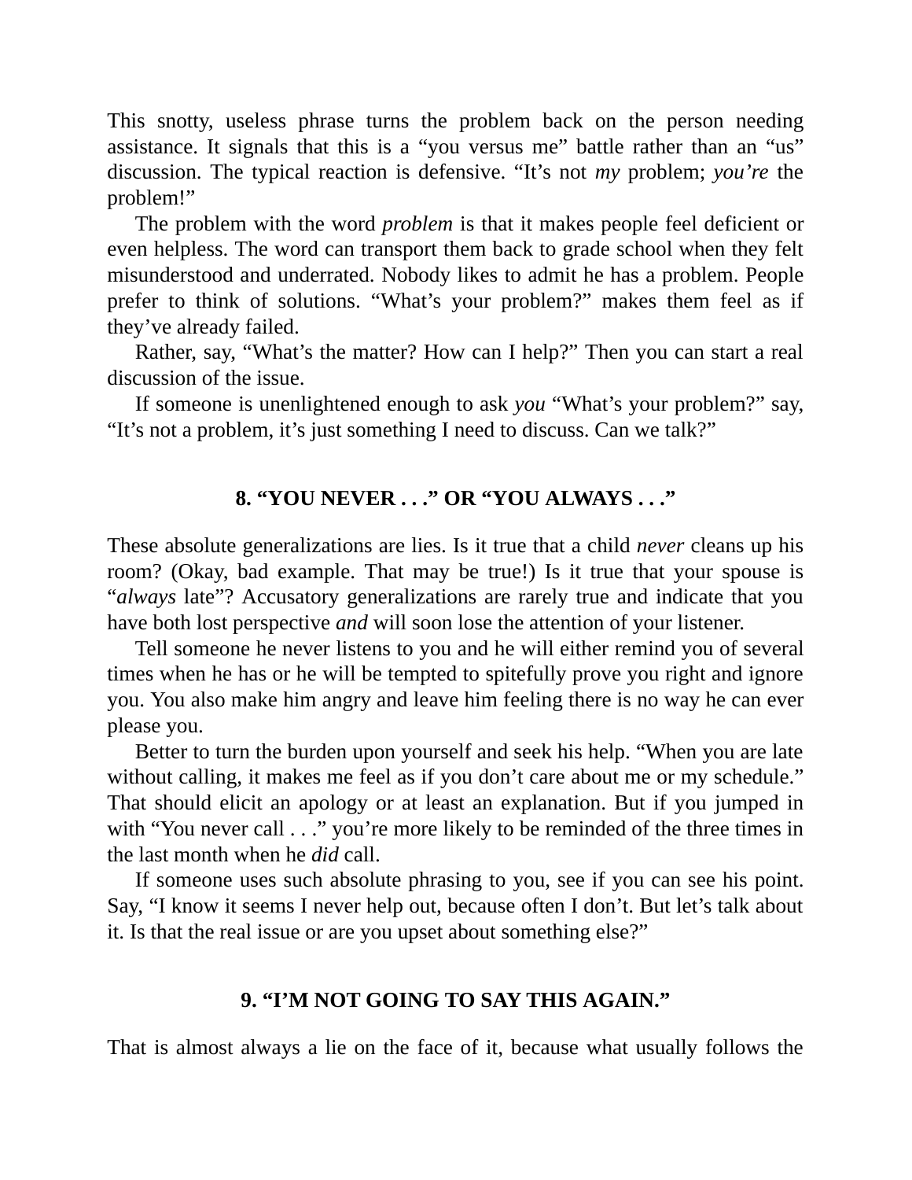This snotty, useless phrase turns the problem back on the person needing assistance. It signals that this is a "you versus me" battle rather than an "us" discussion. The typical reaction is defensive. "It's not *my* problem; *you're* the problem!"

The problem with the word *problem* is that it makes people feel deficient or even helpless. The word can transport them back to grade school when they felt misunderstood and underrated. Nobody likes to admit he has a problem. People prefer to think of solutions. "What's your problem?" makes them feel as if they've already failed.

Rather, say, "What's the matter? How can I help?" Then you can start a real discussion of the issue.

If someone is unenlightened enough to ask *you* "What's your problem?" say, "It's not a problem, it's just something I need to discuss. Can we talk?"

## 8. "YOU NEVER . . ." OR "YOU ALWAYS . . ."

These absolute generalizations are lies. Is it true that a child *never* cleans up his room? (Okay, bad example. That may be true!) Is it true that your spouse is "*always* late"? Accusatory generalizations are rarely true and indicate that you have both lost perspective *and* will soon lose the attention of your listener.

Tell someone he never listens to you and he will either remind you of several times when he has or he will be tempted to spitefully prove you right and ignore you. You also make him angry and leave him feeling there is no way he can ever please you.

Better to turn the burden upon yourself and seek his help. "When you are late without calling, it makes me feel as if you don't care about me or my schedule." That should elicit an apology or at least an explanation. But if you jumped in with "You never call . . ." you're more likely to be reminded of the three times in the last month when he *did* call.

If someone uses such absolute phrasing to you, see if you can see his point. Say, "I know it seems I never help out, because often I don't. But let's talk about it. Is that the real issue or are you upset about something else?"

## 9. "I'M NOT GOING TO SAY THIS AGAIN."

That is almost always a lie on the face of it, because what usually follows the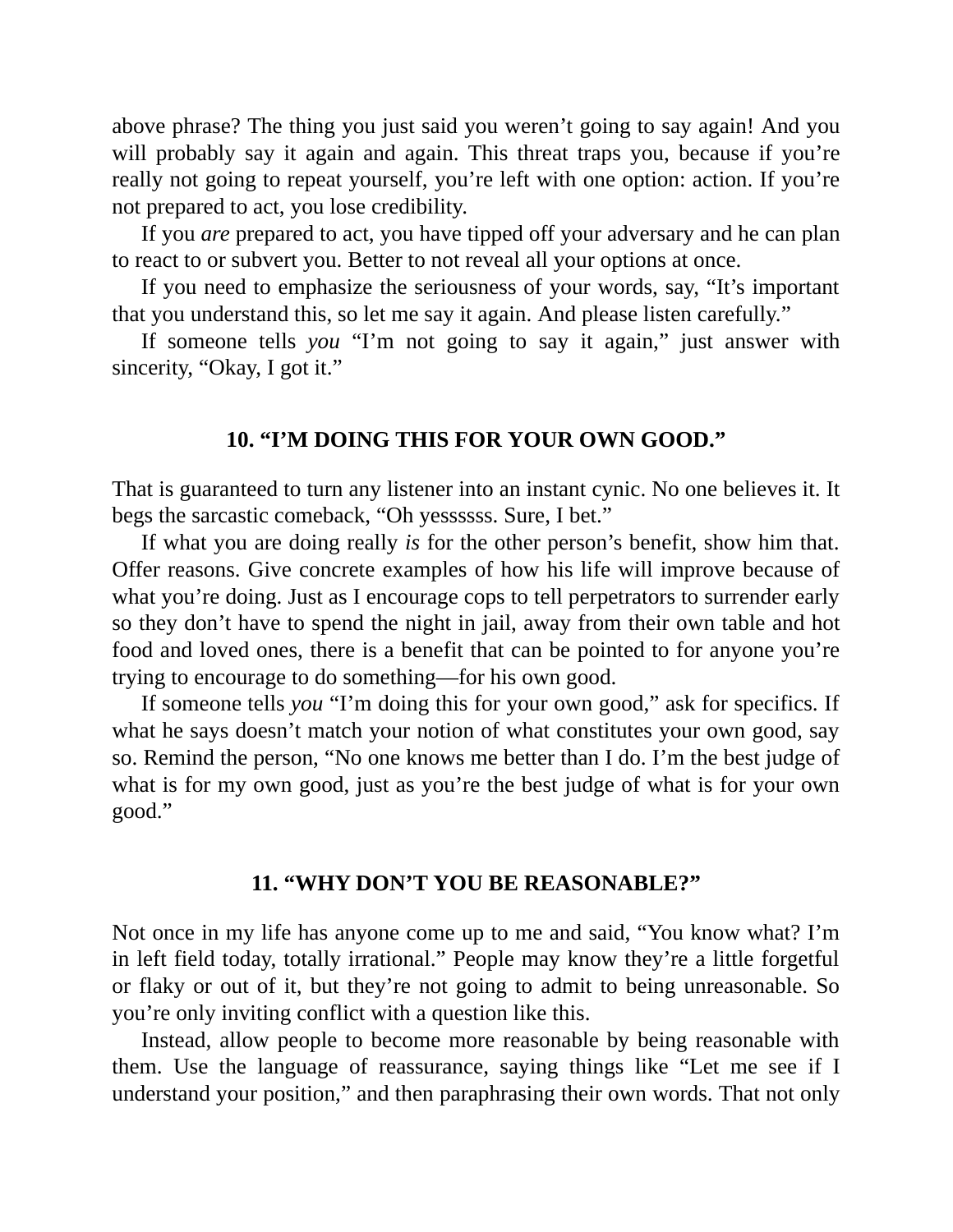above phrase? The thing you just said you weren't going to say again! And you will probably say it again and again. This threat traps you, because if you're really not going to repeat yourself, you're left with one option: action. If you're not prepared to act, you lose credibility.

If you *are* prepared to act, you have tipped off your adversary and he can plan to react to or subvert you. Better to not reveal all your options at once.

If you need to emphasize the seriousness of your words, say, "It's important that you understand this, so let me say it again. And please listen carefully."

If someone tells *you* "I'm not going to say it again," just answer with sincerity, "Okay, I got it."

### 10. "I'M DOING THIS FOR YOUR OWN GOOD."

That is guaranteed to turn any listener into an instant cynic. No one believes it. It begs the sarcastic comeback, "Oh yessssss. Sure, I bet."

If what you are doing really *is* for the other person's benefit, show him that. Offer reasons. Give concrete examples of how his life will improve because of what you're doing. Just as I encourage cops to tell perpetrators to surrender early so they don't have to spend the night in jail, away from their own table and hot food and loved ones, there is a benefit that can be pointed to for anyone you're trying to encourage to do something—for his own good.

If someone tells *you* "I'm doing this for your own good," ask for specifics. If what he says doesn't match your notion of what constitutes your own good, say so. Remind the person, "No one knows me better than I do. I'm the best judge of what is for my own good, just as you're the best judge of what is for your own good."

### 11. "WHY DON'T YOU BE REASONABLE?"

Not once in my life has anyone come up to me and said, "You know what? I'm in left field today, totally irrational." People may know they're a little forgetful or flaky or out of it, but they're not going to admit to being unreasonable. So you're only inviting conflict with a question like this.

Instead, allow people to become more reasonable by being reasonable with them. Use the language of reassurance, saying things like "Let me see if I understand your position," and then paraphrasing their own words. That not only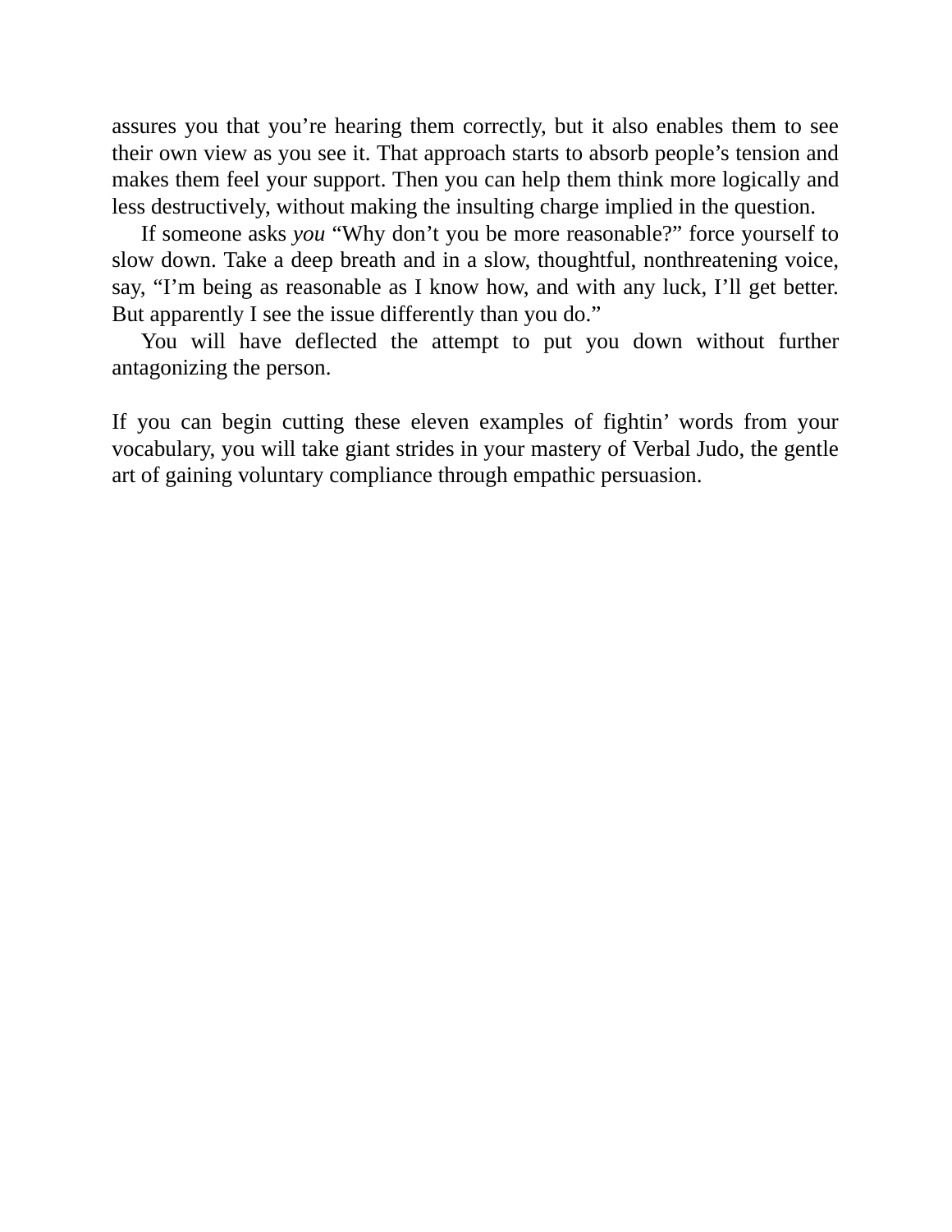assures you that you're hearing them correctly, but it also enables them to see their own view as you see it. That approach starts to absorb people's tension and makes them feel your support. Then you can help them think more logically and less destructively, without making the insulting charge implied in the question.

If someone asks *you* "Why don't you be more reasonable?" force yourself to slow down. Take a deep breath and in a slow, thoughtful, nonthreatening voice, say, "I'm being as reasonable as I know how, and with any luck, I'll get better. But apparently I see the issue differently than you do."

You will have deflected the attempt to put you down without further antagonizing the person.

If you can begin cutting these eleven examples of fightin' words from your vocabulary, you will take giant strides in your mastery of Verbal Judo, the gentle art of gaining voluntary compliance through empathic persuasion.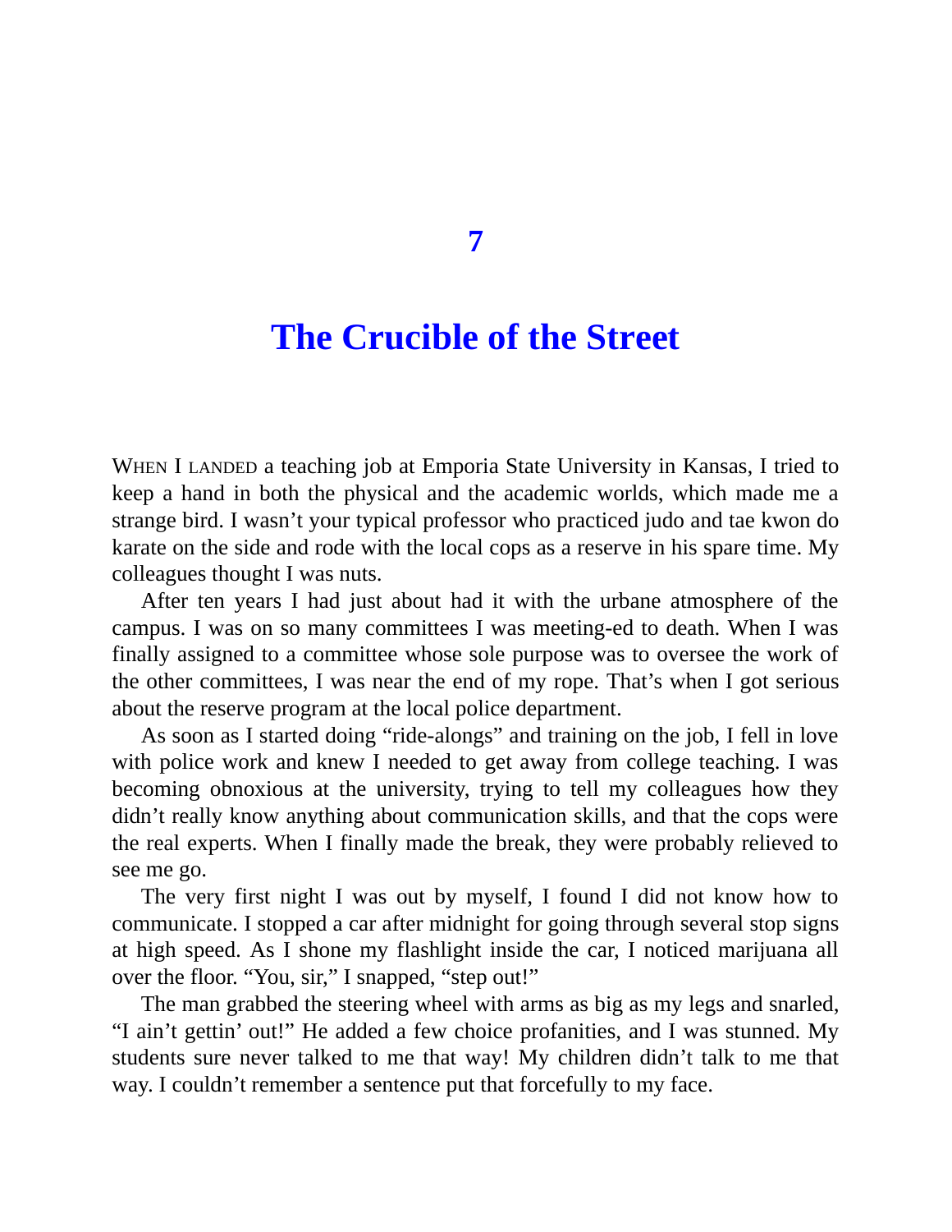# 7

# The Crucible of the Street

WHEN I LANDED a teaching job at Emporia State University in Kansas, I tried to keep a hand in both the physical and the academic worlds, which made me a strange bird. I wasn't your typical professor who practiced judo and tae kwon do karate on the side and rode with the local cops as a reserve in his spare time. My colleagues thought I was nuts.

After ten years I had just about had it with the urbane atmosphere of the campus. I was on so many committees I was meeting-ed to death. When I was finally assigned to a committee whose sole purpose was to oversee the work of the other committees, I was near the end of my rope. That's when I got serious about the reserve program at the local police department.

As soon as I started doing "ride-alongs" and training on the job, I fell in love with police work and knew I needed to get away from college teaching. I was becoming obnoxious at the university, trying to tell my colleagues how they didn't really know anything about communication skills, and that the cops were the real experts. When I finally made the break, they were probably relieved to see me go.

The very first night I was out by myself, I found I did not know how to communicate. I stopped a car after midnight for going through several stop signs at high speed. As I shone my flashlight inside the car, I noticed marijuana all over the floor. "You, sir," I snapped, "step out!"

The man grabbed the steering wheel with arms as big as my legs and snarled, "I ain't gettin' out!" He added a few choice profanities, and I was stunned. My students sure never talked to me that way! My children didn't talk to me that way. I couldn't remember a sentence put that forcefully to my face.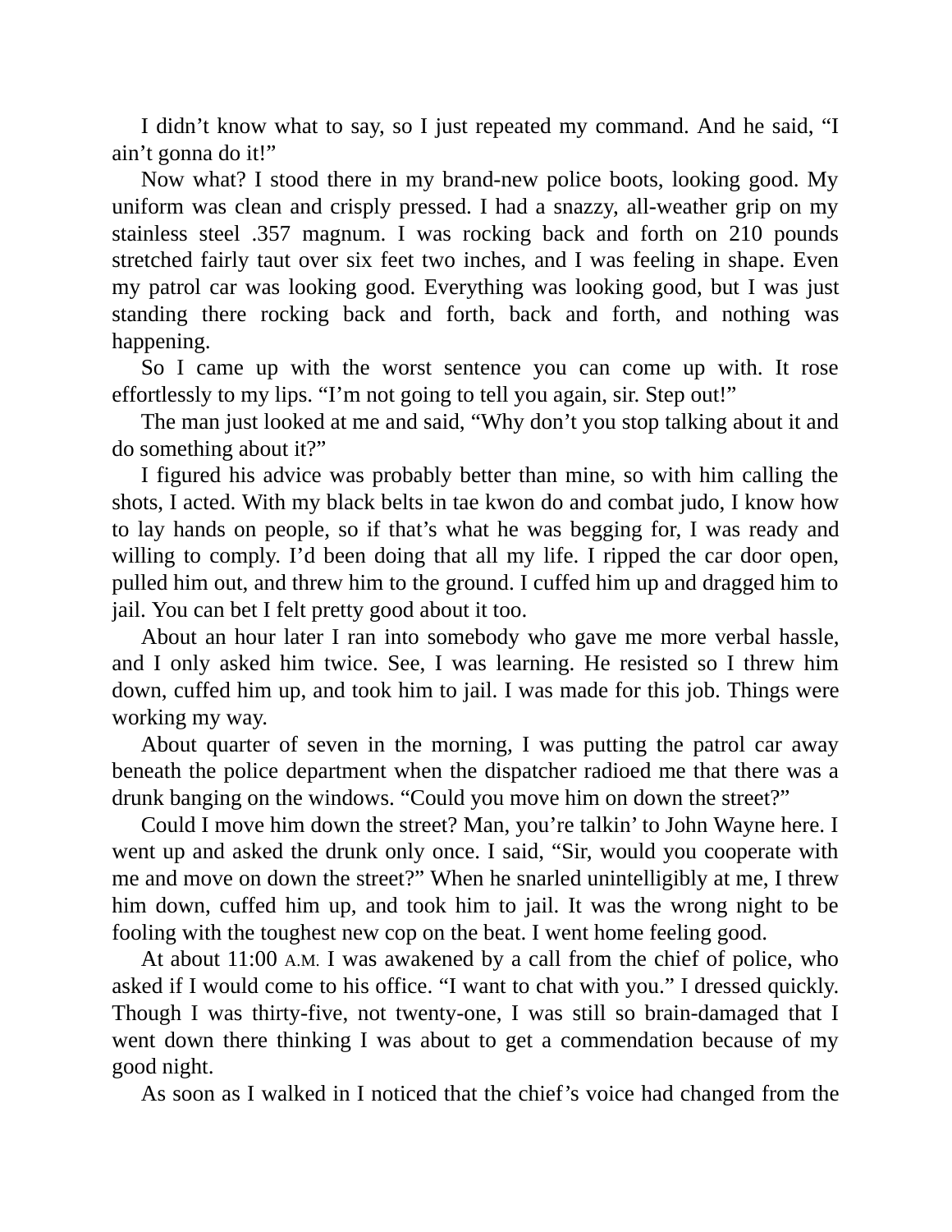I didn't know what to say, so I just repeated my command. And he said, "I ain't gonna do it!"

Now what? I stood there in my brand-new police boots, looking good. My uniform was clean and crisply pressed. I had a snazzy, all-weather grip on my stainless steel .357 magnum. I was rocking back and forth on 210 pounds stretched fairly taut over six feet two inches, and I was feeling in shape. Even my patrol car was looking good. Everything was looking good, but I was just standing there rocking back and forth, back and forth, and nothing was happening.

So I came up with the worst sentence you can come up with. It rose effortlessly to my lips. "I'm not going to tell you again, sir. Step out!"

The man just looked at me and said, "Why don't you stop talking about it and do something about it?"

I figured his advice was probably better than mine, so with him calling the shots, I acted. With my black belts in tae kwon do and combat judo, I know how to lay hands on people, so if that's what he was begging for, I was ready and willing to comply. I'd been doing that all my life. I ripped the car door open, pulled him out, and threw him to the ground. I cuffed him up and dragged him to jail. You can bet I felt pretty good about it too.

About an hour later I ran into somebody who gave me more verbal hassle, and I only asked him twice. See, I was learning. He resisted so I threw him down, cuffed him up, and took him to jail. I was made for this job. Things were working my way.

About quarter of seven in the morning, I was putting the patrol car away beneath the police department when the dispatcher radioed me that there was a drunk banging on the windows. "Could you move him on down the street?"

Could I move him down the street? Man, you're talkin' to John Wayne here. I went up and asked the drunk only once. I said, "Sir, would you cooperate with me and move on down the street?" When he snarled unintelligibly at me, I threw him down, cuffed him up, and took him to jail. It was the wrong night to be fooling with the toughest new cop on the beat. I went home feeling good.

At about 11:00 A.M. I was awakened by a call from the chief of police, who asked if I would come to his office. "I want to chat with you." I dressed quickly. Though I was thirty-five, not twenty-one, I was still so brain-damaged that I went down there thinking I was about to get a commendation because of my good night.

As soon as I walked in I noticed that the chief's voice had changed from the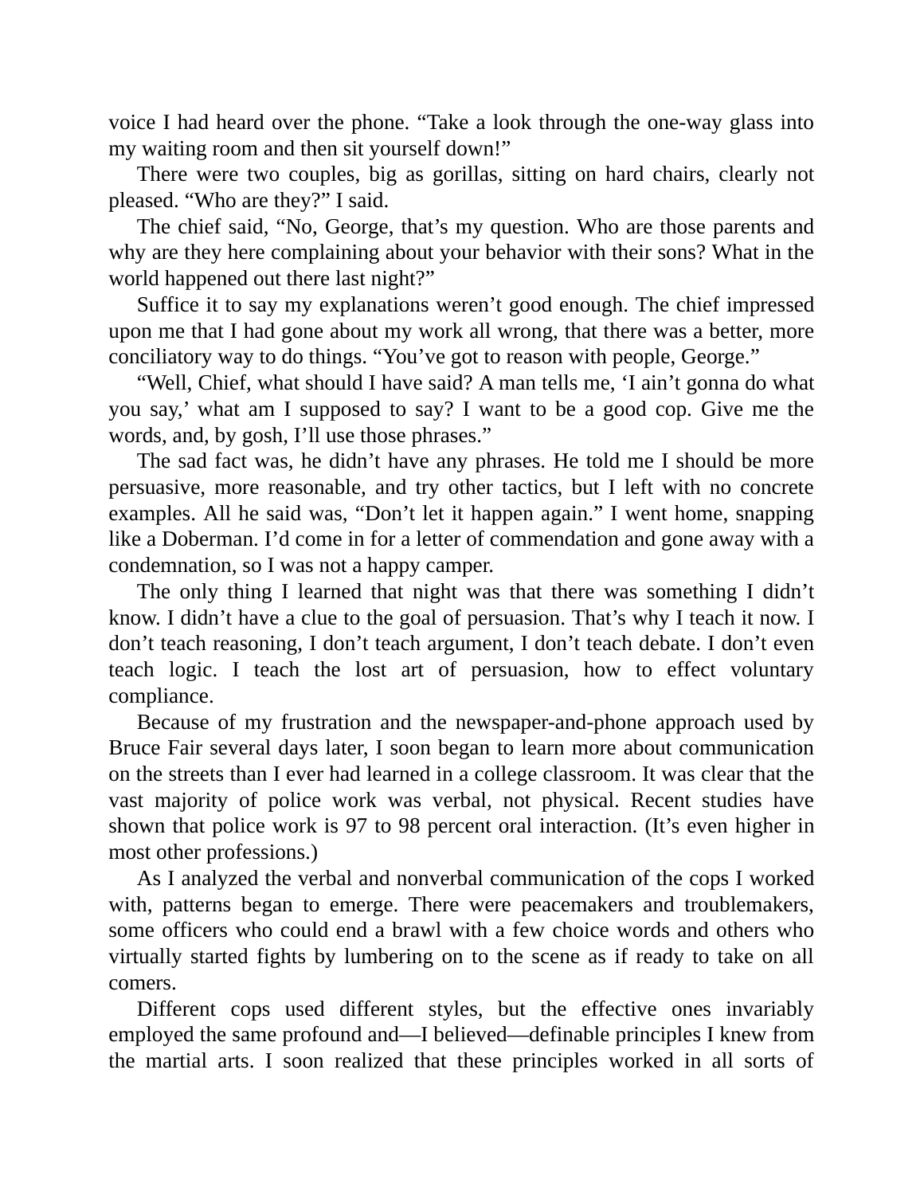voice I had heard over the phone. “Take a look through the one-way glass into my waiting room and then sit yourself down!”

There were two couples, big as gorillas, sitting on hard chairs, clearly not pleased. “Who are they?” I said.

The chief said, “No, George, that’s my question. Who are those parents and why are they here complaining about your behavior with their sons? What in the world happened out there last night?”

Suffice it to say my explanations weren’t good enough. The chief impressed upon me that I had gone about my work all wrong, that there was a better, more conciliatory way to do things. “You’ve got to reason with people, George.”

“Well, Chief, what should I have said? A man tells me, ‘I ain’t gonna do what you say,’ what am I supposed to say? I want to be a good cop. Give me the words, and, by gosh, I’ll use those phrases.”

The sad fact was, he didn’t have any phrases. He told me I should be more persuasive, more reasonable, and try other tactics, but I left with no concrete examples. All he said was, “Don’t let it happen again.” I went home, snapping like a Doberman. I’d come in for a letter of commendation and gone away with a condemnation, so I was not a happy camper.

The only thing I learned that night was that there was something I didn’t know. I didn’t have a clue to the goal of persuasion. That’s why I teach it now. I don’t teach reasoning, I don’t teach argument, I don’t teach debate. I don’t even teach logic. I teach the lost art of persuasion, how to effect voluntary compliance.

Because of my frustration and the newspaper-and-phone approach used by Bruce Fair several days later, I soon began to learn more about communication on the streets than I ever had learned in a college classroom. It was clear that the vast majority of police work was verbal, not physical. Recent studies have shown that police work is 97 to 98 percent oral interaction. (It’s even higher in most other professions.)

As I analyzed the verbal and nonverbal communication of the cops I worked with, patterns began to emerge. There were peacemakers and troublemakers, some officers who could end a brawl with a few choice words and others who virtually started fights by lumbering on to the scene as if ready to take on all comers.

Different cops used different styles, but the effective ones invariably employed the same profound and—I believed—definable principles I knew from the martial arts. I soon realized that these principles worked in all sorts of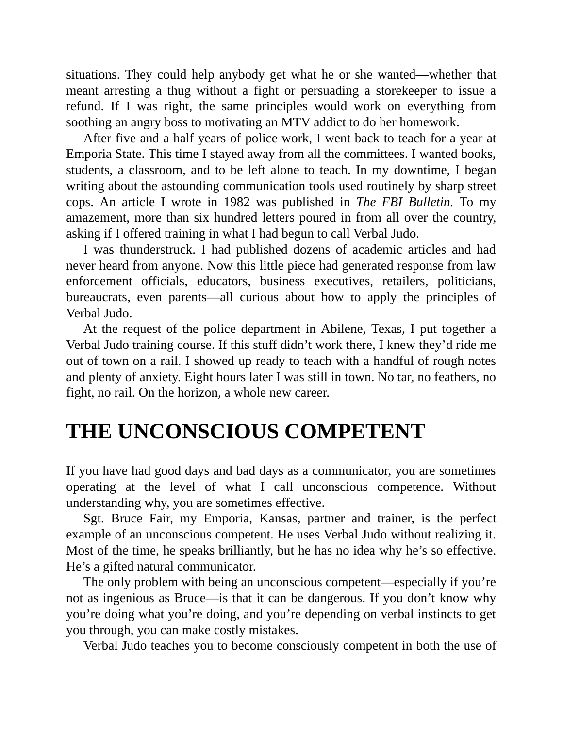situations. They could help anybody get what he or she wanted—whether that meant arresting a thug without a fight or persuading a storekeeper to issue a refund. If I was right, the same principles would work on everything from soothing an angry boss to motivating an MTV addict to do her homework.

After five and a half years of police work, I went back to teach for a year at Emporia State. This time I stayed away from all the committees. I wanted books, students, a classroom, and to be left alone to teach. In my downtime, I began writing about the astounding communication tools used routinely by sharp street cops. An article I wrote in 1982 was published in *The FBI Bulletin.* To my amazement, more than six hundred letters poured in from all over the country, asking if I offered training in what I had begun to call Verbal Judo.

I was thunderstruck. I had published dozens of academic articles and had never heard from anyone. Now this little piece had generated response from law enforcement officials, educators, business executives, retailers, politicians, bureaucrats, even parents—all curious about how to apply the principles of Verbal Judo.

At the request of the police department in Abilene, Texas, I put together a Verbal Judo training course. If this stuff didn't work there, I knew they'd ride me out of town on a rail. I showed up ready to teach with a handful of rough notes and plenty of anxiety. Eight hours later I was still in town. No tar, no feathers, no fight, no rail. On the horizon, a whole new career.

# THE UNCONSCIOUS COMPETENT

If you have had good days and bad days as a communicator, you are sometimes operating at the level of what I call unconscious competence. Without understanding why, you are sometimes effective.

Sgt. Bruce Fair, my Emporia, Kansas, partner and trainer, is the perfect example of an unconscious competent. He uses Verbal Judo without realizing it. Most of the time, he speaks brilliantly, but he has no idea why he's so effective. He's a gifted natural communicator.

The only problem with being an unconscious competent—especially if you're not as ingenious as Bruce—is that it can be dangerous. If you don't know why you're doing what you're doing, and you're depending on verbal instincts to get you through, you can make costly mistakes.

Verbal Judo teaches you to become consciously competent in both the use of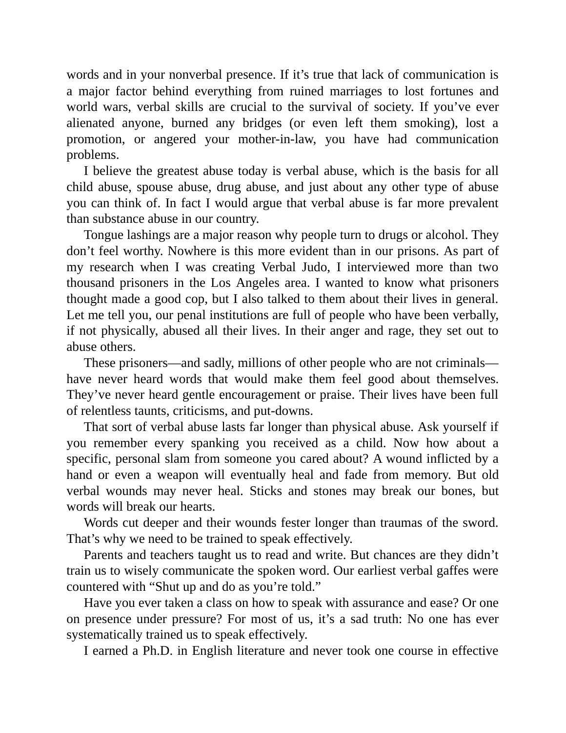words and in your nonverbal presence. If it's true that lack of communication is a major factor behind everything from ruined marriages to lost fortunes and world wars, verbal skills are crucial to the survival of society. If you've ever alienated anyone, burned any bridges (or even left them smoking), lost a promotion, or angered your mother-in-law, you have had communication problems.

I believe the greatest abuse today is verbal abuse, which is the basis for all child abuse, spouse abuse, drug abuse, and just about any other type of abuse you can think of. In fact I would argue that verbal abuse is far more prevalent than substance abuse in our country.

Tongue lashings are a major reason why people turn to drugs or alcohol. They don't feel worthy. Nowhere is this more evident than in our prisons. As part of my research when I was creating Verbal Judo, I interviewed more than two thousand prisoners in the Los Angeles area. I wanted to know what prisoners thought made a good cop, but I also talked to them about their lives in general. Let me tell you, our penal institutions are full of people who have been verbally, if not physically, abused all their lives. In their anger and rage, they set out to abuse others.

These prisoners—and sadly, millions of other people who are not criminals—have never heard words that would make them feel good about themselves. They've never heard gentle encouragement or praise. Their lives have been full of relentless taunts, criticisms, and put-downs.

That sort of verbal abuse lasts far longer than physical abuse. Ask yourself if you remember every spanking you received as a child. Now how about a specific, personal slam from someone you cared about? A wound inflicted by a hand or even a weapon will eventually heal and fade from memory. But old verbal wounds may never heal. Sticks and stones may break our bones, but words will break our hearts.

Words cut deeper and their wounds fester longer than traumas of the sword. That's why we need to be trained to speak effectively.

Parents and teachers taught us to read and write. But chances are they didn't train us to wisely communicate the spoken word. Our earliest verbal gaffes were countered with "Shut up and do as you're told."

Have you ever taken a class on how to speak with assurance and ease? Or one on presence under pressure? For most of us, it's a sad truth: No one has ever systematically trained us to speak effectively.

I earned a Ph.D. in English literature and never took one course in effective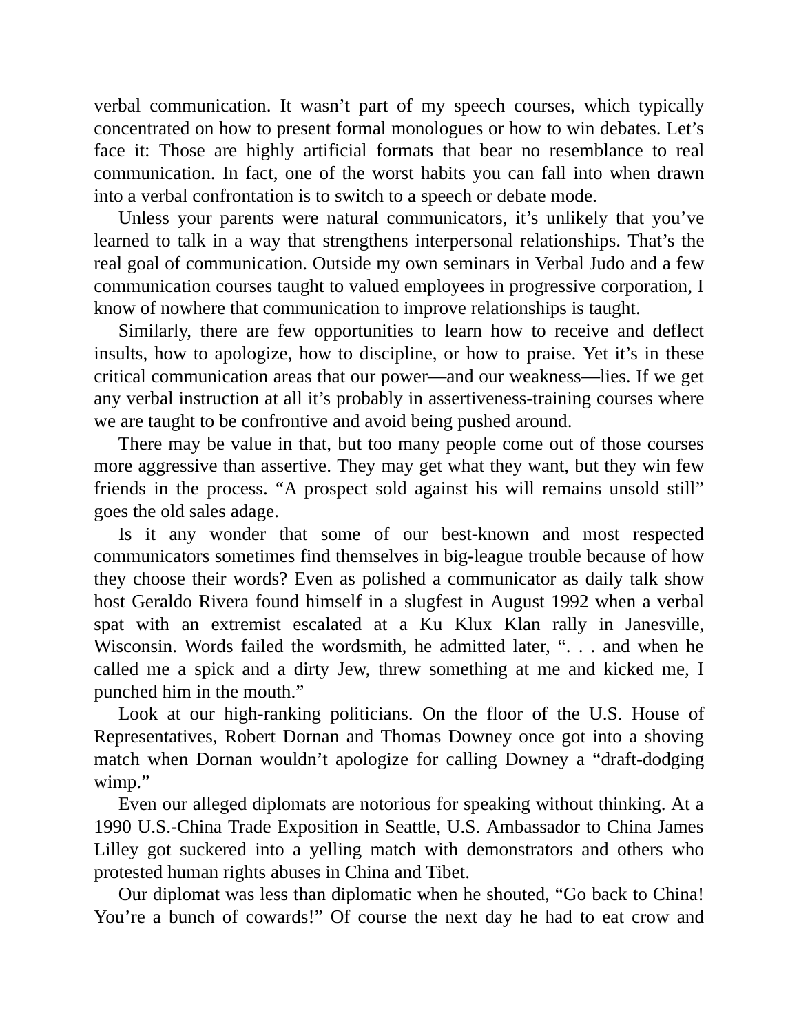verbal communication. It wasn't part of my speech courses, which typically concentrated on how to present formal monologues or how to win debates. Let's face it: Those are highly artificial formats that bear no resemblance to real communication. In fact, one of the worst habits you can fall into when drawn into a verbal confrontation is to switch to a speech or debate mode.

Unless your parents were natural communicators, it's unlikely that you've learned to talk in a way that strengthens interpersonal relationships. That's the real goal of communication. Outside my own seminars in Verbal Judo and a few communication courses taught to valued employees in progressive corporation, I know of nowhere that communication to improve relationships is taught.

Similarly, there are few opportunities to learn how to receive and deflect insults, how to apologize, how to discipline, or how to praise. Yet it's in these critical communication areas that our power—and our weakness—lies. If we get any verbal instruction at all it's probably in assertiveness-training courses where we are taught to be confrontive and avoid being pushed around.

There may be value in that, but too many people come out of those courses more aggressive than assertive. They may get what they want, but they win few friends in the process. "A prospect sold against his will remains unsold still" goes the old sales adage.

Is it any wonder that some of our best-known and most respected communicators sometimes find themselves in big-league trouble because of how they choose their words? Even as polished a communicator as daily talk show host Geraldo Rivera found himself in a slugfest in August 1992 when a verbal spat with an extremist escalated at a Ku Klux Klan rally in Janesville, Wisconsin. Words failed the wordsmith, he admitted later, ". . . and when he called me a spick and a dirty Jew, threw something at me and kicked me, I punched him in the mouth."

Look at our high-ranking politicians. On the floor of the U.S. House of Representatives, Robert Dornan and Thomas Downey once got into a shoving match when Dornan wouldn't apologize for calling Downey a "draft-dodging wimp."

Even our alleged diplomats are notorious for speaking without thinking. At a 1990 U.S.-China Trade Exposition in Seattle, U.S. Ambassador to China James Lilley got suckered into a yelling match with demonstrators and others who protested human rights abuses in China and Tibet.

Our diplomat was less than diplomatic when he shouted, "Go back to China! You're a bunch of cowards!" Of course the next day he had to eat crow and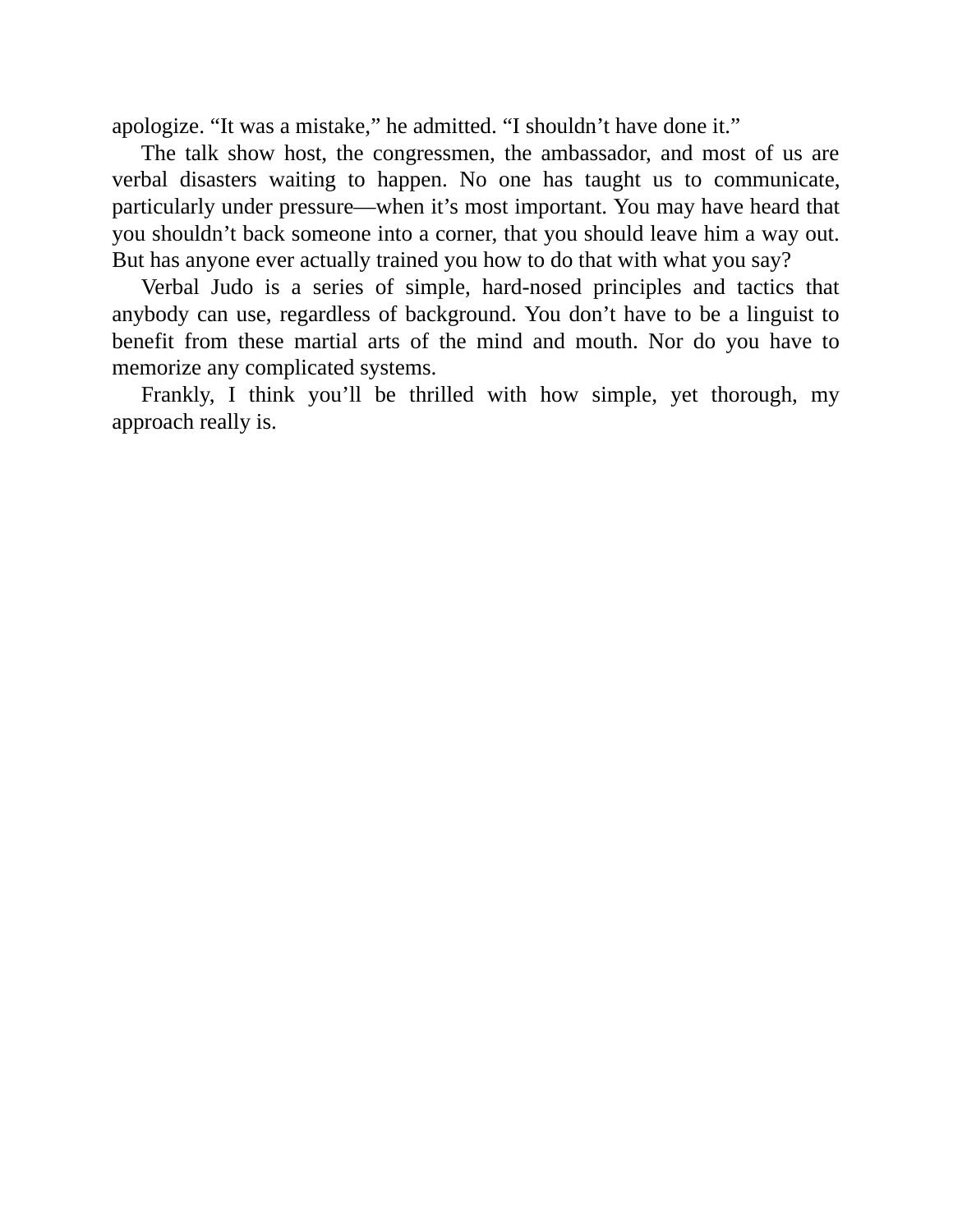apologize. "It was a mistake," he admitted. "I shouldn't have done it."

The talk show host, the congressmen, the ambassador, and most of us are verbal disasters waiting to happen. No one has taught us to communicate, particularly under pressure—when it's most important. You may have heard that you shouldn't back someone into a corner, that you should leave him a way out. But has anyone ever actually trained you how to do that with what you say?

Verbal Judo is a series of simple, hard-nosed principles and tactics that anybody can use, regardless of background. You don't have to be a linguist to benefit from these martial arts of the mind and mouth. Nor do you have to memorize any complicated systems.

Frankly, I think you'll be thrilled with how simple, yet thorough, my approach really is.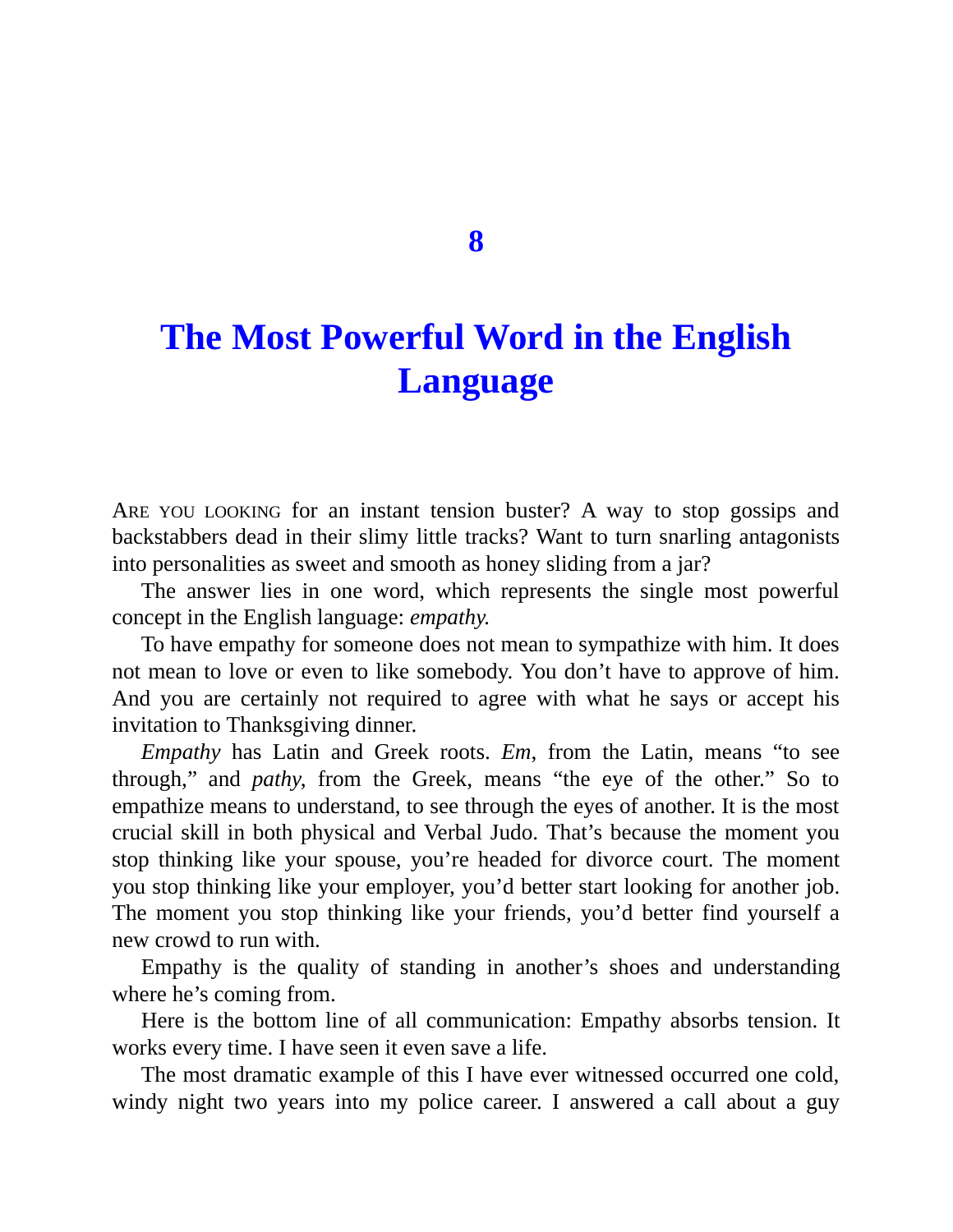# 8

# The Most Powerful Word in the English Language

ARE YOU LOOKING for an instant tension buster? A way to stop gossips and backstabbers dead in their slimy little tracks? Want to turn snarling antagonists into personalities as sweet and smooth as honey sliding from a jar?

The answer lies in one word, which represents the single most powerful concept in the English language: *empathy.*

To have empathy for someone does not mean to sympathize with him. It does not mean to love or even to like somebody. You don't have to approve of him. And you are certainly not required to agree with what he says or accept his invitation to Thanksgiving dinner.

*Empathy* has Latin and Greek roots. *Em*, from the Latin, means "to see through," and *pathy*, from the Greek, means "the eye of the other." So to empathize means to understand, to see through the eyes of another. It is the most crucial skill in both physical and Verbal Judo. That's because the moment you stop thinking like your spouse, you're headed for divorce court. The moment you stop thinking like your employer, you'd better start looking for another job. The moment you stop thinking like your friends, you'd better find yourself a new crowd to run with.

Empathy is the quality of standing in another's shoes and understanding where he's coming from.

Here is the bottom line of all communication: Empathy absorbs tension. It works every time. I have seen it even save a life.

The most dramatic example of this I have ever witnessed occurred one cold, windy night two years into my police career. I answered a call about a guy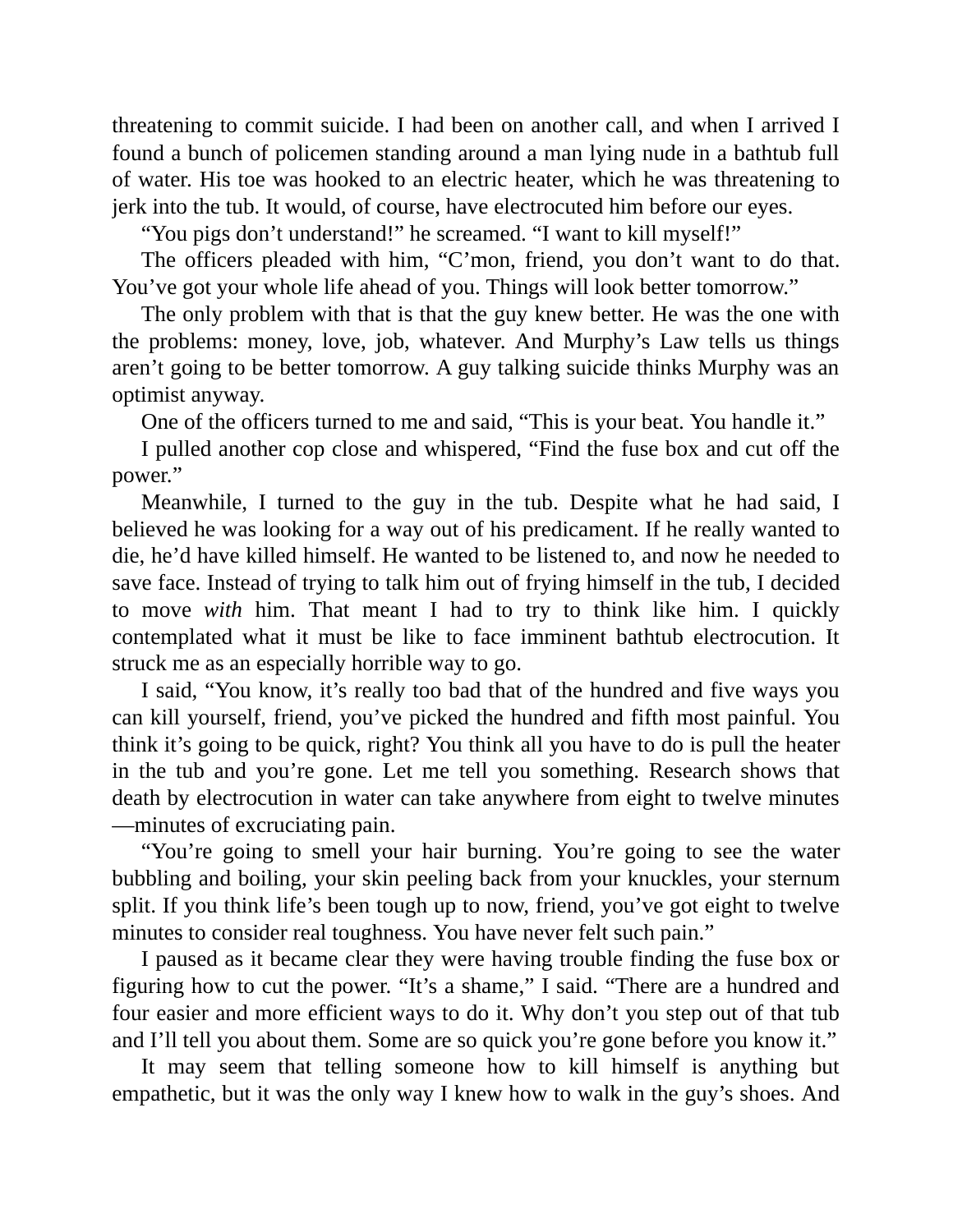threatening to commit suicide. I had been on another call, and when I arrived I found a bunch of policemen standing around a man lying nude in a bathtub full of water. His toe was hooked to an electric heater, which he was threatening to jerk into the tub. It would, of course, have electrocuted him before our eyes.

"You pigs don't understand!" he screamed. "I want to kill myself!"

The officers pleaded with him, "C'mon, friend, you don't want to do that. You've got your whole life ahead of you. Things will look better tomorrow."

The only problem with that is that the guy knew better. He was the one with the problems: money, love, job, whatever. And Murphy's Law tells us things aren't going to be better tomorrow. A guy talking suicide thinks Murphy was an optimist anyway.

One of the officers turned to me and said, "This is your beat. You handle it."

I pulled another cop close and whispered, "Find the fuse box and cut off the power."

Meanwhile, I turned to the guy in the tub. Despite what he had said, I believed he was looking for a way out of his predicament. If he really wanted to die, he'd have killed himself. He wanted to be listened to, and now he needed to save face. Instead of trying to talk him out of frying himself in the tub, I decided to move *with* him. That meant I had to try to think like him. I quickly contemplated what it must be like to face imminent bathtub electrocution. It struck me as an especially horrible way to go.

I said, "You know, it's really too bad that of the hundred and five ways you can kill yourself, friend, you've picked the hundred and fifth most painful. You think it's going to be quick, right? You think all you have to do is pull the heater in the tub and you're gone. Let me tell you something. Research shows that death by electrocution in water can take anywhere from eight to twelve minutes—minutes of excruciating pain.

"You're going to smell your hair burning. You're going to see the water bubbling and boiling, your skin peeling back from your knuckles, your sternum split. If you think life's been tough up to now, friend, you've got eight to twelve minutes to consider real toughness. You have never felt such pain."

I paused as it became clear they were having trouble finding the fuse box or figuring how to cut the power. "It's a shame," I said. "There are a hundred and four easier and more efficient ways to do it. Why don't you step out of that tub and I'll tell you about them. Some are so quick you're gone before you know it."

It may seem that telling someone how to kill himself is anything but empathetic, but it was the only way I knew how to walk in the guy's shoes. And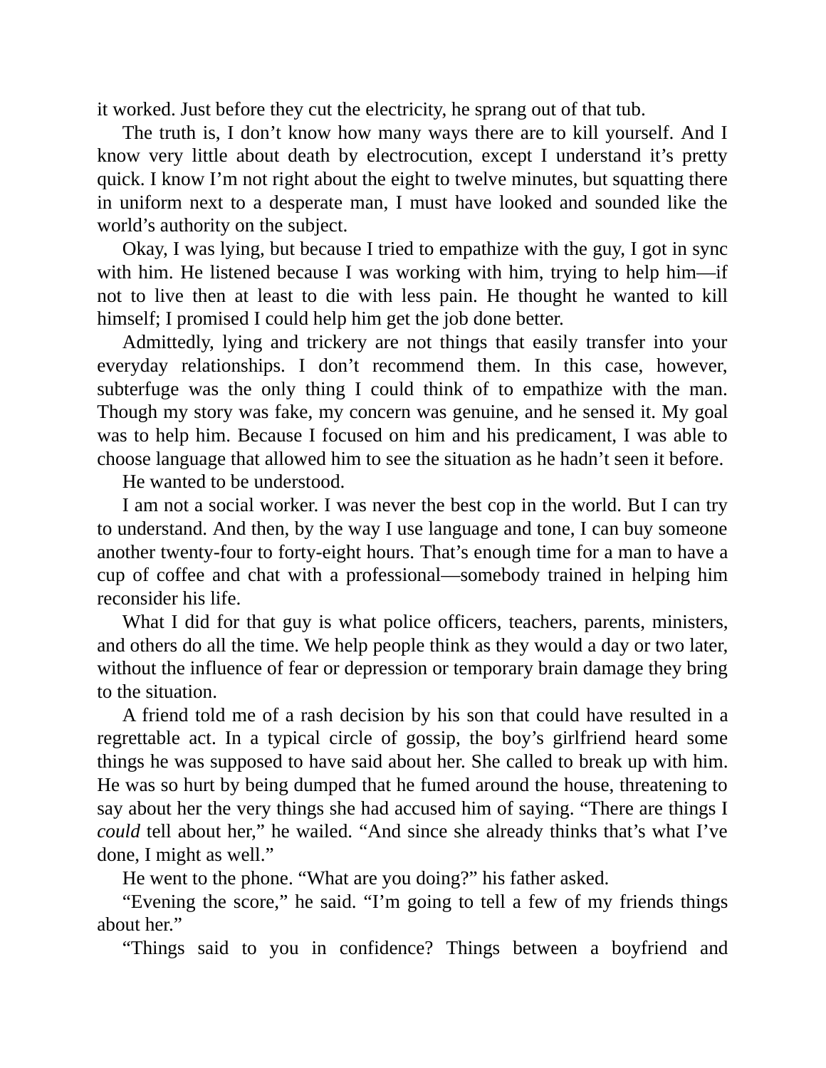it worked. Just before they cut the electricity, he sprang out of that tub.

The truth is, I don't know how many ways there are to kill yourself. And I know very little about death by electrocution, except I understand it's pretty quick. I know I'm not right about the eight to twelve minutes, but squatting there in uniform next to a desperate man, I must have looked and sounded like the world's authority on the subject.

Okay, I was lying, but because I tried to empathize with the guy, I got in sync with him. He listened because I was working with him, trying to help him—if not to live then at least to die with less pain. He thought he wanted to kill himself; I promised I could help him get the job done better.

Admittedly, lying and trickery are not things that easily transfer into your everyday relationships. I don't recommend them. In this case, however, subterfuge was the only thing I could think of to empathize with the man. Though my story was fake, my concern was genuine, and he sensed it. My goal was to help him. Because I focused on him and his predicament, I was able to choose language that allowed him to see the situation as he hadn't seen it before.

He wanted to be understood.

I am not a social worker. I was never the best cop in the world. But I can try to understand. And then, by the way I use language and tone, I can buy someone another twenty-four to forty-eight hours. That's enough time for a man to have a cup of coffee and chat with a professional—somebody trained in helping him reconsider his life.

What I did for that guy is what police officers, teachers, parents, ministers, and others do all the time. We help people think as they would a day or two later, without the influence of fear or depression or temporary brain damage they bring to the situation.

A friend told me of a rash decision by his son that could have resulted in a regrettable act. In a typical circle of gossip, the boy's girlfriend heard some things he was supposed to have said about her. She called to break up with him. He was so hurt by being dumped that he fumed around the house, threatening to say about her the very things she had accused him of saying. "There are things I *could* tell about her," he wailed. "And since she already thinks that's what I've done, I might as well."

He went to the phone. "What are you doing?" his father asked.

"Evening the score," he said. "I'm going to tell a few of my friends things about her."

"Things said to you in confidence? Things between a boyfriend and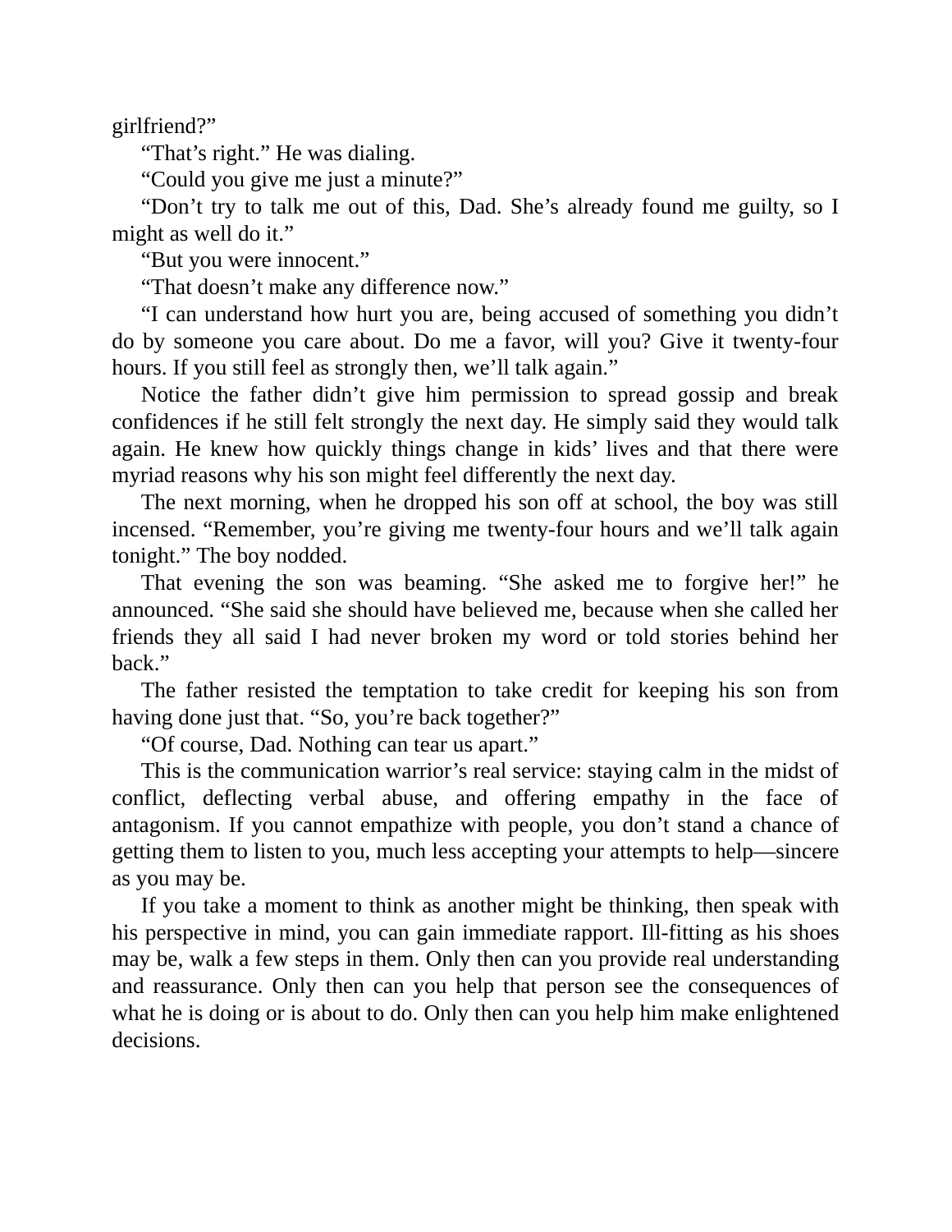girlfriend?”

“That’s right.” He was dialing.

“Could you give me just a minute?”

“Don’t try to talk me out of this, Dad. She’s already found me guilty, so I might as well do it.”

“But you were innocent.”

“That doesn’t make any difference now.”

“I can understand how hurt you are, being accused of something you didn’t do by someone you care about. Do me a favor, will you? Give it twenty-four hours. If you still feel as strongly then, we’ll talk again.”

Notice the father didn’t give him permission to spread gossip and break confidences if he still felt strongly the next day. He simply said they would talk again. He knew how quickly things change in kids’ lives and that there were myriad reasons why his son might feel differently the next day.

The next morning, when he dropped his son off at school, the boy was still incensed. “Remember, you’re giving me twenty-four hours and we’ll talk again tonight.” The boy nodded.

That evening the son was beaming. “She asked me to forgive her!” he announced. “She said she should have believed me, because when she called her friends they all said I had never broken my word or told stories behind her back.”

The father resisted the temptation to take credit for keeping his son from having done just that. “So, you’re back together?”

“Of course, Dad. Nothing can tear us apart.”

This is the communication warrior’s real service: staying calm in the midst of conflict, deflecting verbal abuse, and offering empathy in the face of antagonism. If you cannot empathize with people, you don’t stand a chance of getting them to listen to you, much less accepting your attempts to help—sincere as you may be.

If you take a moment to think as another might be thinking, then speak with his perspective in mind, you can gain immediate rapport. Ill-fitting as his shoes may be, walk a few steps in them. Only then can you provide real understanding and reassurance. Only then can you help that person see the consequences of what he is doing or is about to do. Only then can you help him make enlightened decisions.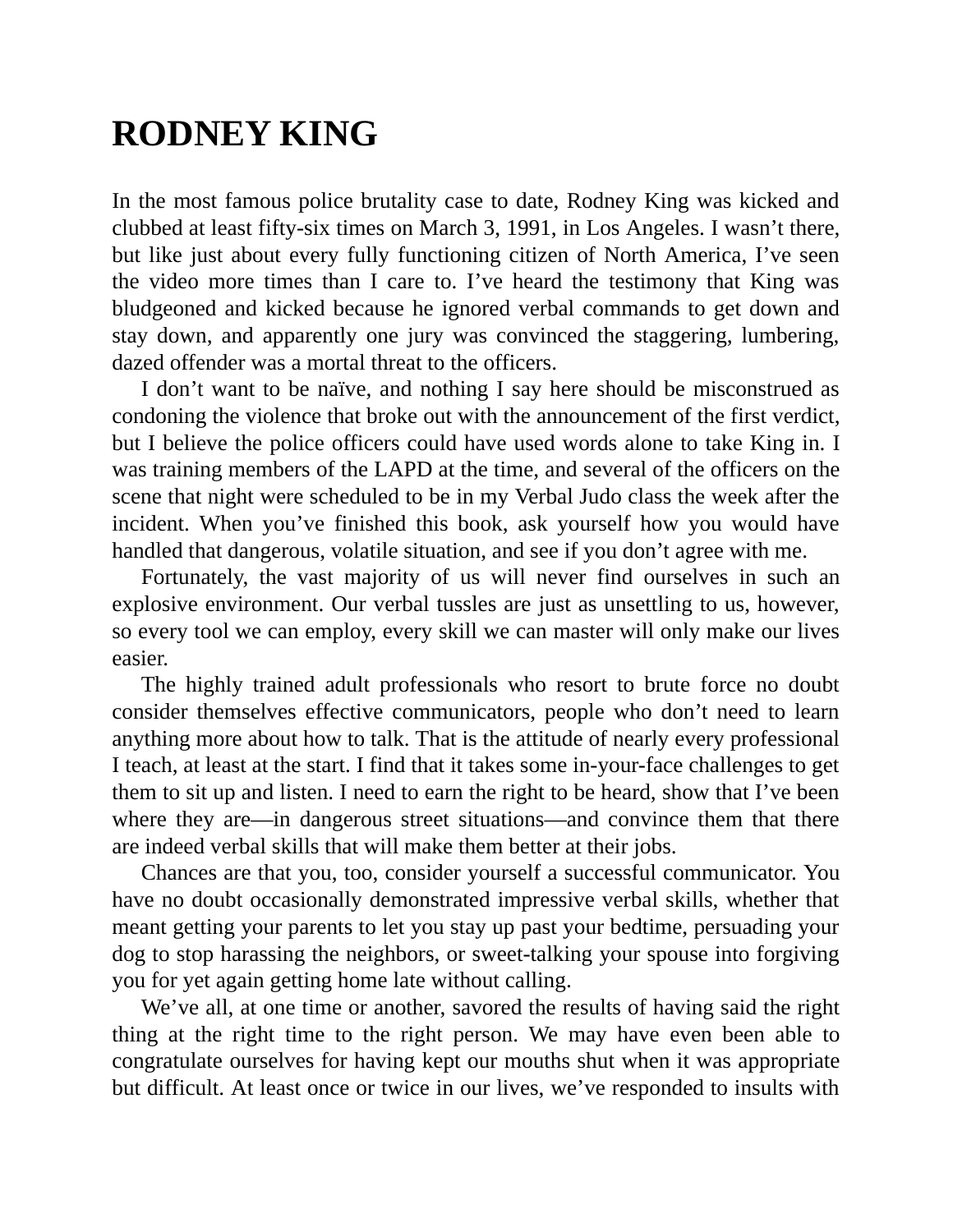# RODNEY KING

In the most famous police brutality case to date, Rodney King was kicked and clubbed at least fifty-six times on March 3, 1991, in Los Angeles. I wasn't there, but like just about every fully functioning citizen of North America, I've seen the video more times than I care to. I've heard the testimony that King was bludgeoned and kicked because he ignored verbal commands to get down and stay down, and apparently one jury was convinced the staggering, lumbering, dazed offender was a mortal threat to the officers.

I don't want to be naïve, and nothing I say here should be misconstrued as condoning the violence that broke out with the announcement of the first verdict, but I believe the police officers could have used words alone to take King in. I was training members of the LAPD at the time, and several of the officers on the scene that night were scheduled to be in my Verbal Judo class the week after the incident. When you've finished this book, ask yourself how you would have handled that dangerous, volatile situation, and see if you don't agree with me.

Fortunately, the vast majority of us will never find ourselves in such an explosive environment. Our verbal tussles are just as unsettling to us, however, so every tool we can employ, every skill we can master will only make our lives easier.

The highly trained adult professionals who resort to brute force no doubt consider themselves effective communicators, people who don't need to learn anything more about how to talk. That is the attitude of nearly every professional I teach, at least at the start. I find that it takes some in-your-face challenges to get them to sit up and listen. I need to earn the right to be heard, show that I've been where they are—in dangerous street situations—and convince them that there are indeed verbal skills that will make them better at their jobs.

Chances are that you, too, consider yourself a successful communicator. You have no doubt occasionally demonstrated impressive verbal skills, whether that meant getting your parents to let you stay up past your bedtime, persuading your dog to stop harassing the neighbors, or sweet-talking your spouse into forgiving you for yet again getting home late without calling.

We've all, at one time or another, savored the results of having said the right thing at the right time to the right person. We may have even been able to congratulate ourselves for having kept our mouths shut when it was appropriate but difficult. At least once or twice in our lives, we've responded to insults with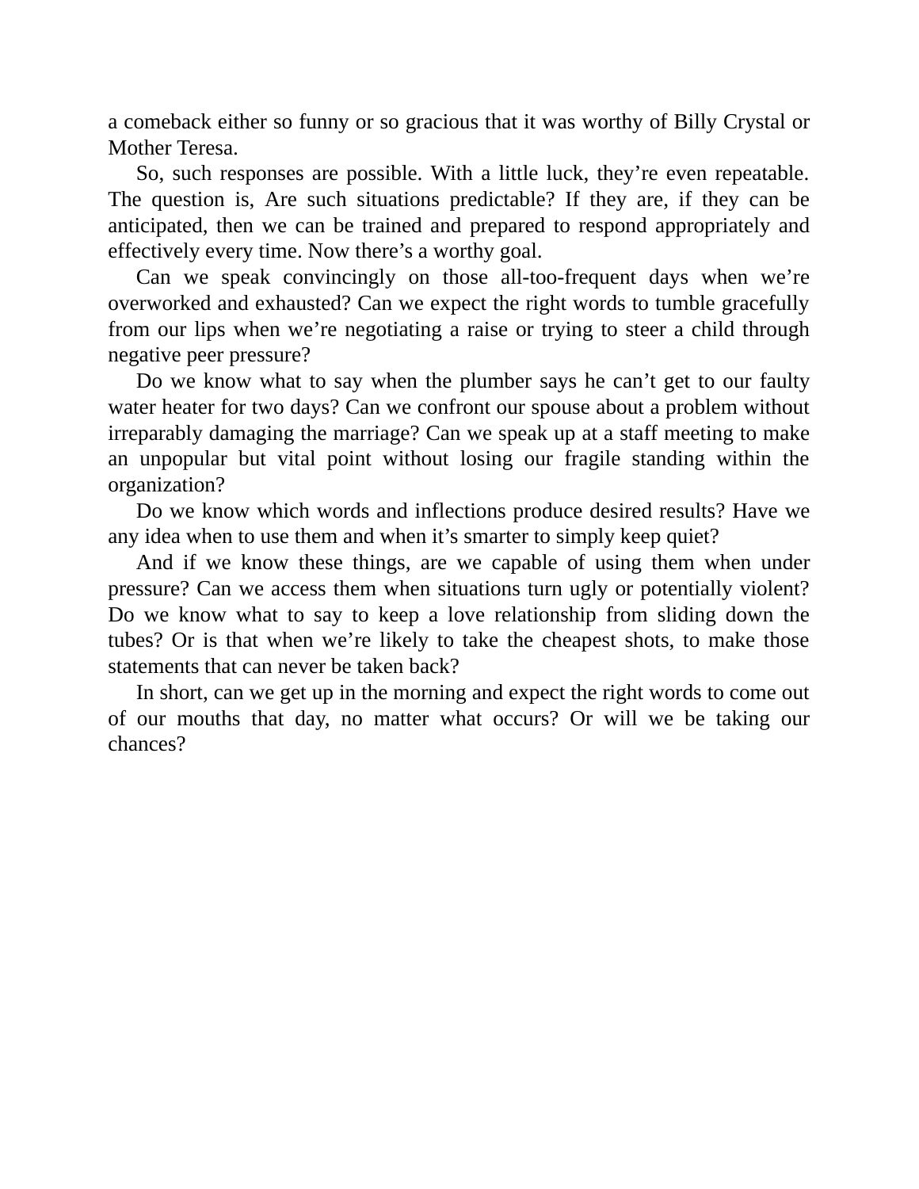a comeback either so funny or so gracious that it was worthy of Billy Crystal or Mother Teresa.

So, such responses are possible. With a little luck, they're even repeatable. The question is, Are such situations predictable? If they are, if they can be anticipated, then we can be trained and prepared to respond appropriately and effectively every time. Now there's a worthy goal.

Can we speak convincingly on those all-too-frequent days when we're overworked and exhausted? Can we expect the right words to tumble gracefully from our lips when we're negotiating a raise or trying to steer a child through negative peer pressure?

Do we know what to say when the plumber says he can't get to our faulty water heater for two days? Can we confront our spouse about a problem without irreparably damaging the marriage? Can we speak up at a staff meeting to make an unpopular but vital point without losing our fragile standing within the organization?

Do we know which words and inflections produce desired results? Have we any idea when to use them and when it's smarter to simply keep quiet?

And if we know these things, are we capable of using them when under pressure? Can we access them when situations turn ugly or potentially violent? Do we know what to say to keep a love relationship from sliding down the tubes? Or is that when we're likely to take the cheapest shots, to make those statements that can never be taken back?

In short, can we get up in the morning and expect the right words to come out of our mouths that day, no matter what occurs? Or will we be taking our chances?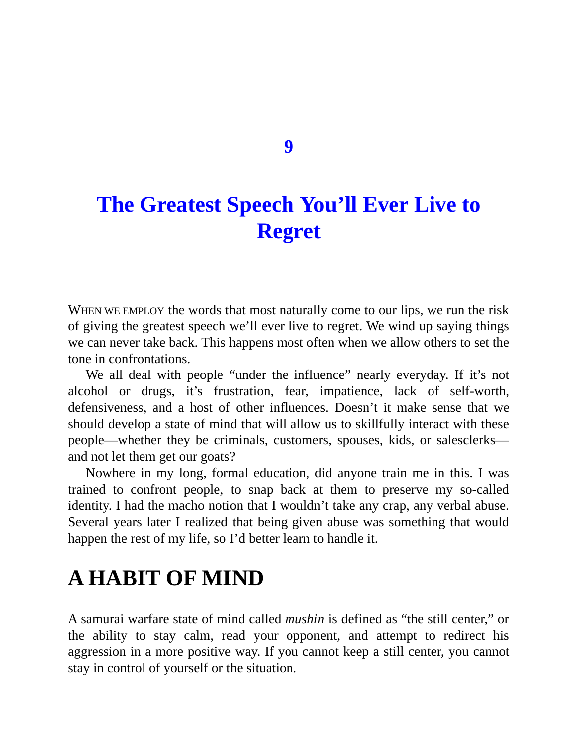# 9

# The Greatest Speech You'll Ever Live to Regret

WHEN WE EMPLOY the words that most naturally come to our lips, we run the risk of giving the greatest speech we'll ever live to regret. We wind up saying things we can never take back. This happens most often when we allow others to set the tone in confrontations.

We all deal with people "under the influence" nearly everyday. If it's not alcohol or drugs, it's frustration, fear, impatience, lack of self-worth, defensiveness, and a host of other influences. Doesn't it make sense that we should develop a state of mind that will allow us to skillfully interact with these people—whether they be criminals, customers, spouses, kids, or salesclerks—and not let them get our goats?

Nowhere in my long, formal education, did anyone train me in this. I was trained to confront people, to snap back at them to preserve my so-called identity. I had the macho notion that I wouldn't take any crap, any verbal abuse. Several years later I realized that being given abuse was something that would happen the rest of my life, so I'd better learn to handle it.

## A HABIT OF MIND

A samurai warfare state of mind called *mushin* is defined as "the still center," or the ability to stay calm, read your opponent, and attempt to redirect his aggression in a more positive way. If you cannot keep a still center, you cannot stay in control of yourself or the situation.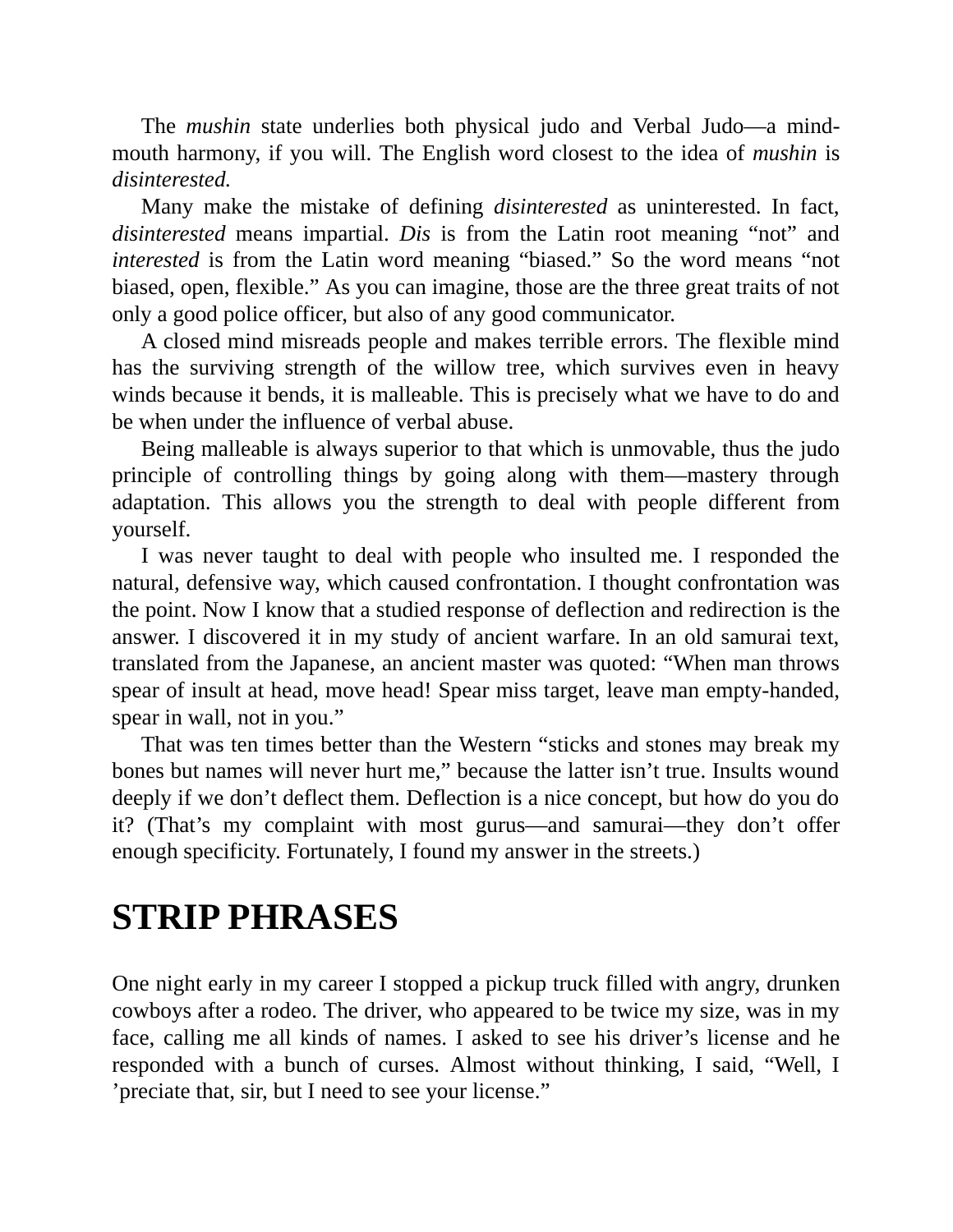The *mushin* state underlies both physical judo and Verbal Judo—a mind-mouth harmony, if you will. The English word closest to the idea of *mushin* is *disinterested.*

Many make the mistake of defining *disinterested* as uninterested. In fact, *disinterested* means impartial. *Dis* is from the Latin root meaning "not" and *interested* is from the Latin word meaning "biased." So the word means "not biased, open, flexible." As you can imagine, those are the three great traits of not only a good police officer, but also of any good communicator.

A closed mind misreads people and makes terrible errors. The flexible mind has the surviving strength of the willow tree, which survives even in heavy winds because it bends, it is malleable. This is precisely what we have to do and be when under the influence of verbal abuse.

Being malleable is always superior to that which is unmovable, thus the judo principle of controlling things by going along with them—mastery through adaptation. This allows you the strength to deal with people different from yourself.

I was never taught to deal with people who insulted me. I responded the natural, defensive way, which caused confrontation. I thought confrontation was the point. Now I know that a studied response of deflection and redirection is the answer. I discovered it in my study of ancient warfare. In an old samurai text, translated from the Japanese, an ancient master was quoted: "When man throws spear of insult at head, move head! Spear miss target, leave man empty-handed, spear in wall, not in you."

That was ten times better than the Western "sticks and stones may break my bones but names will never hurt me," because the latter isn't true. Insults wound deeply if we don't deflect them. Deflection is a nice concept, but how do you do it? (That's my complaint with most gurus—and samurai—they don't offer enough specificity. Fortunately, I found my answer in the streets.)

# STRIP PHRASES

One night early in my career I stopped a pickup truck filled with angry, drunken cowboys after a rodeo. The driver, who appeared to be twice my size, was in my face, calling me all kinds of names. I asked to see his driver's license and he responded with a bunch of curses. Almost without thinking, I said, "Well, I 'preciate that, sir, but I need to see your license."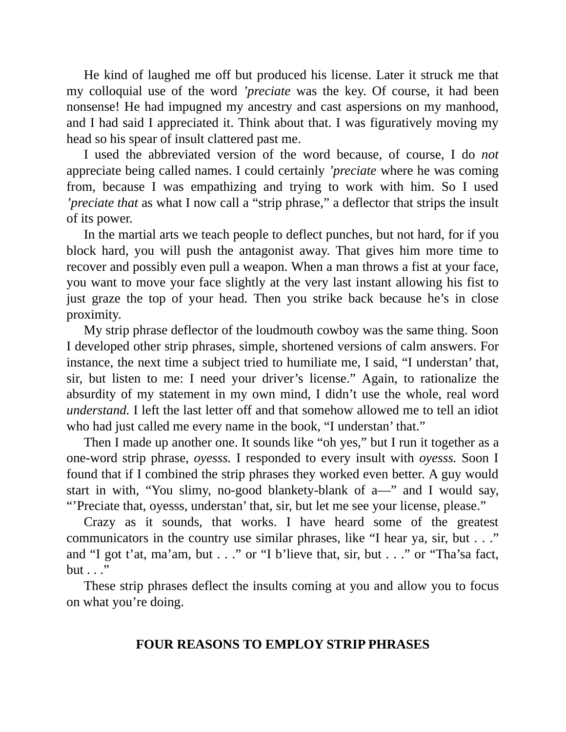He kind of laughed me off but produced his license. Later it struck me that my colloquial use of the word *'preciate* was the key. Of course, it had been nonsense! He had impugned my ancestry and cast aspersions on my manhood, and I had said I appreciated it. Think about that. I was figuratively moving my head so his spear of insult clattered past me.

I used the abbreviated version of the word because, of course, I do *not* appreciate being called names. I could certainly *'preciate* where he was coming from, because I was empathizing and trying to work with him. So I used *'preciate that* as what I now call a "strip phrase," a deflector that strips the insult of its power.

In the martial arts we teach people to deflect punches, but not hard, for if you block hard, you will push the antagonist away. That gives him more time to recover and possibly even pull a weapon. When a man throws a fist at your face, you want to move your face slightly at the very last instant allowing his fist to just graze the top of your head. Then you strike back because he's in close proximity.

My strip phrase deflector of the loudmouth cowboy was the same thing. Soon I developed other strip phrases, simple, shortened versions of calm answers. For instance, the next time a subject tried to humiliate me, I said, "I understan' that, sir, but listen to me: I need your driver's license." Again, to rationalize the absurdity of my statement in my own mind, I didn't use the whole, real word *understand.* I left the last letter off and that somehow allowed me to tell an idiot who had just called me every name in the book, "I understan' that."

Then I made up another one. It sounds like "oh yes," but I run it together as a one-word strip phrase, *oyesss.* I responded to every insult with *oyesss.* Soon I found that if I combined the strip phrases they worked even better. A guy would start in with, "You slimy, no-good blankety-blank of a—" and I would say, "'Preciate that, oyesss, understan' that, sir, but let me see your license, please."

Crazy as it sounds, that works. I have heard some of the greatest communicators in the country use similar phrases, like "I hear ya, sir, but . . ." and "I got t'at, ma'am, but . . ." or "I b'lieve that, sir, but . . ." or "Tha'sa fact, but . . ."

These strip phrases deflect the insults coming at you and allow you to focus on what you're doing.

## FOUR REASONS TO EMPLOY STRIP PHRASES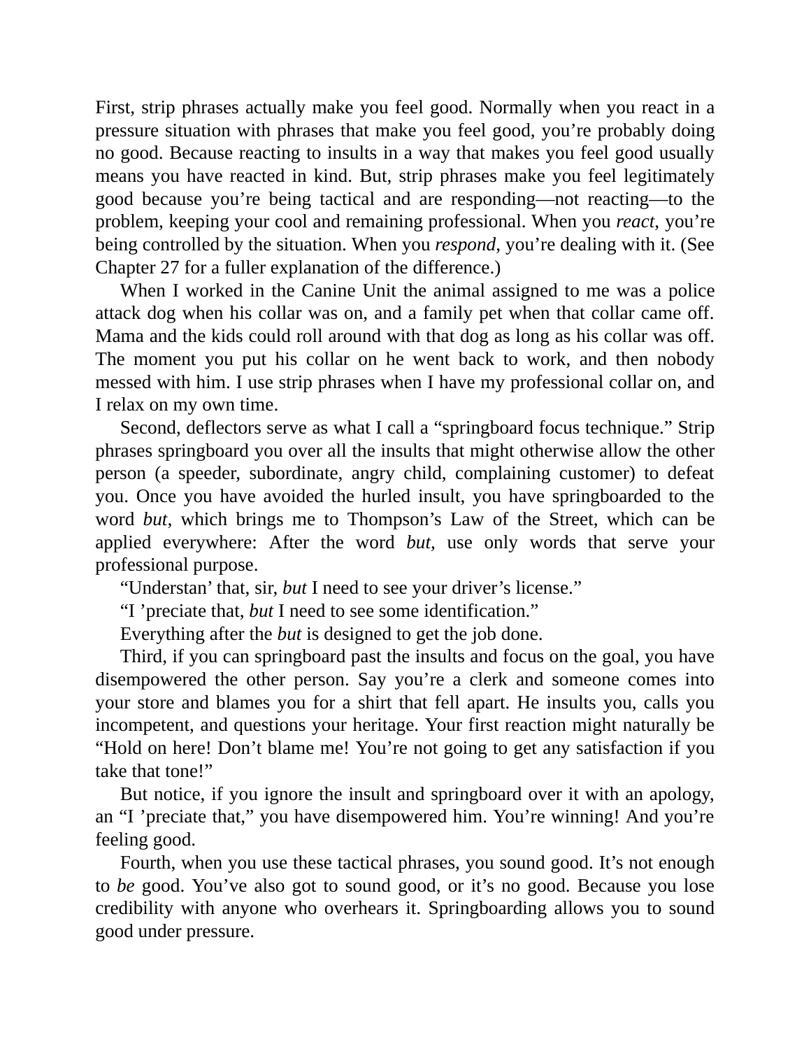First, strip phrases actually make you feel good. Normally when you react in a pressure situation with phrases that make you feel good, you're probably doing no good. Because reacting to insults in a way that makes you feel good usually means you have reacted in kind. But, strip phrases make you feel legitimately good because you're being tactical and are responding—not reacting—to the problem, keeping your cool and remaining professional. When you *react*, you're being controlled by the situation. When you *respond*, you're dealing with it. (See Chapter 27 for a fuller explanation of the difference.)

When I worked in the Canine Unit the animal assigned to me was a police attack dog when his collar was on, and a family pet when that collar came off. Mama and the kids could roll around with that dog as long as his collar was off. The moment you put his collar on he went back to work, and then nobody messed with him. I use strip phrases when I have my professional collar on, and I relax on my own time.

Second, deflectors serve as what I call a "springboard focus technique." Strip phrases springboard you over all the insults that might otherwise allow the other person (a speeder, subordinate, angry child, complaining customer) to defeat you. Once you have avoided the hurled insult, you have springboarded to the word *but*, which brings me to Thompson's Law of the Street, which can be applied everywhere: After the word *but,* use only words that serve your professional purpose.

"Understan' that, sir, *but* I need to see your driver's license."

"I 'preciate that, *but* I need to see some identification."

Everything after the *but* is designed to get the job done.

Third, if you can springboard past the insults and focus on the goal, you have disempowered the other person. Say you're a clerk and someone comes into your store and blames you for a shirt that fell apart. He insults you, calls you incompetent, and questions your heritage. Your first reaction might naturally be "Hold on here! Don't blame me! You're not going to get any satisfaction if you take that tone!"

But notice, if you ignore the insult and springboard over it with an apology, an "I 'preciate that," you have disempowered him. You're winning! And you're feeling good.

Fourth, when you use these tactical phrases, you sound good. It's not enough to *be* good. You've also got to sound good, or it's no good. Because you lose credibility with anyone who overhears it. Springboarding allows you to sound good under pressure.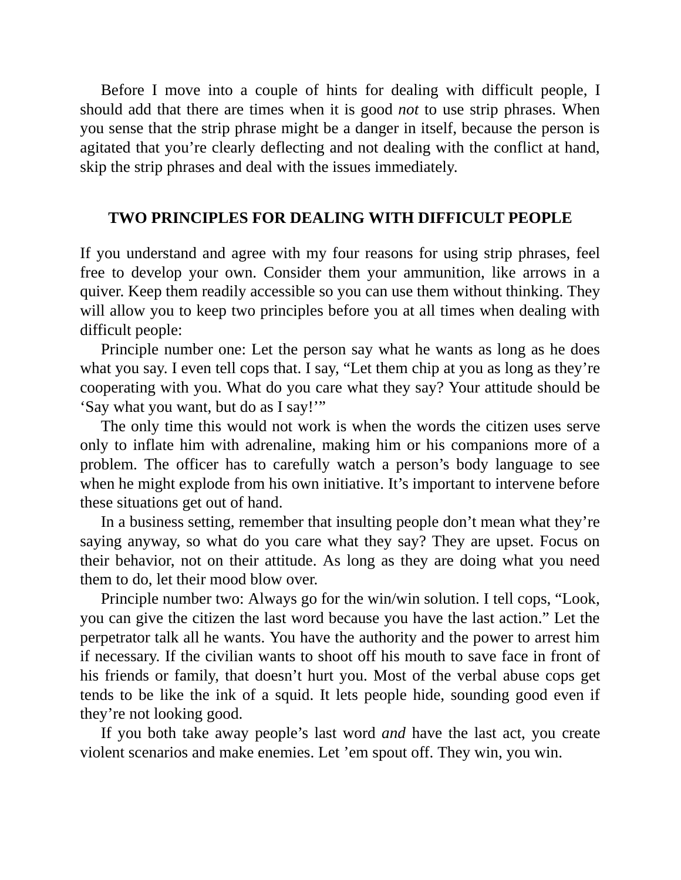Before I move into a couple of hints for dealing with difficult people, I should add that there are times when it is good *not* to use strip phrases. When you sense that the strip phrase might be a danger in itself, because the person is agitated that you're clearly deflecting and not dealing with the conflict at hand, skip the strip phrases and deal with the issues immediately.

## TWO PRINCIPLES FOR DEALING WITH DIFFICULT PEOPLE

If you understand and agree with my four reasons for using strip phrases, feel free to develop your own. Consider them your ammunition, like arrows in a quiver. Keep them readily accessible so you can use them without thinking. They will allow you to keep two principles before you at all times when dealing with difficult people:

Principle number one: Let the person say what he wants as long as he does what you say. I even tell cops that. I say, "Let them chip at you as long as they're cooperating with you. What do you care what they say? Your attitude should be 'Say what you want, but do as I say!'"

The only time this would not work is when the words the citizen uses serve only to inflate him with adrenaline, making him or his companions more of a problem. The officer has to carefully watch a person's body language to see when he might explode from his own initiative. It's important to intervene before these situations get out of hand.

In a business setting, remember that insulting people don't mean what they're saying anyway, so what do you care what they say? They are upset. Focus on their behavior, not on their attitude. As long as they are doing what you need them to do, let their mood blow over.

Principle number two: Always go for the win/win solution. I tell cops, "Look, you can give the citizen the last word because you have the last action." Let the perpetrator talk all he wants. You have the authority and the power to arrest him if necessary. If the civilian wants to shoot off his mouth to save face in front of his friends or family, that doesn't hurt you. Most of the verbal abuse cops get tends to be like the ink of a squid. It lets people hide, sounding good even if they're not looking good.

If you both take away people's last word *and* have the last act, you create violent scenarios and make enemies. Let 'em spout off. They win, you win.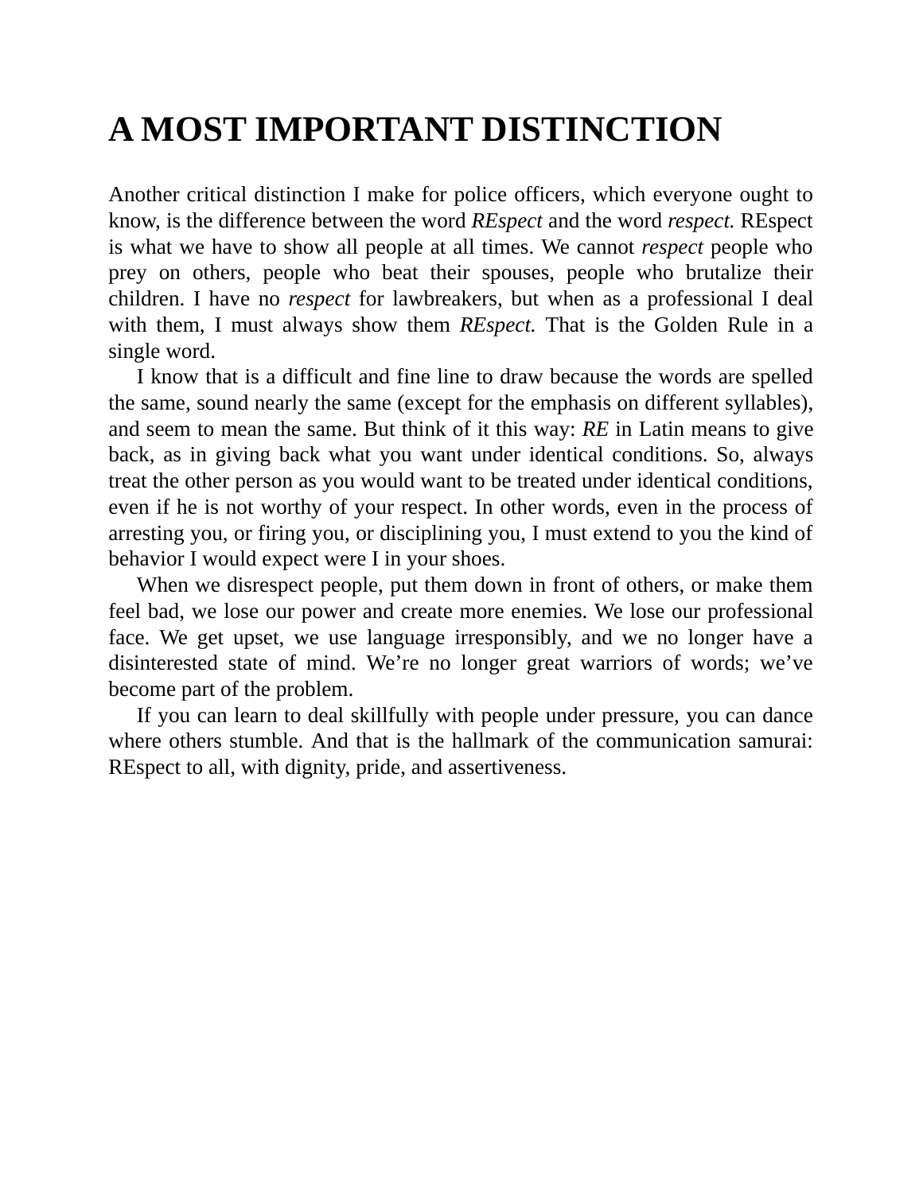# A MOST IMPORTANT DISTINCTION

Another critical distinction I make for police officers, which everyone ought to know, is the difference between the word *REspect* and the word *respect.* REspect is what we have to show all people at all times. We cannot *respect* people who prey on others, people who beat their spouses, people who brutalize their children. I have no *respect* for lawbreakers, but when as a professional I deal with them, I must always show them *REspect.* That is the Golden Rule in a single word.

I know that is a difficult and fine line to draw because the words are spelled the same, sound nearly the same (except for the emphasis on different syllables), and seem to mean the same. But think of it this way: *RE* in Latin means to give back, as in giving back what you want under identical conditions. So, always treat the other person as you would want to be treated under identical conditions, even if he is not worthy of your respect. In other words, even in the process of arresting you, or firing you, or disciplining you, I must extend to you the kind of behavior I would expect were I in your shoes.

When we disrespect people, put them down in front of others, or make them feel bad, we lose our power and create more enemies. We lose our professional face. We get upset, we use language irresponsibly, and we no longer have a disinterested state of mind. We're no longer great warriors of words; we've become part of the problem.

If you can learn to deal skillfully with people under pressure, you can dance where others stumble. And that is the hallmark of the communication samurai: REspect to all, with dignity, pride, and assertiveness.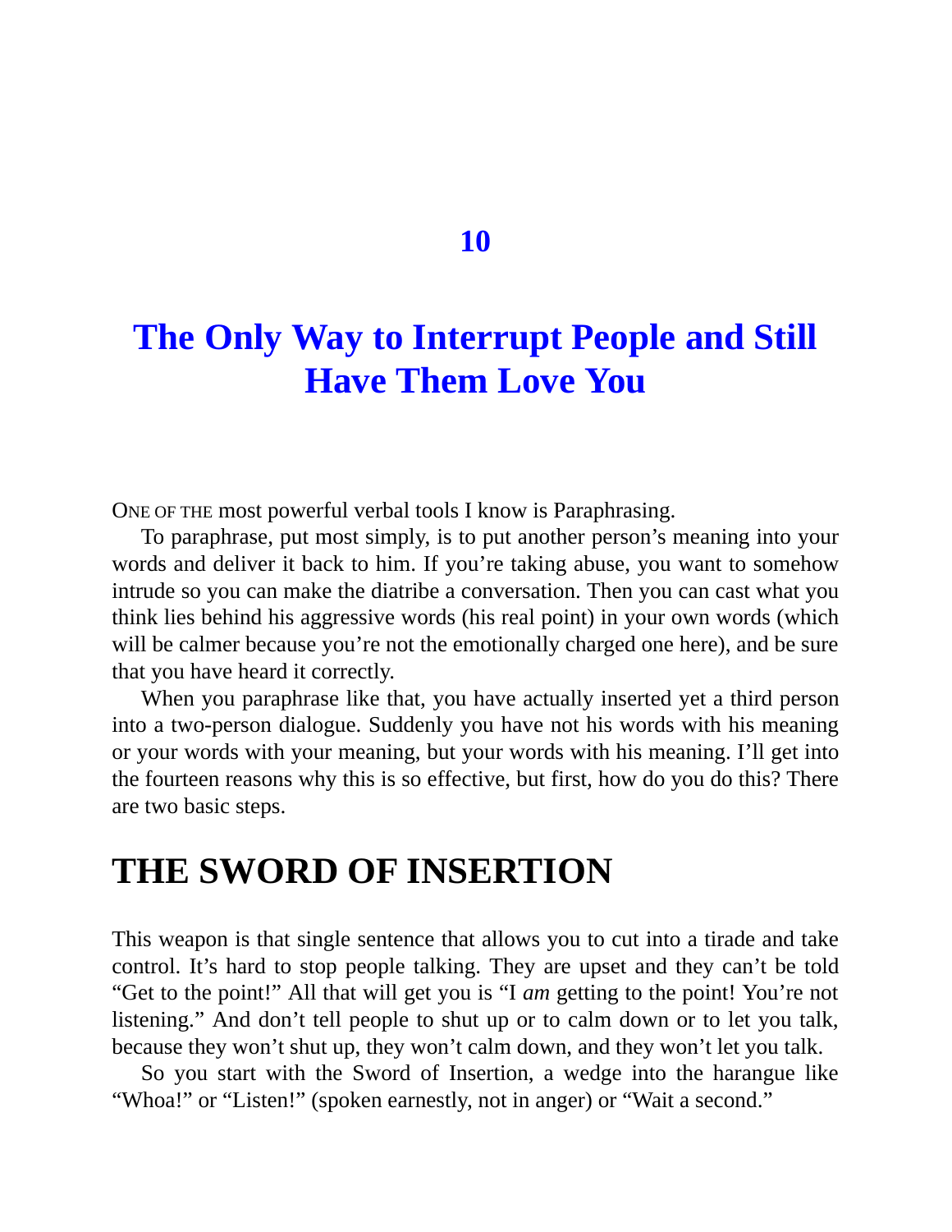# 10

# The Only Way to Interrupt People and Still Have Them Love You

ONE OF THE most powerful verbal tools I know is Paraphrasing.

To paraphrase, put most simply, is to put another person's meaning into your words and deliver it back to him. If you're taking abuse, you want to somehow intrude so you can make the diatribe a conversation. Then you can cast what you think lies behind his aggressive words (his real point) in your own words (which will be calmer because you're not the emotionally charged one here), and be sure that you have heard it correctly.

When you paraphrase like that, you have actually inserted yet a third person into a two-person dialogue. Suddenly you have not his words with his meaning or your words with your meaning, but your words with his meaning. I'll get into the fourteen reasons why this is so effective, but first, how do you do this? There are two basic steps.

## THE SWORD OF INSERTION

This weapon is that single sentence that allows you to cut into a tirade and take control. It's hard to stop people talking. They are upset and they can't be told "Get to the point!" All that will get you is "I *am* getting to the point! You're not listening." And don't tell people to shut up or to calm down or to let you talk, because they won't shut up, they won't calm down, and they won't let you talk.

So you start with the Sword of Insertion, a wedge into the harangue like "Whoa!" or "Listen!" (spoken earnestly, not in anger) or "Wait a second."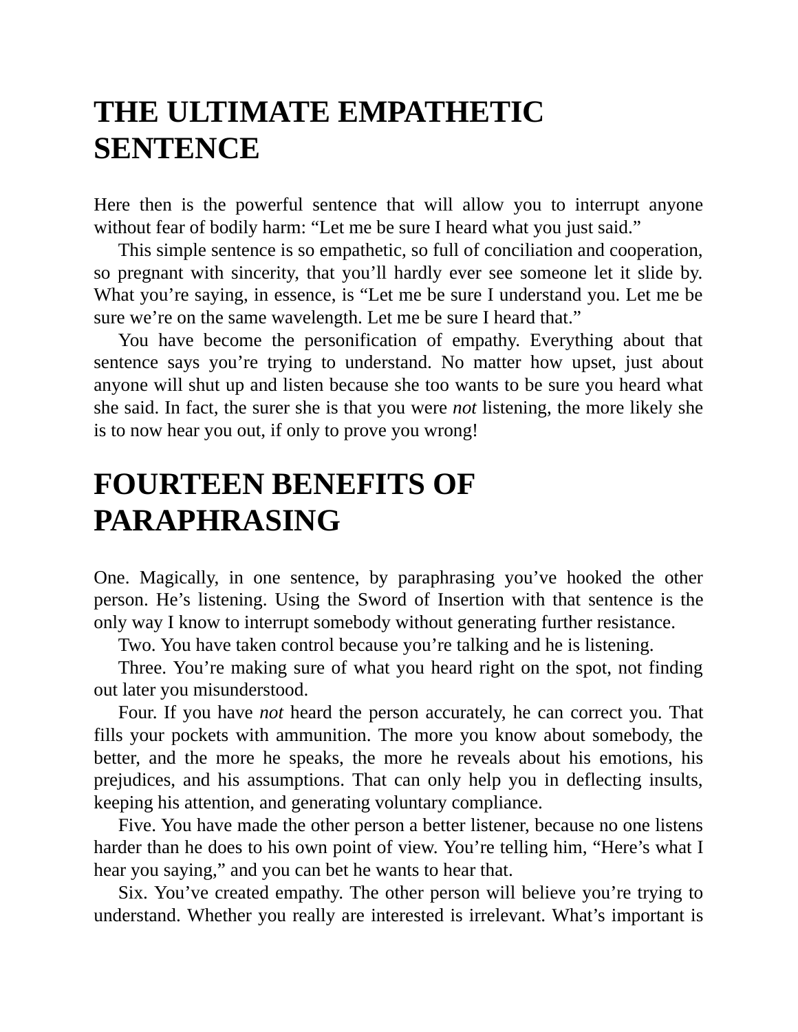## THE ULTIMATE EMPATHETIC SENTENCE

Here then is the powerful sentence that will allow you to interrupt anyone without fear of bodily harm: “Let me be sure I heard what you just said.”

This simple sentence is so empathetic, so full of conciliation and cooperation, so pregnant with sincerity, that you’ll hardly ever see someone let it slide by. What you’re saying, in essence, is “Let me be sure I understand you. Let me be sure we’re on the same wavelength. Let me be sure I heard that.”

You have become the personification of empathy. Everything about that sentence says you’re trying to understand. No matter how upset, just about anyone will shut up and listen because she too wants to be sure you heard what she said. In fact, the surer she is that you were *not* listening, the more likely she is to now hear you out, if only to prove you wrong!

## FOURTEEN BENEFITS OF PARAPHRASING

One. Magically, in one sentence, by paraphrasing you’ve hooked the other person. He’s listening. Using the Sword of Insertion with that sentence is the only way I know to interrupt somebody without generating further resistance.

Two. You have taken control because you’re talking and he is listening.

Three. You’re making sure of what you heard right on the spot, not finding out later you misunderstood.

Four. If you have *not* heard the person accurately, he can correct you. That fills your pockets with ammunition. The more you know about somebody, the better, and the more he speaks, the more he reveals about his emotions, his prejudices, and his assumptions. That can only help you in deflecting insults, keeping his attention, and generating voluntary compliance.

Five. You have made the other person a better listener, because no one listens harder than he does to his own point of view. You’re telling him, “Here’s what I hear you saying,” and you can bet he wants to hear that.

Six. You’ve created empathy. The other person will believe you’re trying to understand. Whether you really are interested is irrelevant. What’s important is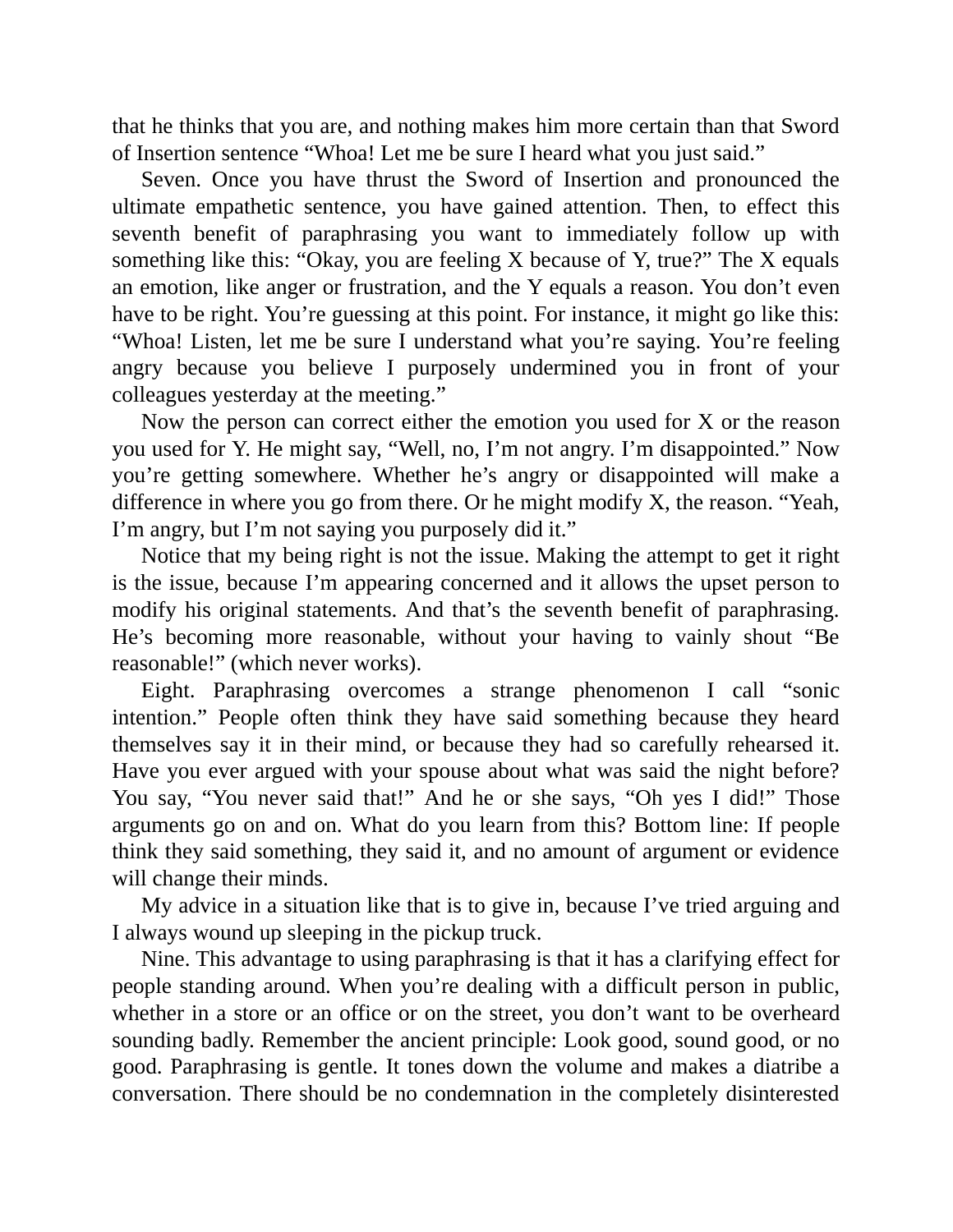that he thinks that you are, and nothing makes him more certain than that Sword of Insertion sentence “Whoa! Let me be sure I heard what you just said.”

Seven. Once you have thrust the Sword of Insertion and pronounced the ultimate empathetic sentence, you have gained attention. Then, to effect this seventh benefit of paraphrasing you want to immediately follow up with something like this: “Okay, you are feeling X because of Y, true?” The X equals an emotion, like anger or frustration, and the Y equals a reason. You don’t even have to be right. You’re guessing at this point. For instance, it might go like this: “Whoa! Listen, let me be sure I understand what you’re saying. You’re feeling angry because you believe I purposely undermined you in front of your colleagues yesterday at the meeting.”

Now the person can correct either the emotion you used for X or the reason you used for Y. He might say, “Well, no, I’m not angry. I’m disappointed.” Now you’re getting somewhere. Whether he’s angry or disappointed will make a difference in where you go from there. Or he might modify X, the reason. “Yeah, I’m angry, but I’m not saying you purposely did it.”

Notice that my being right is not the issue. Making the attempt to get it right is the issue, because I’m appearing concerned and it allows the upset person to modify his original statements. And that’s the seventh benefit of paraphrasing. He’s becoming more reasonable, without your having to vainly shout “Be reasonable!” (which never works).

Eight. Paraphrasing overcomes a strange phenomenon I call “sonic intention.” People often think they have said something because they heard themselves say it in their mind, or because they had so carefully rehearsed it. Have you ever argued with your spouse about what was said the night before? You say, “You never said that!” And he or she says, “Oh yes I did!” Those arguments go on and on. What do you learn from this? Bottom line: If people think they said something, they said it, and no amount of argument or evidence will change their minds.

My advice in a situation like that is to give in, because I’ve tried arguing and I always wound up sleeping in the pickup truck.

Nine. This advantage to using paraphrasing is that it has a clarifying effect for people standing around. When you’re dealing with a difficult person in public, whether in a store or an office or on the street, you don’t want to be overheard sounding badly. Remember the ancient principle: Look good, sound good, or no good. Paraphrasing is gentle. It tones down the volume and makes a diatribe a conversation. There should be no condemnation in the completely disinterested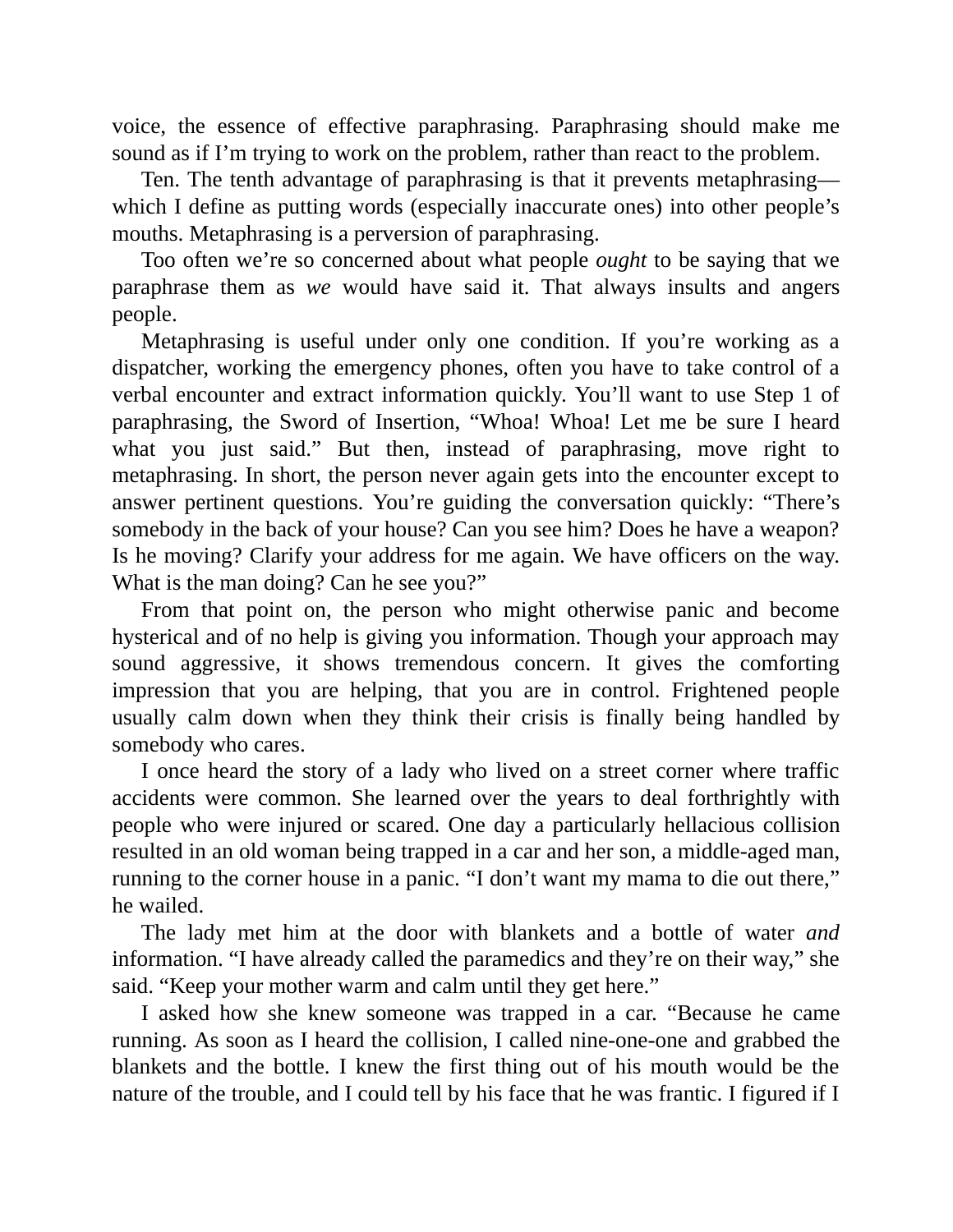voice, the essence of effective paraphrasing. Paraphrasing should make me sound as if I'm trying to work on the problem, rather than react to the problem.

Ten. The tenth advantage of paraphrasing is that it prevents metaphrasing—which I define as putting words (especially inaccurate ones) into other people's mouths. Metaphrasing is a perversion of paraphrasing.

Too often we're so concerned about what people *ought* to be saying that we paraphrase them as *we* would have said it. That always insults and angers people.

Metaphrasing is useful under only one condition. If you're working as a dispatcher, working the emergency phones, often you have to take control of a verbal encounter and extract information quickly. You'll want to use Step 1 of paraphrasing, the Sword of Insertion, "Whoa! Whoa! Let me be sure I heard what you just said." But then, instead of paraphrasing, move right to metaphrasing. In short, the person never again gets into the encounter except to answer pertinent questions. You're guiding the conversation quickly: "There's somebody in the back of your house? Can you see him? Does he have a weapon? Is he moving? Clarify your address for me again. We have officers on the way. What is the man doing? Can he see you?"

From that point on, the person who might otherwise panic and become hysterical and of no help is giving you information. Though your approach may sound aggressive, it shows tremendous concern. It gives the comforting impression that you are helping, that you are in control. Frightened people usually calm down when they think their crisis is finally being handled by somebody who cares.

I once heard the story of a lady who lived on a street corner where traffic accidents were common. She learned over the years to deal forthrightly with people who were injured or scared. One day a particularly hellacious collision resulted in an old woman being trapped in a car and her son, a middle-aged man, running to the corner house in a panic. "I don't want my mama to die out there," he wailed.

The lady met him at the door with blankets and a bottle of water *and* information. "I have already called the paramedics and they're on their way," she said. "Keep your mother warm and calm until they get here."

I asked how she knew someone was trapped in a car. "Because he came running. As soon as I heard the collision, I called nine-one-one and grabbed the blankets and the bottle. I knew the first thing out of his mouth would be the nature of the trouble, and I could tell by his face that he was frantic. I figured if I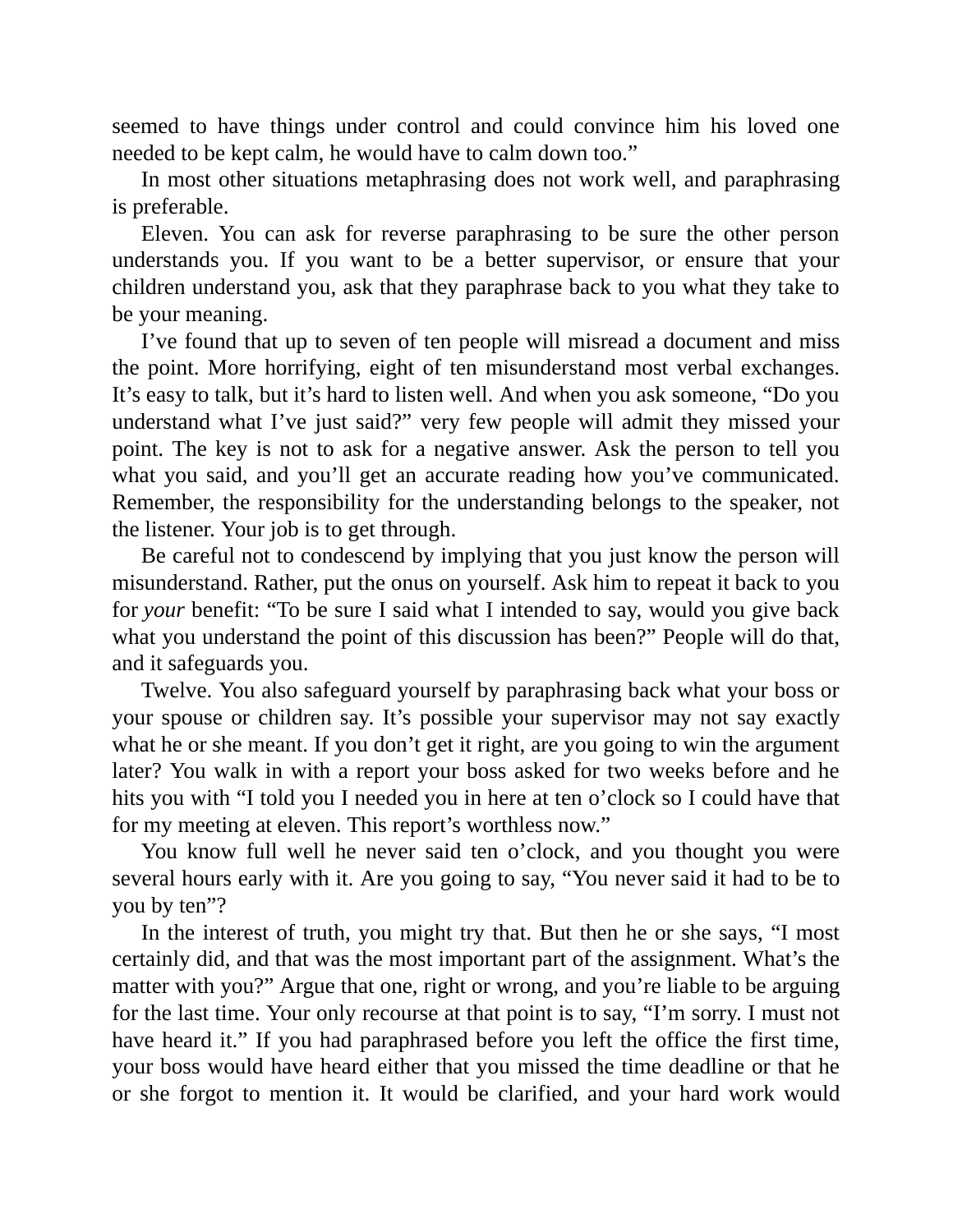seemed to have things under control and could convince him his loved one needed to be kept calm, he would have to calm down too."

In most other situations metaphrasing does not work well, and paraphrasing is preferable.

Eleven. You can ask for reverse paraphrasing to be sure the other person understands you. If you want to be a better supervisor, or ensure that your children understand you, ask that they paraphrase back to you what they take to be your meaning.

I've found that up to seven of ten people will misread a document and miss the point. More horrifying, eight of ten misunderstand most verbal exchanges. It's easy to talk, but it's hard to listen well. And when you ask someone, "Do you understand what I've just said?" very few people will admit they missed your point. The key is not to ask for a negative answer. Ask the person to tell you what you said, and you'll get an accurate reading how you've communicated. Remember, the responsibility for the understanding belongs to the speaker, not the listener. Your job is to get through.

Be careful not to condescend by implying that you just know the person will misunderstand. Rather, put the onus on yourself. Ask him to repeat it back to you for *your* benefit: "To be sure I said what I intended to say, would you give back what you understand the point of this discussion has been?" People will do that, and it safeguards you.

Twelve. You also safeguard yourself by paraphrasing back what your boss or your spouse or children say. It's possible your supervisor may not say exactly what he or she meant. If you don't get it right, are you going to win the argument later? You walk in with a report your boss asked for two weeks before and he hits you with "I told you I needed you in here at ten o'clock so I could have that for my meeting at eleven. This report's worthless now."

You know full well he never said ten o'clock, and you thought you were several hours early with it. Are you going to say, "You never said it had to be to you by ten"?

In the interest of truth, you might try that. But then he or she says, "I most certainly did, and that was the most important part of the assignment. What's the matter with you?" Argue that one, right or wrong, and you're liable to be arguing for the last time. Your only recourse at that point is to say, "I'm sorry. I must not have heard it." If you had paraphrased before you left the office the first time, your boss would have heard either that you missed the time deadline or that he or she forgot to mention it. It would be clarified, and your hard work would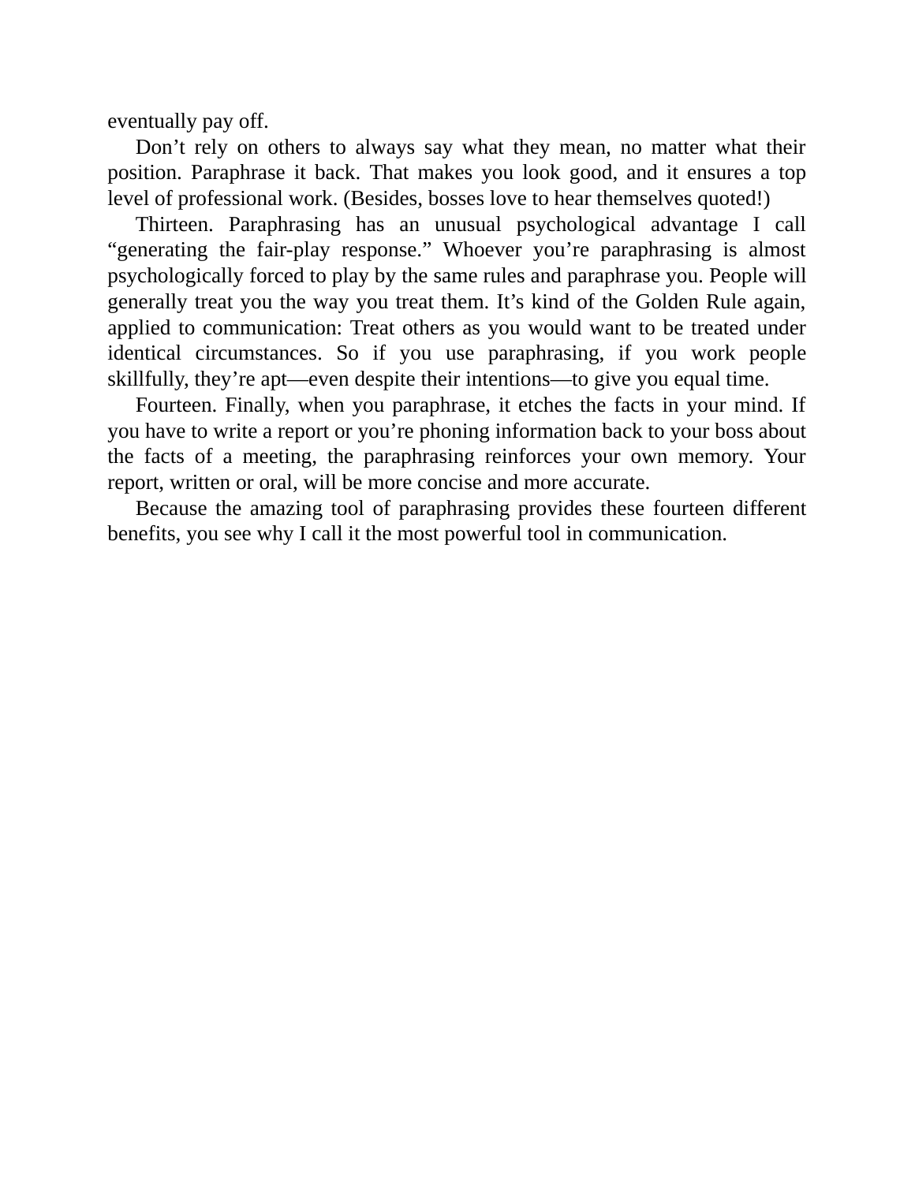eventually pay off.

Don't rely on others to always say what they mean, no matter what their position. Paraphrase it back. That makes you look good, and it ensures a top level of professional work. (Besides, bosses love to hear themselves quoted!)

Thirteen. Paraphrasing has an unusual psychological advantage I call "generating the fair-play response." Whoever you're paraphrasing is almost psychologically forced to play by the same rules and paraphrase you. People will generally treat you the way you treat them. It's kind of the Golden Rule again, applied to communication: Treat others as you would want to be treated under identical circumstances. So if you use paraphrasing, if you work people skillfully, they're apt—even despite their intentions—to give you equal time.

Fourteen. Finally, when you paraphrase, it etches the facts in your mind. If you have to write a report or you're phoning information back to your boss about the facts of a meeting, the paraphrasing reinforces your own memory. Your report, written or oral, will be more concise and more accurate.

Because the amazing tool of paraphrasing provides these fourteen different benefits, you see why I call it the most powerful tool in communication.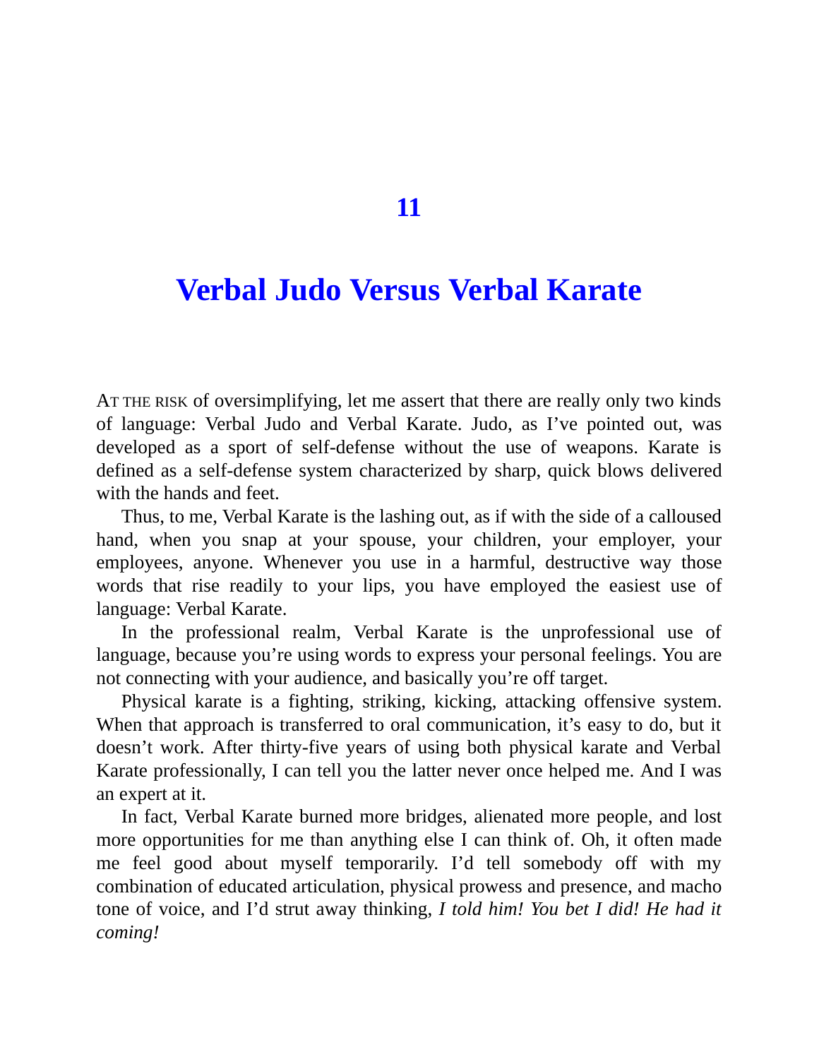# 11

# Verbal Judo Versus Verbal Karate

AT THE RISK of oversimplifying, let me assert that there are really only two kinds of language: Verbal Judo and Verbal Karate. Judo, as I've pointed out, was developed as a sport of self-defense without the use of weapons. Karate is defined as a self-defense system characterized by sharp, quick blows delivered with the hands and feet.

Thus, to me, Verbal Karate is the lashing out, as if with the side of a calloused hand, when you snap at your spouse, your children, your employer, your employees, anyone. Whenever you use in a harmful, destructive way those words that rise readily to your lips, you have employed the easiest use of language: Verbal Karate.

In the professional realm, Verbal Karate is the unprofessional use of language, because you're using words to express your personal feelings. You are not connecting with your audience, and basically you're off target.

Physical karate is a fighting, striking, kicking, attacking offensive system. When that approach is transferred to oral communication, it's easy to do, but it doesn't work. After thirty-five years of using both physical karate and Verbal Karate professionally, I can tell you the latter never once helped me. And I was an expert at it.

In fact, Verbal Karate burned more bridges, alienated more people, and lost more opportunities for me than anything else I can think of. Oh, it often made me feel good about myself temporarily. I'd tell somebody off with my combination of educated articulation, physical prowess and presence, and macho tone of voice, and I'd strut away thinking, *I told him! You bet I did! He had it coming!*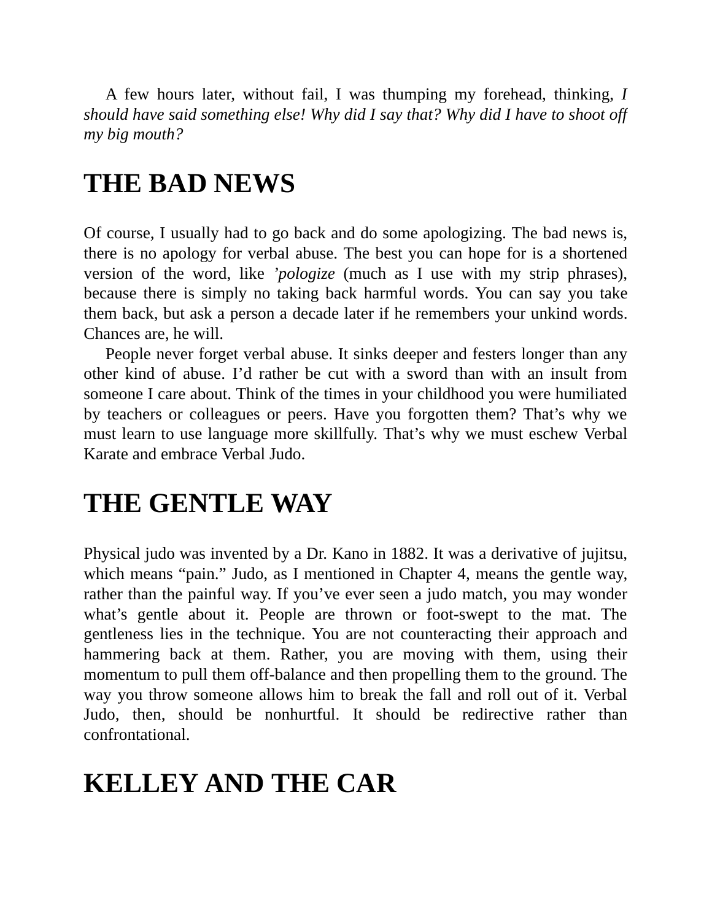A few hours later, without fail, I was thumping my forehead, thinking, *I should have said something else! Why did I say that? Why did I have to shoot off my big mouth?*

## THE BAD NEWS

Of course, I usually had to go back and do some apologizing. The bad news is, there is no apology for verbal abuse. The best you can hope for is a shortened version of the word, like *'pologize* (much as I use with my strip phrases), because there is simply no taking back harmful words. You can say you take them back, but ask a person a decade later if he remembers your unkind words. Chances are, he will.

People never forget verbal abuse. It sinks deeper and festers longer than any other kind of abuse. I'd rather be cut with a sword than with an insult from someone I care about. Think of the times in your childhood you were humiliated by teachers or colleagues or peers. Have you forgotten them? That's why we must learn to use language more skillfully. That's why we must eschew Verbal Karate and embrace Verbal Judo.

## THE GENTLE WAY

Physical judo was invented by a Dr. Kano in 1882. It was a derivative of jujitsu, which means "pain." Judo, as I mentioned in Chapter 4, means the gentle way, rather than the painful way. If you've ever seen a judo match, you may wonder what's gentle about it. People are thrown or foot-swept to the mat. The gentleness lies in the technique. You are not counteracting their approach and hammering back at them. Rather, you are moving with them, using their momentum to pull them off-balance and then propelling them to the ground. The way you throw someone allows him to break the fall and roll out of it. Verbal Judo, then, should be nonhurtful. It should be redirective rather than confrontational.

## KELLEY AND THE CAR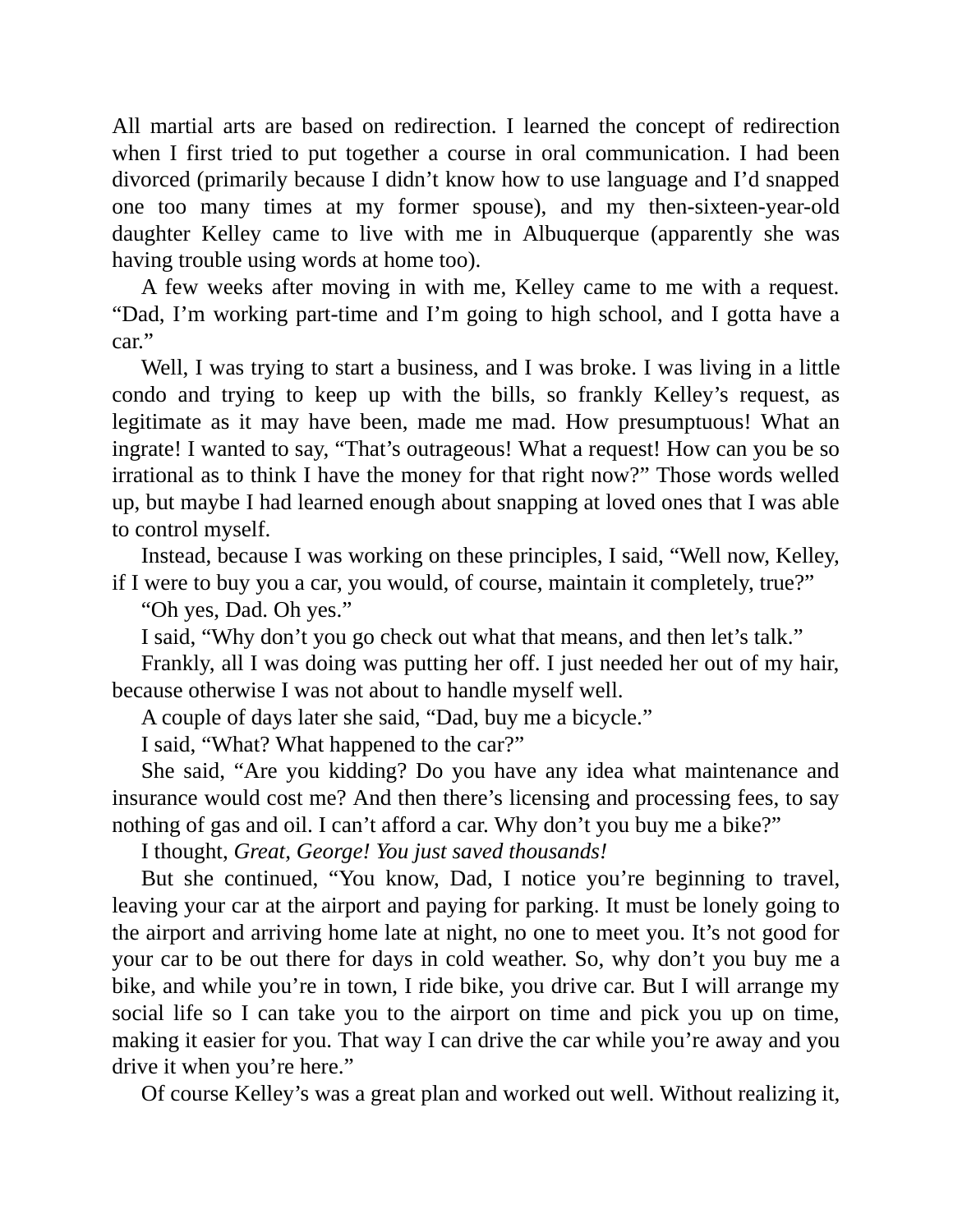All martial arts are based on redirection. I learned the concept of redirection when I first tried to put together a course in oral communication. I had been divorced (primarily because I didn't know how to use language and I'd snapped one too many times at my former spouse), and my then-sixteen-year-old daughter Kelley came to live with me in Albuquerque (apparently she was having trouble using words at home too).

A few weeks after moving in with me, Kelley came to me with a request. "Dad, I'm working part-time and I'm going to high school, and I gotta have a car."

Well, I was trying to start a business, and I was broke. I was living in a little condo and trying to keep up with the bills, so frankly Kelley's request, as legitimate as it may have been, made me mad. How presumptuous! What an ingrate! I wanted to say, "That's outrageous! What a request! How can you be so irrational as to think I have the money for that right now?" Those words welled up, but maybe I had learned enough about snapping at loved ones that I was able to control myself.

Instead, because I was working on these principles, I said, "Well now, Kelley, if I were to buy you a car, you would, of course, maintain it completely, true?"

"Oh yes, Dad. Oh yes."

I said, "Why don't you go check out what that means, and then let's talk."

Frankly, all I was doing was putting her off. I just needed her out of my hair, because otherwise I was not about to handle myself well.

A couple of days later she said, "Dad, buy me a bicycle."

I said, "What? What happened to the car?"

She said, "Are you kidding? Do you have any idea what maintenance and insurance would cost me? And then there's licensing and processing fees, to say nothing of gas and oil. I can't afford a car. Why don't you buy me a bike?"

I thought, *Great, George! You just saved thousands!*

But she continued, "You know, Dad, I notice you're beginning to travel, leaving your car at the airport and paying for parking. It must be lonely going to the airport and arriving home late at night, no one to meet you. It's not good for your car to be out there for days in cold weather. So, why don't you buy me a bike, and while you're in town, I ride bike, you drive car. But I will arrange my social life so I can take you to the airport on time and pick you up on time, making it easier for you. That way I can drive the car while you're away and you drive it when you're here."

Of course Kelley's was a great plan and worked out well. Without realizing it,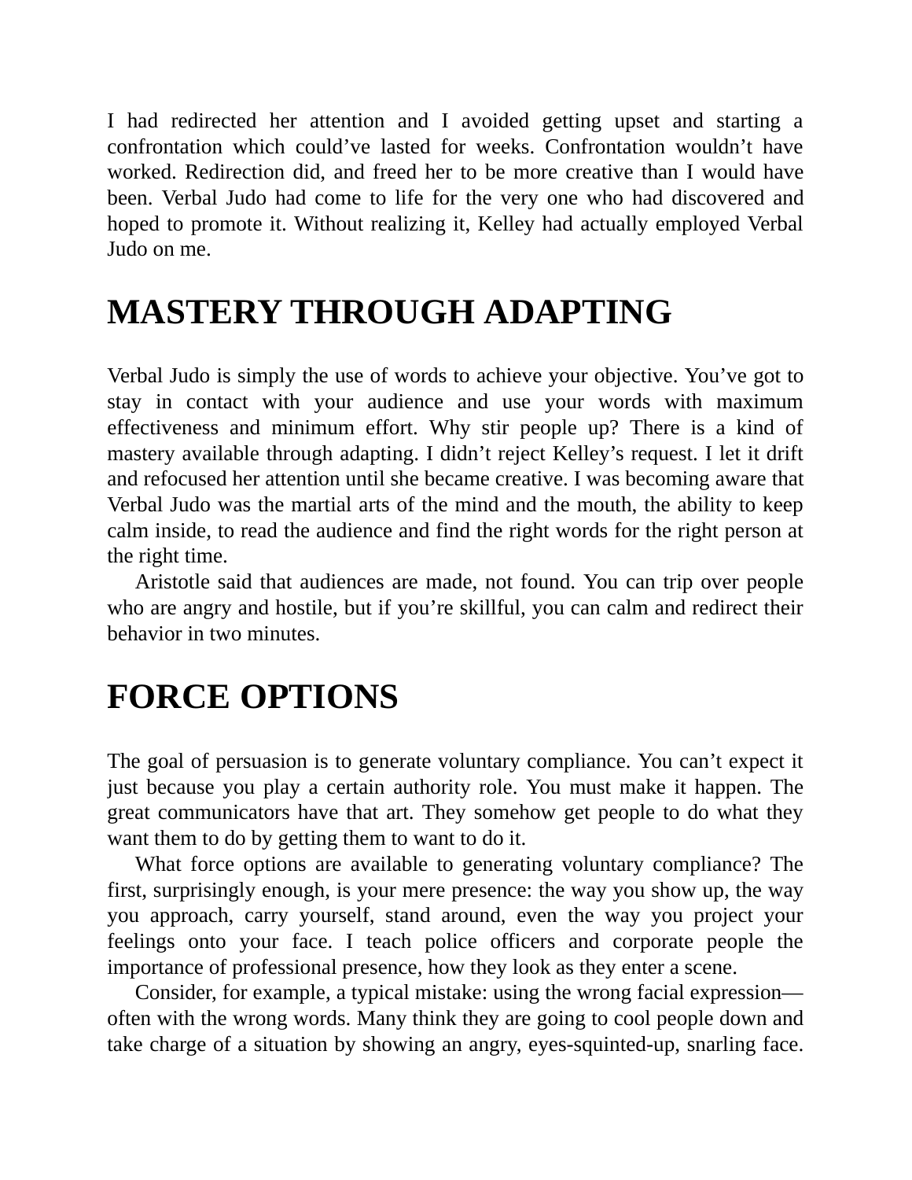I had redirected her attention and I avoided getting upset and starting a confrontation which could've lasted for weeks. Confrontation wouldn't have worked. Redirection did, and freed her to be more creative than I would have been. Verbal Judo had come to life for the very one who had discovered and hoped to promote it. Without realizing it, Kelley had actually employed Verbal Judo on me.

# MASTERY THROUGH ADAPTING

Verbal Judo is simply the use of words to achieve your objective. You've got to stay in contact with your audience and use your words with maximum effectiveness and minimum effort. Why stir people up? There is a kind of mastery available through adapting. I didn't reject Kelley's request. I let it drift and refocused her attention until she became creative. I was becoming aware that Verbal Judo was the martial arts of the mind and the mouth, the ability to keep calm inside, to read the audience and find the right words for the right person at the right time.

Aristotle said that audiences are made, not found. You can trip over people who are angry and hostile, but if you're skillful, you can calm and redirect their behavior in two minutes.

# FORCE OPTIONS

The goal of persuasion is to generate voluntary compliance. You can't expect it just because you play a certain authority role. You must make it happen. The great communicators have that art. They somehow get people to do what they want them to do by getting them to want to do it.

What force options are available to generating voluntary compliance? The first, surprisingly enough, is your mere presence: the way you show up, the way you approach, carry yourself, stand around, even the way you project your feelings onto your face. I teach police officers and corporate people the importance of professional presence, how they look as they enter a scene.

Consider, for example, a typical mistake: using the wrong facial expression—often with the wrong words. Many think they are going to cool people down and take charge of a situation by showing an angry, eyes-squinted-up, snarling face.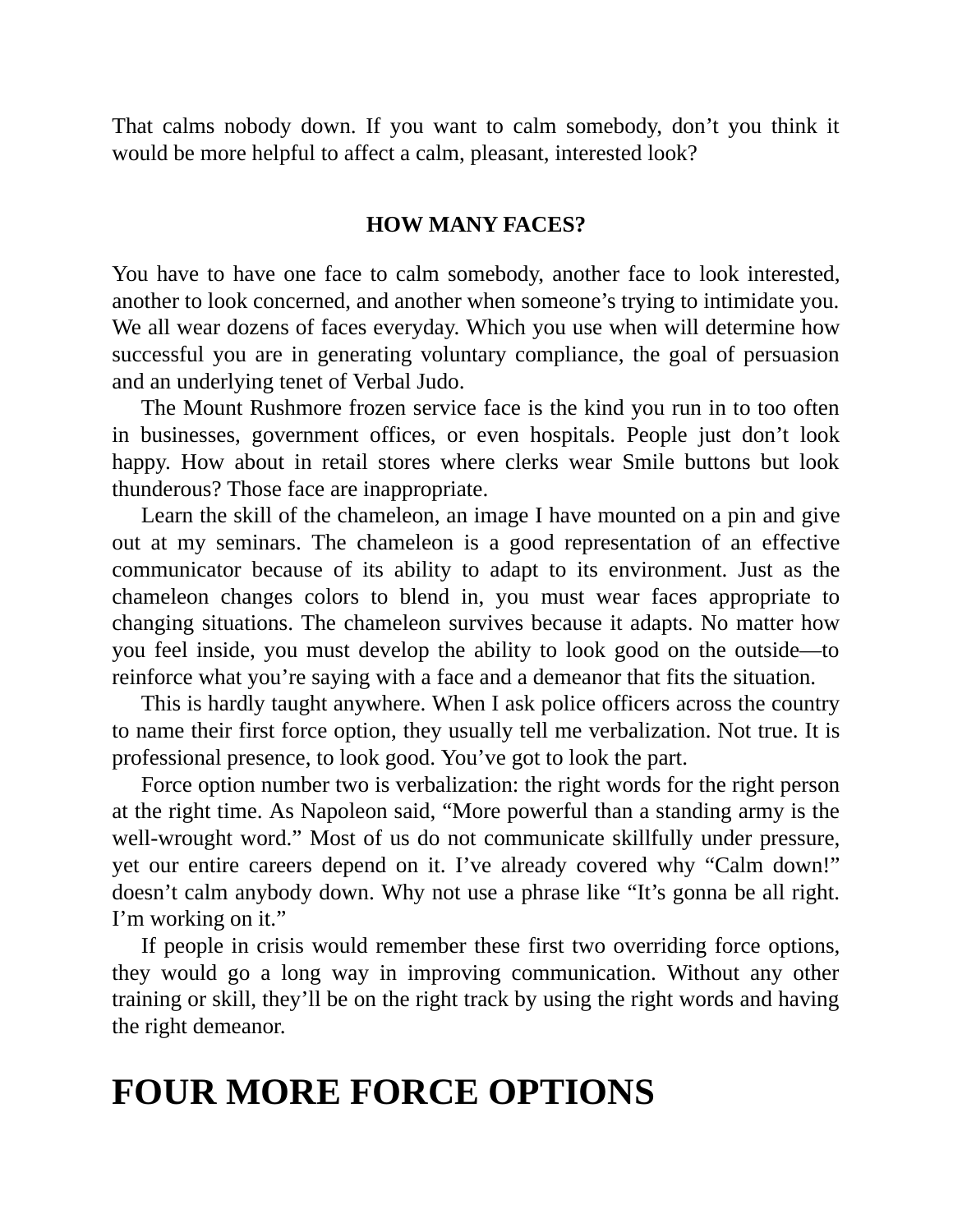That calms nobody down. If you want to calm somebody, don't you think it would be more helpful to affect a calm, pleasant, interested look?

### HOW MANY FACES?

You have to have one face to calm somebody, another face to look interested, another to look concerned, and another when someone's trying to intimidate you. We all wear dozens of faces everyday. Which you use when will determine how successful you are in generating voluntary compliance, the goal of persuasion and an underlying tenet of Verbal Judo.

The Mount Rushmore frozen service face is the kind you run in to too often in businesses, government offices, or even hospitals. People just don't look happy. How about in retail stores where clerks wear Smile buttons but look thunderous? Those face are inappropriate.

Learn the skill of the chameleon, an image I have mounted on a pin and give out at my seminars. The chameleon is a good representation of an effective communicator because of its ability to adapt to its environment. Just as the chameleon changes colors to blend in, you must wear faces appropriate to changing situations. The chameleon survives because it adapts. No matter how you feel inside, you must develop the ability to look good on the outside—to reinforce what you're saying with a face and a demeanor that fits the situation.

This is hardly taught anywhere. When I ask police officers across the country to name their first force option, they usually tell me verbalization. Not true. It is professional presence, to look good. You've got to look the part.

Force option number two is verbalization: the right words for the right person at the right time. As Napoleon said, "More powerful than a standing army is the well-wrought word." Most of us do not communicate skillfully under pressure, yet our entire careers depend on it. I've already covered why "Calm down!" doesn't calm anybody down. Why not use a phrase like "It's gonna be all right. I'm working on it."

If people in crisis would remember these first two overriding force options, they would go a long way in improving communication. Without any other training or skill, they'll be on the right track by using the right words and having the right demeanor.

## FOUR MORE FORCE OPTIONS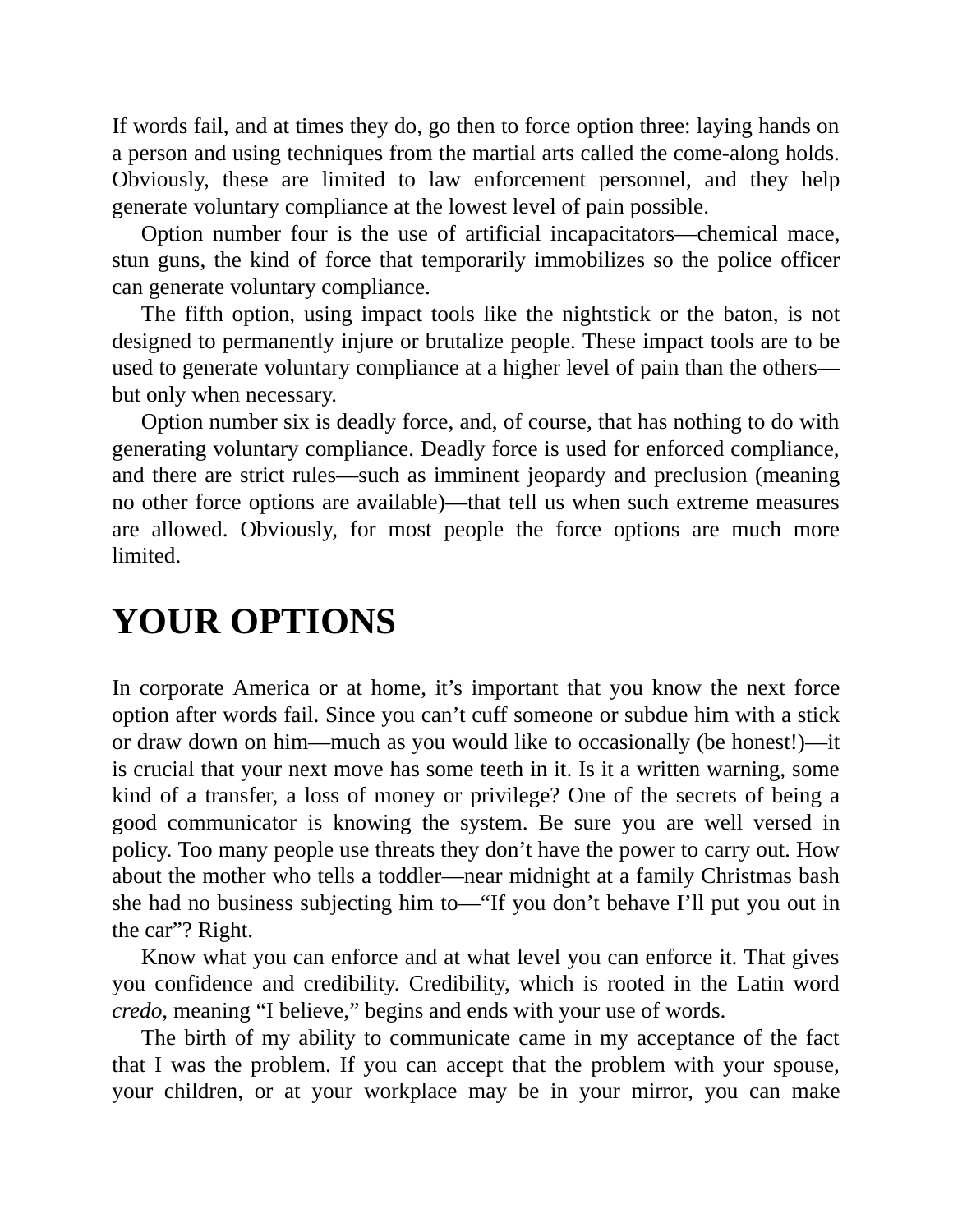If words fail, and at times they do, go then to force option three: laying hands on a person and using techniques from the martial arts called the come-along holds. Obviously, these are limited to law enforcement personnel, and they help generate voluntary compliance at the lowest level of pain possible.

Option number four is the use of artificial incapacitators—chemical mace, stun guns, the kind of force that temporarily immobilizes so the police officer can generate voluntary compliance.

The fifth option, using impact tools like the nightstick or the baton, is not designed to permanently injure or brutalize people. These impact tools are to be used to generate voluntary compliance at a higher level of pain than the others—but only when necessary.

Option number six is deadly force, and, of course, that has nothing to do with generating voluntary compliance. Deadly force is used for enforced compliance, and there are strict rules—such as imminent jeopardy and preclusion (meaning no other force options are available)—that tell us when such extreme measures are allowed. Obviously, for most people the force options are much more limited.

# YOUR OPTIONS

In corporate America or at home, it's important that you know the next force option after words fail. Since you can't cuff someone or subdue him with a stick or draw down on him—much as you would like to occasionally (be honest!)—it is crucial that your next move has some teeth in it. Is it a written warning, some kind of a transfer, a loss of money or privilege? One of the secrets of being a good communicator is knowing the system. Be sure you are well versed in policy. Too many people use threats they don't have the power to carry out. How about the mother who tells a toddler—near midnight at a family Christmas bash she had no business subjecting him to—"If you don't behave I'll put you out in the car"? Right.

Know what you can enforce and at what level you can enforce it. That gives you confidence and credibility. Credibility, which is rooted in the Latin word *credo*, meaning "I believe," begins and ends with your use of words.

The birth of my ability to communicate came in my acceptance of the fact that I was the problem. If you can accept that the problem with your spouse, your children, or at your workplace may be in your mirror, you can make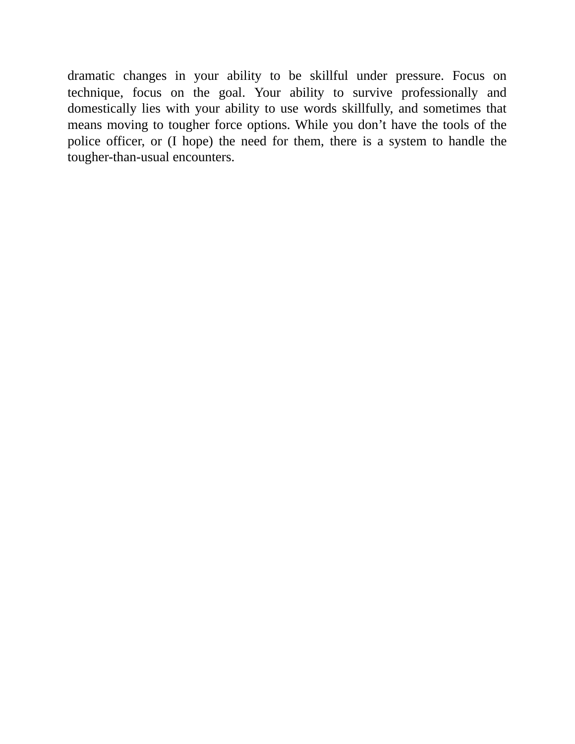dramatic changes in your ability to be skillful under pressure. Focus on technique, focus on the goal. Your ability to survive professionally and domestically lies with your ability to use words skillfully, and sometimes that means moving to tougher force options. While you don’t have the tools of the police officer, or (I hope) the need for them, there is a system to handle the tougher-than-usual encounters.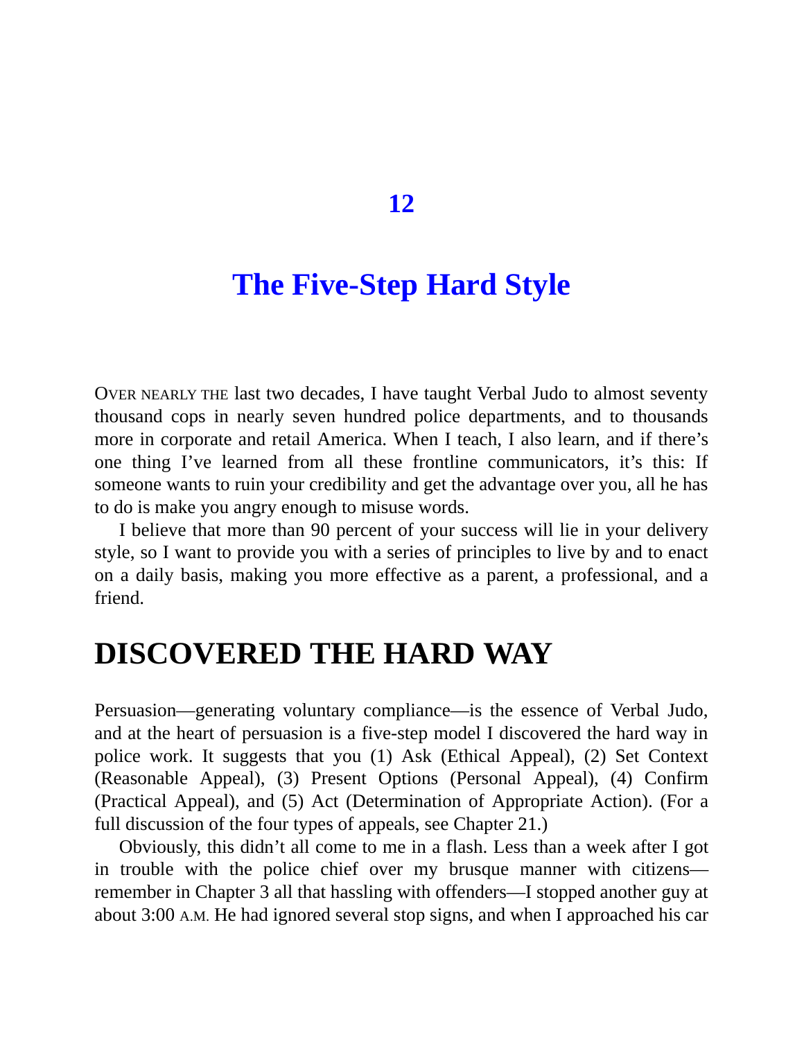# 12

# The Five-Step Hard Style

OVER NEARLY THE last two decades, I have taught Verbal Judo to almost seventy thousand cops in nearly seven hundred police departments, and to thousands more in corporate and retail America. When I teach, I also learn, and if there's one thing I've learned from all these frontline communicators, it's this: If someone wants to ruin your credibility and get the advantage over you, all he has to do is make you angry enough to misuse words.

I believe that more than 90 percent of your success will lie in your delivery style, so I want to provide you with a series of principles to live by and to enact on a daily basis, making you more effective as a parent, a professional, and a friend.

## DISCOVERED THE HARD WAY

Persuasion—generating voluntary compliance—is the essence of Verbal Judo, and at the heart of persuasion is a five-step model I discovered the hard way in police work. It suggests that you (1) Ask (Ethical Appeal), (2) Set Context (Reasonable Appeal), (3) Present Options (Personal Appeal), (4) Confirm (Practical Appeal), and (5) Act (Determination of Appropriate Action). (For a full discussion of the four types of appeals, see Chapter 21.)

Obviously, this didn't all come to me in a flash. Less than a week after I got in trouble with the police chief over my brusque manner with citizens—remember in Chapter 3 all that hassling with offenders—I stopped another guy at about 3:00 A.M. He had ignored several stop signs, and when I approached his car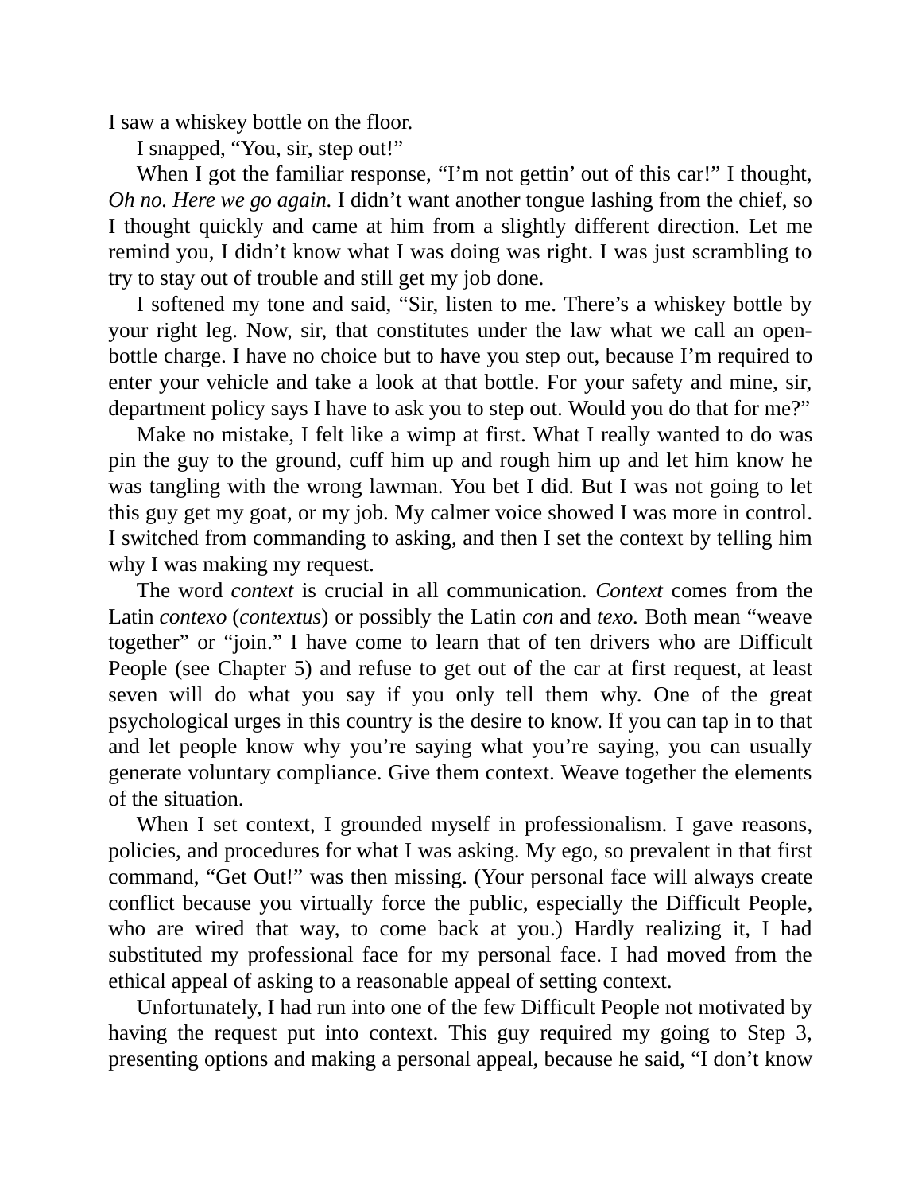I saw a whiskey bottle on the floor.

I snapped, "You, sir, step out!"

When I got the familiar response, "I'm not gettin' out of this car!" I thought, *Oh no. Here we go again.* I didn't want another tongue lashing from the chief, so I thought quickly and came at him from a slightly different direction. Let me remind you, I didn't know what I was doing was right. I was just scrambling to try to stay out of trouble and still get my job done.

I softened my tone and said, "Sir, listen to me. There's a whiskey bottle by your right leg. Now, sir, that constitutes under the law what we call an open-bottle charge. I have no choice but to have you step out, because I'm required to enter your vehicle and take a look at that bottle. For your safety and mine, sir, department policy says I have to ask you to step out. Would you do that for me?"

Make no mistake, I felt like a wimp at first. What I really wanted to do was pin the guy to the ground, cuff him up and rough him up and let him know he was tangling with the wrong lawman. You bet I did. But I was not going to let this guy get my goat, or my job. My calmer voice showed I was more in control. I switched from commanding to asking, and then I set the context by telling him why I was making my request.

The word *context* is crucial in all communication. *Context* comes from the Latin *contexo* (*contextus*) or possibly the Latin *con* and *texo.* Both mean "weave together" or "join." I have come to learn that of ten drivers who are Difficult People (see Chapter 5) and refuse to get out of the car at first request, at least seven will do what you say if you only tell them why. One of the great psychological urges in this country is the desire to know. If you can tap in to that and let people know why you're saying what you're saying, you can usually generate voluntary compliance. Give them context. Weave together the elements of the situation.

When I set context, I grounded myself in professionalism. I gave reasons, policies, and procedures for what I was asking. My ego, so prevalent in that first command, "Get Out!" was then missing. (Your personal face will always create conflict because you virtually force the public, especially the Difficult People, who are wired that way, to come back at you.) Hardly realizing it, I had substituted my professional face for my personal face. I had moved from the ethical appeal of asking to a reasonable appeal of setting context.

Unfortunately, I had run into one of the few Difficult People not motivated by having the request put into context. This guy required my going to Step 3, presenting options and making a personal appeal, because he said, "I don't know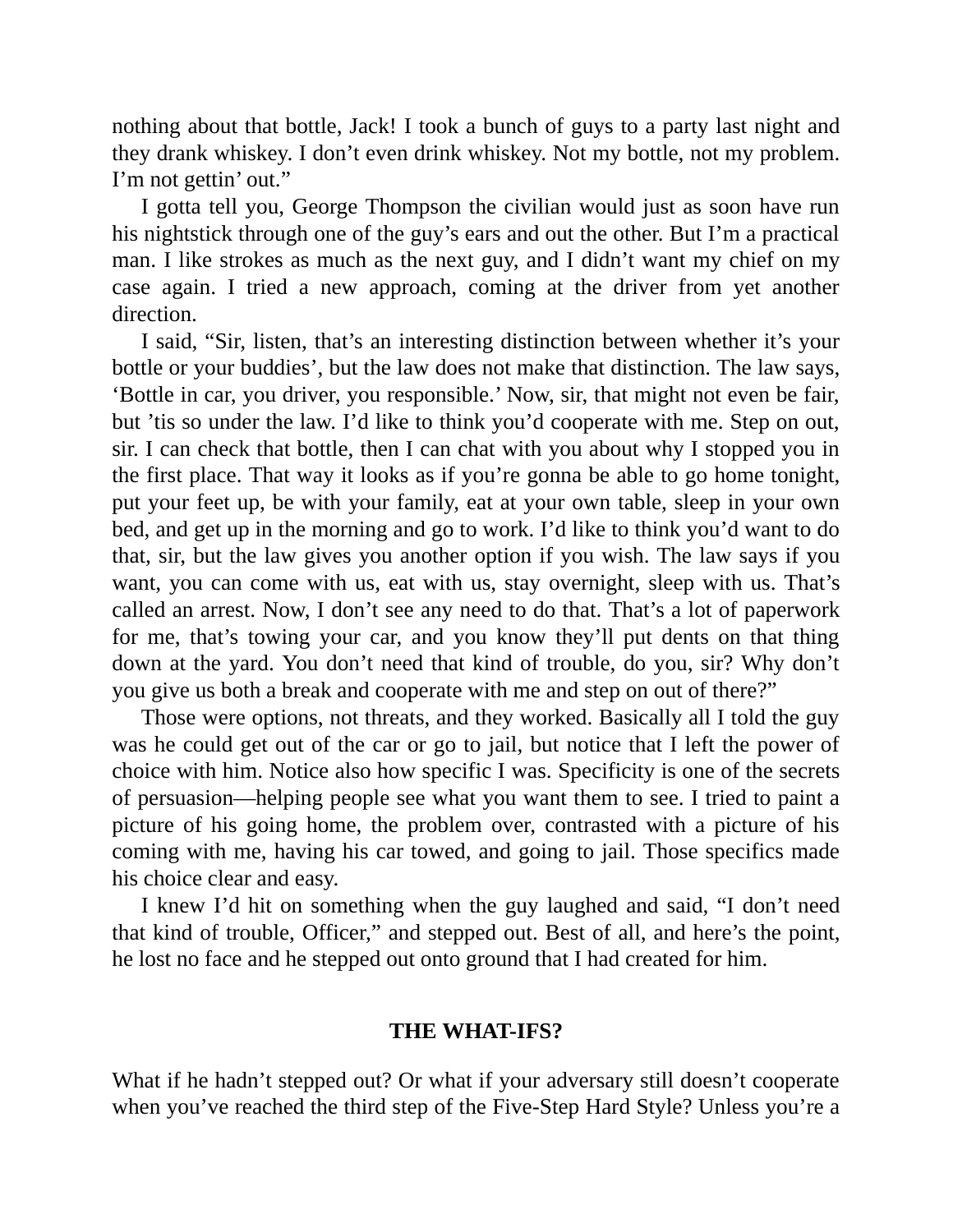nothing about that bottle, Jack! I took a bunch of guys to a party last night and they drank whiskey. I don't even drink whiskey. Not my bottle, not my problem. I'm not gettin' out."

I gotta tell you, George Thompson the civilian would just as soon have run his nightstick through one of the guy's ears and out the other. But I'm a practical man. I like strokes as much as the next guy, and I didn't want my chief on my case again. I tried a new approach, coming at the driver from yet another direction.

I said, "Sir, listen, that's an interesting distinction between whether it's your bottle or your buddies', but the law does not make that distinction. The law says, 'Bottle in car, you driver, you responsible.' Now, sir, that might not even be fair, but 'tis so under the law. I'd like to think you'd cooperate with me. Step on out, sir. I can check that bottle, then I can chat with you about why I stopped you in the first place. That way it looks as if you're gonna be able to go home tonight, put your feet up, be with your family, eat at your own table, sleep in your own bed, and get up in the morning and go to work. I'd like to think you'd want to do that, sir, but the law gives you another option if you wish. The law says if you want, you can come with us, eat with us, stay overnight, sleep with us. That's called an arrest. Now, I don't see any need to do that. That's a lot of paperwork for me, that's towing your car, and you know they'll put dents on that thing down at the yard. You don't need that kind of trouble, do you, sir? Why don't you give us both a break and cooperate with me and step on out of there?"

Those were options, not threats, and they worked. Basically all I told the guy was he could get out of the car or go to jail, but notice that I left the power of choice with him. Notice also how specific I was. Specificity is one of the secrets of persuasion—helping people see what you want them to see. I tried to paint a picture of his going home, the problem over, contrasted with a picture of his coming with me, having his car towed, and going to jail. Those specifics made his choice clear and easy.

I knew I'd hit on something when the guy laughed and said, "I don't need that kind of trouble, Officer," and stepped out. Best of all, and here's the point, he lost no face and he stepped out onto ground that I had created for him.

## THE WHAT-IFS?

What if he hadn't stepped out? Or what if your adversary still doesn't cooperate when you've reached the third step of the Five-Step Hard Style? Unless you're a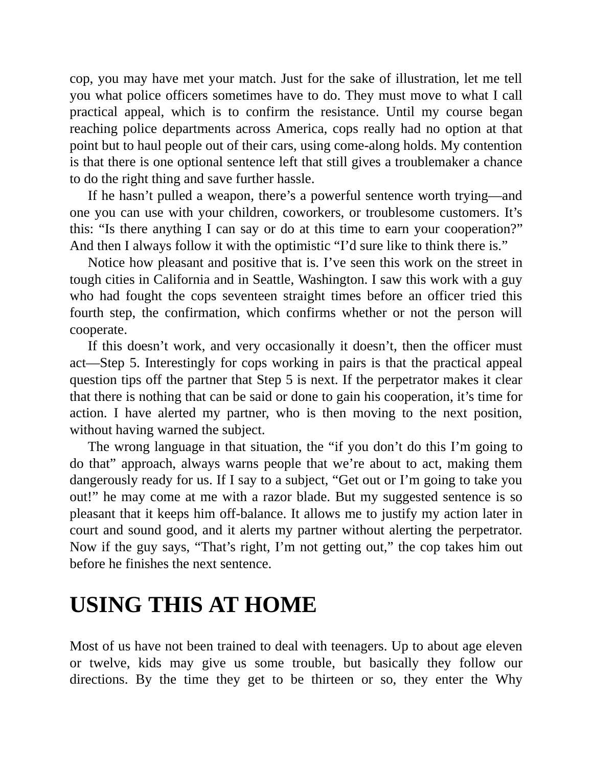cop, you may have met your match. Just for the sake of illustration, let me tell you what police officers sometimes have to do. They must move to what I call practical appeal, which is to confirm the resistance. Until my course began reaching police departments across America, cops really had no option at that point but to haul people out of their cars, using come-along holds. My contention is that there is one optional sentence left that still gives a troublemaker a chance to do the right thing and save further hassle.

If he hasn't pulled a weapon, there's a powerful sentence worth trying—and one you can use with your children, coworkers, or troublesome customers. It's this: "Is there anything I can say or do at this time to earn your cooperation?" And then I always follow it with the optimistic "I'd sure like to think there is."

Notice how pleasant and positive that is. I've seen this work on the street in tough cities in California and in Seattle, Washington. I saw this work with a guy who had fought the cops seventeen straight times before an officer tried this fourth step, the confirmation, which confirms whether or not the person will cooperate.

If this doesn't work, and very occasionally it doesn't, then the officer must act—Step 5. Interestingly for cops working in pairs is that the practical appeal question tips off the partner that Step 5 is next. If the perpetrator makes it clear that there is nothing that can be said or done to gain his cooperation, it's time for action. I have alerted my partner, who is then moving to the next position, without having warned the subject.

The wrong language in that situation, the "if you don't do this I'm going to do that" approach, always warns people that we're about to act, making them dangerously ready for us. If I say to a subject, "Get out or I'm going to take you out!" he may come at me with a razor blade. But my suggested sentence is so pleasant that it keeps him off-balance. It allows me to justify my action later in court and sound good, and it alerts my partner without alerting the perpetrator. Now if the guy says, "That's right, I'm not getting out," the cop takes him out before he finishes the next sentence.

## USING THIS AT HOME

Most of us have not been trained to deal with teenagers. Up to about age eleven or twelve, kids may give us some trouble, but basically they follow our directions. By the time they get to be thirteen or so, they enter the Why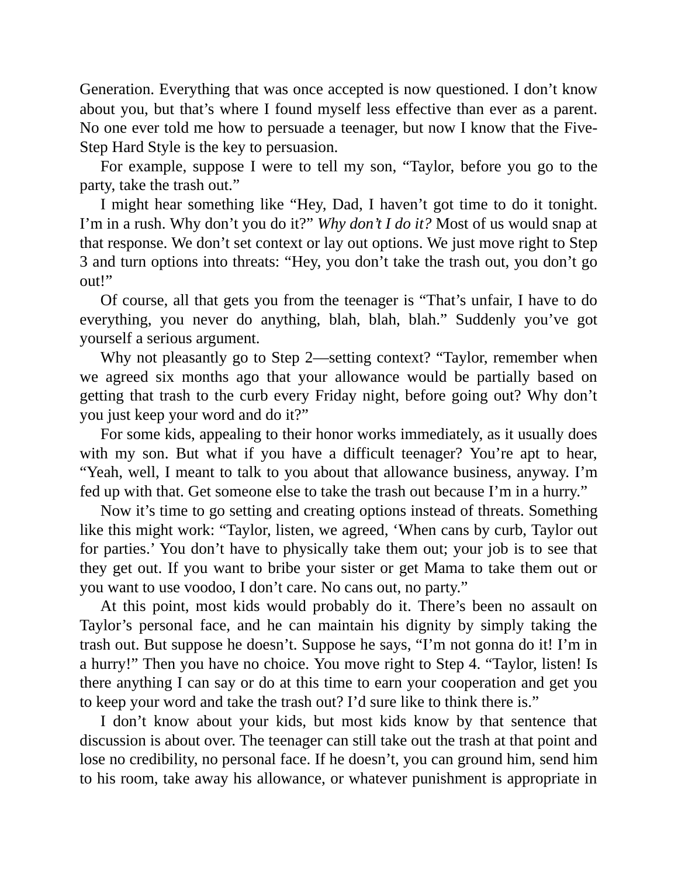Generation. Everything that was once accepted is now questioned. I don't know about you, but that's where I found myself less effective than ever as a parent. No one ever told me how to persuade a teenager, but now I know that the Five-Step Hard Style is the key to persuasion.

For example, suppose I were to tell my son, "Taylor, before you go to the party, take the trash out."

I might hear something like "Hey, Dad, I haven't got time to do it tonight. I'm in a rush. Why don't you do it?" *Why don't I do it?* Most of us would snap at that response. We don't set context or lay out options. We just move right to Step 3 and turn options into threats: "Hey, you don't take the trash out, you don't go out!"

Of course, all that gets you from the teenager is "That's unfair, I have to do everything, you never do anything, blah, blah, blah." Suddenly you've got yourself a serious argument.

Why not pleasantly go to Step 2—setting context? "Taylor, remember when we agreed six months ago that your allowance would be partially based on getting that trash to the curb every Friday night, before going out? Why don't you just keep your word and do it?"

For some kids, appealing to their honor works immediately, as it usually does with my son. But what if you have a difficult teenager? You're apt to hear, "Yeah, well, I meant to talk to you about that allowance business, anyway. I'm fed up with that. Get someone else to take the trash out because I'm in a hurry."

Now it's time to go setting and creating options instead of threats. Something like this might work: "Taylor, listen, we agreed, 'When cans by curb, Taylor out for parties.' You don't have to physically take them out; your job is to see that they get out. If you want to bribe your sister or get Mama to take them out or you want to use voodoo, I don't care. No cans out, no party."

At this point, most kids would probably do it. There's been no assault on Taylor's personal face, and he can maintain his dignity by simply taking the trash out. But suppose he doesn't. Suppose he says, "I'm not gonna do it! I'm in a hurry!" Then you have no choice. You move right to Step 4. "Taylor, listen! Is there anything I can say or do at this time to earn your cooperation and get you to keep your word and take the trash out? I'd sure like to think there is."

I don't know about your kids, but most kids know by that sentence that discussion is about over. The teenager can still take out the trash at that point and lose no credibility, no personal face. If he doesn't, you can ground him, send him to his room, take away his allowance, or whatever punishment is appropriate in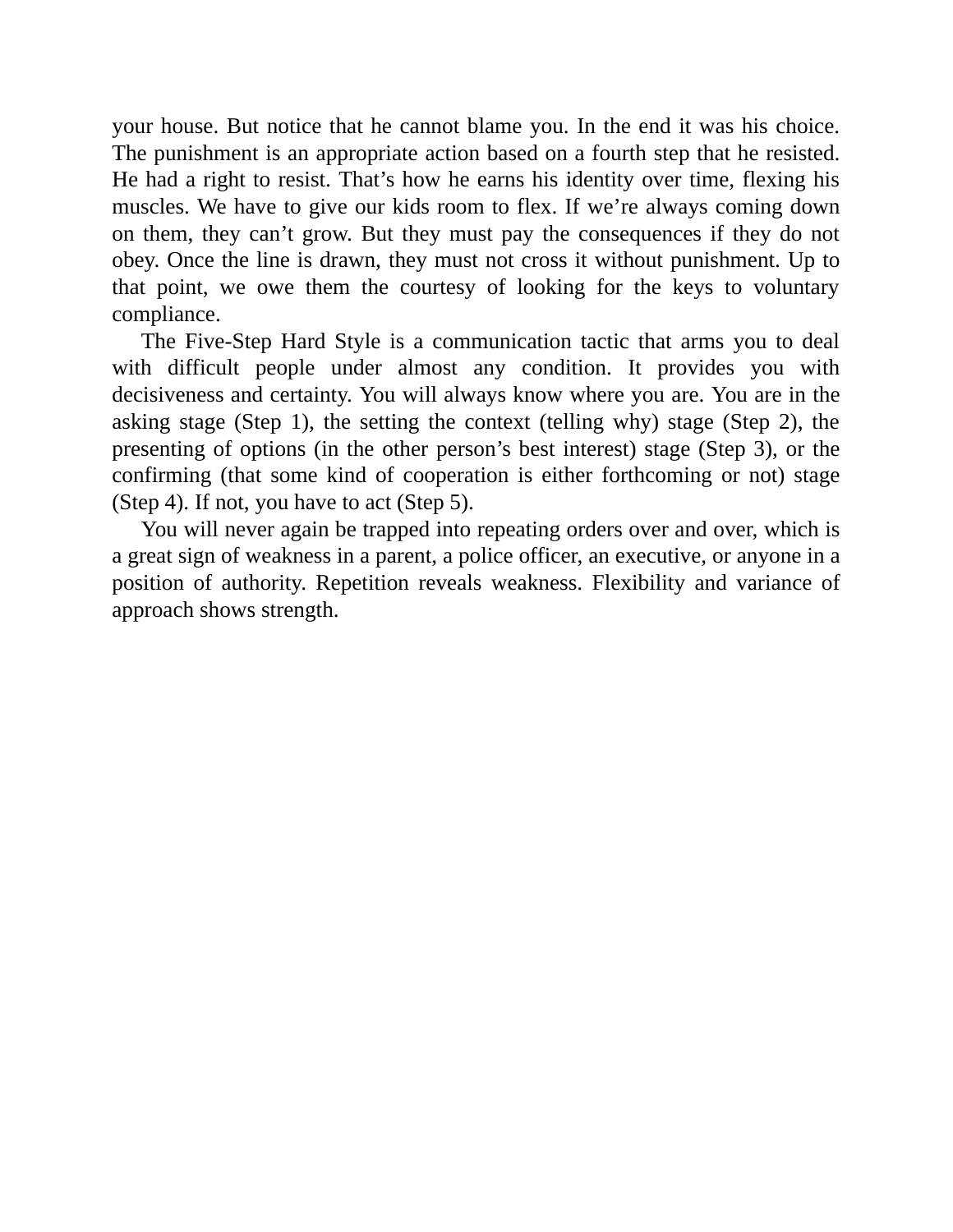your house. But notice that he cannot blame you. In the end it was his choice. The punishment is an appropriate action based on a fourth step that he resisted. He had a right to resist. That's how he earns his identity over time, flexing his muscles. We have to give our kids room to flex. If we're always coming down on them, they can't grow. But they must pay the consequences if they do not obey. Once the line is drawn, they must not cross it without punishment. Up to that point, we owe them the courtesy of looking for the keys to voluntary compliance.

The Five-Step Hard Style is a communication tactic that arms you to deal with difficult people under almost any condition. It provides you with decisiveness and certainty. You will always know where you are. You are in the asking stage (Step 1), the setting the context (telling why) stage (Step 2), the presenting of options (in the other person's best interest) stage (Step 3), or the confirming (that some kind of cooperation is either forthcoming or not) stage (Step 4). If not, you have to act (Step 5).

You will never again be trapped into repeating orders over and over, which is a great sign of weakness in a parent, a police officer, an executive, or anyone in a position of authority. Repetition reveals weakness. Flexibility and variance of approach shows strength.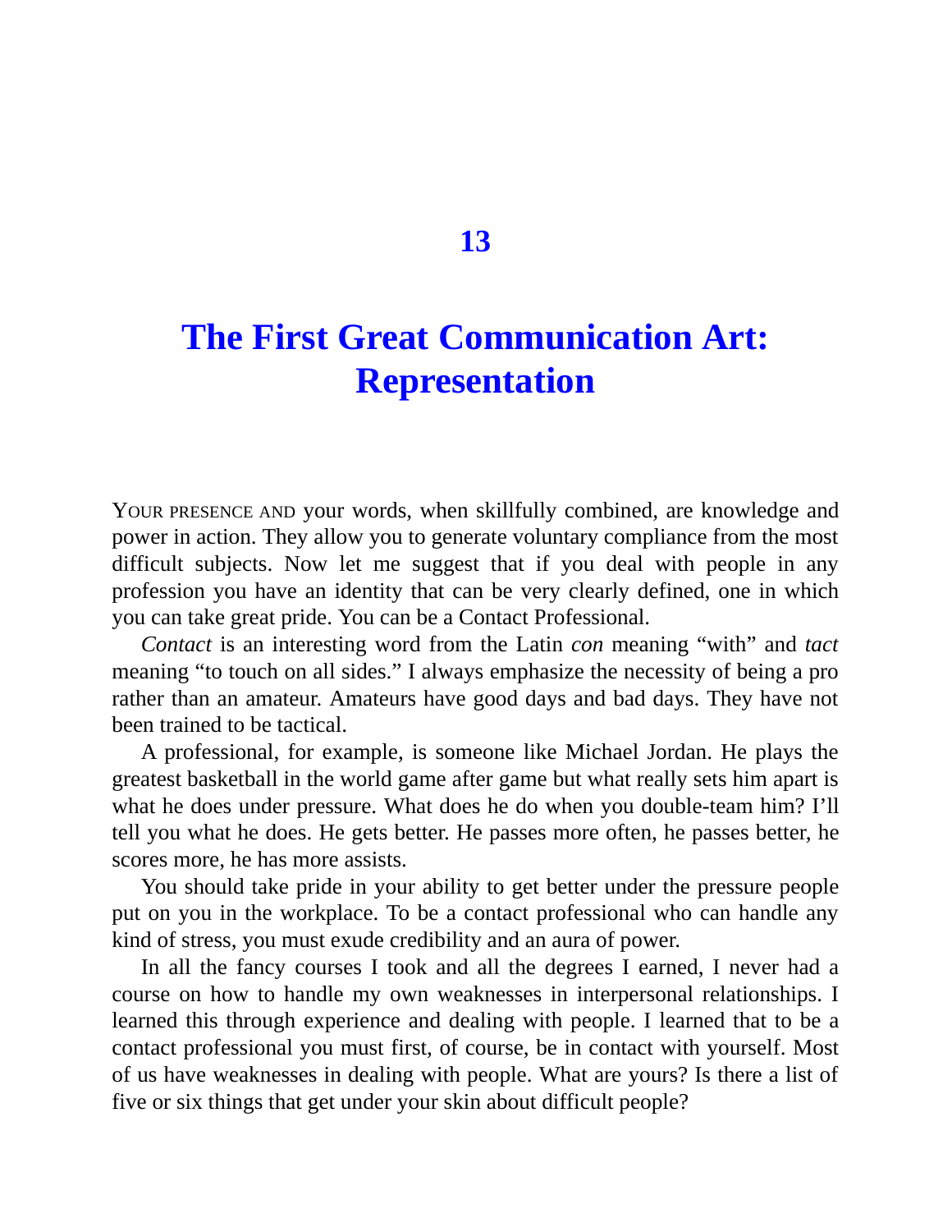# 13

# The First Great Communication Art: Representation

YOUR PRESENCE AND your words, when skillfully combined, are knowledge and power in action. They allow you to generate voluntary compliance from the most difficult subjects. Now let me suggest that if you deal with people in any profession you have an identity that can be very clearly defined, one in which you can take great pride. You can be a Contact Professional.

*Contact* is an interesting word from the Latin *con* meaning "with" and *tact* meaning "to touch on all sides." I always emphasize the necessity of being a pro rather than an amateur. Amateurs have good days and bad days. They have not been trained to be tactical.

A professional, for example, is someone like Michael Jordan. He plays the greatest basketball in the world game after game but what really sets him apart is what he does under pressure. What does he do when you double-team him? I'll tell you what he does. He gets better. He passes more often, he passes better, he scores more, he has more assists.

You should take pride in your ability to get better under the pressure people put on you in the workplace. To be a contact professional who can handle any kind of stress, you must exude credibility and an aura of power.

In all the fancy courses I took and all the degrees I earned, I never had a course on how to handle my own weaknesses in interpersonal relationships. I learned this through experience and dealing with people. I learned that to be a contact professional you must first, of course, be in contact with yourself. Most of us have weaknesses in dealing with people. What are yours? Is there a list of five or six things that get under your skin about difficult people?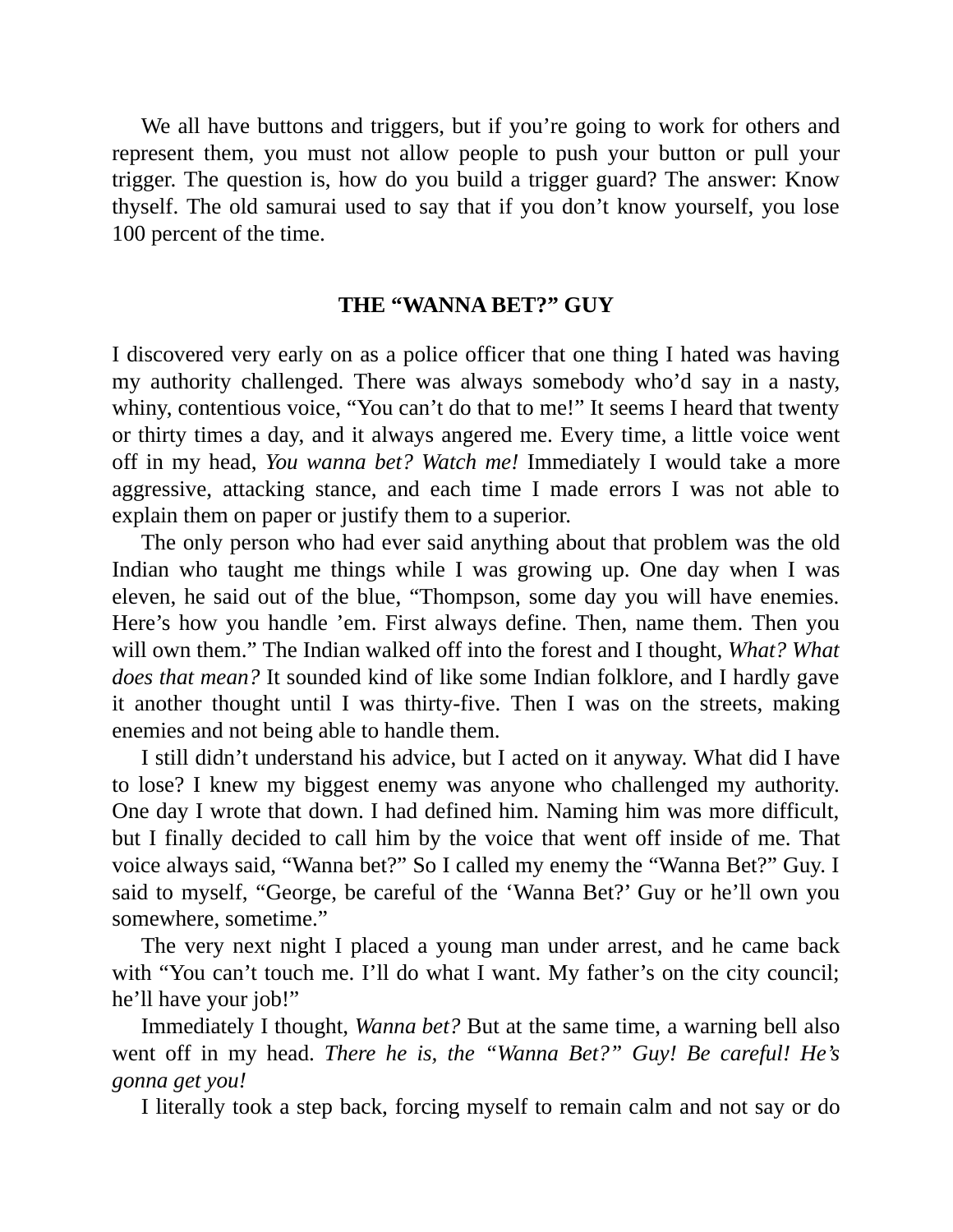We all have buttons and triggers, but if you're going to work for others and represent them, you must not allow people to push your button or pull your trigger. The question is, how do you build a trigger guard? The answer: Know thyself. The old samurai used to say that if you don't know yourself, you lose 100 percent of the time.

## THE "WANNA BET?" GUY

I discovered very early on as a police officer that one thing I hated was having my authority challenged. There was always somebody who'd say in a nasty, whiny, contentious voice, "You can't do that to me!" It seems I heard that twenty or thirty times a day, and it always angered me. Every time, a little voice went off in my head, *You wanna bet? Watch me!* Immediately I would take a more aggressive, attacking stance, and each time I made errors I was not able to explain them on paper or justify them to a superior.

The only person who had ever said anything about that problem was the old Indian who taught me things while I was growing up. One day when I was eleven, he said out of the blue, "Thompson, some day you will have enemies. Here's how you handle 'em. First always define. Then, name them. Then you will own them." The Indian walked off into the forest and I thought, *What? What does that mean?* It sounded kind of like some Indian folklore, and I hardly gave it another thought until I was thirty-five. Then I was on the streets, making enemies and not being able to handle them.

I still didn't understand his advice, but I acted on it anyway. What did I have to lose? I knew my biggest enemy was anyone who challenged my authority. One day I wrote that down. I had defined him. Naming him was more difficult, but I finally decided to call him by the voice that went off inside of me. That voice always said, "Wanna bet?" So I called my enemy the "Wanna Bet?" Guy. I said to myself, "George, be careful of the 'Wanna Bet?' Guy or he'll own you somewhere, sometime."

The very next night I placed a young man under arrest, and he came back with "You can't touch me. I'll do what I want. My father's on the city council; he'll have your job!"

Immediately I thought, *Wanna bet?* But at the same time, a warning bell also went off in my head. *There he is, the "Wanna Bet?" Guy! Be careful! He's gonna get you!*

I literally took a step back, forcing myself to remain calm and not say or do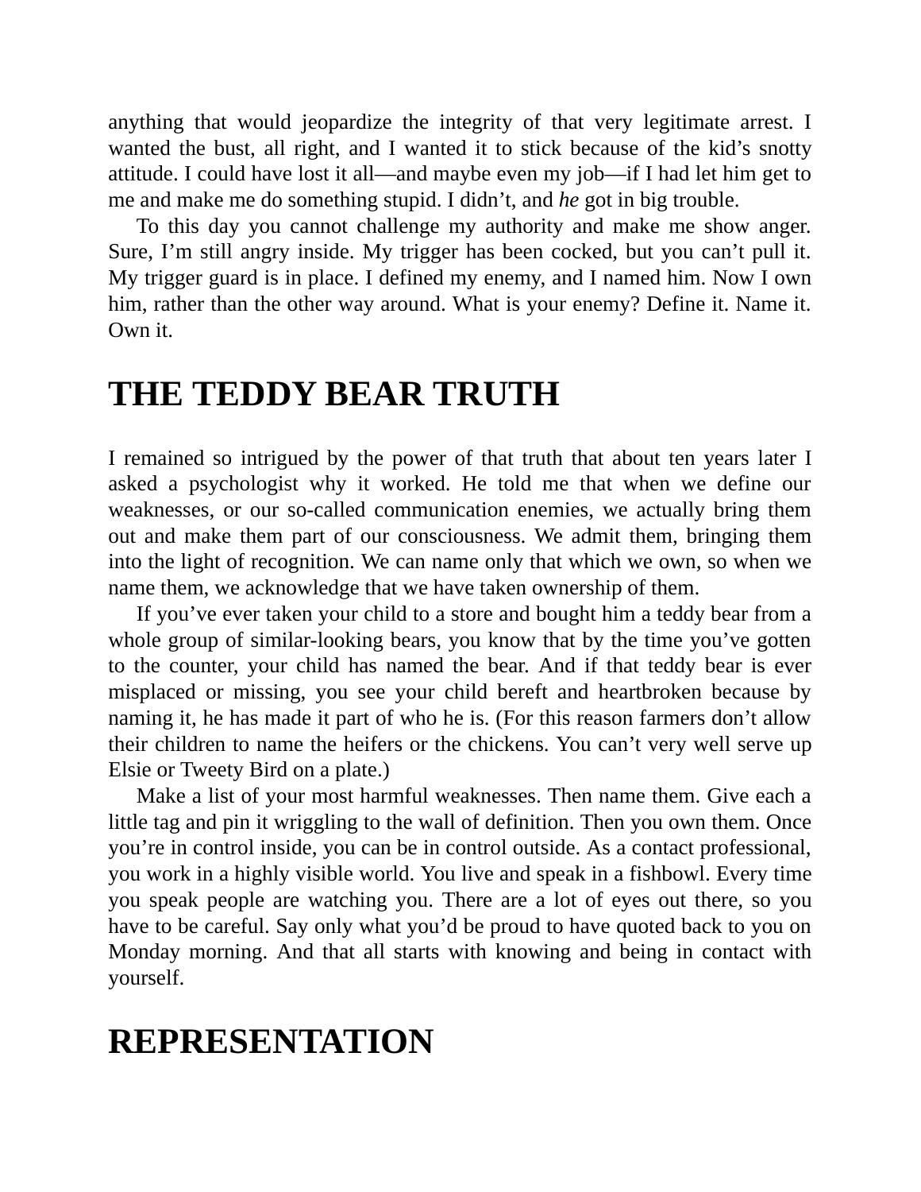anything that would jeopardize the integrity of that very legitimate arrest. I wanted the bust, all right, and I wanted it to stick because of the kid's snotty attitude. I could have lost it all—and maybe even my job—if I had let him get to me and make me do something stupid. I didn't, and *he* got in big trouble.

To this day you cannot challenge my authority and make me show anger. Sure, I'm still angry inside. My trigger has been cocked, but you can't pull it. My trigger guard is in place. I defined my enemy, and I named him. Now I own him, rather than the other way around. What is your enemy? Define it. Name it. Own it.

# THE TEDDY BEAR TRUTH

I remained so intrigued by the power of that truth that about ten years later I asked a psychologist why it worked. He told me that when we define our weaknesses, or our so-called communication enemies, we actually bring them out and make them part of our consciousness. We admit them, bringing them into the light of recognition. We can name only that which we own, so when we name them, we acknowledge that we have taken ownership of them.

If you've ever taken your child to a store and bought him a teddy bear from a whole group of similar-looking bears, you know that by the time you've gotten to the counter, your child has named the bear. And if that teddy bear is ever misplaced or missing, you see your child bereft and heartbroken because by naming it, he has made it part of who he is. (For this reason farmers don't allow their children to name the heifers or the chickens. You can't very well serve up Elsie or Tweety Bird on a plate.)

Make a list of your most harmful weaknesses. Then name them. Give each a little tag and pin it wriggling to the wall of definition. Then you own them. Once you're in control inside, you can be in control outside. As a contact professional, you work in a highly visible world. You live and speak in a fishbowl. Every time you speak people are watching you. There are a lot of eyes out there, so you have to be careful. Say only what you'd be proud to have quoted back to you on Monday morning. And that all starts with knowing and being in contact with yourself.

# REPRESENTATION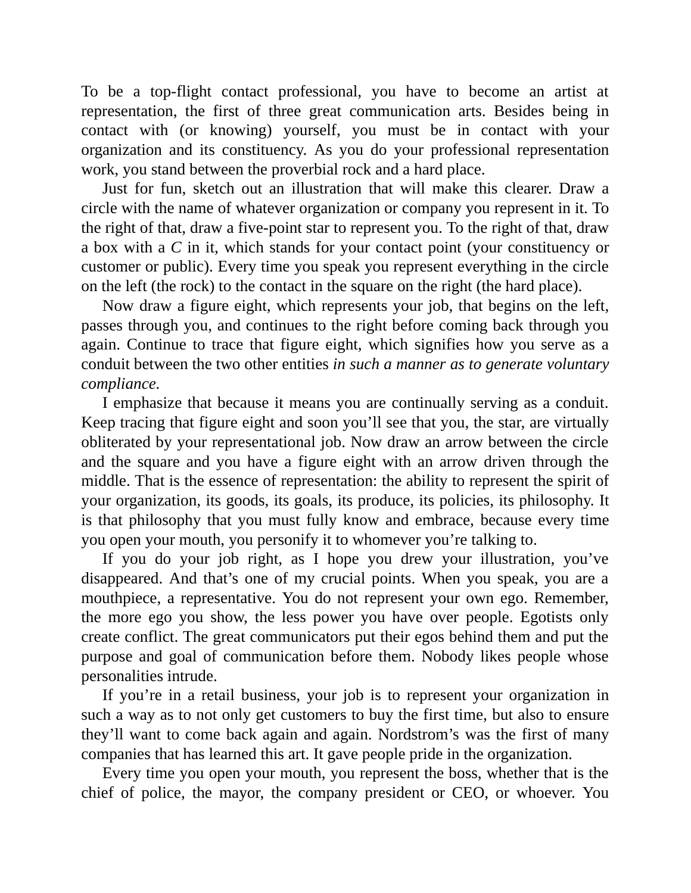To be a top-flight contact professional, you have to become an artist at representation, the first of three great communication arts. Besides being in contact with (or knowing) yourself, you must be in contact with your organization and its constituency. As you do your professional representation work, you stand between the proverbial rock and a hard place.

Just for fun, sketch out an illustration that will make this clearer. Draw a circle with the name of whatever organization or company you represent in it. To the right of that, draw a five-point star to represent you. To the right of that, draw a box with a *C* in it, which stands for your contact point (your constituency or customer or public). Every time you speak you represent everything in the circle on the left (the rock) to the contact in the square on the right (the hard place).

Now draw a figure eight, which represents your job, that begins on the left, passes through you, and continues to the right before coming back through you again. Continue to trace that figure eight, which signifies how you serve as a conduit between the two other entities *in such a manner as to generate voluntary compliance.*

I emphasize that because it means you are continually serving as a conduit. Keep tracing that figure eight and soon you'll see that you, the star, are virtually obliterated by your representational job. Now draw an arrow between the circle and the square and you have a figure eight with an arrow driven through the middle. That is the essence of representation: the ability to represent the spirit of your organization, its goods, its goals, its produce, its policies, its philosophy. It is that philosophy that you must fully know and embrace, because every time you open your mouth, you personify it to whomever you're talking to.

If you do your job right, as I hope you drew your illustration, you've disappeared. And that's one of my crucial points. When you speak, you are a mouthpiece, a representative. You do not represent your own ego. Remember, the more ego you show, the less power you have over people. Egotists only create conflict. The great communicators put their egos behind them and put the purpose and goal of communication before them. Nobody likes people whose personalities intrude.

If you're in a retail business, your job is to represent your organization in such a way as to not only get customers to buy the first time, but also to ensure they'll want to come back again and again. Nordstrom's was the first of many companies that has learned this art. It gave people pride in the organization.

Every time you open your mouth, you represent the boss, whether that is the chief of police, the mayor, the company president or CEO, or whoever. You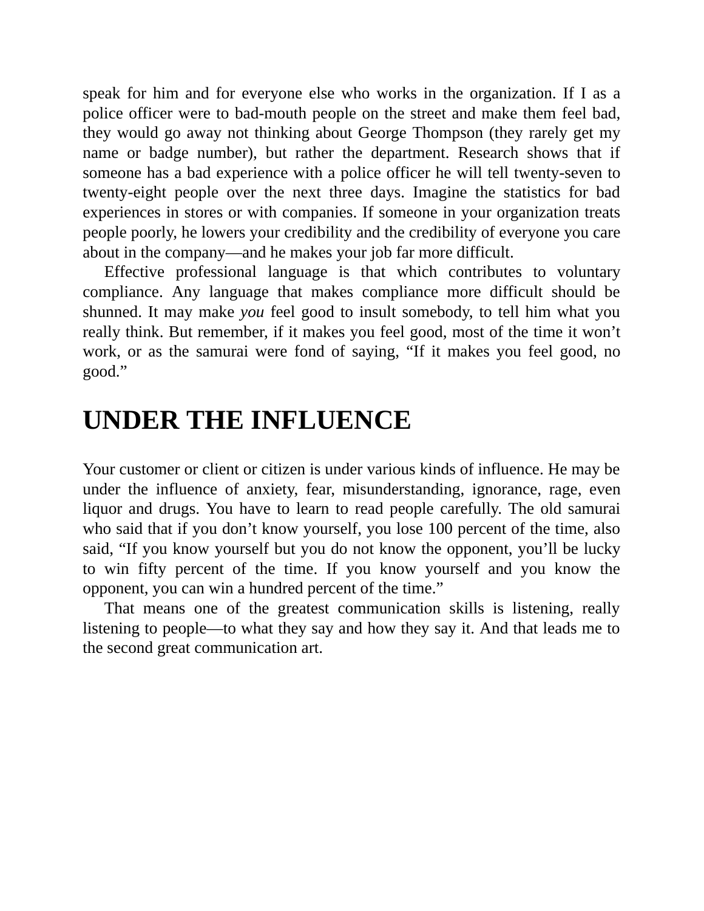speak for him and for everyone else who works in the organization. If I as a police officer were to bad-mouth people on the street and make them feel bad, they would go away not thinking about George Thompson (they rarely get my name or badge number), but rather the department. Research shows that if someone has a bad experience with a police officer he will tell twenty-seven to twenty-eight people over the next three days. Imagine the statistics for bad experiences in stores or with companies. If someone in your organization treats people poorly, he lowers your credibility and the credibility of everyone you care about in the company—and he makes your job far more difficult.

Effective professional language is that which contributes to voluntary compliance. Any language that makes compliance more difficult should be shunned. It may make *you* feel good to insult somebody, to tell him what you really think. But remember, if it makes you feel good, most of the time it won't work, or as the samurai were fond of saying, "If it makes you feel good, no good."

## UNDER THE INFLUENCE

Your customer or client or citizen is under various kinds of influence. He may be under the influence of anxiety, fear, misunderstanding, ignorance, rage, even liquor and drugs. You have to learn to read people carefully. The old samurai who said that if you don't know yourself, you lose 100 percent of the time, also said, "If you know yourself but you do not know the opponent, you'll be lucky to win fifty percent of the time. If you know yourself and you know the opponent, you can win a hundred percent of the time."

That means one of the greatest communication skills is listening, really listening to people—to what they say and how they say it. And that leads me to the second great communication art.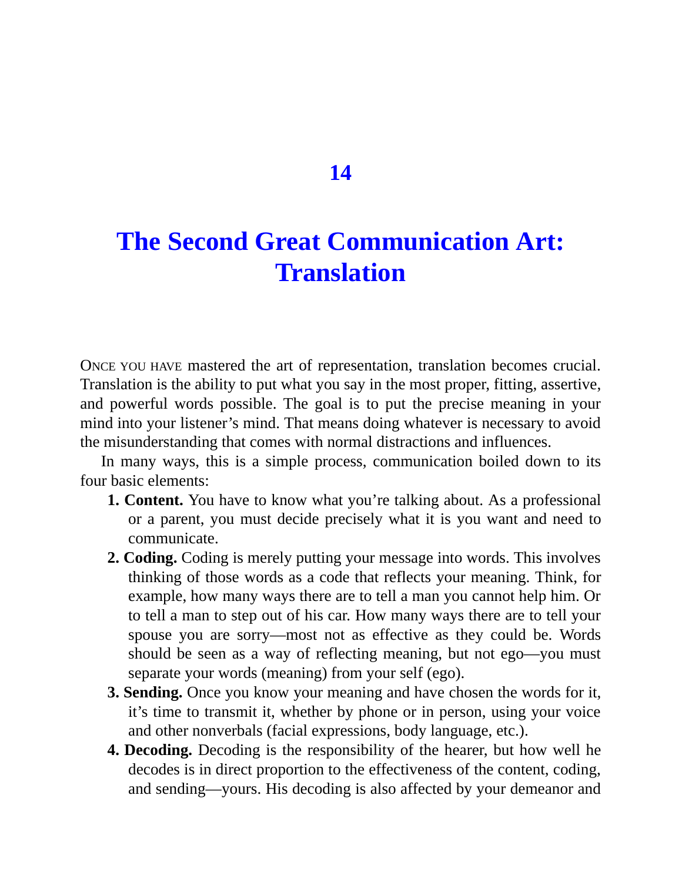# 14

# The Second Great Communication Art: Translation

ONCE YOU HAVE mastered the art of representation, translation becomes crucial. Translation is the ability to put what you say in the most proper, fitting, assertive, and powerful words possible. The goal is to put the precise meaning in your mind into your listener's mind. That means doing whatever is necessary to avoid the misunderstanding that comes with normal distractions and influences.

In many ways, this is a simple process, communication boiled down to its four basic elements:

1. **Content.** You have to know what you're talking about. As a professional or a parent, you must decide precisely what it is you want and need to communicate.
2. **Coding.** Coding is merely putting your message into words. This involves thinking of those words as a code that reflects your meaning. Think, for example, how many ways there are to tell a man you cannot help him. Or to tell a man to step out of his car. How many ways there are to tell your spouse you are sorry—most not as effective as they could be. Words should be seen as a way of reflecting meaning, but not ego—you must separate your words (meaning) from your self (ego).
3. **Sending.** Once you know your meaning and have chosen the words for it, it's time to transmit it, whether by phone or in person, using your voice and other nonverbals (facial expressions, body language, etc.).
4. **Decoding.** Decoding is the responsibility of the hearer, but how well he decodes is in direct proportion to the effectiveness of the content, coding, and sending—yours. His decoding is also affected by your demeanor and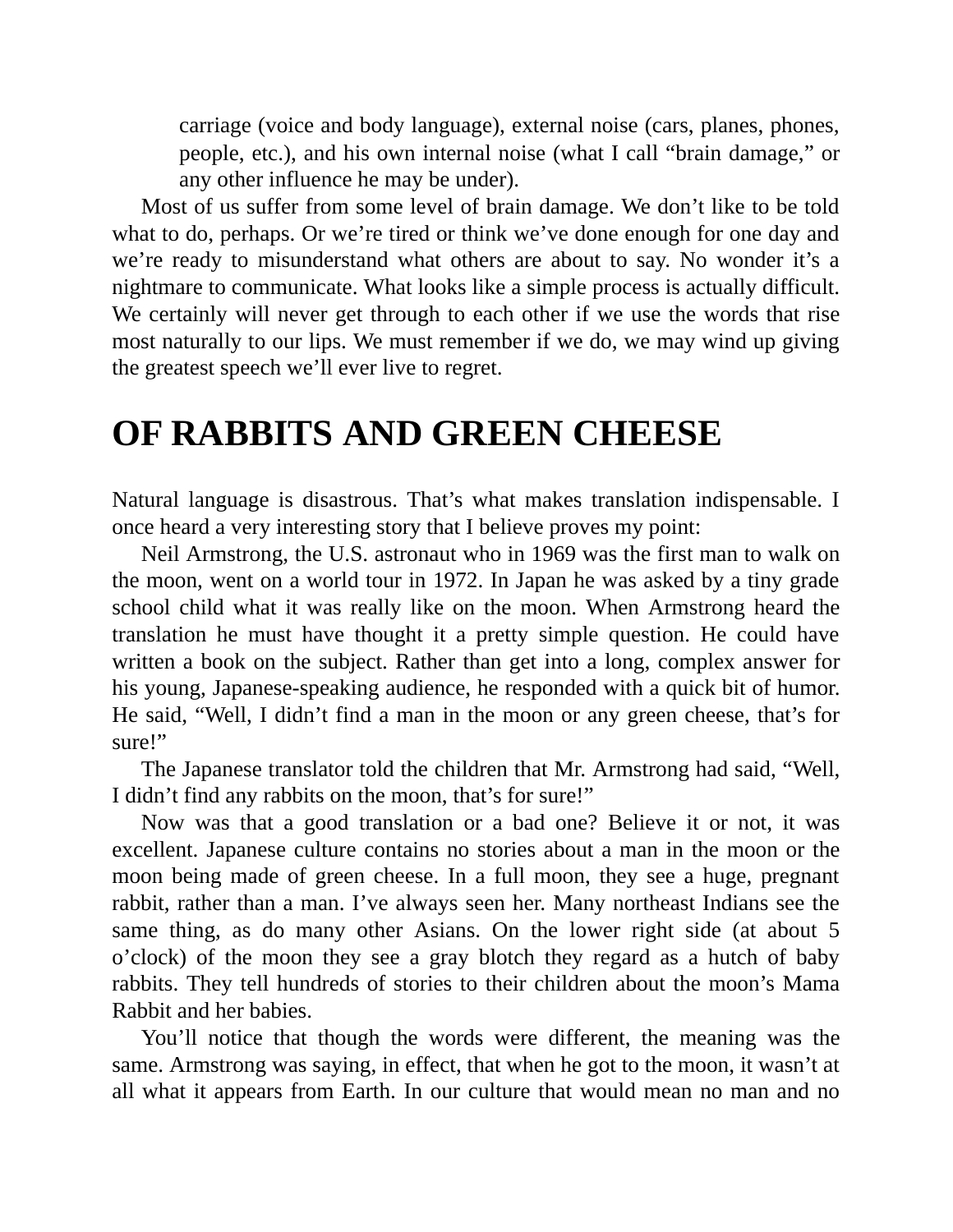carriage (voice and body language), external noise (cars, planes, phones, people, etc.), and his own internal noise (what I call "brain damage," or any other influence he may be under).

Most of us suffer from some level of brain damage. We don't like to be told what to do, perhaps. Or we're tired or think we've done enough for one day and we're ready to misunderstand what others are about to say. No wonder it's a nightmare to communicate. What looks like a simple process is actually difficult. We certainly will never get through to each other if we use the words that rise most naturally to our lips. We must remember if we do, we may wind up giving the greatest speech we'll ever live to regret.

# OF RABBITS AND GREEN CHEESE

Natural language is disastrous. That's what makes translation indispensable. I once heard a very interesting story that I believe proves my point:

Neil Armstrong, the U.S. astronaut who in 1969 was the first man to walk on the moon, went on a world tour in 1972. In Japan he was asked by a tiny grade school child what it was really like on the moon. When Armstrong heard the translation he must have thought it a pretty simple question. He could have written a book on the subject. Rather than get into a long, complex answer for his young, Japanese-speaking audience, he responded with a quick bit of humor. He said, "Well, I didn't find a man in the moon or any green cheese, that's for sure!"

The Japanese translator told the children that Mr. Armstrong had said, "Well, I didn't find any rabbits on the moon, that's for sure!"

Now was that a good translation or a bad one? Believe it or not, it was excellent. Japanese culture contains no stories about a man in the moon or the moon being made of green cheese. In a full moon, they see a huge, pregnant rabbit, rather than a man. I've always seen her. Many northeast Indians see the same thing, as do many other Asians. On the lower right side (at about 5 o'clock) of the moon they see a gray blotch they regard as a hutch of baby rabbits. They tell hundreds of stories to their children about the moon's Mama Rabbit and her babies.

You'll notice that though the words were different, the meaning was the same. Armstrong was saying, in effect, that when he got to the moon, it wasn't at all what it appears from Earth. In our culture that would mean no man and no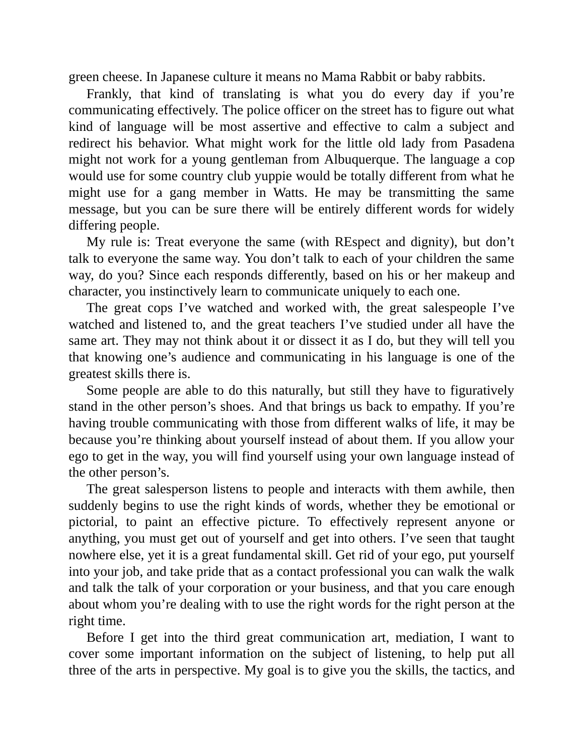green cheese. In Japanese culture it means no Mama Rabbit or baby rabbits.

Frankly, that kind of translating is what you do every day if you're communicating effectively. The police officer on the street has to figure out what kind of language will be most assertive and effective to calm a subject and redirect his behavior. What might work for the little old lady from Pasadena might not work for a young gentleman from Albuquerque. The language a cop would use for some country club yuppie would be totally different from what he might use for a gang member in Watts. He may be transmitting the same message, but you can be sure there will be entirely different words for widely differing people.

My rule is: Treat everyone the same (with REspect and dignity), but don't talk to everyone the same way. You don't talk to each of your children the same way, do you? Since each responds differently, based on his or her makeup and character, you instinctively learn to communicate uniquely to each one.

The great cops I've watched and worked with, the great salespeople I've watched and listened to, and the great teachers I've studied under all have the same art. They may not think about it or dissect it as I do, but they will tell you that knowing one's audience and communicating in his language is one of the greatest skills there is.

Some people are able to do this naturally, but still they have to figuratively stand in the other person's shoes. And that brings us back to empathy. If you're having trouble communicating with those from different walks of life, it may be because you're thinking about yourself instead of about them. If you allow your ego to get in the way, you will find yourself using your own language instead of the other person's.

The great salesperson listens to people and interacts with them awhile, then suddenly begins to use the right kinds of words, whether they be emotional or pictorial, to paint an effective picture. To effectively represent anyone or anything, you must get out of yourself and get into others. I've seen that taught nowhere else, yet it is a great fundamental skill. Get rid of your ego, put yourself into your job, and take pride that as a contact professional you can walk the walk and talk the talk of your corporation or your business, and that you care enough about whom you're dealing with to use the right words for the right person at the right time.

Before I get into the third great communication art, mediation, I want to cover some important information on the subject of listening, to help put all three of the arts in perspective. My goal is to give you the skills, the tactics, and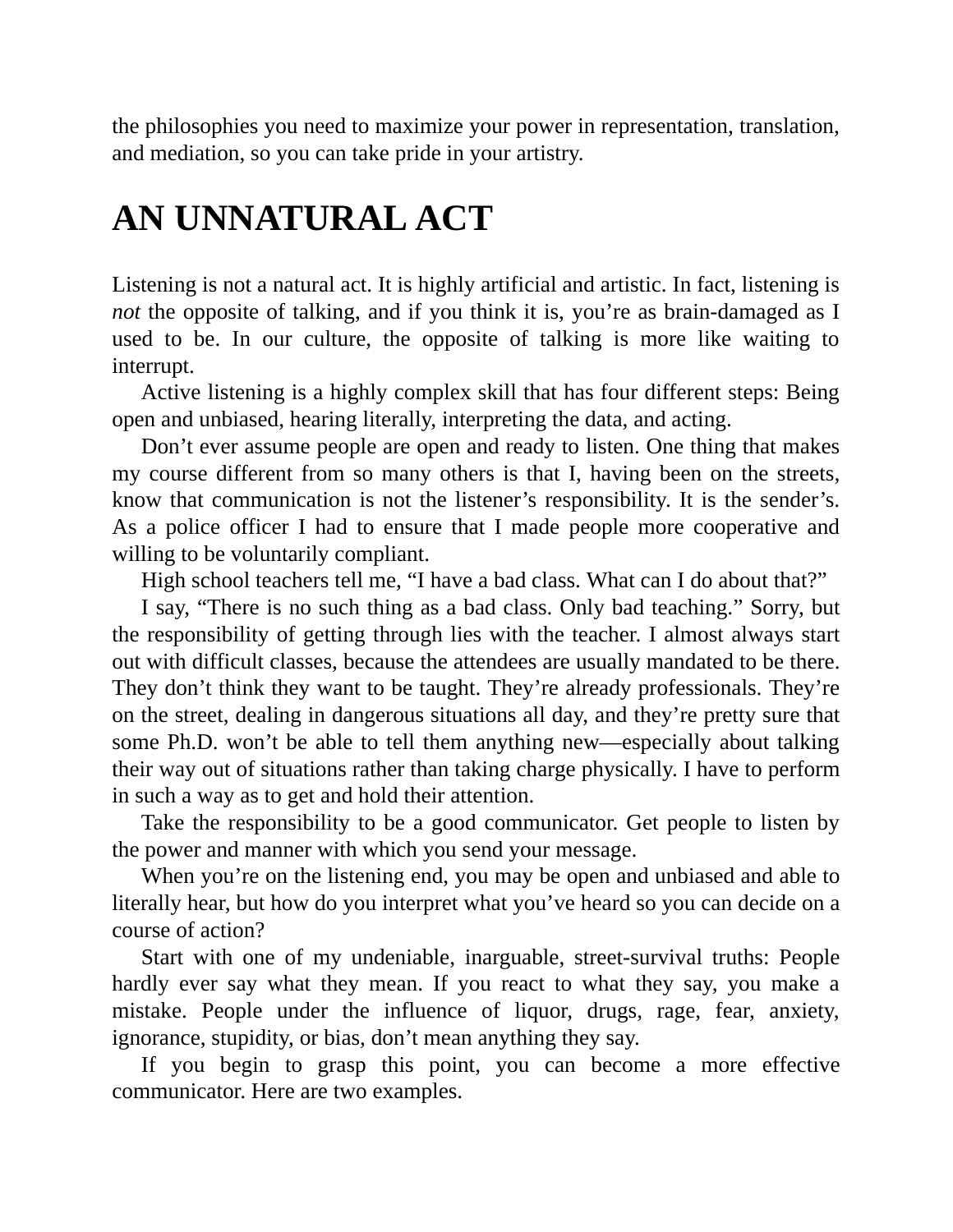the philosophies you need to maximize your power in representation, translation, and mediation, so you can take pride in your artistry.

# AN UNNATURAL ACT

Listening is not a natural act. It is highly artificial and artistic. In fact, listening is *not* the opposite of talking, and if you think it is, you're as brain-damaged as I used to be. In our culture, the opposite of talking is more like waiting to interrupt.

Active listening is a highly complex skill that has four different steps: Being open and unbiased, hearing literally, interpreting the data, and acting.

Don't ever assume people are open and ready to listen. One thing that makes my course different from so many others is that I, having been on the streets, know that communication is not the listener's responsibility. It is the sender's. As a police officer I had to ensure that I made people more cooperative and willing to be voluntarily compliant.

High school teachers tell me, "I have a bad class. What can I do about that?"

I say, "There is no such thing as a bad class. Only bad teaching." Sorry, but the responsibility of getting through lies with the teacher. I almost always start out with difficult classes, because the attendees are usually mandated to be there. They don't think they want to be taught. They're already professionals. They're on the street, dealing in dangerous situations all day, and they're pretty sure that some Ph.D. won't be able to tell them anything new—especially about talking their way out of situations rather than taking charge physically. I have to perform in such a way as to get and hold their attention.

Take the responsibility to be a good communicator. Get people to listen by the power and manner with which you send your message.

When you're on the listening end, you may be open and unbiased and able to literally hear, but how do you interpret what you've heard so you can decide on a course of action?

Start with one of my undeniable, inarguable, street-survival truths: People hardly ever say what they mean. If you react to what they say, you make a mistake. People under the influence of liquor, drugs, rage, fear, anxiety, ignorance, stupidity, or bias, don't mean anything they say.

If you begin to grasp this point, you can become a more effective communicator. Here are two examples.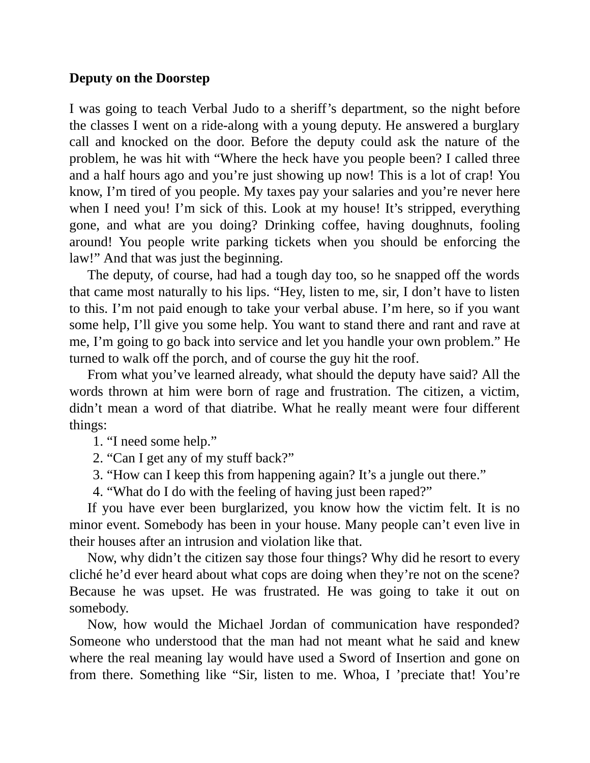**Deputy on the Doorstep**

I was going to teach Verbal Judo to a sheriff's department, so the night before the classes I went on a ride-along with a young deputy. He answered a burglary call and knocked on the door. Before the deputy could ask the nature of the problem, he was hit with "Where the heck have you people been? I called three and a half hours ago and you're just showing up now! This is a lot of crap! You know, I'm tired of you people. My taxes pay your salaries and you're never here when I need you! I'm sick of this. Look at my house! It's stripped, everything gone, and what are you doing? Drinking coffee, having doughnuts, fooling around! You people write parking tickets when you should be enforcing the law!" And that was just the beginning.

The deputy, of course, had had a tough day too, so he snapped off the words that came most naturally to his lips. "Hey, listen to me, sir, I don't have to listen to this. I'm not paid enough to take your verbal abuse. I'm here, so if you want some help, I'll give you some help. You want to stand there and rant and rave at me, I'm going to go back into service and let you handle your own problem." He turned to walk off the porch, and of course the guy hit the roof.

From what you've learned already, what should the deputy have said? All the words thrown at him were born of rage and frustration. The citizen, a victim, didn't mean a word of that diatribe. What he really meant were four different things:

1. "I need some help."
2. "Can I get any of my stuff back?"
3. "How can I keep this from happening again? It's a jungle out there."
4. "What do I do with the feeling of having just been raped?"

If you have ever been burglarized, you know how the victim felt. It is no minor event. Somebody has been in your house. Many people can't even live in their houses after an intrusion and violation like that.

Now, why didn't the citizen say those four things? Why did he resort to every cliché he'd ever heard about what cops are doing when they're not on the scene? Because he was upset. He was frustrated. He was going to take it out on somebody.

Now, how would the Michael Jordan of communication have responded? Someone who understood that the man had not meant what he said and knew where the real meaning lay would have used a Sword of Insertion and gone on from there. Something like "Sir, listen to me. Whoa, I 'preciate that! You're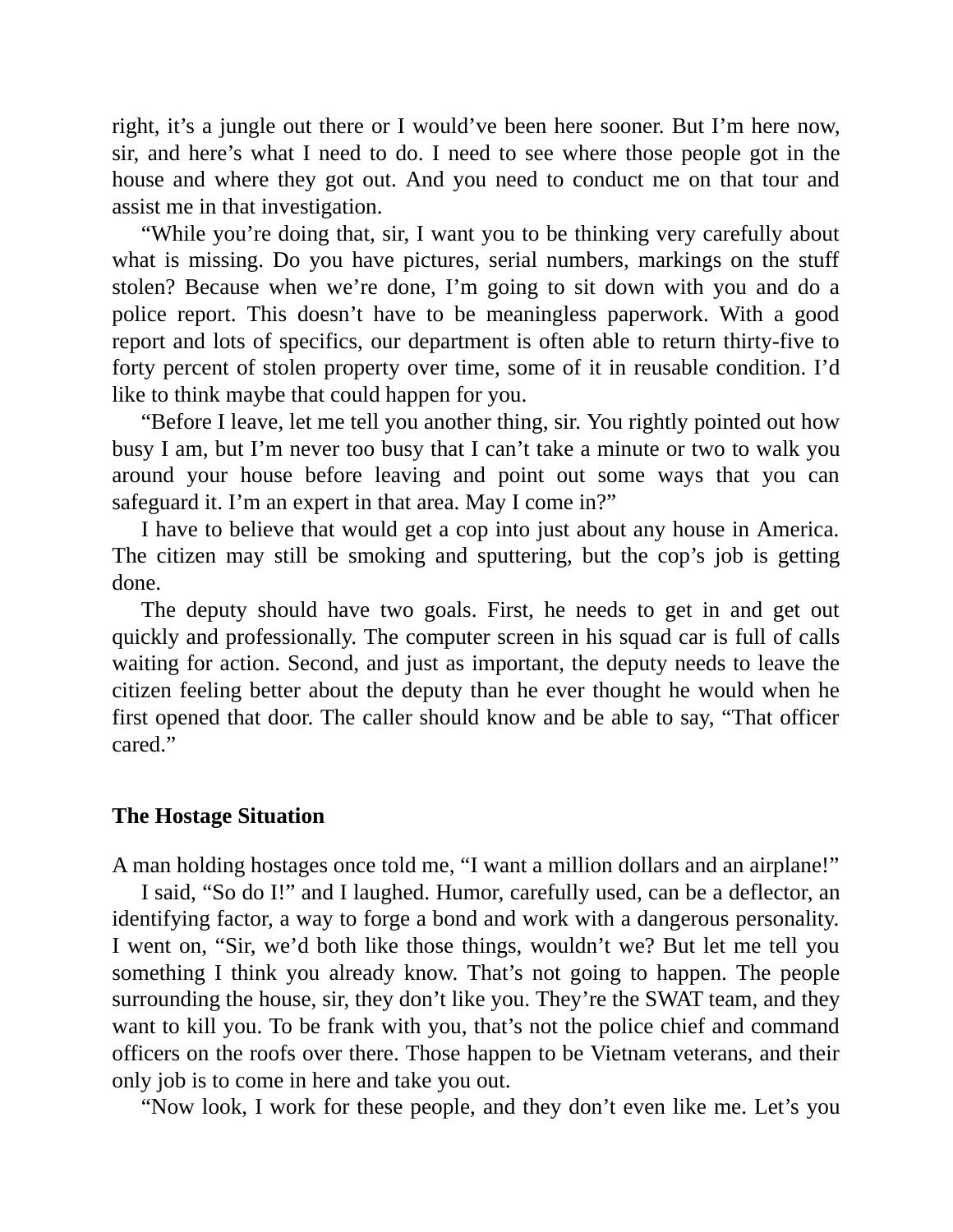right, it's a jungle out there or I would've been here sooner. But I'm here now, sir, and here's what I need to do. I need to see where those people got in the house and where they got out. And you need to conduct me on that tour and assist me in that investigation.

"While you're doing that, sir, I want you to be thinking very carefully about what is missing. Do you have pictures, serial numbers, markings on the stuff stolen? Because when we're done, I'm going to sit down with you and do a police report. This doesn't have to be meaningless paperwork. With a good report and lots of specifics, our department is often able to return thirty-five to forty percent of stolen property over time, some of it in reusable condition. I'd like to think maybe that could happen for you.

"Before I leave, let me tell you another thing, sir. You rightly pointed out how busy I am, but I'm never too busy that I can't take a minute or two to walk you around your house before leaving and point out some ways that you can safeguard it. I'm an expert in that area. May I come in?"

I have to believe that would get a cop into just about any house in America. The citizen may still be smoking and sputtering, but the cop's job is getting done.

The deputy should have two goals. First, he needs to get in and get out quickly and professionally. The computer screen in his squad car is full of calls waiting for action. Second, and just as important, the deputy needs to leave the citizen feeling better about the deputy than he ever thought he would when he first opened that door. The caller should know and be able to say, "That officer cared."

### The Hostage Situation

A man holding hostages once told me, "I want a million dollars and an airplane!"

I said, "So do I!" and I laughed. Humor, carefully used, can be a deflector, an identifying factor, a way to forge a bond and work with a dangerous personality. I went on, "Sir, we'd both like those things, wouldn't we? But let me tell you something I think you already know. That's not going to happen. The people surrounding the house, sir, they don't like you. They're the SWAT team, and they want to kill you. To be frank with you, that's not the police chief and command officers on the roofs over there. Those happen to be Vietnam veterans, and their only job is to come in here and take you out.

"Now look, I work for these people, and they don't even like me. Let's you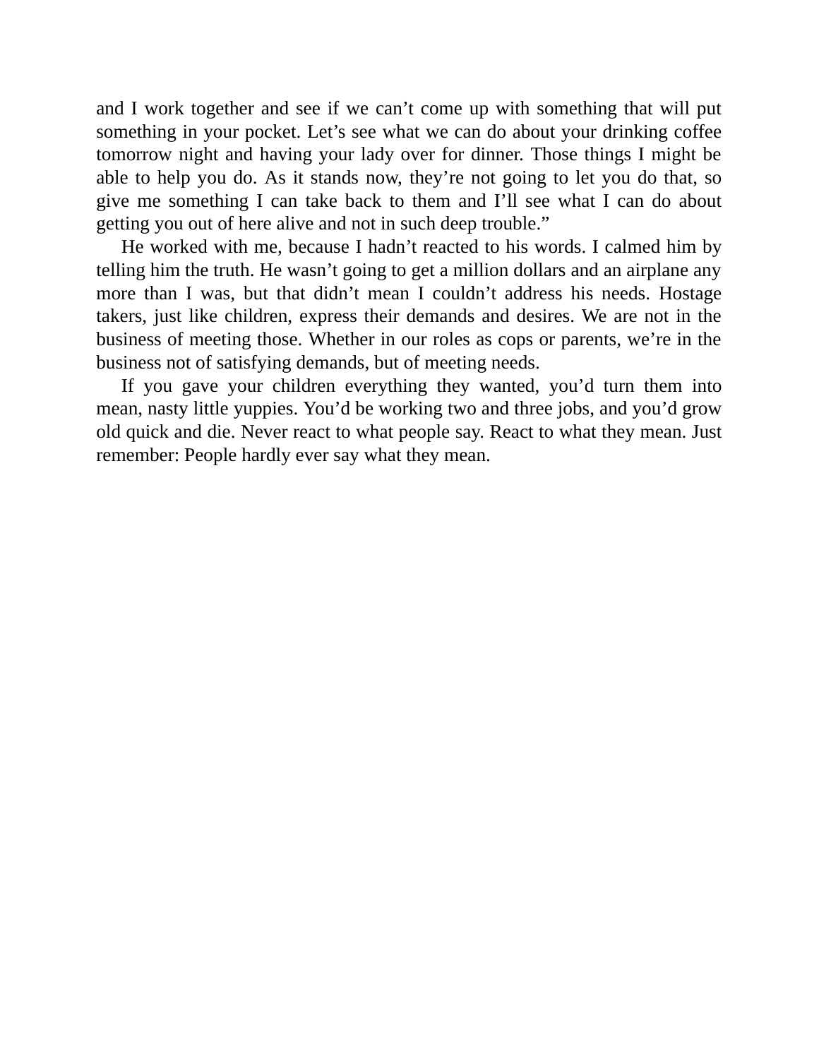and I work together and see if we can't come up with something that will put something in your pocket. Let's see what we can do about your drinking coffee tomorrow night and having your lady over for dinner. Those things I might be able to help you do. As it stands now, they're not going to let you do that, so give me something I can take back to them and I'll see what I can do about getting you out of here alive and not in such deep trouble."

He worked with me, because I hadn't reacted to his words. I calmed him by telling him the truth. He wasn't going to get a million dollars and an airplane any more than I was, but that didn't mean I couldn't address his needs. Hostage takers, just like children, express their demands and desires. We are not in the business of meeting those. Whether in our roles as cops or parents, we're in the business not of satisfying demands, but of meeting needs.

If you gave your children everything they wanted, you'd turn them into mean, nasty little yuppies. You'd be working two and three jobs, and you'd grow old quick and die. Never react to what people say. React to what they mean. Just remember: People hardly ever say what they mean.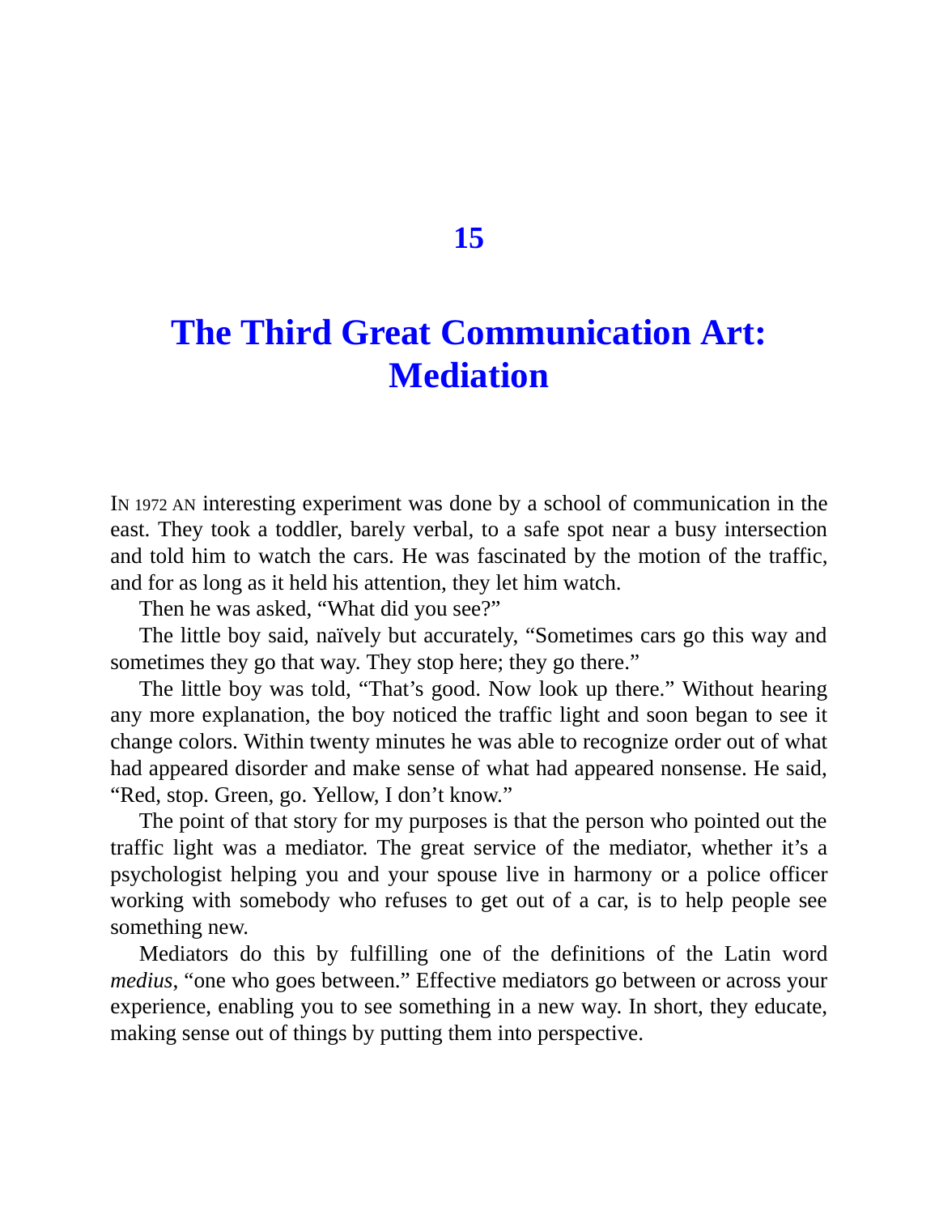# 15

# The Third Great Communication Art: Mediation

IN 1972 AN interesting experiment was done by a school of communication in the east. They took a toddler, barely verbal, to a safe spot near a busy intersection and told him to watch the cars. He was fascinated by the motion of the traffic, and for as long as it held his attention, they let him watch.

Then he was asked, “What did you see?”

The little boy said, naïvely but accurately, “Sometimes cars go this way and sometimes they go that way. They stop here; they go there.”

The little boy was told, “That’s good. Now look up there.” Without hearing any more explanation, the boy noticed the traffic light and soon began to see it change colors. Within twenty minutes he was able to recognize order out of what had appeared disorder and make sense of what had appeared nonsense. He said, “Red, stop. Green, go. Yellow, I don’t know.”

The point of that story for my purposes is that the person who pointed out the traffic light was a mediator. The great service of the mediator, whether it’s a psychologist helping you and your spouse live in harmony or a police officer working with somebody who refuses to get out of a car, is to help people see something new.

Mediators do this by fulfilling one of the definitions of the Latin word *medius*, “one who goes between.” Effective mediators go between or across your experience, enabling you to see something in a new way. In short, they educate, making sense out of things by putting them into perspective.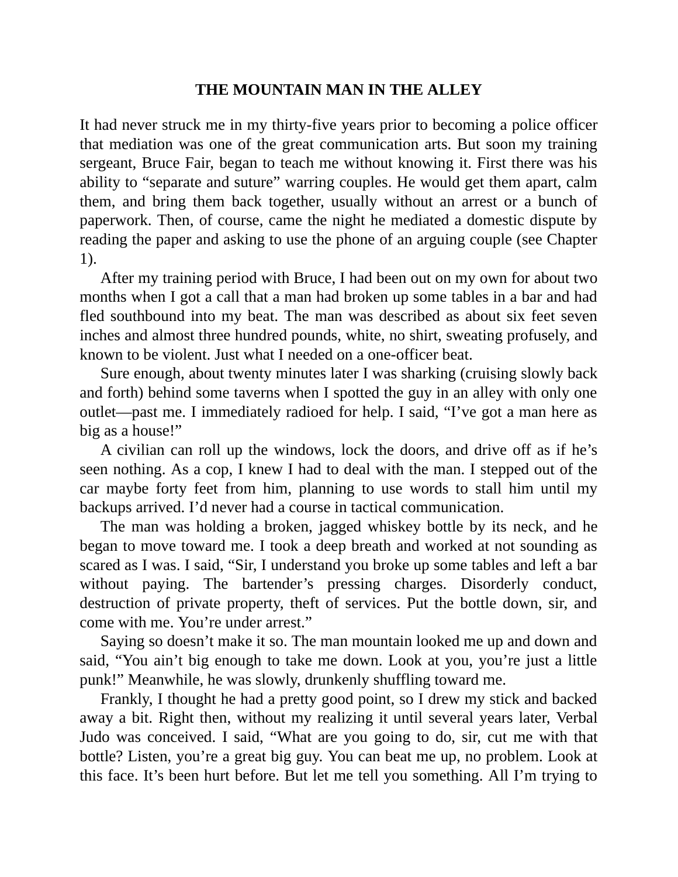## THE MOUNTAIN MAN IN THE ALLEY

It had never struck me in my thirty-five years prior to becoming a police officer that mediation was one of the great communication arts. But soon my training sergeant, Bruce Fair, began to teach me without knowing it. First there was his ability to "separate and suture" warring couples. He would get them apart, calm them, and bring them back together, usually without an arrest or a bunch of paperwork. Then, of course, came the night he mediated a domestic dispute by reading the paper and asking to use the phone of an arguing couple (see Chapter 1).

After my training period with Bruce, I had been out on my own for about two months when I got a call that a man had broken up some tables in a bar and had fled southbound into my beat. The man was described as about six feet seven inches and almost three hundred pounds, white, no shirt, sweating profusely, and known to be violent. Just what I needed on a one-officer beat.

Sure enough, about twenty minutes later I was sharking (cruising slowly back and forth) behind some taverns when I spotted the guy in an alley with only one outlet—past me. I immediately radioed for help. I said, "I've got a man here as big as a house!"

A civilian can roll up the windows, lock the doors, and drive off as if he's seen nothing. As a cop, I knew I had to deal with the man. I stepped out of the car maybe forty feet from him, planning to use words to stall him until my backups arrived. I'd never had a course in tactical communication.

The man was holding a broken, jagged whiskey bottle by its neck, and he began to move toward me. I took a deep breath and worked at not sounding as scared as I was. I said, "Sir, I understand you broke up some tables and left a bar without paying. The bartender's pressing charges. Disorderly conduct, destruction of private property, theft of services. Put the bottle down, sir, and come with me. You're under arrest."

Saying so doesn't make it so. The man mountain looked me up and down and said, "You ain't big enough to take me down. Look at you, you're just a little punk!" Meanwhile, he was slowly, drunkenly shuffling toward me.

Frankly, I thought he had a pretty good point, so I drew my stick and backed away a bit. Right then, without my realizing it until several years later, Verbal Judo was conceived. I said, "What are you going to do, sir, cut me with that bottle? Listen, you're a great big guy. You can beat me up, no problem. Look at this face. It's been hurt before. But let me tell you something. All I'm trying to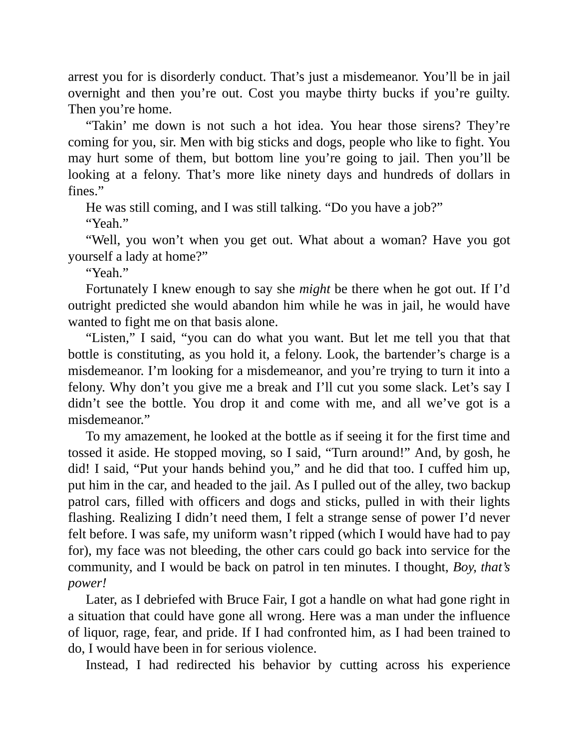arrest you for is disorderly conduct. That's just a misdemeanor. You'll be in jail overnight and then you're out. Cost you maybe thirty bucks if you're guilty. Then you're home.

"Takin' me down is not such a hot idea. You hear those sirens? They're coming for you, sir. Men with big sticks and dogs, people who like to fight. You may hurt some of them, but bottom line you're going to jail. Then you'll be looking at a felony. That's more like ninety days and hundreds of dollars in fines."

He was still coming, and I was still talking. "Do you have a job?"

"Yeah."

"Well, you won't when you get out. What about a woman? Have you got yourself a lady at home?"

"Yeah."

Fortunately I knew enough to say she *might* be there when he got out. If I'd outright predicted she would abandon him while he was in jail, he would have wanted to fight me on that basis alone.

"Listen," I said, "you can do what you want. But let me tell you that that bottle is constituting, as you hold it, a felony. Look, the bartender's charge is a misdemeanor. I'm looking for a misdemeanor, and you're trying to turn it into a felony. Why don't you give me a break and I'll cut you some slack. Let's say I didn't see the bottle. You drop it and come with me, and all we've got is a misdemeanor."

To my amazement, he looked at the bottle as if seeing it for the first time and tossed it aside. He stopped moving, so I said, "Turn around!" And, by gosh, he did! I said, "Put your hands behind you," and he did that too. I cuffed him up, put him in the car, and headed to the jail. As I pulled out of the alley, two backup patrol cars, filled with officers and dogs and sticks, pulled in with their lights flashing. Realizing I didn't need them, I felt a strange sense of power I'd never felt before. I was safe, my uniform wasn't ripped (which I would have had to pay for), my face was not bleeding, the other cars could go back into service for the community, and I would be back on patrol in ten minutes. I thought, *Boy, that's power!*

Later, as I debriefed with Bruce Fair, I got a handle on what had gone right in a situation that could have gone all wrong. Here was a man under the influence of liquor, rage, fear, and pride. If I had confronted him, as I had been trained to do, I would have been in for serious violence.

Instead, I had redirected his behavior by cutting across his experience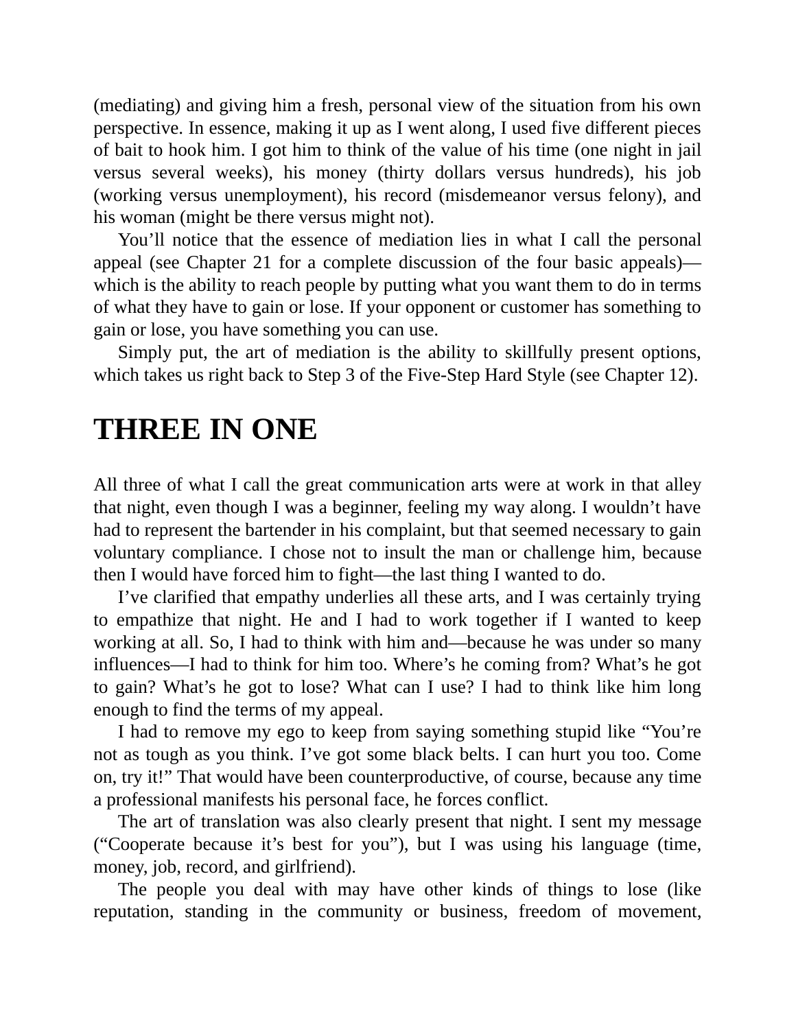(mediating) and giving him a fresh, personal view of the situation from his own perspective. In essence, making it up as I went along, I used five different pieces of bait to hook him. I got him to think of the value of his time (one night in jail versus several weeks), his money (thirty dollars versus hundreds), his job (working versus unemployment), his record (misdemeanor versus felony), and his woman (might be there versus might not).

You'll notice that the essence of mediation lies in what I call the personal appeal (see Chapter 21 for a complete discussion of the four basic appeals)—which is the ability to reach people by putting what you want them to do in terms of what they have to gain or lose. If your opponent or customer has something to gain or lose, you have something you can use.

Simply put, the art of mediation is the ability to skillfully present options, which takes us right back to Step 3 of the Five-Step Hard Style (see Chapter 12).

## THREE IN ONE

All three of what I call the great communication arts were at work in that alley that night, even though I was a beginner, feeling my way along. I wouldn't have had to represent the bartender in his complaint, but that seemed necessary to gain voluntary compliance. I chose not to insult the man or challenge him, because then I would have forced him to fight—the last thing I wanted to do.

I've clarified that empathy underlies all these arts, and I was certainly trying to empathize that night. He and I had to work together if I wanted to keep working at all. So, I had to think with him and—because he was under so many influences—I had to think for him too. Where's he coming from? What's he got to gain? What's he got to lose? What can I use? I had to think like him long enough to find the terms of my appeal.

I had to remove my ego to keep from saying something stupid like "You're not as tough as you think. I've got some black belts. I can hurt you too. Come on, try it!" That would have been counterproductive, of course, because any time a professional manifests his personal face, he forces conflict.

The art of translation was also clearly present that night. I sent my message ("Cooperate because it's best for you"), but I was using his language (time, money, job, record, and girlfriend).

The people you deal with may have other kinds of things to lose (like reputation, standing in the community or business, freedom of movement,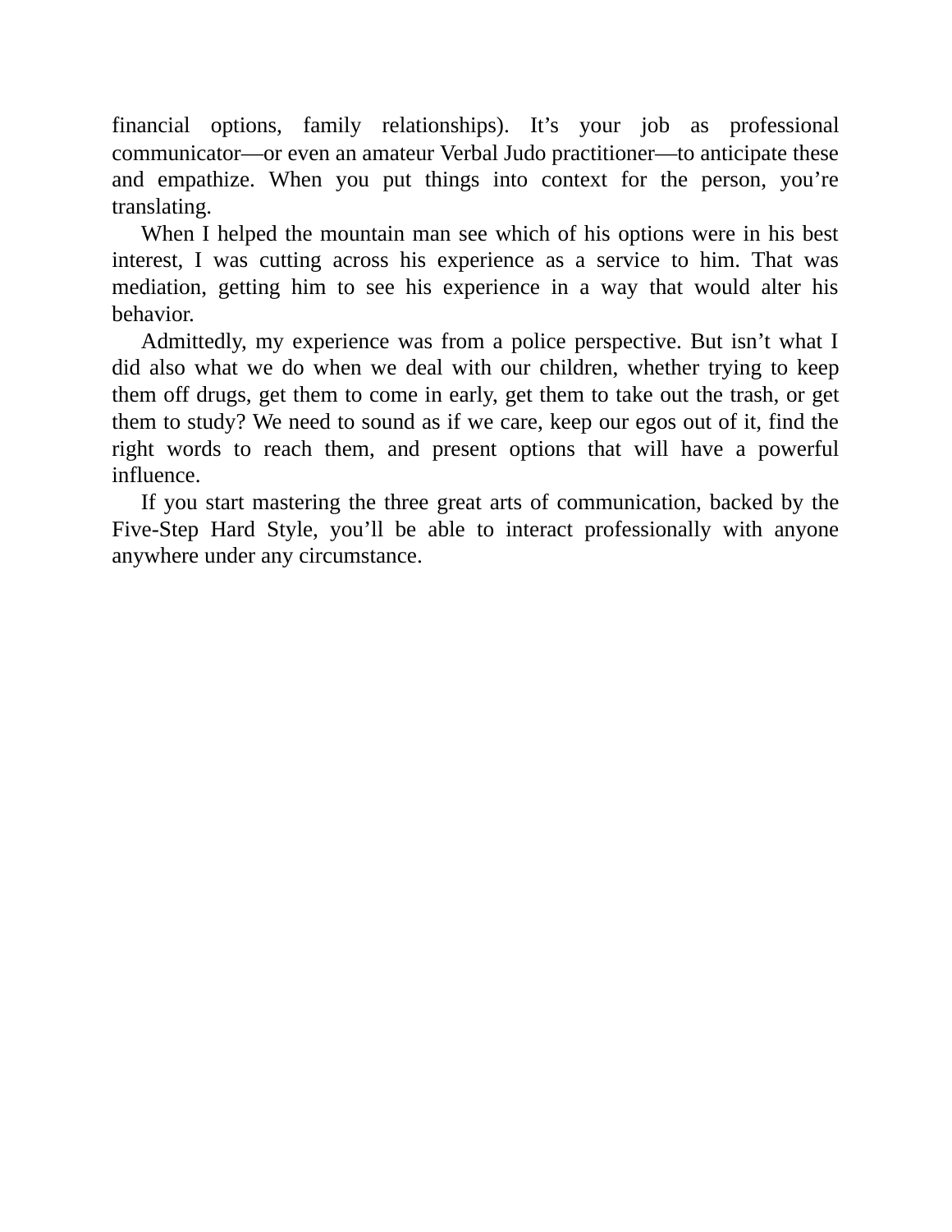financial options, family relationships). It’s your job as professional communicator—or even an amateur Verbal Judo practitioner—to anticipate these and empathize. When you put things into context for the person, you’re translating.

When I helped the mountain man see which of his options were in his best interest, I was cutting across his experience as a service to him. That was mediation, getting him to see his experience in a way that would alter his behavior.

Admittedly, my experience was from a police perspective. But isn’t what I did also what we do when we deal with our children, whether trying to keep them off drugs, get them to come in early, get them to take out the trash, or get them to study? We need to sound as if we care, keep our egos out of it, find the right words to reach them, and present options that will have a powerful influence.

If you start mastering the three great arts of communication, backed by the Five-Step Hard Style, you’ll be able to interact professionally with anyone anywhere under any circumstance.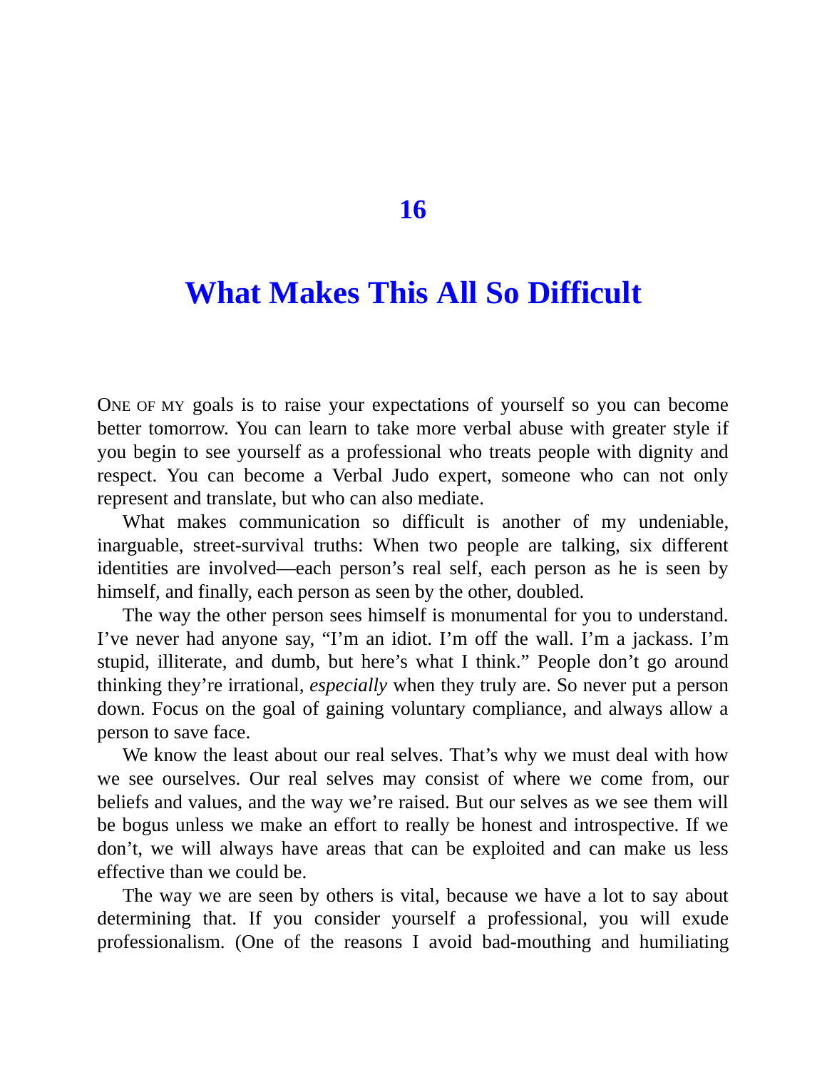# 16

# What Makes This All So Difficult

ONE OF MY goals is to raise your expectations of yourself so you can become better tomorrow. You can learn to take more verbal abuse with greater style if you begin to see yourself as a professional who treats people with dignity and respect. You can become a Verbal Judo expert, someone who can not only represent and translate, but who can also mediate.

What makes communication so difficult is another of my undeniable, inarguable, street-survival truths: When two people are talking, six different identities are involved—each person's real self, each person as he is seen by himself, and finally, each person as seen by the other, doubled.

The way the other person sees himself is monumental for you to understand. I've never had anyone say, "I'm an idiot. I'm off the wall. I'm a jackass. I'm stupid, illiterate, and dumb, but here's what I think." People don't go around thinking they're irrational, *especially* when they truly are. So never put a person down. Focus on the goal of gaining voluntary compliance, and always allow a person to save face.

We know the least about our real selves. That's why we must deal with how we see ourselves. Our real selves may consist of where we come from, our beliefs and values, and the way we're raised. But our selves as we see them will be bogus unless we make an effort to really be honest and introspective. If we don't, we will always have areas that can be exploited and can make us less effective than we could be.

The way we are seen by others is vital, because we have a lot to say about determining that. If you consider yourself a professional, you will exude professionalism. (One of the reasons I avoid bad-mouthing and humiliating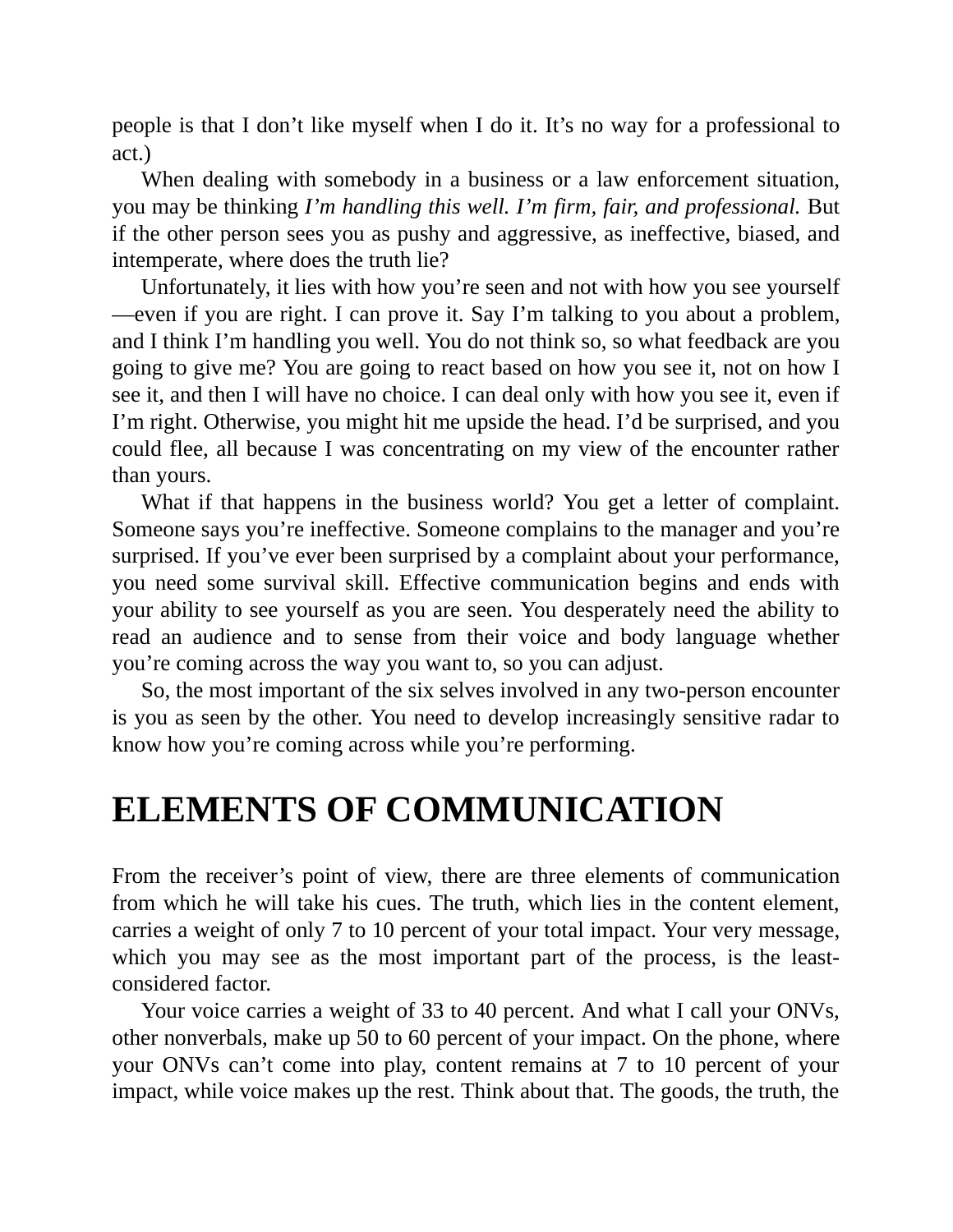people is that I don't like myself when I do it. It's no way for a professional to act.)

When dealing with somebody in a business or a law enforcement situation, you may be thinking *I'm handling this well. I'm firm, fair, and professional.* But if the other person sees you as pushy and aggressive, as ineffective, biased, and intemperate, where does the truth lie?

Unfortunately, it lies with how you're seen and not with how you see yourself —even if you are right. I can prove it. Say I'm talking to you about a problem, and I think I'm handling you well. You do not think so, so what feedback are you going to give me? You are going to react based on how you see it, not on how I see it, and then I will have no choice. I can deal only with how you see it, even if I'm right. Otherwise, you might hit me upside the head. I'd be surprised, and you could flee, all because I was concentrating on my view of the encounter rather than yours.

What if that happens in the business world? You get a letter of complaint. Someone says you're ineffective. Someone complains to the manager and you're surprised. If you've ever been surprised by a complaint about your performance, you need some survival skill. Effective communication begins and ends with your ability to see yourself as you are seen. You desperately need the ability to read an audience and to sense from their voice and body language whether you're coming across the way you want to, so you can adjust.

So, the most important of the six selves involved in any two-person encounter is you as seen by the other. You need to develop increasingly sensitive radar to know how you're coming across while you're performing.

# ELEMENTS OF COMMUNICATION

From the receiver's point of view, there are three elements of communication from which he will take his cues. The truth, which lies in the content element, carries a weight of only 7 to 10 percent of your total impact. Your very message, which you may see as the most important part of the process, is the least-considered factor.

Your voice carries a weight of 33 to 40 percent. And what I call your ONVs, other nonverbals, make up 50 to 60 percent of your impact. On the phone, where your ONVs can't come into play, content remains at 7 to 10 percent of your impact, while voice makes up the rest. Think about that. The goods, the truth, the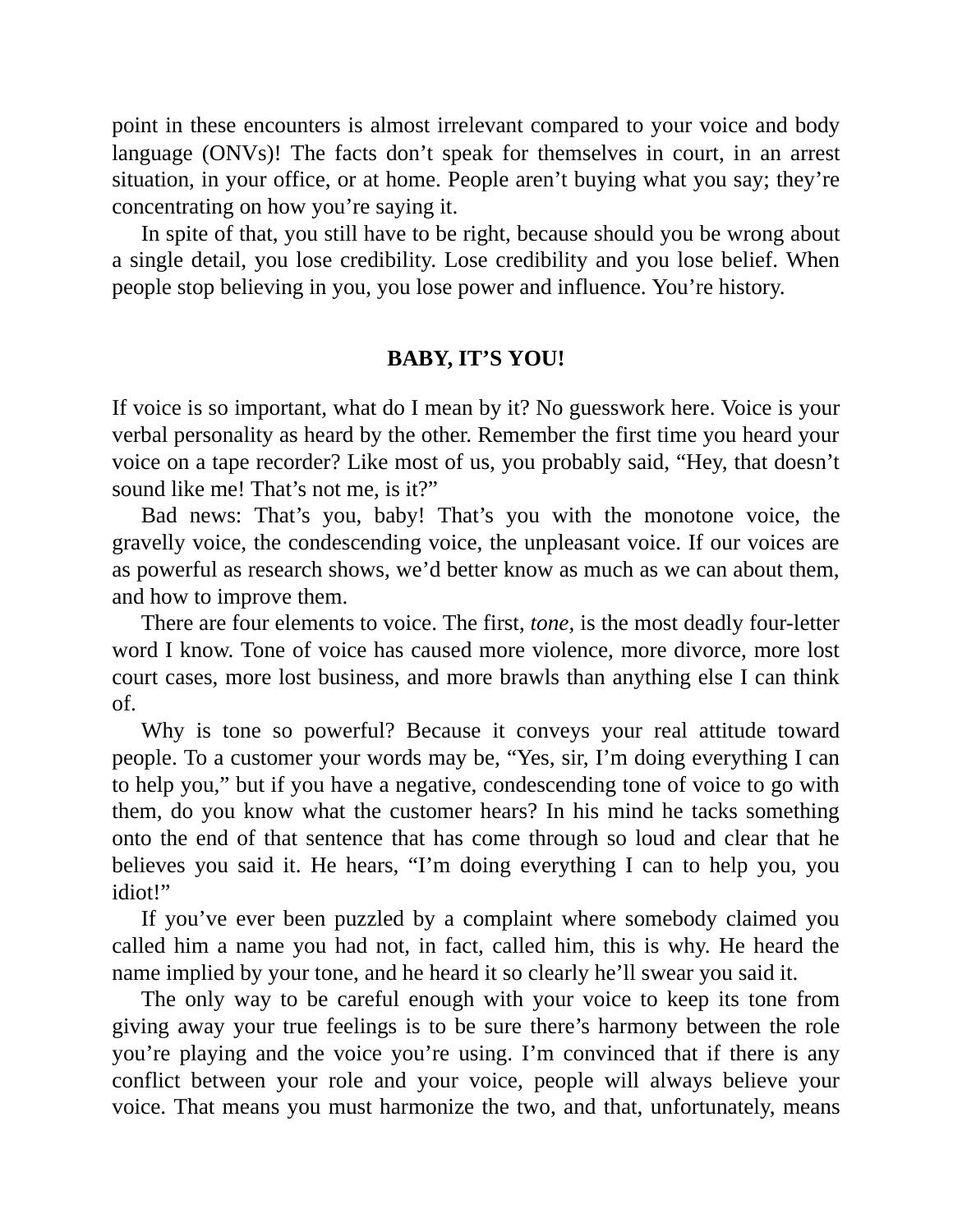point in these encounters is almost irrelevant compared to your voice and body language (ONVs)! The facts don't speak for themselves in court, in an arrest situation, in your office, or at home. People aren't buying what you say; they're concentrating on how you're saying it.

In spite of that, you still have to be right, because should you be wrong about a single detail, you lose credibility. Lose credibility and you lose belief. When people stop believing in you, you lose power and influence. You're history.

## BABY, IT'S YOU!

If voice is so important, what do I mean by it? No guesswork here. Voice is your verbal personality as heard by the other. Remember the first time you heard your voice on a tape recorder? Like most of us, you probably said, "Hey, that doesn't sound like me! That's not me, is it?"

Bad news: That's you, baby! That's you with the monotone voice, the gravelly voice, the condescending voice, the unpleasant voice. If our voices are as powerful as research shows, we'd better know as much as we can about them, and how to improve them.

There are four elements to voice. The first, *tone,* is the most deadly four-letter word I know. Tone of voice has caused more violence, more divorce, more lost court cases, more lost business, and more brawls than anything else I can think of.

Why is tone so powerful? Because it conveys your real attitude toward people. To a customer your words may be, "Yes, sir, I'm doing everything I can to help you," but if you have a negative, condescending tone of voice to go with them, do you know what the customer hears? In his mind he tacks something onto the end of that sentence that has come through so loud and clear that he believes you said it. He hears, "I'm doing everything I can to help you, you idiot!"

If you've ever been puzzled by a complaint where somebody claimed you called him a name you had not, in fact, called him, this is why. He heard the name implied by your tone, and he heard it so clearly he'll swear you said it.

The only way to be careful enough with your voice to keep its tone from giving away your true feelings is to be sure there's harmony between the role you're playing and the voice you're using. I'm convinced that if there is any conflict between your role and your voice, people will always believe your voice. That means you must harmonize the two, and that, unfortunately, means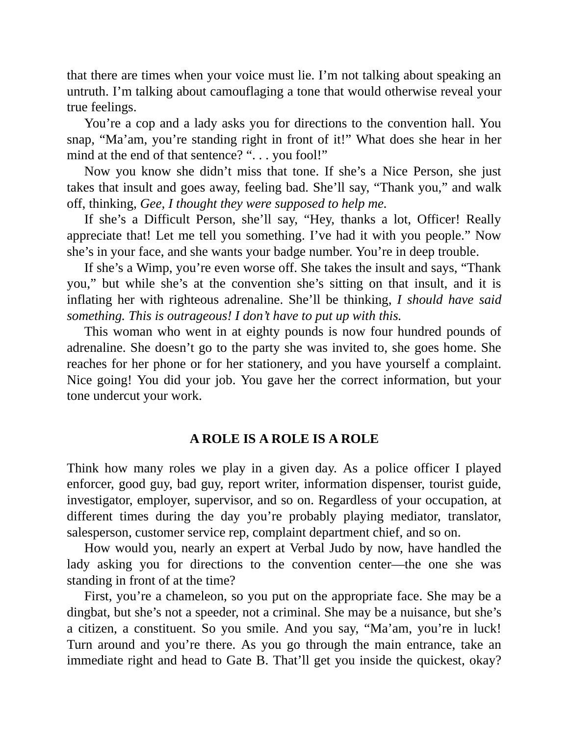that there are times when your voice must lie. I’m not talking about speaking an untruth. I’m talking about camouflaging a tone that would otherwise reveal your true feelings.

You’re a cop and a lady asks you for directions to the convention hall. You snap, “Ma’am, you’re standing right in front of it!” What does she hear in her mind at the end of that sentence? “. . . you fool!”

Now you know she didn’t miss that tone. If she’s a Nice Person, she just takes that insult and goes away, feeling bad. She’ll say, “Thank you,” and walk off, thinking, *Gee, I thought they were supposed to help me*.

If she’s a Difficult Person, she’ll say, “Hey, thanks a lot, Officer! Really appreciate that! Let me tell you something. I’ve had it with you people.” Now she’s in your face, and she wants your badge number. You’re in deep trouble.

If she’s a Wimp, you’re even worse off. She takes the insult and says, “Thank you,” but while she’s at the convention she’s sitting on that insult, and it is inflating her with righteous adrenaline. She’ll be thinking, *I should have said something. This is outrageous! I don’t have to put up with this.*

This woman who went in at eighty pounds is now four hundred pounds of adrenaline. She doesn’t go to the party she was invited to, she goes home. She reaches for her phone or for her stationery, and you have yourself a complaint. Nice going! You did your job. You gave her the correct information, but your tone undercut your work.

## A ROLE IS A ROLE IS A ROLE

Think how many roles we play in a given day. As a police officer I played enforcer, good guy, bad guy, report writer, information dispenser, tourist guide, investigator, employer, supervisor, and so on. Regardless of your occupation, at different times during the day you’re probably playing mediator, translator, salesperson, customer service rep, complaint department chief, and so on.

How would you, nearly an expert at Verbal Judo by now, have handled the lady asking you for directions to the convention center—the one she was standing in front of at the time?

First, you’re a chameleon, so you put on the appropriate face. She may be a dingbat, but she’s not a speeder, not a criminal. She may be a nuisance, but she’s a citizen, a constituent. So you smile. And you say, “Ma’am, you’re in luck! Turn around and you’re there. As you go through the main entrance, take an immediate right and head to Gate B. That’ll get you inside the quickest, okay?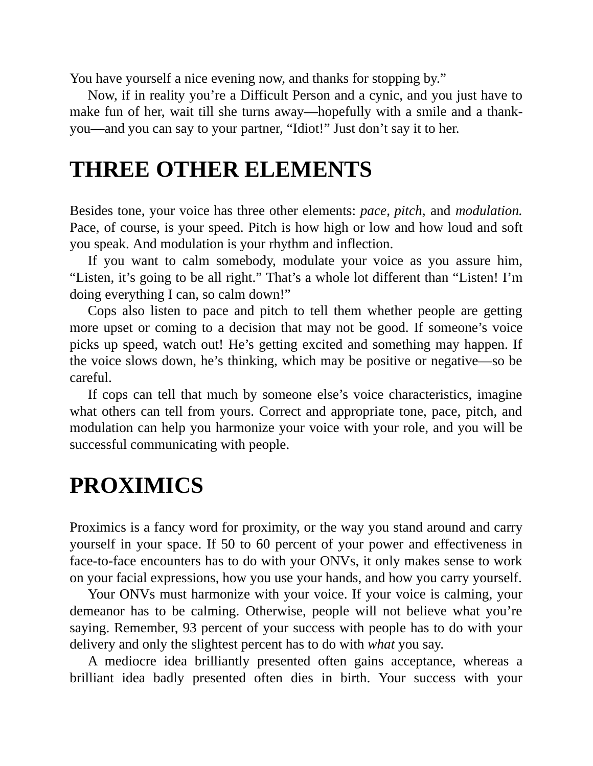You have yourself a nice evening now, and thanks for stopping by."

Now, if in reality you're a Difficult Person and a cynic, and you just have to make fun of her, wait till she turns away—hopefully with a smile and a thank-you—and you can say to your partner, "Idiot!" Just don't say it to her.

## THREE OTHER ELEMENTS

Besides tone, your voice has three other elements: *pace, pitch,* and *modulation.* Pace, of course, is your speed. Pitch is how high or low and how loud and soft you speak. And modulation is your rhythm and inflection.

If you want to calm somebody, modulate your voice as you assure him, "Listen, it's going to be all right." That's a whole lot different than "Listen! I'm doing everything I can, so calm down!"

Cops also listen to pace and pitch to tell them whether people are getting more upset or coming to a decision that may not be good. If someone's voice picks up speed, watch out! He's getting excited and something may happen. If the voice slows down, he's thinking, which may be positive or negative—so be careful.

If cops can tell that much by someone else's voice characteristics, imagine what others can tell from yours. Correct and appropriate tone, pace, pitch, and modulation can help you harmonize your voice with your role, and you will be successful communicating with people.

## PROXIMICS

Proximics is a fancy word for proximity, or the way you stand around and carry yourself in your space. If 50 to 60 percent of your power and effectiveness in face-to-face encounters has to do with your ONVs, it only makes sense to work on your facial expressions, how you use your hands, and how you carry yourself.

Your ONVs must harmonize with your voice. If your voice is calming, your demeanor has to be calming. Otherwise, people will not believe what you're saying. Remember, 93 percent of your success with people has to do with your delivery and only the slightest percent has to do with *what* you say.

A mediocre idea brilliantly presented often gains acceptance, whereas a brilliant idea badly presented often dies in birth. Your success with your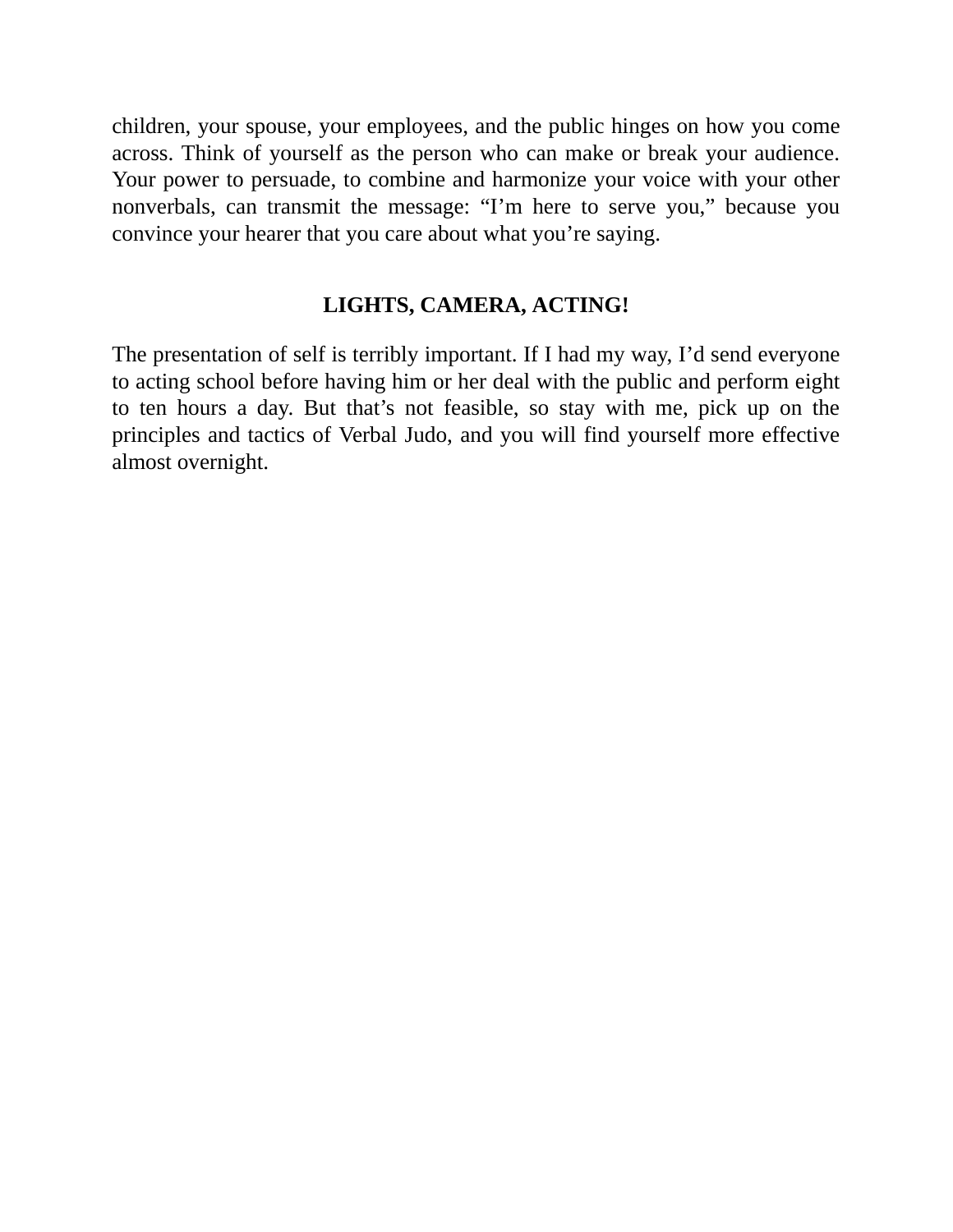children, your spouse, your employees, and the public hinges on how you come across. Think of yourself as the person who can make or break your audience. Your power to persuade, to combine and harmonize your voice with your other nonverbals, can transmit the message: “I’m here to serve you,” because you convince your hearer that you care about what you’re saying.

## LIGHTS, CAMERA, ACTING!

The presentation of self is terribly important. If I had my way, I’d send everyone to acting school before having him or her deal with the public and perform eight to ten hours a day. But that’s not feasible, so stay with me, pick up on the principles and tactics of Verbal Judo, and you will find yourself more effective almost overnight.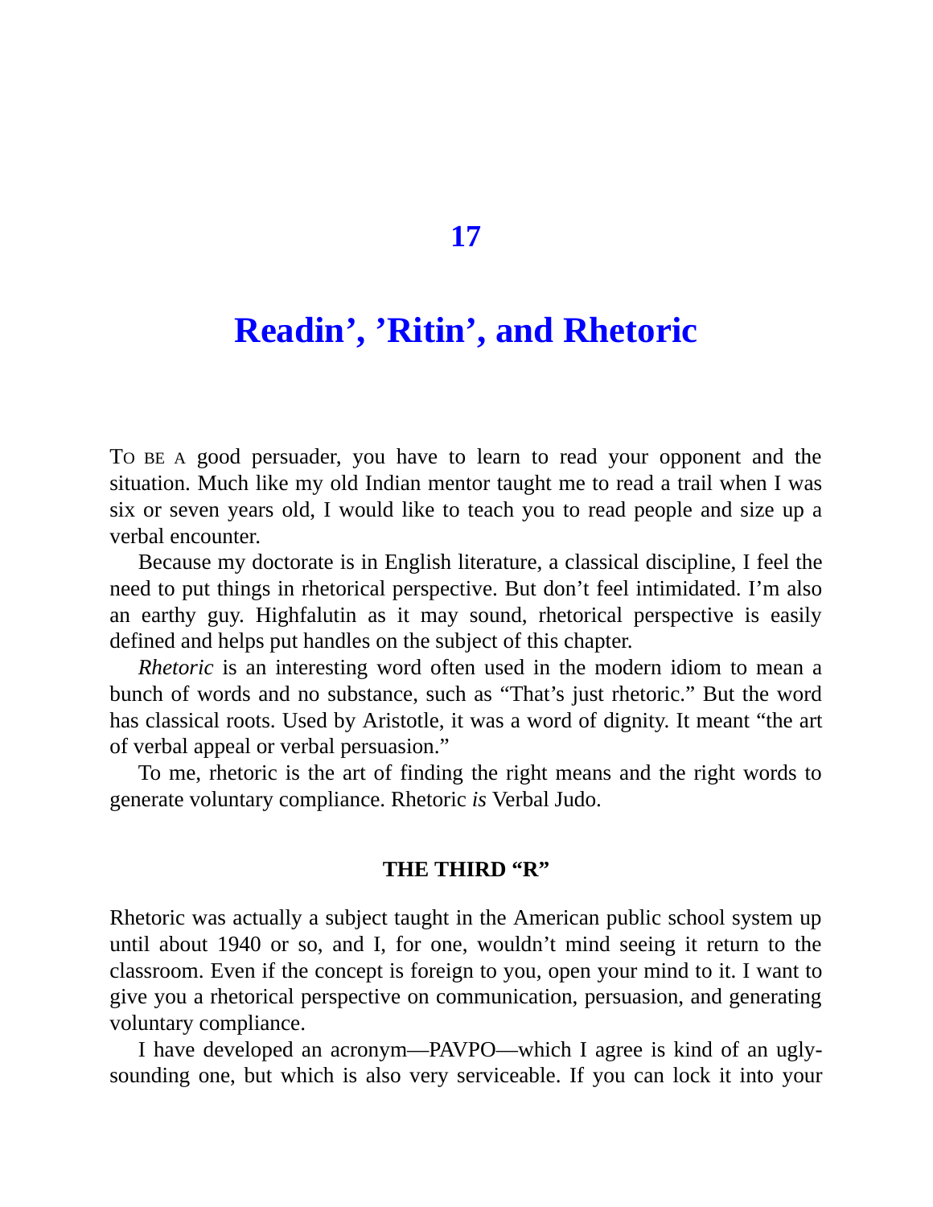# 17

# Readin’, ’Ritin’, and Rhetoric

To be a good persuader, you have to learn to read your opponent and the situation. Much like my old Indian mentor taught me to read a trail when I was six or seven years old, I would like to teach you to read people and size up a verbal encounter.

Because my doctorate is in English literature, a classical discipline, I feel the need to put things in rhetorical perspective. But don’t feel intimidated. I’m also an earthy guy. Highfalutin as it may sound, rhetorical perspective is easily defined and helps put handles on the subject of this chapter.

*Rhetoric* is an interesting word often used in the modern idiom to mean a bunch of words and no substance, such as “That’s just rhetoric.” But the word has classical roots. Used by Aristotle, it was a word of dignity. It meant “the art of verbal appeal or verbal persuasion.”

To me, rhetoric is the art of finding the right means and the right words to generate voluntary compliance. Rhetoric *is* Verbal Judo.

### THE THIRD “R”

Rhetoric was actually a subject taught in the American public school system up until about 1940 or so, and I, for one, wouldn’t mind seeing it return to the classroom. Even if the concept is foreign to you, open your mind to it. I want to give you a rhetorical perspective on communication, persuasion, and generating voluntary compliance.

I have developed an acronym—PAVPO—which I agree is kind of an ugly-sounding one, but which is also very serviceable. If you can lock it into your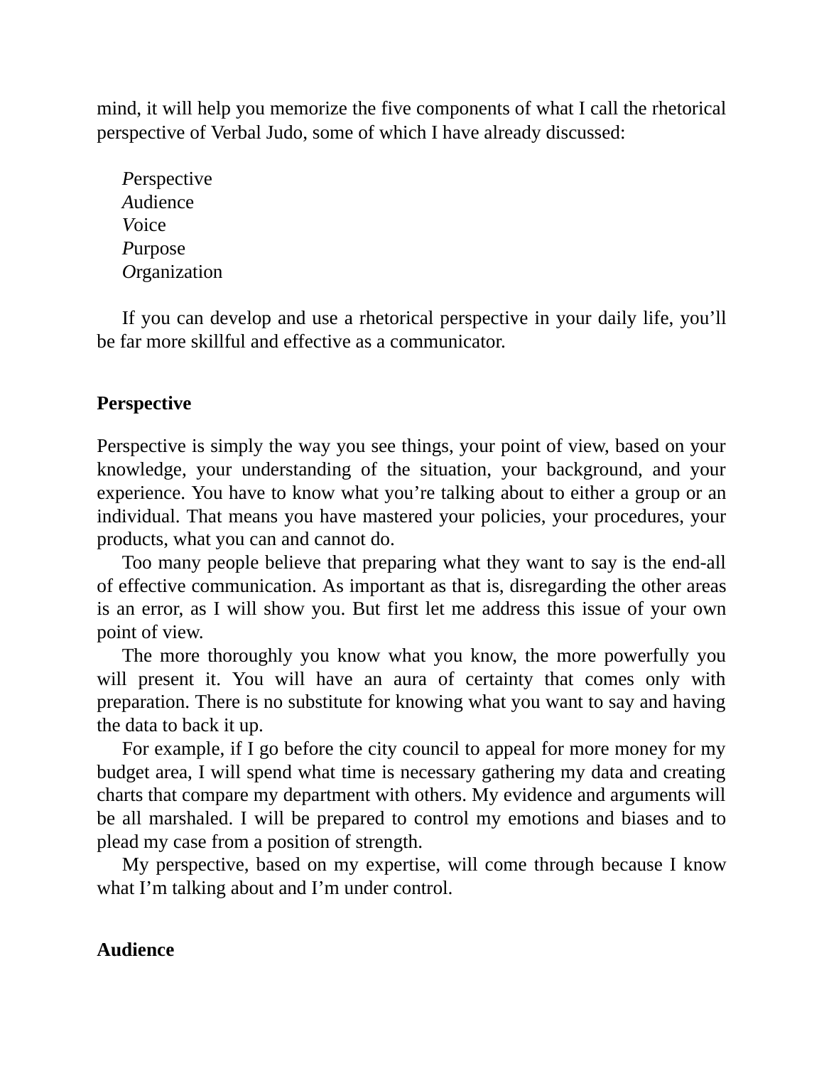mind, it will help you memorize the five components of what I call the rhetorical perspective of Verbal Judo, some of which I have already discussed:

*P*erspective  
*A*udience  
*V*oice  
*P*urpose  
*O*rganization

If you can develop and use a rhetorical perspective in your daily life, you'll be far more skillful and effective as a communicator.

### Perspective

Perspective is simply the way you see things, your point of view, based on your knowledge, your understanding of the situation, your background, and your experience. You have to know what you're talking about to either a group or an individual. That means you have mastered your policies, your procedures, your products, what you can and cannot do.

Too many people believe that preparing what they want to say is the end-all of effective communication. As important as that is, disregarding the other areas is an error, as I will show you. But first let me address this issue of your own point of view.

The more thoroughly you know what you know, the more powerfully you will present it. You will have an aura of certainty that comes only with preparation. There is no substitute for knowing what you want to say and having the data to back it up.

For example, if I go before the city council to appeal for more money for my budget area, I will spend what time is necessary gathering my data and creating charts that compare my department with others. My evidence and arguments will be all marshaled. I will be prepared to control my emotions and biases and to plead my case from a position of strength.

My perspective, based on my expertise, will come through because I know what I'm talking about and I'm under control.

### Audience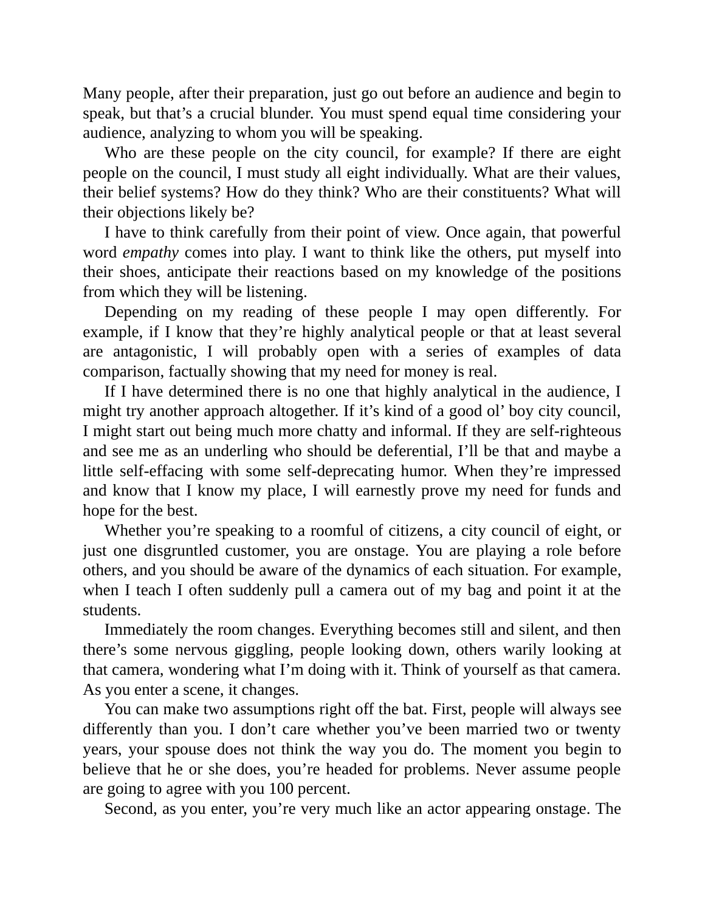Many people, after their preparation, just go out before an audience and begin to speak, but that's a crucial blunder. You must spend equal time considering your audience, analyzing to whom you will be speaking.

Who are these people on the city council, for example? If there are eight people on the council, I must study all eight individually. What are their values, their belief systems? How do they think? Who are their constituents? What will their objections likely be?

I have to think carefully from their point of view. Once again, that powerful word *empathy* comes into play. I want to think like the others, put myself into their shoes, anticipate their reactions based on my knowledge of the positions from which they will be listening.

Depending on my reading of these people I may open differently. For example, if I know that they're highly analytical people or that at least several are antagonistic, I will probably open with a series of examples of data comparison, factually showing that my need for money is real.

If I have determined there is no one that highly analytical in the audience, I might try another approach altogether. If it's kind of a good ol' boy city council, I might start out being much more chatty and informal. If they are self-righteous and see me as an underling who should be deferential, I'll be that and maybe a little self-effacing with some self-deprecating humor. When they're impressed and know that I know my place, I will earnestly prove my need for funds and hope for the best.

Whether you're speaking to a roomful of citizens, a city council of eight, or just one disgruntled customer, you are onstage. You are playing a role before others, and you should be aware of the dynamics of each situation. For example, when I teach I often suddenly pull a camera out of my bag and point it at the students.

Immediately the room changes. Everything becomes still and silent, and then there's some nervous giggling, people looking down, others warily looking at that camera, wondering what I'm doing with it. Think of yourself as that camera. As you enter a scene, it changes.

You can make two assumptions right off the bat. First, people will always see differently than you. I don't care whether you've been married two or twenty years, your spouse does not think the way you do. The moment you begin to believe that he or she does, you're headed for problems. Never assume people are going to agree with you 100 percent.

Second, as you enter, you're very much like an actor appearing onstage. The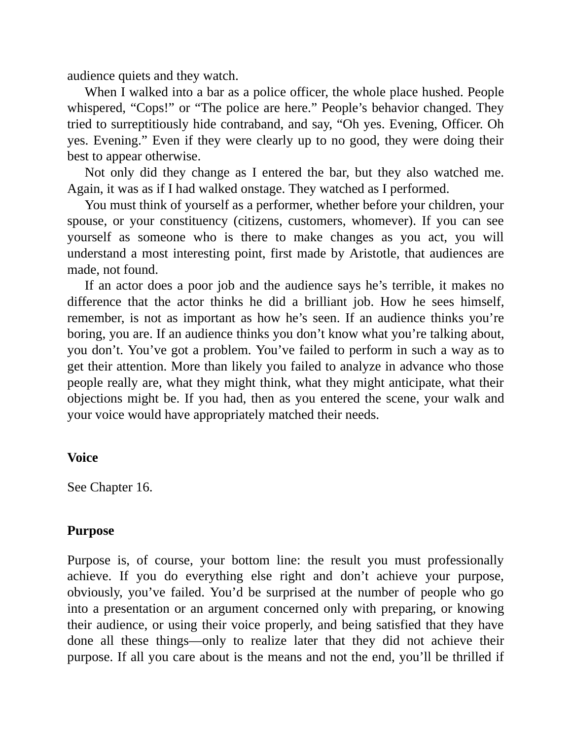audience quiets and they watch.

When I walked into a bar as a police officer, the whole place hushed. People whispered, “Cops!” or “The police are here.” People’s behavior changed. They tried to surreptitiously hide contraband, and say, “Oh yes. Evening, Officer. Oh yes. Evening.” Even if they were clearly up to no good, they were doing their best to appear otherwise.

Not only did they change as I entered the bar, but they also watched me. Again, it was as if I had walked onstage. They watched as I performed.

You must think of yourself as a performer, whether before your children, your spouse, or your constituency (citizens, customers, whomever). If you can see yourself as someone who is there to make changes as you act, you will understand a most interesting point, first made by Aristotle, that audiences are made, not found.

If an actor does a poor job and the audience says he’s terrible, it makes no difference that the actor thinks he did a brilliant job. How he sees himself, remember, is not as important as how he’s seen. If an audience thinks you’re boring, you are. If an audience thinks you don’t know what you’re talking about, you don’t. You’ve got a problem. You’ve failed to perform in such a way as to get their attention. More than likely you failed to analyze in advance who those people really are, what they might think, what they might anticipate, what their objections might be. If you had, then as you entered the scene, your walk and your voice would have appropriately matched their needs.

**Voice**

See Chapter 16.

**Purpose**

Purpose is, of course, your bottom line: the result you must professionally achieve. If you do everything else right and don’t achieve your purpose, obviously, you’ve failed. You’d be surprised at the number of people who go into a presentation or an argument concerned only with preparing, or knowing their audience, or using their voice properly, and being satisfied that they have done all these things—only to realize later that they did not achieve their purpose. If all you care about is the means and not the end, you’ll be thrilled if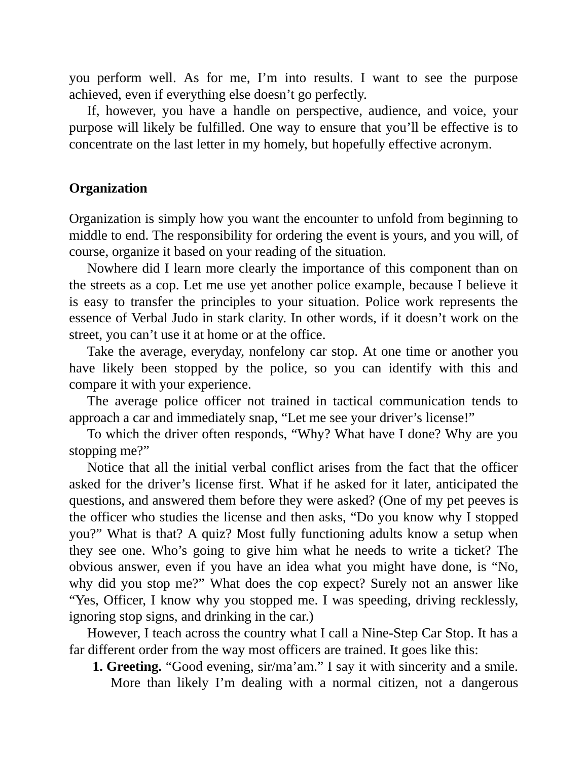you perform well. As for me, I'm into results. I want to see the purpose achieved, even if everything else doesn't go perfectly.

If, however, you have a handle on perspective, audience, and voice, your purpose will likely be fulfilled. One way to ensure that you'll be effective is to concentrate on the last letter in my homely, but hopefully effective acronym.

## Organization

Organization is simply how you want the encounter to unfold from beginning to middle to end. The responsibility for ordering the event is yours, and you will, of course, organize it based on your reading of the situation.

Nowhere did I learn more clearly the importance of this component than on the streets as a cop. Let me use yet another police example, because I believe it is easy to transfer the principles to your situation. Police work represents the essence of Verbal Judo in stark clarity. In other words, if it doesn't work on the street, you can't use it at home or at the office.

Take the average, everyday, nonfelony car stop. At one time or another you have likely been stopped by the police, so you can identify with this and compare it with your experience.

The average police officer not trained in tactical communication tends to approach a car and immediately snap, "Let me see your driver's license!"

To which the driver often responds, "Why? What have I done? Why are you stopping me?"

Notice that all the initial verbal conflict arises from the fact that the officer asked for the driver's license first. What if he asked for it later, anticipated the questions, and answered them before they were asked? (One of my pet peeves is the officer who studies the license and then asks, "Do you know why I stopped you?" What is that? A quiz? Most fully functioning adults know a setup when they see one. Who's going to give him what he needs to write a ticket? The obvious answer, even if you have an idea what you might have done, is "No, why did you stop me?" What does the cop expect? Surely not an answer like "Yes, Officer, I know why you stopped me. I was speeding, driving recklessly, ignoring stop signs, and drinking in the car.)

However, I teach across the country what I call a Nine-Step Car Stop. It has a far different order from the way most officers are trained. It goes like this:

1. **Greeting.** "Good evening, sir/ma'am." I say it with sincerity and a smile. More than likely I'm dealing with a normal citizen, not a dangerous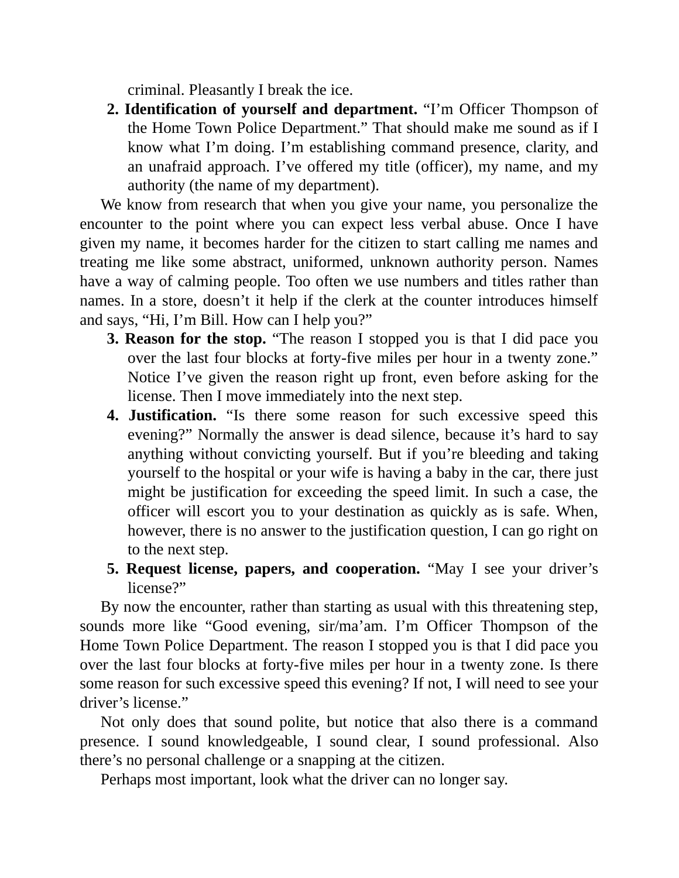criminal. Pleasantly I break the ice.

2. **Identification of yourself and department.** "I'm Officer Thompson of the Home Town Police Department." That should make me sound as if I know what I'm doing. I'm establishing command presence, clarity, and an unafraid approach. I've offered my title (officer), my name, and my authority (the name of my department).

We know from research that when you give your name, you personalize the encounter to the point where you can expect less verbal abuse. Once I have given my name, it becomes harder for the citizen to start calling me names and treating me like some abstract, uniformed, unknown authority person. Names have a way of calming people. Too often we use numbers and titles rather than names. In a store, doesn't it help if the clerk at the counter introduces himself and says, "Hi, I'm Bill. How can I help you?"

3. **Reason for the stop.** "The reason I stopped you is that I did pace you over the last four blocks at forty-five miles per hour in a twenty zone." Notice I've given the reason right up front, even before asking for the license. Then I move immediately into the next step.
4. **Justification.** "Is there some reason for such excessive speed this evening?" Normally the answer is dead silence, because it's hard to say anything without convicting yourself. But if you're bleeding and taking yourself to the hospital or your wife is having a baby in the car, there just might be justification for exceeding the speed limit. In such a case, the officer will escort you to your destination as quickly as is safe. When, however, there is no answer to the justification question, I can go right on to the next step.
5. **Request license, papers, and cooperation.** "May I see your driver's license?"

By now the encounter, rather than starting as usual with this threatening step, sounds more like "Good evening, sir/ma'am. I'm Officer Thompson of the Home Town Police Department. The reason I stopped you is that I did pace you over the last four blocks at forty-five miles per hour in a twenty zone. Is there some reason for such excessive speed this evening? If not, I will need to see your driver's license."

Not only does that sound polite, but notice that also there is a command presence. I sound knowledgeable, I sound clear, I sound professional. Also there's no personal challenge or a snapping at the citizen.

Perhaps most important, look what the driver can no longer say.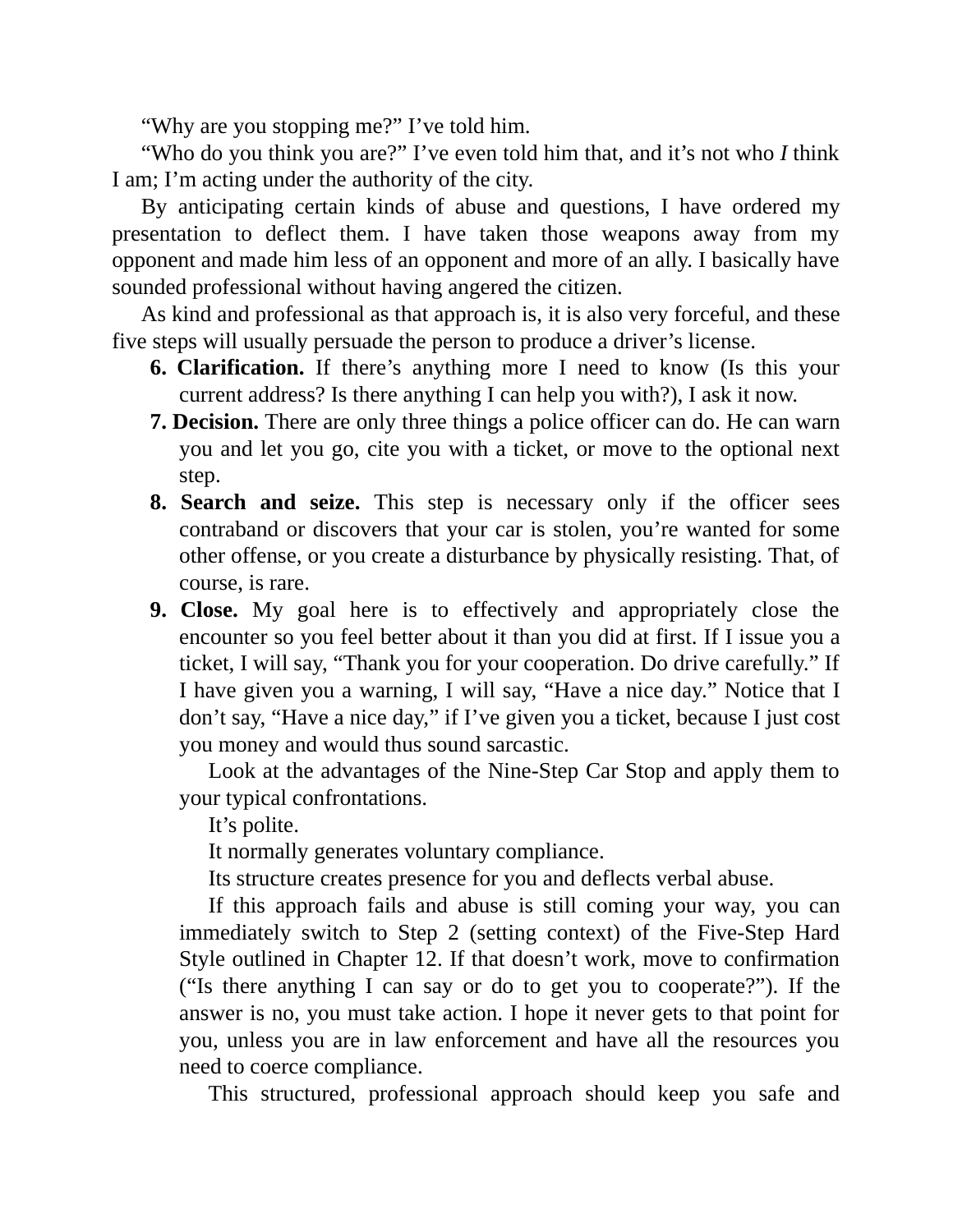"Why are you stopping me?" I've told him.

"Who do you think you are?" I've even told him that, and it's not who *I* think I am; I'm acting under the authority of the city.

By anticipating certain kinds of abuse and questions, I have ordered my presentation to deflect them. I have taken those weapons away from my opponent and made him less of an opponent and more of an ally. I basically have sounded professional without having angered the citizen.

As kind and professional as that approach is, it is also very forceful, and these five steps will usually persuade the person to produce a driver's license.

6. **Clarification.** If there's anything more I need to know (Is this your current address? Is there anything I can help you with?), I ask it now.
7. **Decision.** There are only three things a police officer can do. He can warn you and let you go, cite you with a ticket, or move to the optional next step.
8. **Search and seize.** This step is necessary only if the officer sees contraband or discovers that your car is stolen, you're wanted for some other offense, or you create a disturbance by physically resisting. That, of course, is rare.
9. **Close.** My goal here is to effectively and appropriately close the encounter so you feel better about it than you did at first. If I issue you a ticket, I will say, "Thank you for your cooperation. Do drive carefully." If I have given you a warning, I will say, "Have a nice day." Notice that I don't say, "Have a nice day," if I've given you a ticket, because I just cost you money and would thus sound sarcastic.

   Look at the advantages of the Nine-Step Car Stop and apply them to your typical confrontations.

   It's polite.

   It normally generates voluntary compliance.

   Its structure creates presence for you and deflects verbal abuse.

   If this approach fails and abuse is still coming your way, you can immediately switch to Step 2 (setting context) of the Five-Step Hard Style outlined in Chapter 12. If that doesn't work, move to confirmation ("Is there anything I can say or do to get you to cooperate?"). If the answer is no, you must take action. I hope it never gets to that point for you, unless you are in law enforcement and have all the resources you need to coerce compliance.

   This structured, professional approach should keep you safe and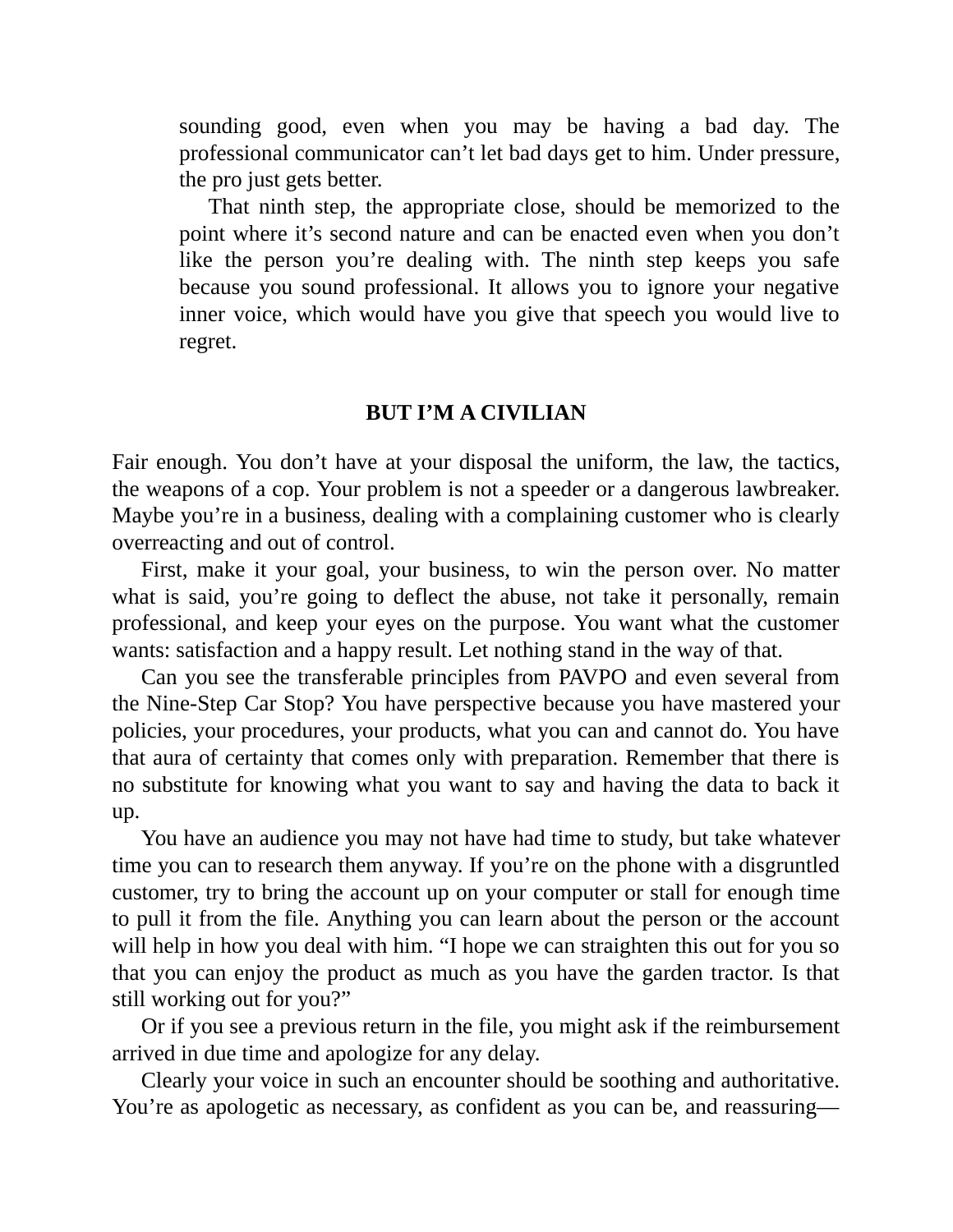sounding good, even when you may be having a bad day. The professional communicator can't let bad days get to him. Under pressure, the pro just gets better.

That ninth step, the appropriate close, should be memorized to the point where it's second nature and can be enacted even when you don't like the person you're dealing with. The ninth step keeps you safe because you sound professional. It allows you to ignore your negative inner voice, which would have you give that speech you would live to regret.

## BUT I'M A CIVILIAN

Fair enough. You don't have at your disposal the uniform, the law, the tactics, the weapons of a cop. Your problem is not a speeder or a dangerous lawbreaker. Maybe you're in a business, dealing with a complaining customer who is clearly overreacting and out of control.

First, make it your goal, your business, to win the person over. No matter what is said, you're going to deflect the abuse, not take it personally, remain professional, and keep your eyes on the purpose. You want what the customer wants: satisfaction and a happy result. Let nothing stand in the way of that.

Can you see the transferable principles from PAVPO and even several from the Nine-Step Car Stop? You have perspective because you have mastered your policies, your procedures, your products, what you can and cannot do. You have that aura of certainty that comes only with preparation. Remember that there is no substitute for knowing what you want to say and having the data to back it up.

You have an audience you may not have had time to study, but take whatever time you can to research them anyway. If you're on the phone with a disgruntled customer, try to bring the account up on your computer or stall for enough time to pull it from the file. Anything you can learn about the person or the account will help in how you deal with him. "I hope we can straighten this out for you so that you can enjoy the product as much as you have the garden tractor. Is that still working out for you?"

Or if you see a previous return in the file, you might ask if the reimbursement arrived in due time and apologize for any delay.

Clearly your voice in such an encounter should be soothing and authoritative. You're as apologetic as necessary, as confident as you can be, and reassuring—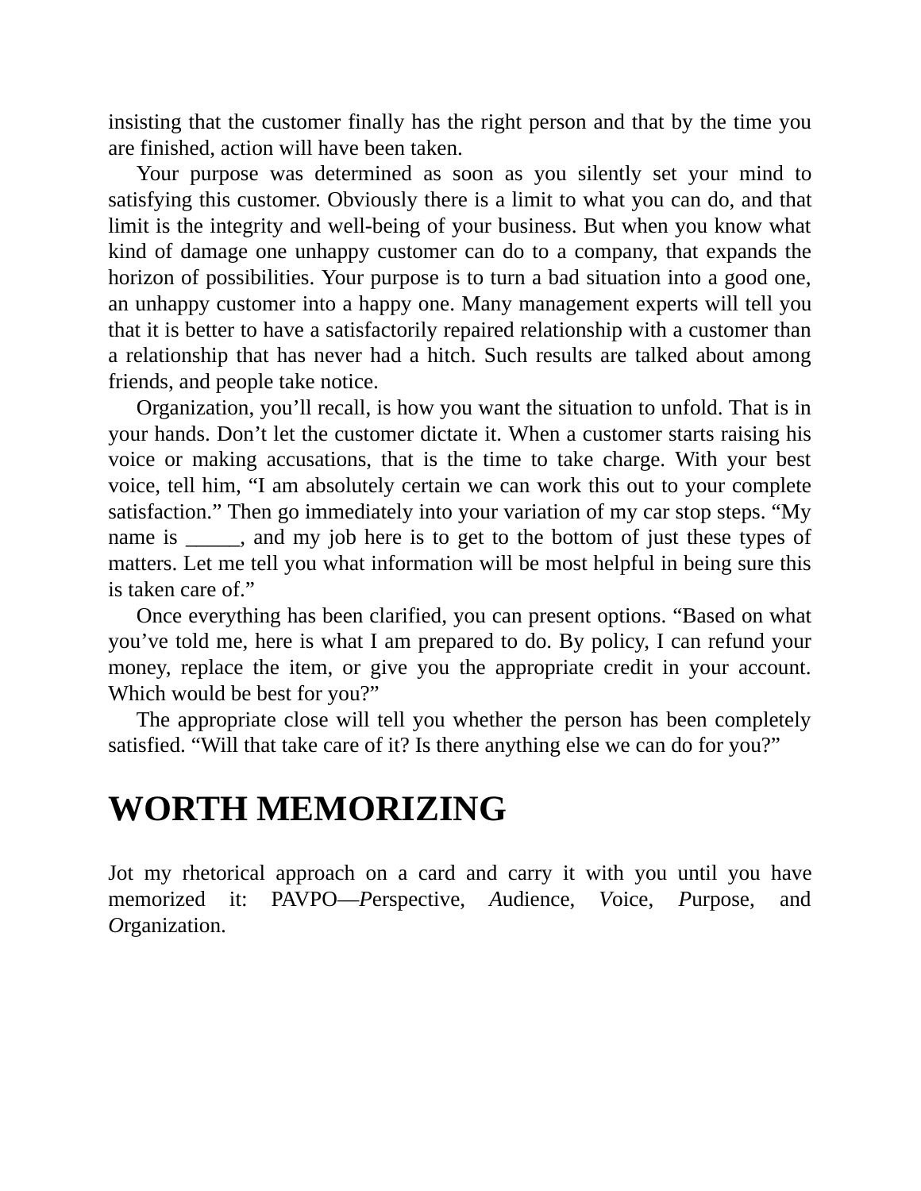insisting that the customer finally has the right person and that by the time you are finished, action will have been taken.

Your purpose was determined as soon as you silently set your mind to satisfying this customer. Obviously there is a limit to what you can do, and that limit is the integrity and well-being of your business. But when you know what kind of damage one unhappy customer can do to a company, that expands the horizon of possibilities. Your purpose is to turn a bad situation into a good one, an unhappy customer into a happy one. Many management experts will tell you that it is better to have a satisfactorily repaired relationship with a customer than a relationship that has never had a hitch. Such results are talked about among friends, and people take notice.

Organization, you'll recall, is how you want the situation to unfold. That is in your hands. Don't let the customer dictate it. When a customer starts raising his voice or making accusations, that is the time to take charge. With your best voice, tell him, "I am absolutely certain we can work this out to your complete satisfaction." Then go immediately into your variation of my car stop steps. "My name is _____, and my job here is to get to the bottom of just these types of matters. Let me tell you what information will be most helpful in being sure this is taken care of."

Once everything has been clarified, you can present options. "Based on what you've told me, here is what I am prepared to do. By policy, I can refund your money, replace the item, or give you the appropriate credit in your account. Which would be best for you?"

The appropriate close will tell you whether the person has been completely satisfied. "Will that take care of it? Is there anything else we can do for you?"

# WORTH MEMORIZING

Jot my rhetorical approach on a card and carry it with you until you have memorized it: PAVPO—*P*erspective, *A*udience, *V*oice, *P*urpose, and *O*rganization.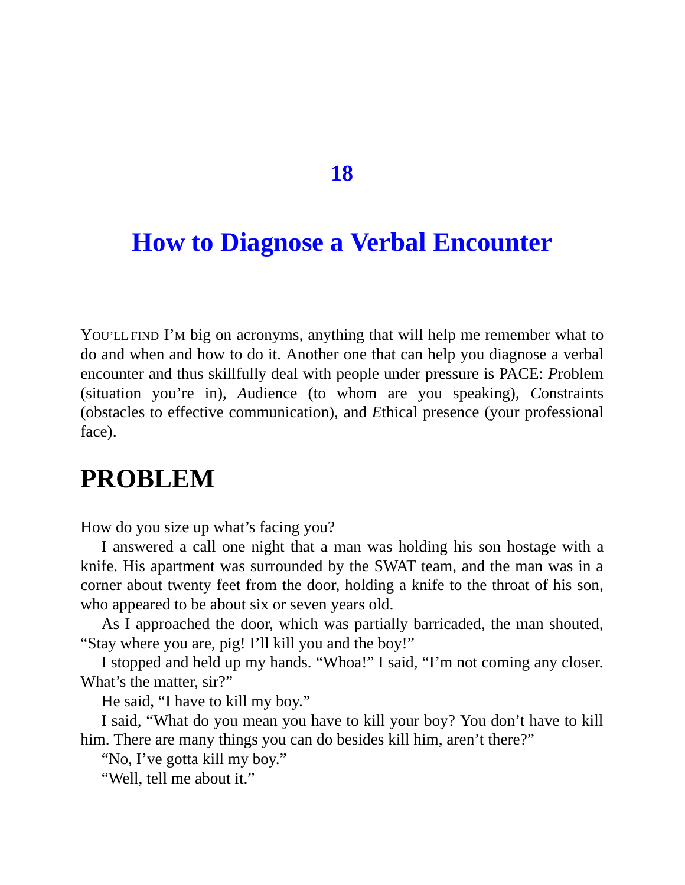# 18

# How to Diagnose a Verbal Encounter

YOU'LL FIND I'M big on acronyms, anything that will help me remember what to do and when and how to do it. Another one that can help you diagnose a verbal encounter and thus skillfully deal with people under pressure is PACE: *P*roblem (situation you're in), *A*udience (to whom are you speaking), *C*onstraints (obstacles to effective communication), and *E*thical presence (your professional face).

## PROBLEM

How do you size up what's facing you?

I answered a call one night that a man was holding his son hostage with a knife. His apartment was surrounded by the SWAT team, and the man was in a corner about twenty feet from the door, holding a knife to the throat of his son, who appeared to be about six or seven years old.

As I approached the door, which was partially barricaded, the man shouted, "Stay where you are, pig! I'll kill you and the boy!"

I stopped and held up my hands. "Whoa!" I said, "I'm not coming any closer. What's the matter, sir?"

He said, "I have to kill my boy."

I said, "What do you mean you have to kill your boy? You don't have to kill him. There are many things you can do besides kill him, aren't there?"

"No, I've gotta kill my boy."

"Well, tell me about it."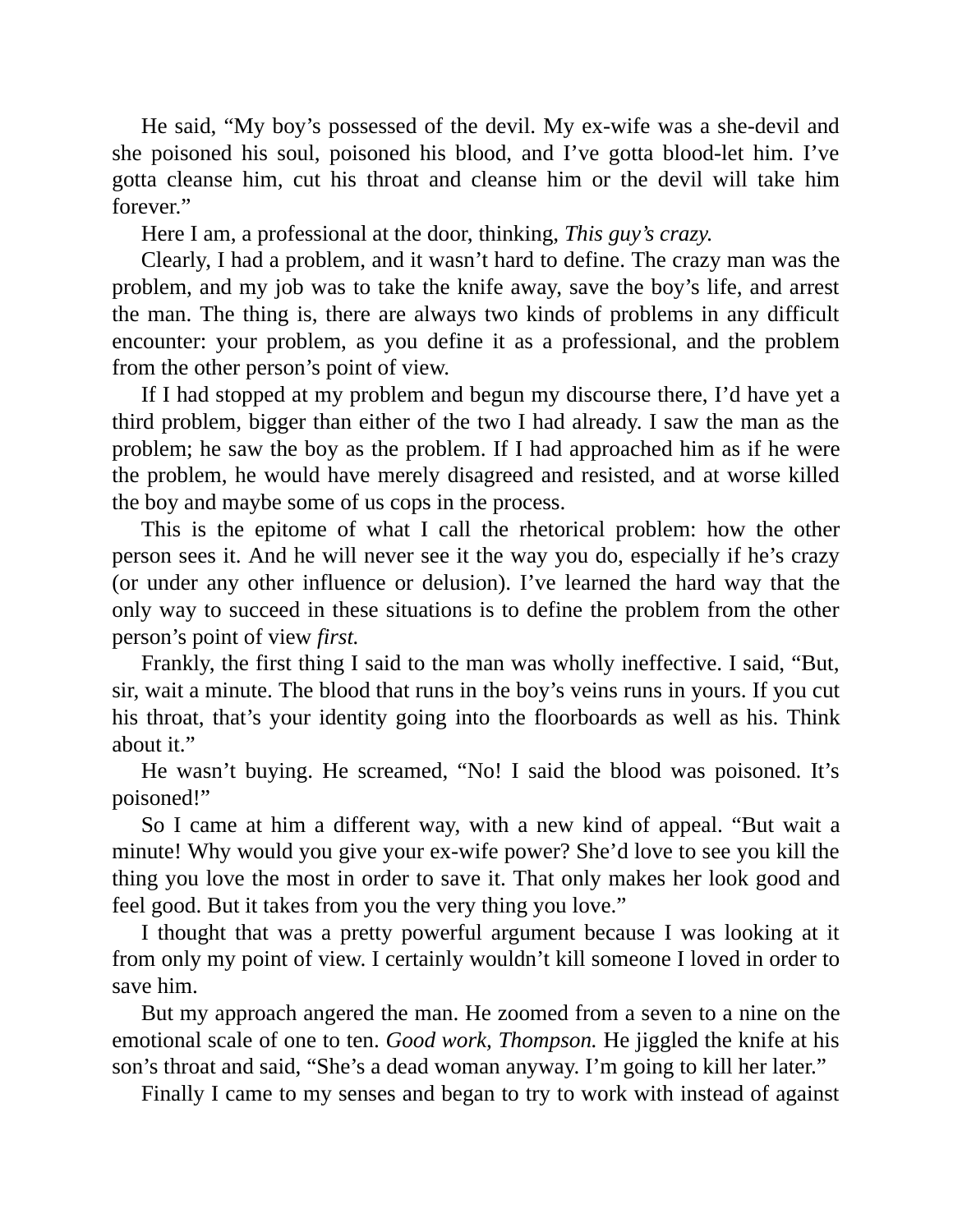He said, “My boy’s possessed of the devil. My ex-wife was a she-devil and she poisoned his soul, poisoned his blood, and I’ve gotta blood-let him. I’ve gotta cleanse him, cut his throat and cleanse him or the devil will take him forever.”

Here I am, a professional at the door, thinking, *This guy’s crazy.*

Clearly, I had a problem, and it wasn’t hard to define. The crazy man was the problem, and my job was to take the knife away, save the boy’s life, and arrest the man. The thing is, there are always two kinds of problems in any difficult encounter: your problem, as you define it as a professional, and the problem from the other person’s point of view.

If I had stopped at my problem and begun my discourse there, I’d have yet a third problem, bigger than either of the two I had already. I saw the man as the problem; he saw the boy as the problem. If I had approached him as if he were the problem, he would have merely disagreed and resisted, and at worse killed the boy and maybe some of us cops in the process.

This is the epitome of what I call the rhetorical problem: how the other person sees it. And he will never see it the way you do, especially if he’s crazy (or under any other influence or delusion). I’ve learned the hard way that the only way to succeed in these situations is to define the problem from the other person’s point of view *first.*

Frankly, the first thing I said to the man was wholly ineffective. I said, “But, sir, wait a minute. The blood that runs in the boy’s veins runs in yours. If you cut his throat, that’s your identity going into the floorboards as well as his. Think about it.”

He wasn’t buying. He screamed, “No! I said the blood was poisoned. It’s poisoned!”

So I came at him a different way, with a new kind of appeal. “But wait a minute! Why would you give your ex-wife power? She’d love to see you kill the thing you love the most in order to save it. That only makes her look good and feel good. But it takes from you the very thing you love.”

I thought that was a pretty powerful argument because I was looking at it from only my point of view. I certainly wouldn’t kill someone I loved in order to save him.

But my approach angered the man. He zoomed from a seven to a nine on the emotional scale of one to ten. *Good work, Thompson.* He jiggled the knife at his son’s throat and said, “She’s a dead woman anyway. I’m going to kill her later.”

Finally I came to my senses and began to try to work with instead of against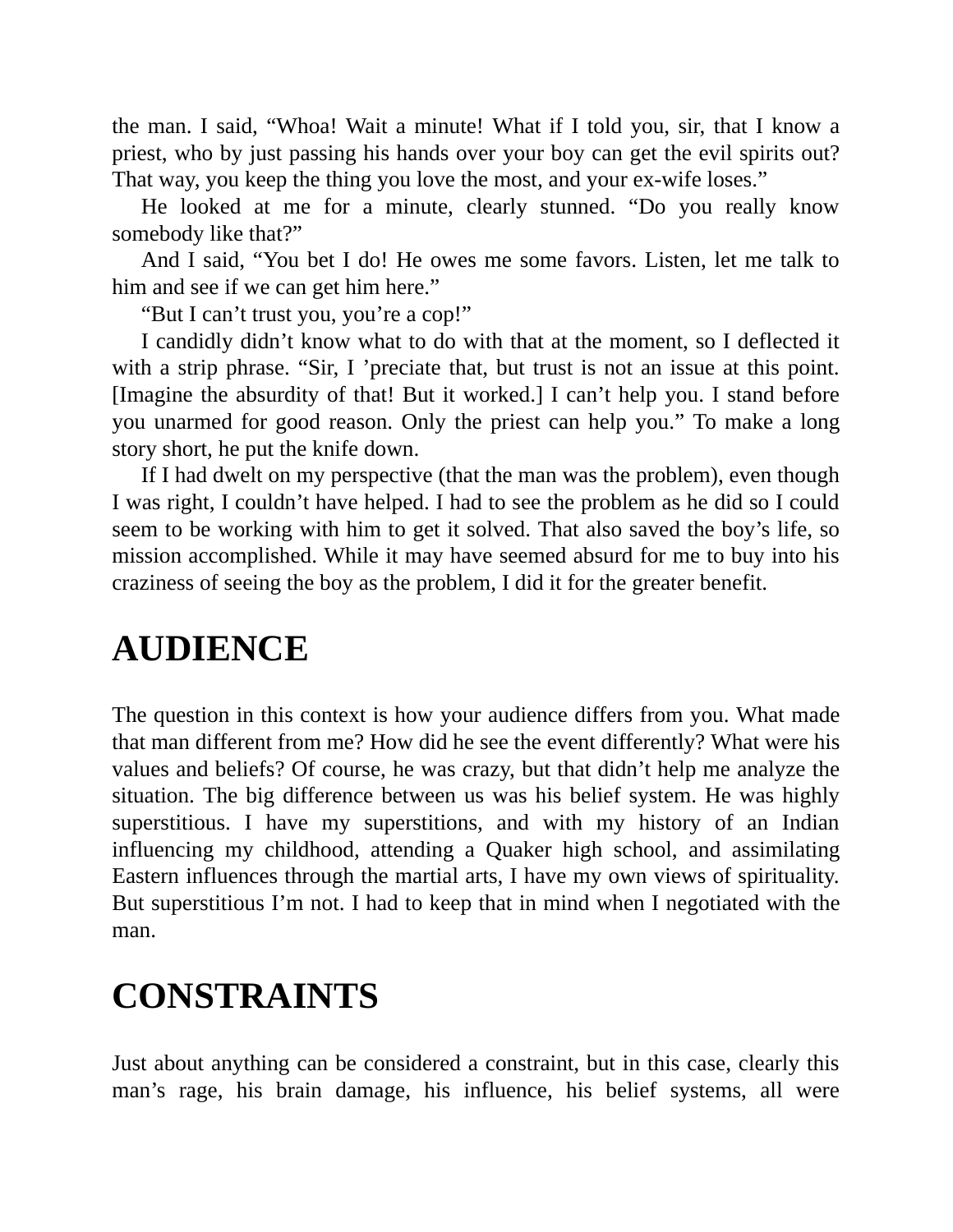the man. I said, "Whoa! Wait a minute! What if I told you, sir, that I know a priest, who by just passing his hands over your boy can get the evil spirits out? That way, you keep the thing you love the most, and your ex-wife loses."

He looked at me for a minute, clearly stunned. "Do you really know somebody like that?"

And I said, "You bet I do! He owes me some favors. Listen, let me talk to him and see if we can get him here."

"But I can't trust you, you're a cop!"

I candidly didn't know what to do with that at the moment, so I deflected it with a strip phrase. "Sir, I 'preciate that, but trust is not an issue at this point. [Imagine the absurdity of that! But it worked.] I can't help you. I stand before you unarmed for good reason. Only the priest can help you." To make a long story short, he put the knife down.

If I had dwelt on my perspective (that the man was the problem), even though I was right, I couldn't have helped. I had to see the problem as he did so I could seem to be working with him to get it solved. That also saved the boy's life, so mission accomplished. While it may have seemed absurd for me to buy into his craziness of seeing the boy as the problem, I did it for the greater benefit.

# AUDIENCE

The question in this context is how your audience differs from you. What made that man different from me? How did he see the event differently? What were his values and beliefs? Of course, he was crazy, but that didn't help me analyze the situation. The big difference between us was his belief system. He was highly superstitious. I have my superstitions, and with my history of an Indian influencing my childhood, attending a Quaker high school, and assimilating Eastern influences through the martial arts, I have my own views of spirituality. But superstitious I'm not. I had to keep that in mind when I negotiated with the man.

# CONSTRAINTS

Just about anything can be considered a constraint, but in this case, clearly this man's rage, his brain damage, his influence, his belief systems, all were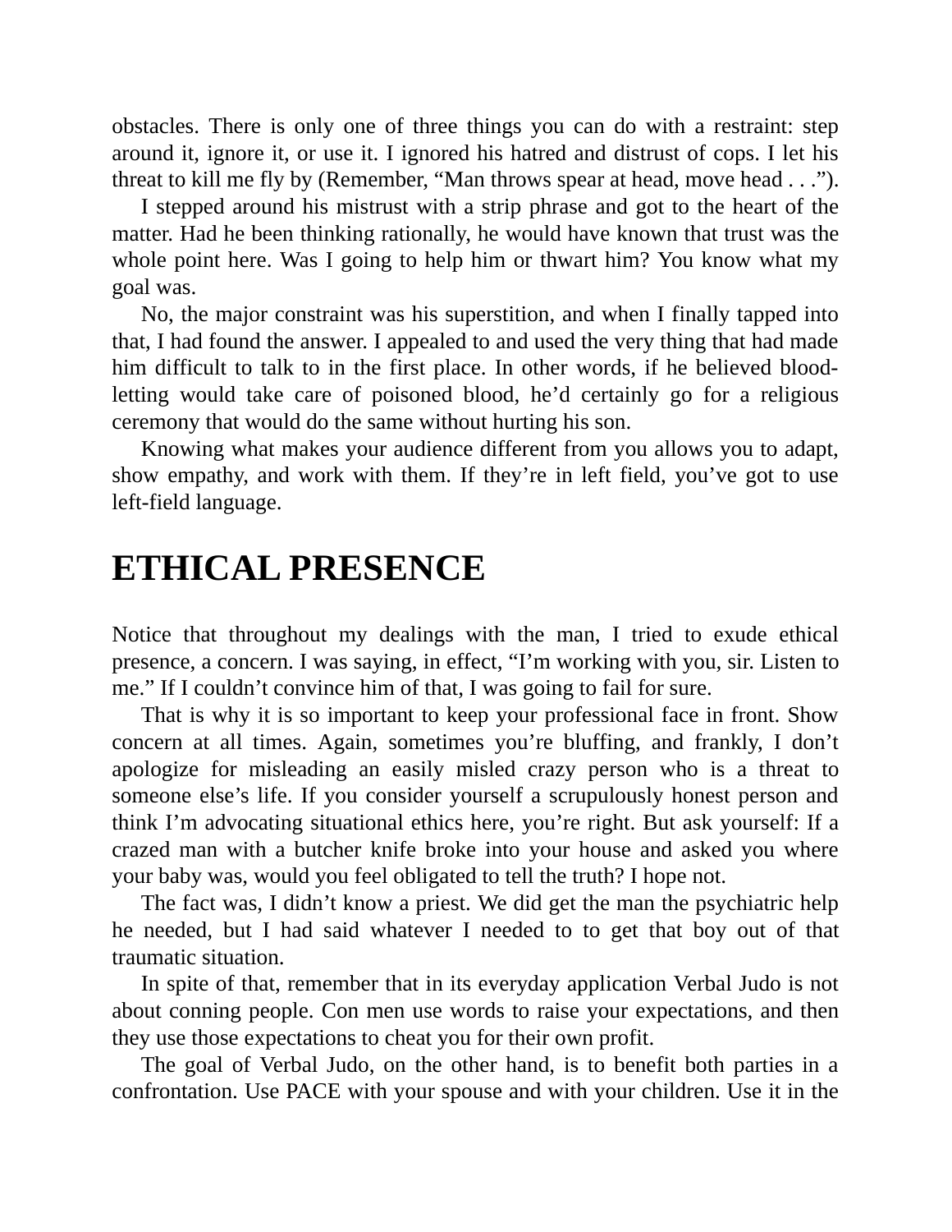obstacles. There is only one of three things you can do with a restraint: step around it, ignore it, or use it. I ignored his hatred and distrust of cops. I let his threat to kill me fly by (Remember, "Man throws spear at head, move head . . .").

I stepped around his mistrust with a strip phrase and got to the heart of the matter. Had he been thinking rationally, he would have known that trust was the whole point here. Was I going to help him or thwart him? You know what my goal was.

No, the major constraint was his superstition, and when I finally tapped into that, I had found the answer. I appealed to and used the very thing that had made him difficult to talk to in the first place. In other words, if he believed bloodletting would take care of poisoned blood, he'd certainly go for a religious ceremony that would do the same without hurting his son.

Knowing what makes your audience different from you allows you to adapt, show empathy, and work with them. If they're in left field, you've got to use left-field language.

# ETHICAL PRESENCE

Notice that throughout my dealings with the man, I tried to exude ethical presence, a concern. I was saying, in effect, "I'm working with you, sir. Listen to me." If I couldn't convince him of that, I was going to fail for sure.

That is why it is so important to keep your professional face in front. Show concern at all times. Again, sometimes you're bluffing, and frankly, I don't apologize for misleading an easily misled crazy person who is a threat to someone else's life. If you consider yourself a scrupulously honest person and think I'm advocating situational ethics here, you're right. But ask yourself: If a crazed man with a butcher knife broke into your house and asked you where your baby was, would you feel obligated to tell the truth? I hope not.

The fact was, I didn't know a priest. We did get the man the psychiatric help he needed, but I had said whatever I needed to to get that boy out of that traumatic situation.

In spite of that, remember that in its everyday application Verbal Judo is not about conning people. Con men use words to raise your expectations, and then they use those expectations to cheat you for their own profit.

The goal of Verbal Judo, on the other hand, is to benefit both parties in a confrontation. Use PACE with your spouse and with your children. Use it in the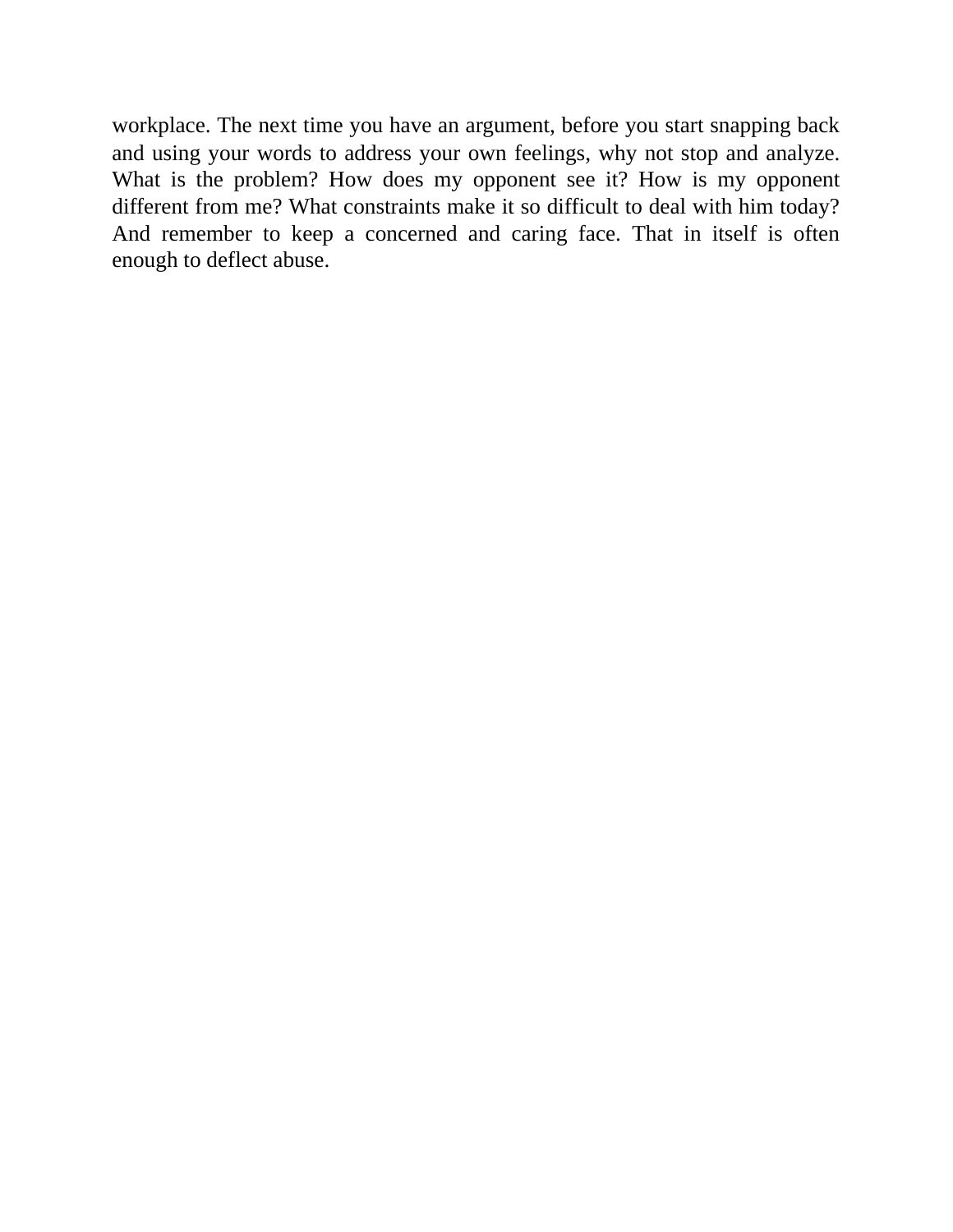workplace. The next time you have an argument, before you start snapping back and using your words to address your own feelings, why not stop and analyze. What is the problem? How does my opponent see it? How is my opponent different from me? What constraints make it so difficult to deal with him today? And remember to keep a concerned and caring face. That in itself is often enough to deflect abuse.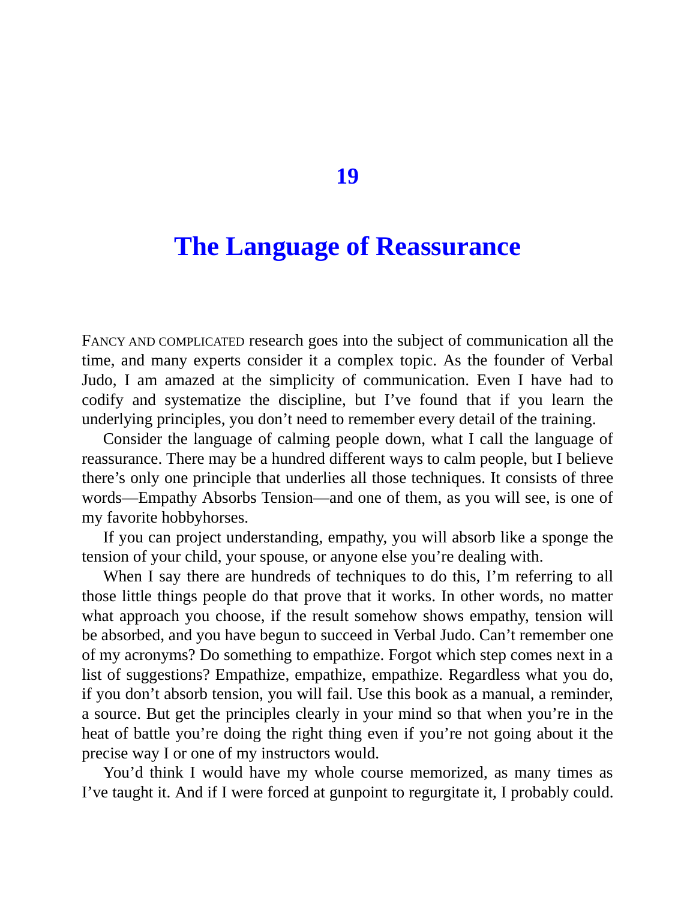# 19

# The Language of Reassurance

FANCY AND COMPLICATED research goes into the subject of communication all the time, and many experts consider it a complex topic. As the founder of Verbal Judo, I am amazed at the simplicity of communication. Even I have had to codify and systematize the discipline, but I've found that if you learn the underlying principles, you don't need to remember every detail of the training.

Consider the language of calming people down, what I call the language of reassurance. There may be a hundred different ways to calm people, but I believe there's only one principle that underlies all those techniques. It consists of three words—Empathy Absorbs Tension—and one of them, as you will see, is one of my favorite hobbyhorses.

If you can project understanding, empathy, you will absorb like a sponge the tension of your child, your spouse, or anyone else you're dealing with.

When I say there are hundreds of techniques to do this, I'm referring to all those little things people do that prove that it works. In other words, no matter what approach you choose, if the result somehow shows empathy, tension will be absorbed, and you have begun to succeed in Verbal Judo. Can't remember one of my acronyms? Do something to empathize. Forgot which step comes next in a list of suggestions? Empathize, empathize, empathize. Regardless what you do, if you don't absorb tension, you will fail. Use this book as a manual, a reminder, a source. But get the principles clearly in your mind so that when you're in the heat of battle you're doing the right thing even if you're not going about it the precise way I or one of my instructors would.

You'd think I would have my whole course memorized, as many times as I've taught it. And if I were forced at gunpoint to regurgitate it, I probably could.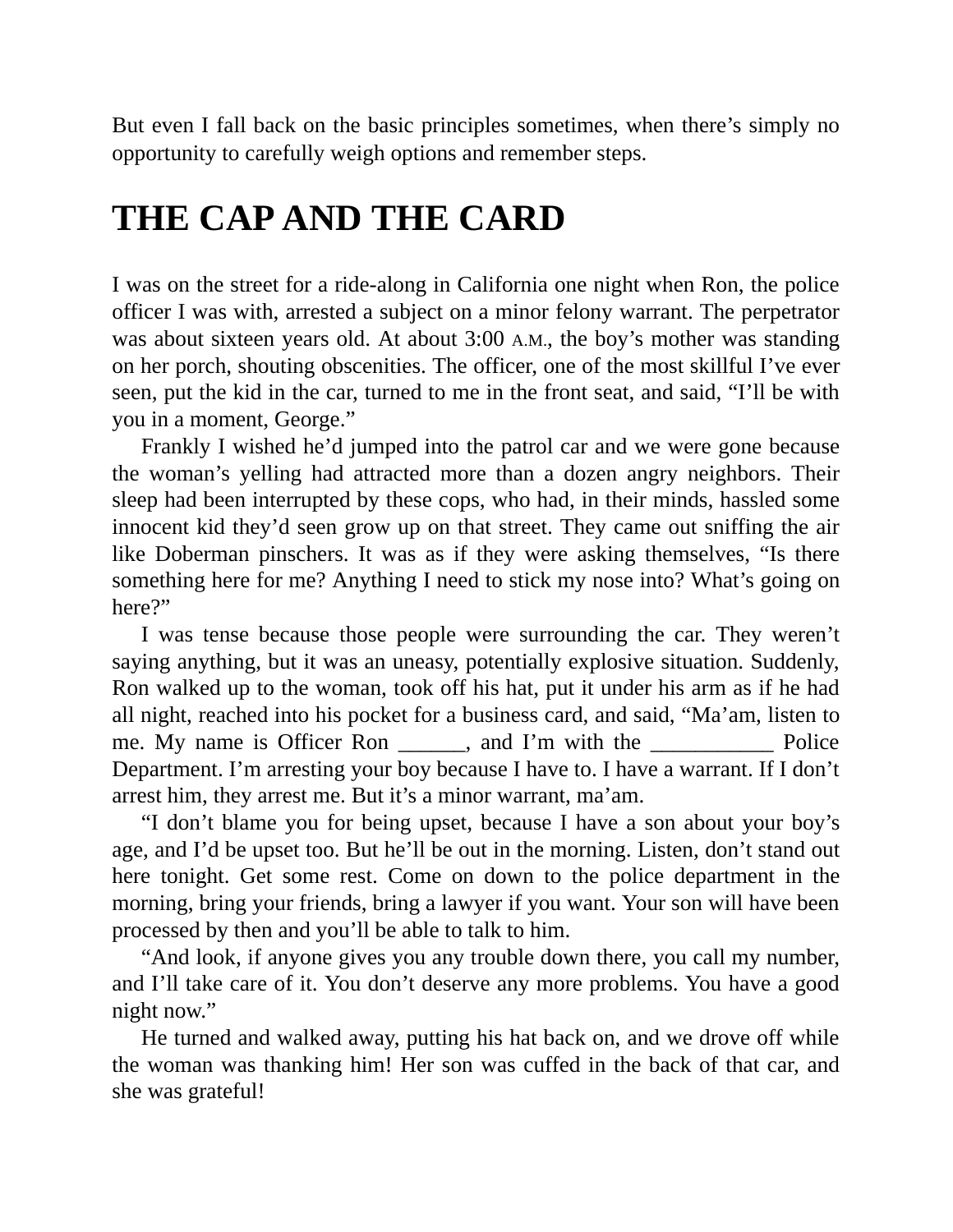But even I fall back on the basic principles sometimes, when there's simply no opportunity to carefully weigh options and remember steps.

## THE CAP AND THE CARD

I was on the street for a ride-along in California one night when Ron, the police officer I was with, arrested a subject on a minor felony warrant. The perpetrator was about sixteen years old. At about 3:00 A.M., the boy's mother was standing on her porch, shouting obscenities. The officer, one of the most skillful I've ever seen, put the kid in the car, turned to me in the front seat, and said, "I'll be with you in a moment, George."

Frankly I wished he'd jumped into the patrol car and we were gone because the woman's yelling had attracted more than a dozen angry neighbors. Their sleep had been interrupted by these cops, who had, in their minds, hassled some innocent kid they'd seen grow up on that street. They came out sniffing the air like Doberman pinschers. It was as if they were asking themselves, "Is there something here for me? Anything I need to stick my nose into? What's going on here?"

I was tense because those people were surrounding the car. They weren't saying anything, but it was an uneasy, potentially explosive situation. Suddenly, Ron walked up to the woman, took off his hat, put it under his arm as if he had all night, reached into his pocket for a business card, and said, "Ma'am, listen to me. My name is Officer Ron ______, and I'm with the ___________ Police Department. I'm arresting your boy because I have to. I have a warrant. If I don't arrest him, they arrest me. But it's a minor warrant, ma'am.

"I don't blame you for being upset, because I have a son about your boy's age, and I'd be upset too. But he'll be out in the morning. Listen, don't stand out here tonight. Get some rest. Come on down to the police department in the morning, bring your friends, bring a lawyer if you want. Your son will have been processed by then and you'll be able to talk to him.

"And look, if anyone gives you any trouble down there, you call my number, and I'll take care of it. You don't deserve any more problems. You have a good night now."

He turned and walked away, putting his hat back on, and we drove off while the woman was thanking him! Her son was cuffed in the back of that car, and she was grateful!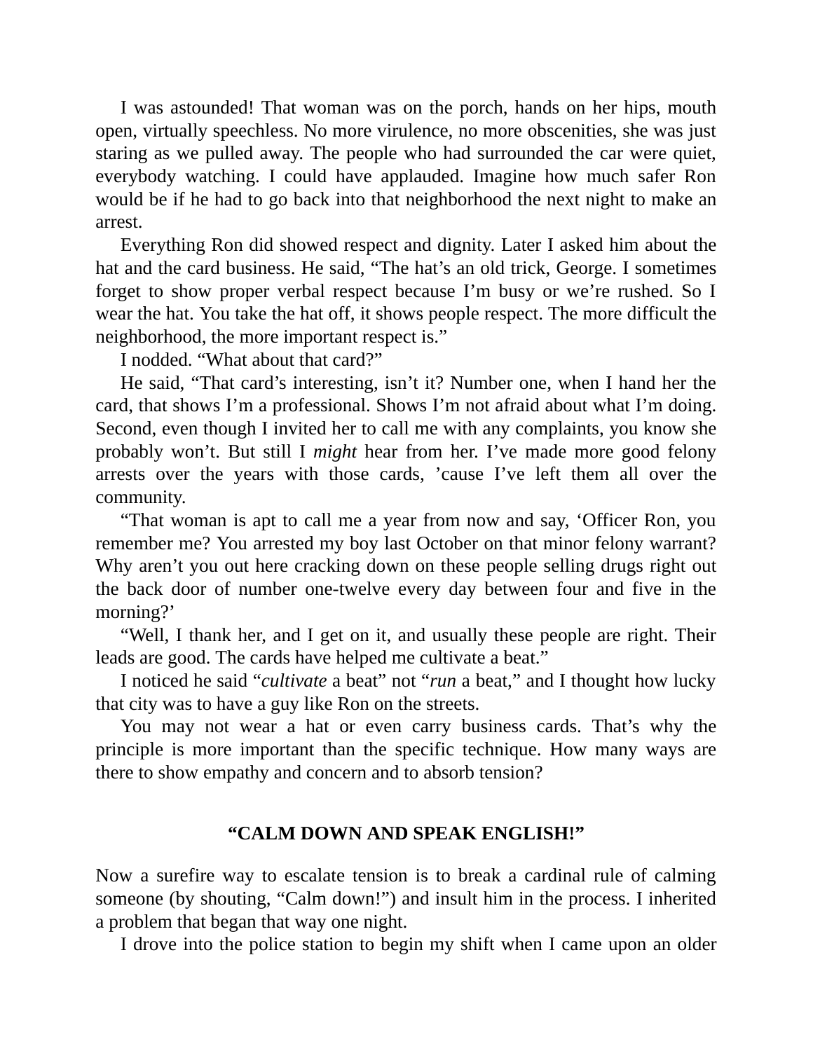I was astounded! That woman was on the porch, hands on her hips, mouth open, virtually speechless. No more virulence, no more obscenities, she was just staring as we pulled away. The people who had surrounded the car were quiet, everybody watching. I could have applauded. Imagine how much safer Ron would be if he had to go back into that neighborhood the next night to make an arrest.

Everything Ron did showed respect and dignity. Later I asked him about the hat and the card business. He said, "The hat's an old trick, George. I sometimes forget to show proper verbal respect because I'm busy or we're rushed. So I wear the hat. You take the hat off, it shows people respect. The more difficult the neighborhood, the more important respect is."

I nodded. "What about that card?"

He said, "That card's interesting, isn't it? Number one, when I hand her the card, that shows I'm a professional. Shows I'm not afraid about what I'm doing. Second, even though I invited her to call me with any complaints, you know she probably won't. But still I *might* hear from her. I've made more good felony arrests over the years with those cards, 'cause I've left them all over the community.

"That woman is apt to call me a year from now and say, 'Officer Ron, you remember me? You arrested my boy last October on that minor felony warrant? Why aren't you out here cracking down on these people selling drugs right out the back door of number one-twelve every day between four and five in the morning?'

"Well, I thank her, and I get on it, and usually these people are right. Their leads are good. The cards have helped me cultivate a beat."

I noticed he said "*cultivate* a beat" not "*run* a beat," and I thought how lucky that city was to have a guy like Ron on the streets.

You may not wear a hat or even carry business cards. That's why the principle is more important than the specific technique. How many ways are there to show empathy and concern and to absorb tension?

## "CALM DOWN AND SPEAK ENGLISH!"

Now a surefire way to escalate tension is to break a cardinal rule of calming someone (by shouting, "Calm down!") and insult him in the process. I inherited a problem that began that way one night.

I drove into the police station to begin my shift when I came upon an older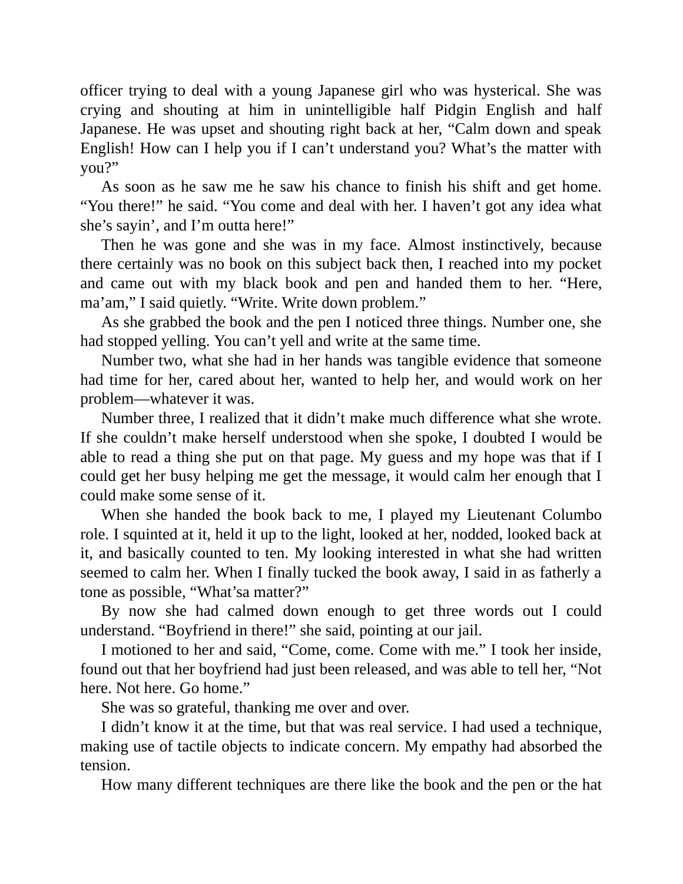officer trying to deal with a young Japanese girl who was hysterical. She was crying and shouting at him in unintelligible half Pidgin English and half Japanese. He was upset and shouting right back at her, “Calm down and speak English! How can I help you if I can’t understand you? What’s the matter with you?”

As soon as he saw me he saw his chance to finish his shift and get home. “You there!” he said. “You come and deal with her. I haven’t got any idea what she’s sayin’, and I’m outta here!”

Then he was gone and she was in my face. Almost instinctively, because there certainly was no book on this subject back then, I reached into my pocket and came out with my black book and pen and handed them to her. “Here, ma’am,” I said quietly. “Write. Write down problem.”

As she grabbed the book and the pen I noticed three things. Number one, she had stopped yelling. You can’t yell and write at the same time.

Number two, what she had in her hands was tangible evidence that someone had time for her, cared about her, wanted to help her, and would work on her problem—whatever it was.

Number three, I realized that it didn’t make much difference what she wrote. If she couldn’t make herself understood when she spoke, I doubted I would be able to read a thing she put on that page. My guess and my hope was that if I could get her busy helping me get the message, it would calm her enough that I could make some sense of it.

When she handed the book back to me, I played my Lieutenant Columbo role. I squinted at it, held it up to the light, looked at her, nodded, looked back at it, and basically counted to ten. My looking interested in what she had written seemed to calm her. When I finally tucked the book away, I said in as fatherly a tone as possible, “What’sa matter?”

By now she had calmed down enough to get three words out I could understand. “Boyfriend in there!” she said, pointing at our jail.

I motioned to her and said, “Come, come. Come with me.” I took her inside, found out that her boyfriend had just been released, and was able to tell her, “Not here. Not here. Go home.”

She was so grateful, thanking me over and over.

I didn’t know it at the time, but that was real service. I had used a technique, making use of tactile objects to indicate concern. My empathy had absorbed the tension.

How many different techniques are there like the book and the pen or the hat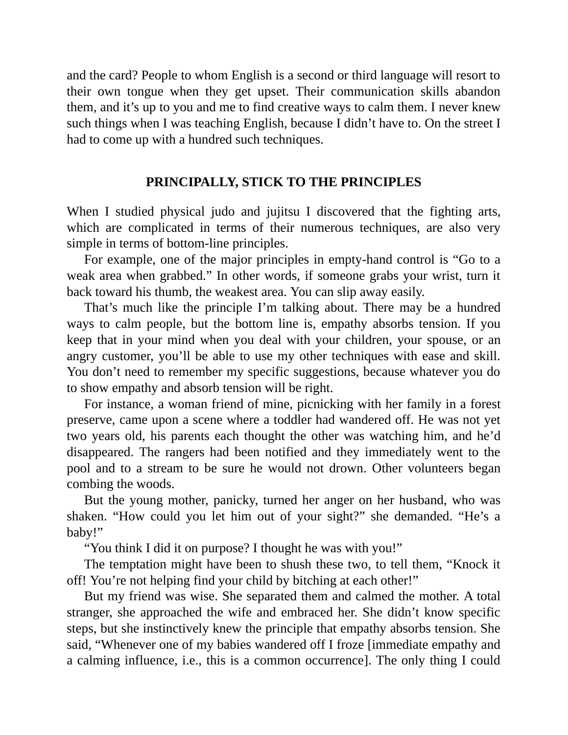and the card? People to whom English is a second or third language will resort to their own tongue when they get upset. Their communication skills abandon them, and it's up to you and me to find creative ways to calm them. I never knew such things when I was teaching English, because I didn't have to. On the street I had to come up with a hundred such techniques.

## PRINCIPALLY, STICK TO THE PRINCIPLES

When I studied physical judo and jujitsu I discovered that the fighting arts, which are complicated in terms of their numerous techniques, are also very simple in terms of bottom-line principles.

For example, one of the major principles in empty-hand control is "Go to a weak area when grabbed." In other words, if someone grabs your wrist, turn it back toward his thumb, the weakest area. You can slip away easily.

That's much like the principle I'm talking about. There may be a hundred ways to calm people, but the bottom line is, empathy absorbs tension. If you keep that in your mind when you deal with your children, your spouse, or an angry customer, you'll be able to use my other techniques with ease and skill. You don't need to remember my specific suggestions, because whatever you do to show empathy and absorb tension will be right.

For instance, a woman friend of mine, picnicking with her family in a forest preserve, came upon a scene where a toddler had wandered off. He was not yet two years old, his parents each thought the other was watching him, and he'd disappeared. The rangers had been notified and they immediately went to the pool and to a stream to be sure he would not drown. Other volunteers began combing the woods.

But the young mother, panicky, turned her anger on her husband, who was shaken. "How could you let him out of your sight?" she demanded. "He's a baby!"

"You think I did it on purpose? I thought he was with you!"

The temptation might have been to shush these two, to tell them, "Knock it off! You're not helping find your child by bitching at each other!"

But my friend was wise. She separated them and calmed the mother. A total stranger, she approached the wife and embraced her. She didn't know specific steps, but she instinctively knew the principle that empathy absorbs tension. She said, "Whenever one of my babies wandered off I froze [immediate empathy and a calming influence, i.e., this is a common occurrence]. The only thing I could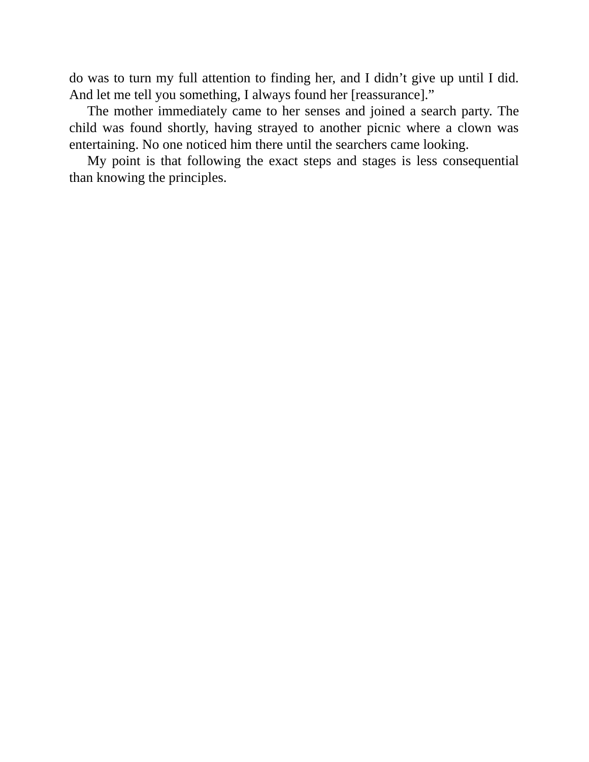do was to turn my full attention to finding her, and I didn't give up until I did. And let me tell you something, I always found her [reassurance]."

The mother immediately came to her senses and joined a search party. The child was found shortly, having strayed to another picnic where a clown was entertaining. No one noticed him there until the searchers came looking.

My point is that following the exact steps and stages is less consequential than knowing the principles.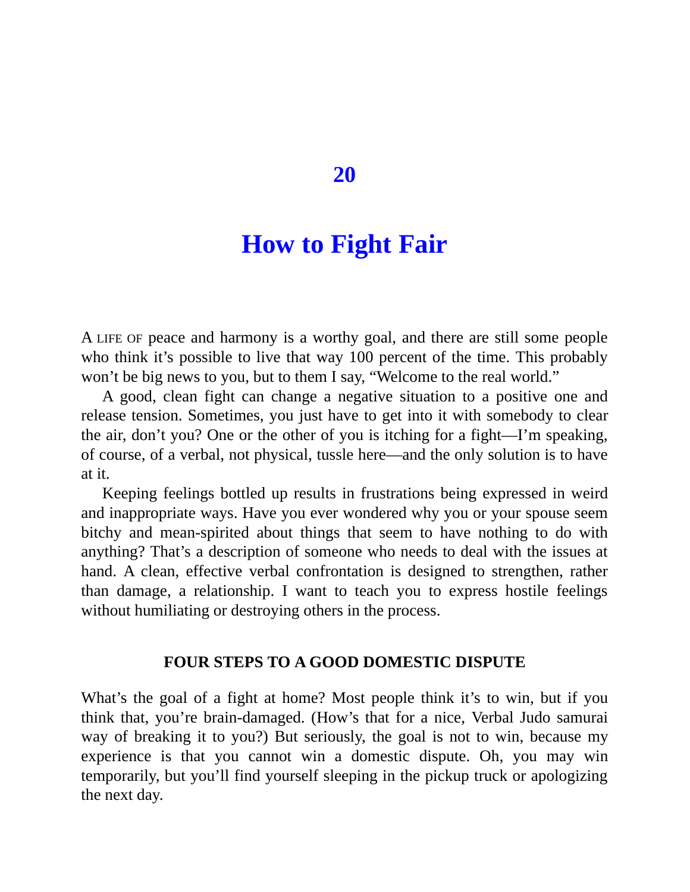# 20

# How to Fight Fair

A LIFE OF peace and harmony is a worthy goal, and there are still some people who think it's possible to live that way 100 percent of the time. This probably won't be big news to you, but to them I say, "Welcome to the real world."

A good, clean fight can change a negative situation to a positive one and release tension. Sometimes, you just have to get into it with somebody to clear the air, don't you? One or the other of you is itching for a fight—I'm speaking, of course, of a verbal, not physical, tussle here—and the only solution is to have at it.

Keeping feelings bottled up results in frustrations being expressed in weird and inappropriate ways. Have you ever wondered why you or your spouse seem bitchy and mean-spirited about things that seem to have nothing to do with anything? That's a description of someone who needs to deal with the issues at hand. A clean, effective verbal confrontation is designed to strengthen, rather than damage, a relationship. I want to teach you to express hostile feelings without humiliating or destroying others in the process.

## FOUR STEPS TO A GOOD DOMESTIC DISPUTE

What's the goal of a fight at home? Most people think it's to win, but if you think that, you're brain-damaged. (How's that for a nice, Verbal Judo samurai way of breaking it to you?) But seriously, the goal is not to win, because my experience is that you cannot win a domestic dispute. Oh, you may win temporarily, but you'll find yourself sleeping in the pickup truck or apologizing the next day.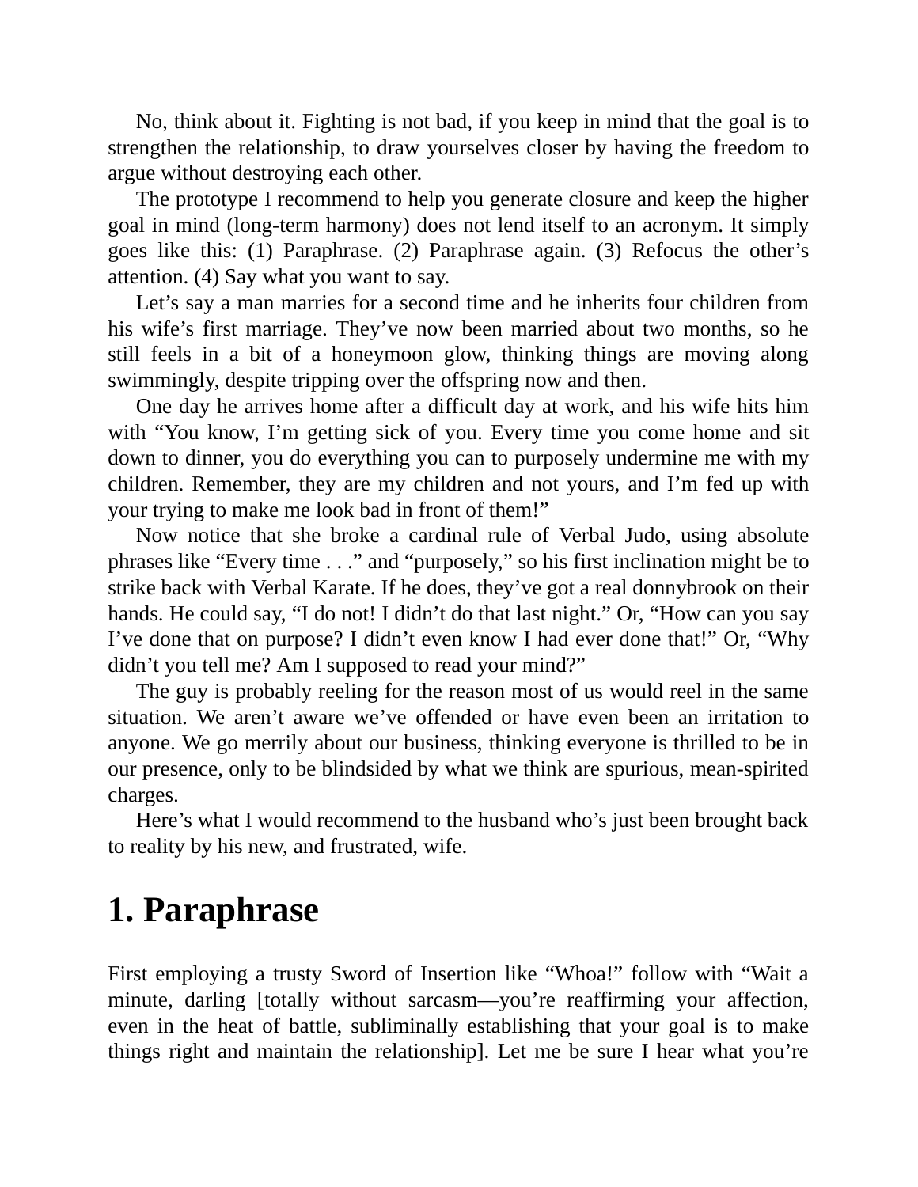No, think about it. Fighting is not bad, if you keep in mind that the goal is to strengthen the relationship, to draw yourselves closer by having the freedom to argue without destroying each other.

The prototype I recommend to help you generate closure and keep the higher goal in mind (long-term harmony) does not lend itself to an acronym. It simply goes like this: (1) Paraphrase. (2) Paraphrase again. (3) Refocus the other's attention. (4) Say what you want to say.

Let's say a man marries for a second time and he inherits four children from his wife's first marriage. They've now been married about two months, so he still feels in a bit of a honeymoon glow, thinking things are moving along swimmingly, despite tripping over the offspring now and then.

One day he arrives home after a difficult day at work, and his wife hits him with "You know, I'm getting sick of you. Every time you come home and sit down to dinner, you do everything you can to purposely undermine me with my children. Remember, they are my children and not yours, and I'm fed up with your trying to make me look bad in front of them!"

Now notice that she broke a cardinal rule of Verbal Judo, using absolute phrases like "Every time . . ." and "purposely," so his first inclination might be to strike back with Verbal Karate. If he does, they've got a real donnybrook on their hands. He could say, "I do not! I didn't do that last night." Or, "How can you say I've done that on purpose? I didn't even know I had ever done that!" Or, "Why didn't you tell me? Am I supposed to read your mind?"

The guy is probably reeling for the reason most of us would reel in the same situation. We aren't aware we've offended or have even been an irritation to anyone. We go merrily about our business, thinking everyone is thrilled to be in our presence, only to be blindsided by what we think are spurious, mean-spirited charges.

Here's what I would recommend to the husband who's just been brought back to reality by his new, and frustrated, wife.

# 1. Paraphrase

First employing a trusty Sword of Insertion like "Whoa!" follow with "Wait a minute, darling [totally without sarcasm—you're reaffirming your affection, even in the heat of battle, subliminally establishing that your goal is to make things right and maintain the relationship]. Let me be sure I hear what you're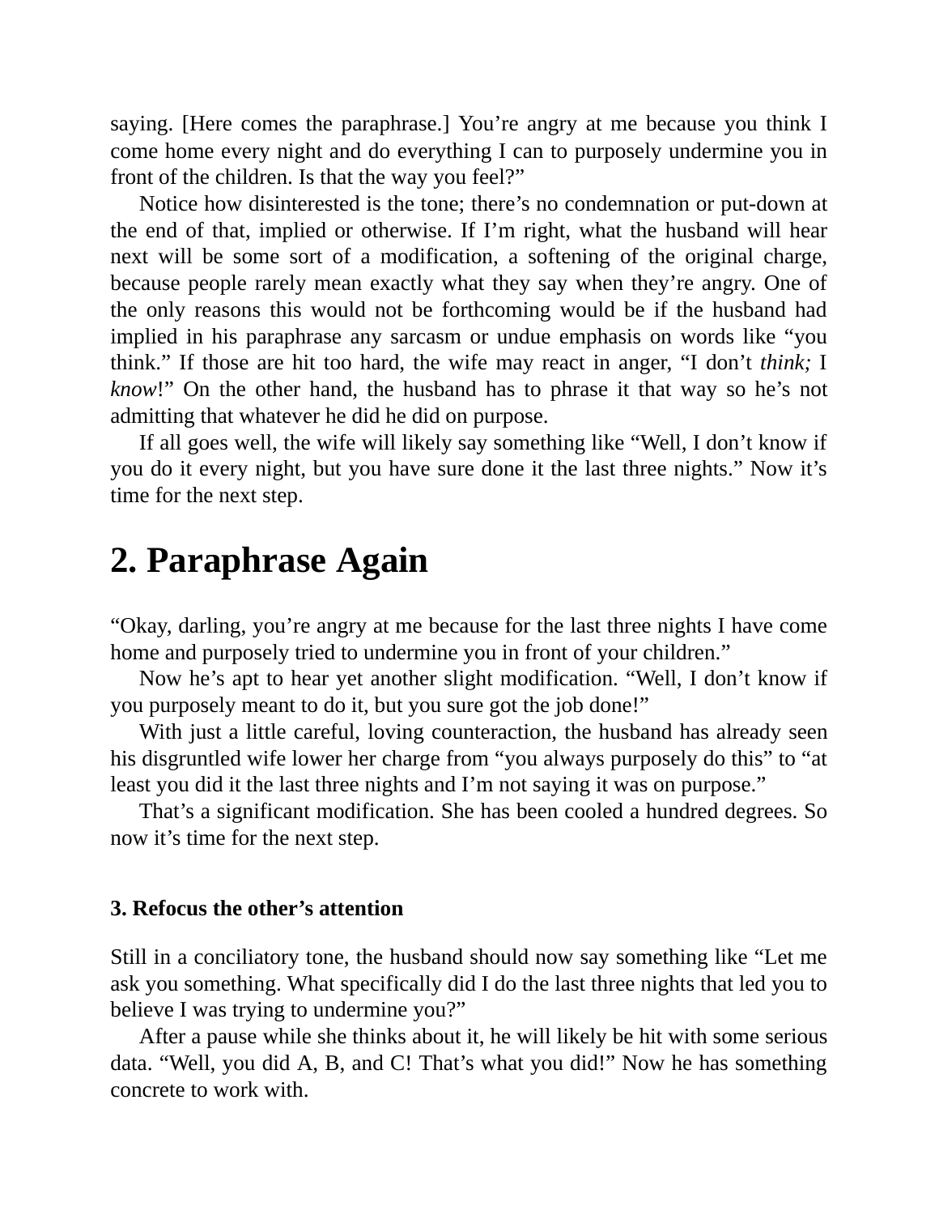saying. [Here comes the paraphrase.] You're angry at me because you think I come home every night and do everything I can to purposely undermine you in front of the children. Is that the way you feel?"

Notice how disinterested is the tone; there's no condemnation or put-down at the end of that, implied or otherwise. If I'm right, what the husband will hear next will be some sort of a modification, a softening of the original charge, because people rarely mean exactly what they say when they're angry. One of the only reasons this would not be forthcoming would be if the husband had implied in his paraphrase any sarcasm or undue emphasis on words like "you think." If those are hit too hard, the wife may react in anger, "I don't *think;* I *know*!" On the other hand, the husband has to phrase it that way so he's not admitting that whatever he did he did on purpose.

If all goes well, the wife will likely say something like "Well, I don't know if you do it every night, but you have sure done it the last three nights." Now it's time for the next step.

# 2. Paraphrase Again

"Okay, darling, you're angry at me because for the last three nights I have come home and purposely tried to undermine you in front of your children."

Now he's apt to hear yet another slight modification. "Well, I don't know if you purposely meant to do it, but you sure got the job done!"

With just a little careful, loving counteraction, the husband has already seen his disgruntled wife lower her charge from "you always purposely do this" to "at least you did it the last three nights and I'm not saying it was on purpose."

That's a significant modification. She has been cooled a hundred degrees. So now it's time for the next step.

**3. Refocus the other's attention**

Still in a conciliatory tone, the husband should now say something like "Let me ask you something. What specifically did I do the last three nights that led you to believe I was trying to undermine you?"

After a pause while she thinks about it, he will likely be hit with some serious data. "Well, you did A, B, and C! That's what you did!" Now he has something concrete to work with.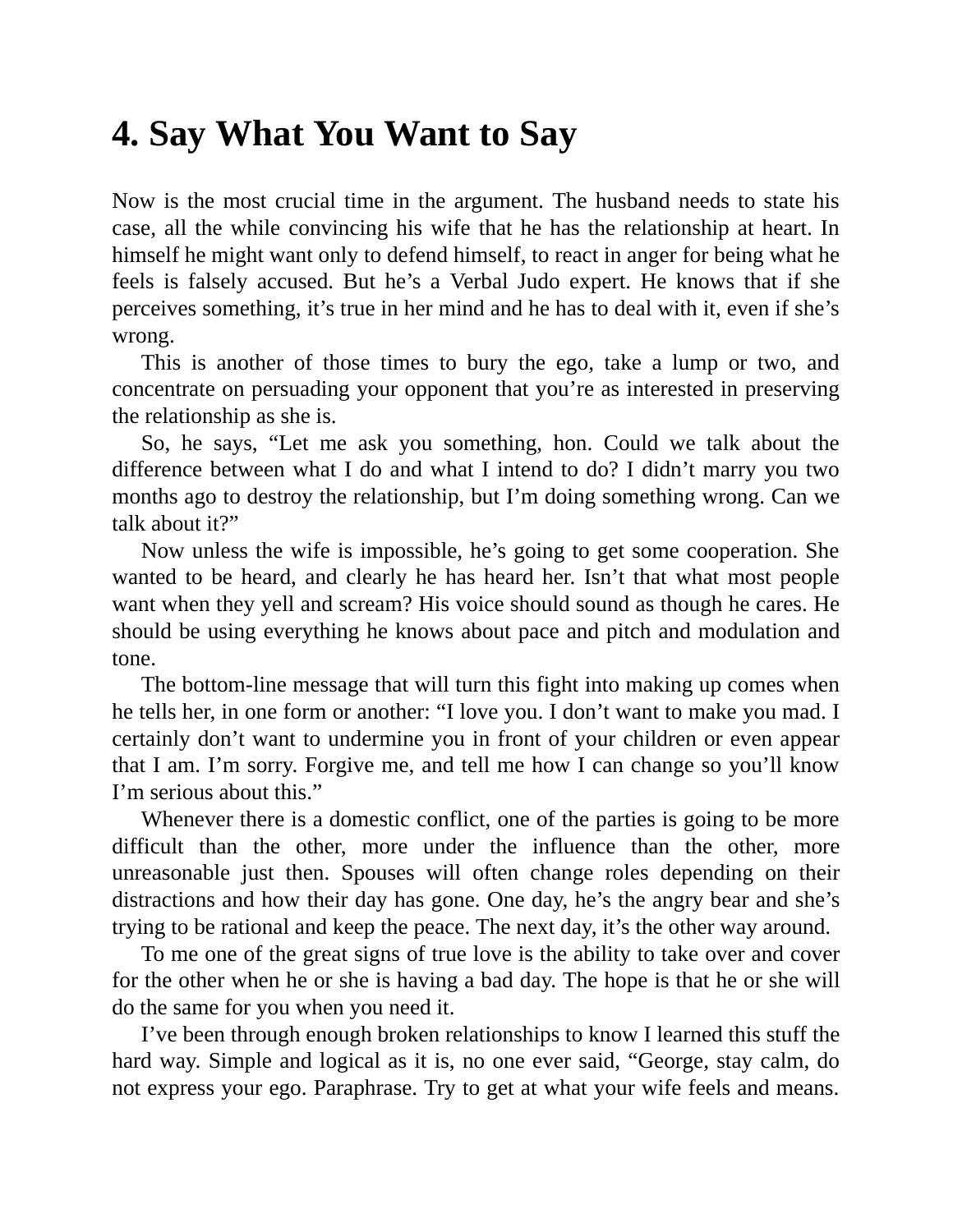# 4. Say What You Want to Say

Now is the most crucial time in the argument. The husband needs to state his case, all the while convincing his wife that he has the relationship at heart. In himself he might want only to defend himself, to react in anger for being what he feels is falsely accused. But he's a Verbal Judo expert. He knows that if she perceives something, it's true in her mind and he has to deal with it, even if she's wrong.

This is another of those times to bury the ego, take a lump or two, and concentrate on persuading your opponent that you're as interested in preserving the relationship as she is.

So, he says, "Let me ask you something, hon. Could we talk about the difference between what I do and what I intend to do? I didn't marry you two months ago to destroy the relationship, but I'm doing something wrong. Can we talk about it?"

Now unless the wife is impossible, he's going to get some cooperation. She wanted to be heard, and clearly he has heard her. Isn't that what most people want when they yell and scream? His voice should sound as though he cares. He should be using everything he knows about pace and pitch and modulation and tone.

The bottom-line message that will turn this fight into making up comes when he tells her, in one form or another: "I love you. I don't want to make you mad. I certainly don't want to undermine you in front of your children or even appear that I am. I'm sorry. Forgive me, and tell me how I can change so you'll know I'm serious about this."

Whenever there is a domestic conflict, one of the parties is going to be more difficult than the other, more under the influence than the other, more unreasonable just then. Spouses will often change roles depending on their distractions and how their day has gone. One day, he's the angry bear and she's trying to be rational and keep the peace. The next day, it's the other way around.

To me one of the great signs of true love is the ability to take over and cover for the other when he or she is having a bad day. The hope is that he or she will do the same for you when you need it.

I've been through enough broken relationships to know I learned this stuff the hard way. Simple and logical as it is, no one ever said, "George, stay calm, do not express your ego. Paraphrase. Try to get at what your wife feels and means.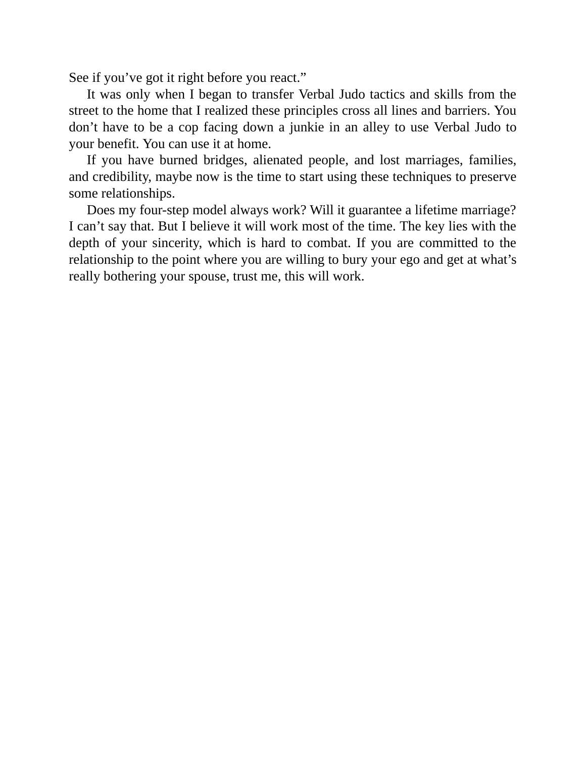See if you've got it right before you react."

It was only when I began to transfer Verbal Judo tactics and skills from the street to the home that I realized these principles cross all lines and barriers. You don't have to be a cop facing down a junkie in an alley to use Verbal Judo to your benefit. You can use it at home.

If you have burned bridges, alienated people, and lost marriages, families, and credibility, maybe now is the time to start using these techniques to preserve some relationships.

Does my four-step model always work? Will it guarantee a lifetime marriage? I can't say that. But I believe it will work most of the time. The key lies with the depth of your sincerity, which is hard to combat. If you are committed to the relationship to the point where you are willing to bury your ego and get at what's really bothering your spouse, trust me, this will work.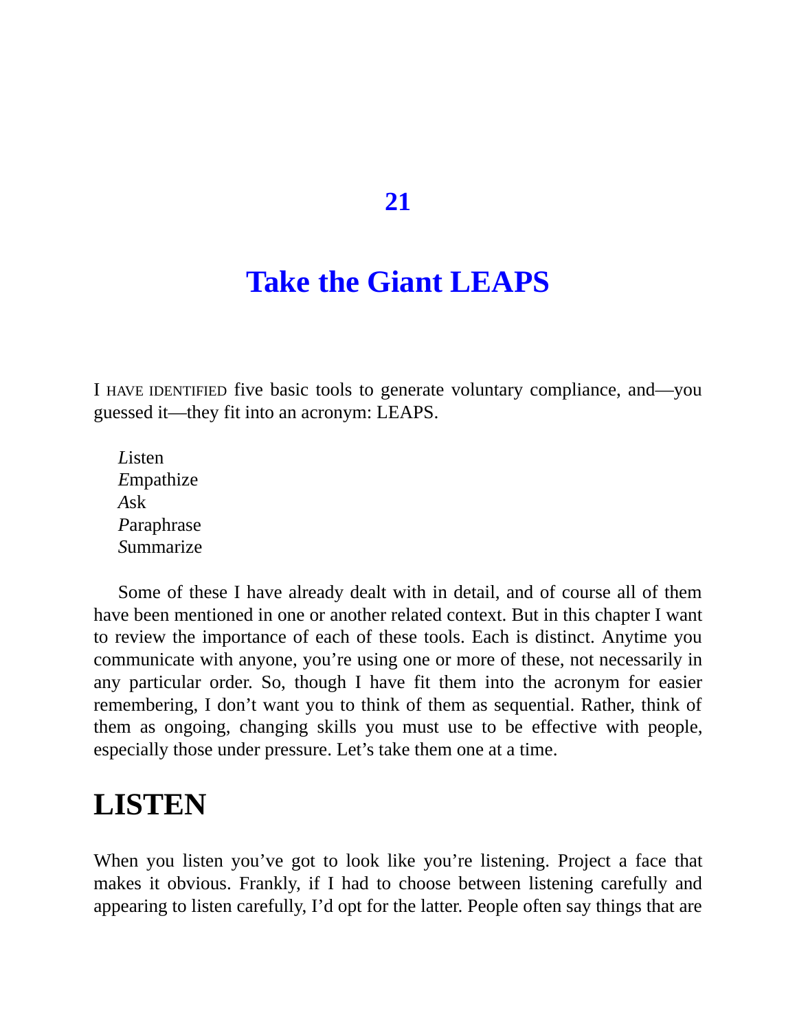# 21

# Take the Giant LEAPS

I HAVE IDENTIFIED five basic tools to generate voluntary compliance, and—you guessed it—they fit into an acronym: LEAPS.

*L*isten
*E*mpathize
*A*sk
*P*araphrase
*S*ummarize

Some of these I have already dealt with in detail, and of course all of them have been mentioned in one or another related context. But in this chapter I want to review the importance of each of these tools. Each is distinct. Anytime you communicate with anyone, you're using one or more of these, not necessarily in any particular order. So, though I have fit them into the acronym for easier remembering, I don't want you to think of them as sequential. Rather, think of them as ongoing, changing skills you must use to be effective with people, especially those under pressure. Let's take them one at a time.

## LISTEN

When you listen you've got to look like you're listening. Project a face that makes it obvious. Frankly, if I had to choose between listening carefully and appearing to listen carefully, I'd opt for the latter. People often say things that are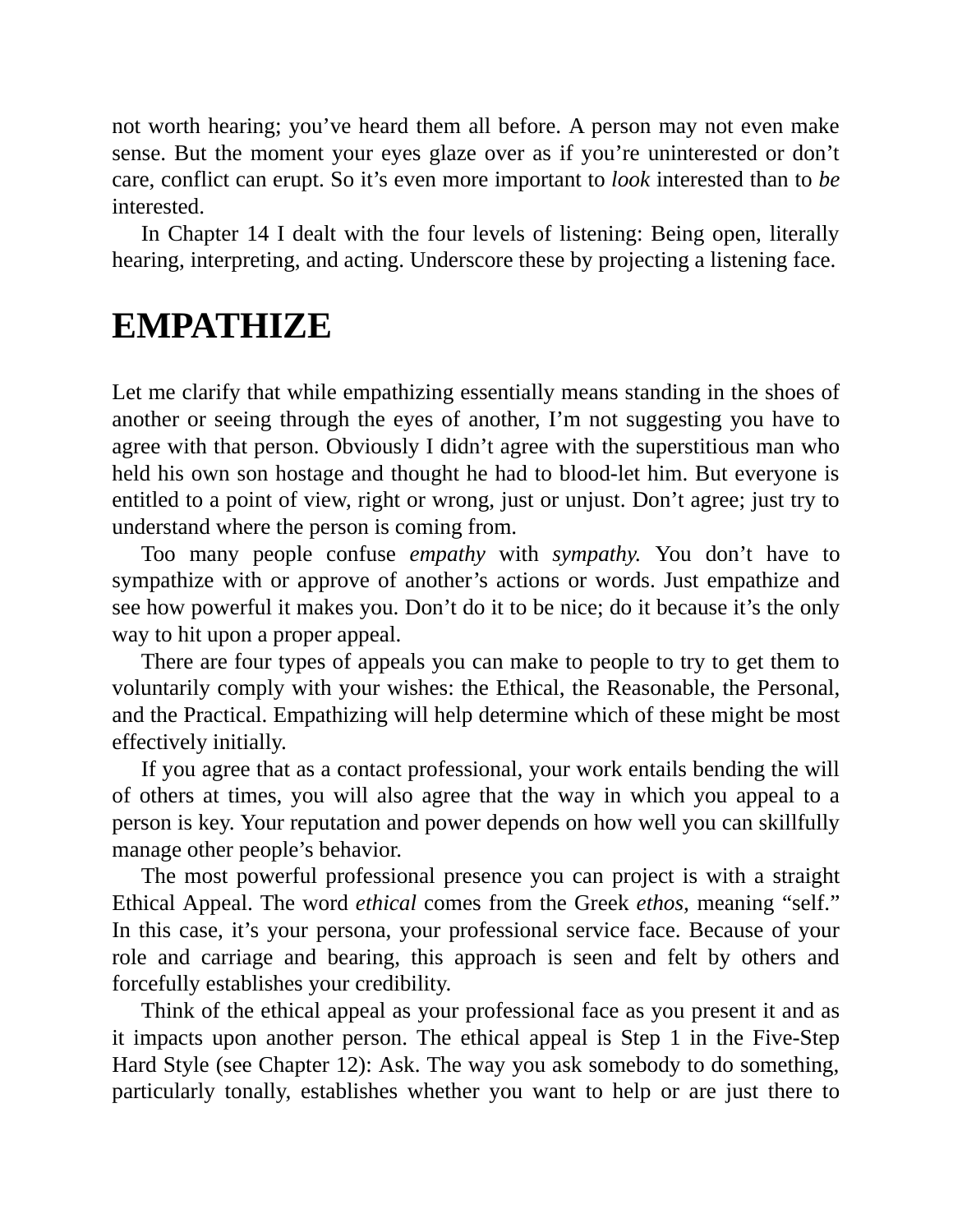not worth hearing; you've heard them all before. A person may not even make sense. But the moment your eyes glaze over as if you're uninterested or don't care, conflict can erupt. So it's even more important to *look* interested than to *be* interested.

In Chapter 14 I dealt with the four levels of listening: Being open, literally hearing, interpreting, and acting. Underscore these by projecting a listening face.

# EMPATHIZE

Let me clarify that while empathizing essentially means standing in the shoes of another or seeing through the eyes of another, I'm not suggesting you have to agree with that person. Obviously I didn't agree with the superstitious man who held his own son hostage and thought he had to blood-let him. But everyone is entitled to a point of view, right or wrong, just or unjust. Don't agree; just try to understand where the person is coming from.

Too many people confuse *empathy* with *sympathy.* You don't have to sympathize with or approve of another's actions or words. Just empathize and see how powerful it makes you. Don't do it to be nice; do it because it's the only way to hit upon a proper appeal.

There are four types of appeals you can make to people to try to get them to voluntarily comply with your wishes: the Ethical, the Reasonable, the Personal, and the Practical. Empathizing will help determine which of these might be most effectively initially.

If you agree that as a contact professional, your work entails bending the will of others at times, you will also agree that the way in which you appeal to a person is key. Your reputation and power depends on how well you can skillfully manage other people's behavior.

The most powerful professional presence you can project is with a straight Ethical Appeal. The word *ethical* comes from the Greek *ethos,* meaning "self." In this case, it's your persona, your professional service face. Because of your role and carriage and bearing, this approach is seen and felt by others and forcefully establishes your credibility.

Think of the ethical appeal as your professional face as you present it and as it impacts upon another person. The ethical appeal is Step 1 in the Five-Step Hard Style (see Chapter 12): Ask. The way you ask somebody to do something, particularly tonally, establishes whether you want to help or are just there to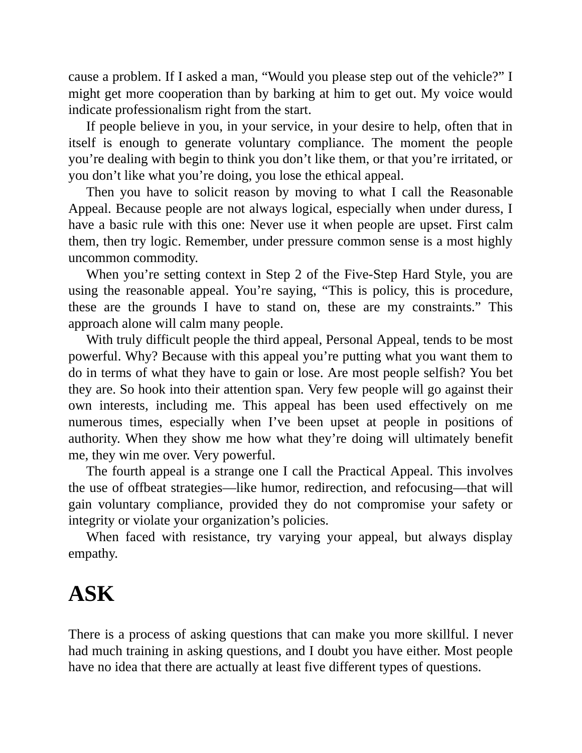cause a problem. If I asked a man, "Would you please step out of the vehicle?" I might get more cooperation than by barking at him to get out. My voice would indicate professionalism right from the start.

If people believe in you, in your service, in your desire to help, often that in itself is enough to generate voluntary compliance. The moment the people you're dealing with begin to think you don't like them, or that you're irritated, or you don't like what you're doing, you lose the ethical appeal.

Then you have to solicit reason by moving to what I call the Reasonable Appeal. Because people are not always logical, especially when under duress, I have a basic rule with this one: Never use it when people are upset. First calm them, then try logic. Remember, under pressure common sense is a most highly uncommon commodity.

When you're setting context in Step 2 of the Five-Step Hard Style, you are using the reasonable appeal. You're saying, "This is policy, this is procedure, these are the grounds I have to stand on, these are my constraints." This approach alone will calm many people.

With truly difficult people the third appeal, Personal Appeal, tends to be most powerful. Why? Because with this appeal you're putting what you want them to do in terms of what they have to gain or lose. Are most people selfish? You bet they are. So hook into their attention span. Very few people will go against their own interests, including me. This appeal has been used effectively on me numerous times, especially when I've been upset at people in positions of authority. When they show me how what they're doing will ultimately benefit me, they win me over. Very powerful.

The fourth appeal is a strange one I call the Practical Appeal. This involves the use of offbeat strategies—like humor, redirection, and refocusing—that will gain voluntary compliance, provided they do not compromise your safety or integrity or violate your organization's policies.

When faced with resistance, try varying your appeal, but always display empathy.

# ASK

There is a process of asking questions that can make you more skillful. I never had much training in asking questions, and I doubt you have either. Most people have no idea that there are actually at least five different types of questions.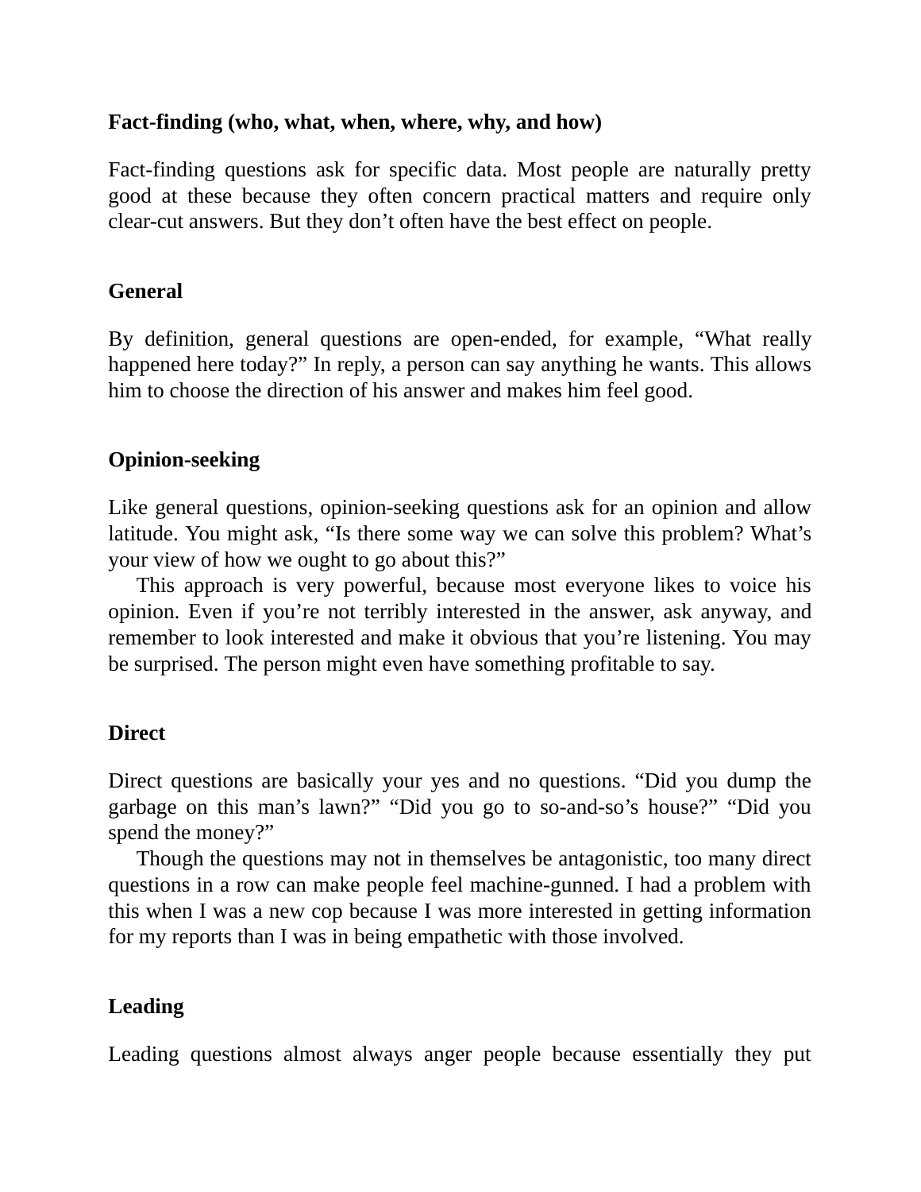**Fact-finding (who, what, when, where, why, and how)**

Fact-finding questions ask for specific data. Most people are naturally pretty good at these because they often concern practical matters and require only clear-cut answers. But they don't often have the best effect on people.

**General**

By definition, general questions are open-ended, for example, "What really happened here today?" In reply, a person can say anything he wants. This allows him to choose the direction of his answer and makes him feel good.

**Opinion-seeking**

Like general questions, opinion-seeking questions ask for an opinion and allow latitude. You might ask, "Is there some way we can solve this problem? What's your view of how we ought to go about this?"

This approach is very powerful, because most everyone likes to voice his opinion. Even if you're not terribly interested in the answer, ask anyway, and remember to look interested and make it obvious that you're listening. You may be surprised. The person might even have something profitable to say.

**Direct**

Direct questions are basically your yes and no questions. "Did you dump the garbage on this man's lawn?" "Did you go to so-and-so's house?" "Did you spend the money?"

Though the questions may not in themselves be antagonistic, too many direct questions in a row can make people feel machine-gunned. I had a problem with this when I was a new cop because I was more interested in getting information for my reports than I was in being empathetic with those involved.

**Leading**

Leading questions almost always anger people because essentially they put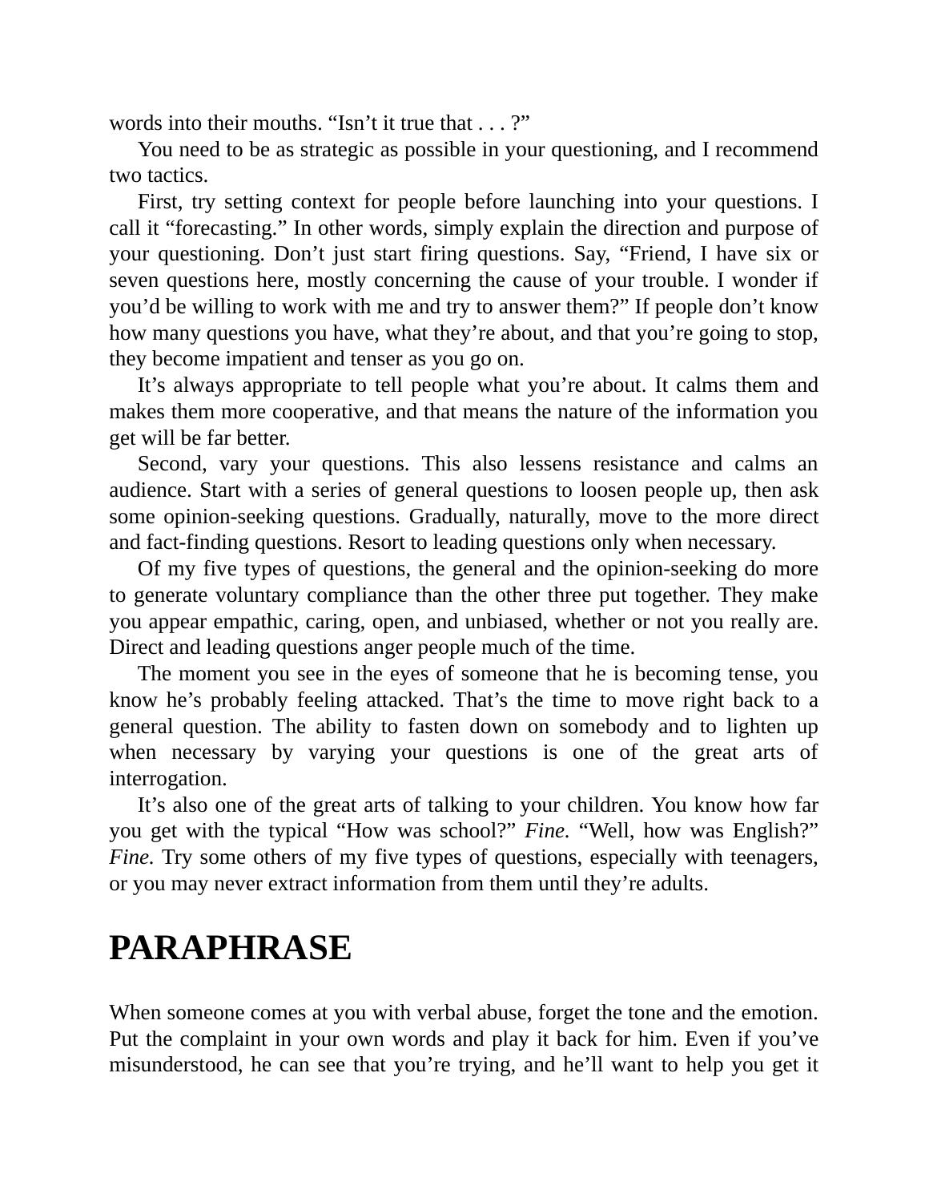words into their mouths. “Isn’t it true that . . . ?”

You need to be as strategic as possible in your questioning, and I recommend two tactics.

First, try setting context for people before launching into your questions. I call it “forecasting.” In other words, simply explain the direction and purpose of your questioning. Don’t just start firing questions. Say, “Friend, I have six or seven questions here, mostly concerning the cause of your trouble. I wonder if you’d be willing to work with me and try to answer them?” If people don’t know how many questions you have, what they’re about, and that you’re going to stop, they become impatient and tenser as you go on.

It’s always appropriate to tell people what you’re about. It calms them and makes them more cooperative, and that means the nature of the information you get will be far better.

Second, vary your questions. This also lessens resistance and calms an audience. Start with a series of general questions to loosen people up, then ask some opinion-seeking questions. Gradually, naturally, move to the more direct and fact-finding questions. Resort to leading questions only when necessary.

Of my five types of questions, the general and the opinion-seeking do more to generate voluntary compliance than the other three put together. They make you appear empathic, caring, open, and unbiased, whether or not you really are. Direct and leading questions anger people much of the time.

The moment you see in the eyes of someone that he is becoming tense, you know he’s probably feeling attacked. That’s the time to move right back to a general question. The ability to fasten down on somebody and to lighten up when necessary by varying your questions is one of the great arts of interrogation.

It’s also one of the great arts of talking to your children. You know how far you get with the typical “How was school?” *Fine.* “Well, how was English?” *Fine.* Try some others of my five types of questions, especially with teenagers, or you may never extract information from them until they’re adults.

# PARAPHRASE

When someone comes at you with verbal abuse, forget the tone and the emotion. Put the complaint in your own words and play it back for him. Even if you’ve misunderstood, he can see that you’re trying, and he’ll want to help you get it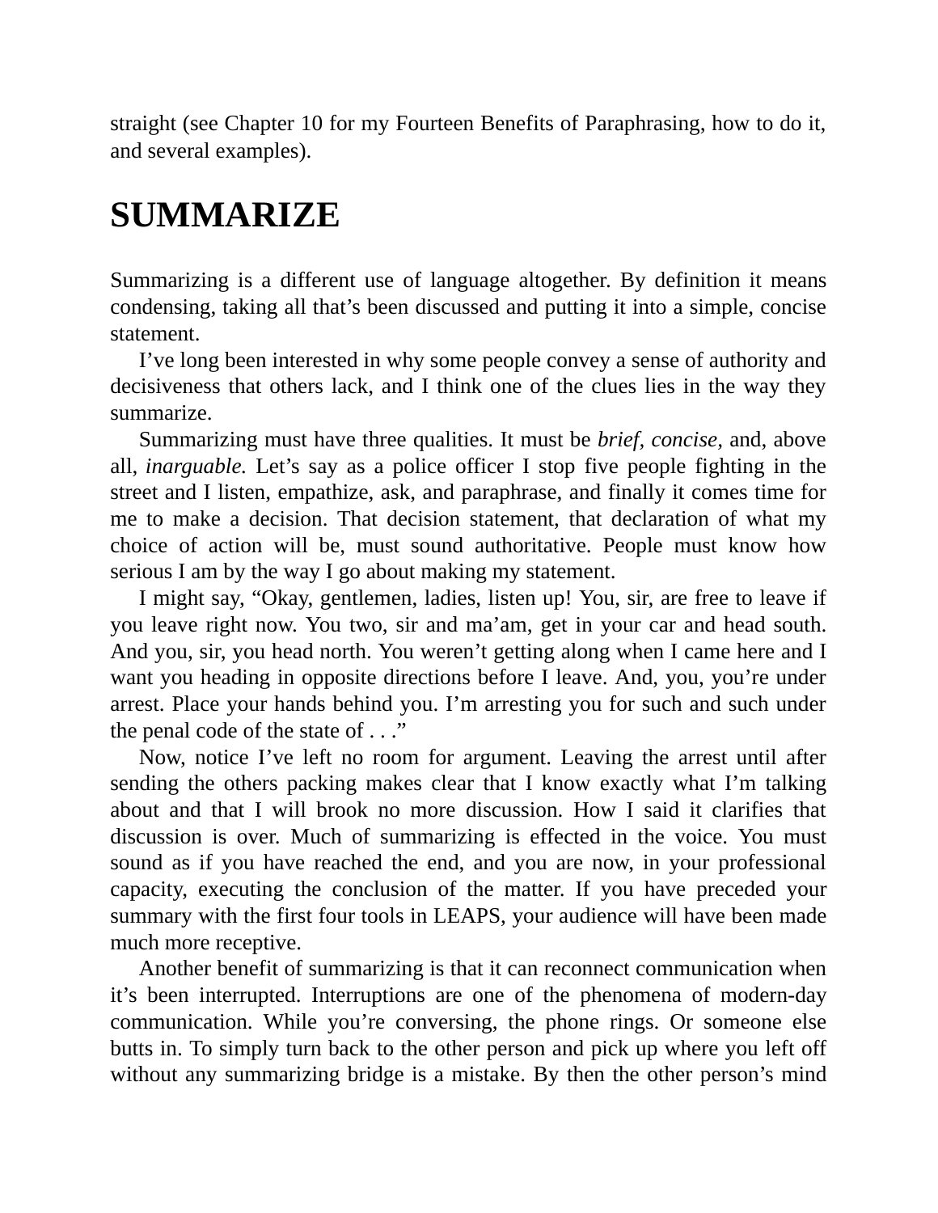straight (see Chapter 10 for my Fourteen Benefits of Paraphrasing, how to do it, and several examples).

# SUMMARIZE

Summarizing is a different use of language altogether. By definition it means condensing, taking all that's been discussed and putting it into a simple, concise statement.

I've long been interested in why some people convey a sense of authority and decisiveness that others lack, and I think one of the clues lies in the way they summarize.

Summarizing must have three qualities. It must be *brief*, *concise*, and, above all, *inarguable*. Let's say as a police officer I stop five people fighting in the street and I listen, empathize, ask, and paraphrase, and finally it comes time for me to make a decision. That decision statement, that declaration of what my choice of action will be, must sound authoritative. People must know how serious I am by the way I go about making my statement.

I might say, "Okay, gentlemen, ladies, listen up! You, sir, are free to leave if you leave right now. You two, sir and ma'am, get in your car and head south. And you, sir, you head north. You weren't getting along when I came here and I want you heading in opposite directions before I leave. And, you, you're under arrest. Place your hands behind you. I'm arresting you for such and such under the penal code of the state of . . ."

Now, notice I've left no room for argument. Leaving the arrest until after sending the others packing makes clear that I know exactly what I'm talking about and that I will brook no more discussion. How I said it clarifies that discussion is over. Much of summarizing is effected in the voice. You must sound as if you have reached the end, and you are now, in your professional capacity, executing the conclusion of the matter. If you have preceded your summary with the first four tools in LEAPS, your audience will have been made much more receptive.

Another benefit of summarizing is that it can reconnect communication when it's been interrupted. Interruptions are one of the phenomena of modern-day communication. While you're conversing, the phone rings. Or someone else butts in. To simply turn back to the other person and pick up where you left off without any summarizing bridge is a mistake. By then the other person's mind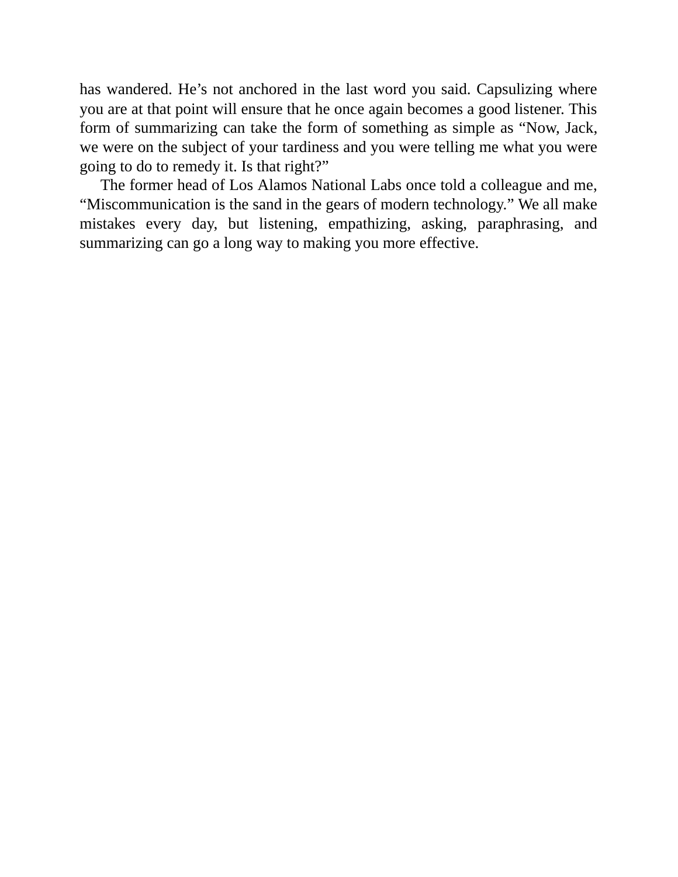has wandered. He’s not anchored in the last word you said. Capsulizing where you are at that point will ensure that he once again becomes a good listener. This form of summarizing can take the form of something as simple as “Now, Jack, we were on the subject of your tardiness and you were telling me what you were going to do to remedy it. Is that right?”

The former head of Los Alamos National Labs once told a colleague and me, “Miscommunication is the sand in the gears of modern technology.” We all make mistakes every day, but listening, empathizing, asking, paraphrasing, and summarizing can go a long way to making you more effective.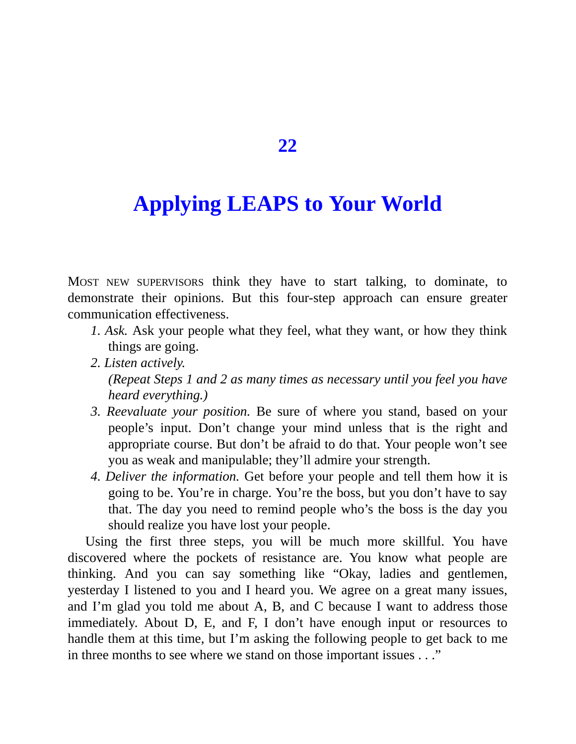# 22

# Applying LEAPS to Your World

MOST NEW SUPERVISORS think they have to start talking, to dominate, to demonstrate their opinions. But this four-step approach can ensure greater communication effectiveness.

1. *Ask.* Ask your people what they feel, what they want, or how they think things are going.
2. *Listen actively.*

   *(Repeat Steps 1 and 2 as many times as necessary until you feel you have heard everything.)*
3. *Reevaluate your position.* Be sure of where you stand, based on your people's input. Don't change your mind unless that is the right and appropriate course. But don't be afraid to do that. Your people won't see you as weak and manipulable; they'll admire your strength.
4. *Deliver the information.* Get before your people and tell them how it is going to be. You're in charge. You're the boss, but you don't have to say that. The day you need to remind people who's the boss is the day you should realize you have lost your people.

Using the first three steps, you will be much more skillful. You have discovered where the pockets of resistance are. You know what people are thinking. And you can say something like "Okay, ladies and gentlemen, yesterday I listened to you and I heard you. We agree on a great many issues, and I'm glad you told me about A, B, and C because I want to address those immediately. About D, E, and F, I don't have enough input or resources to handle them at this time, but I'm asking the following people to get back to me in three months to see where we stand on those important issues . . ."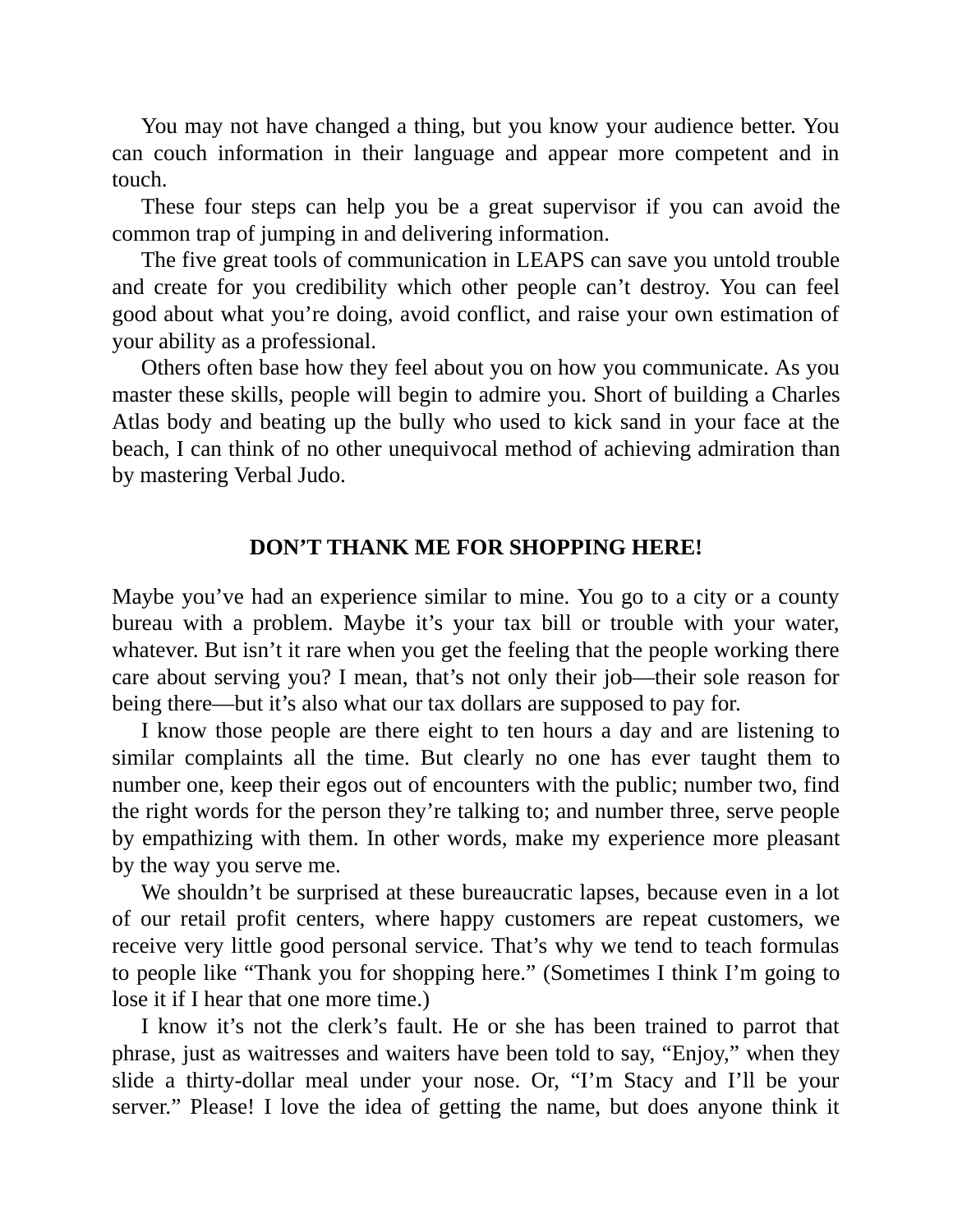You may not have changed a thing, but you know your audience better. You can couch information in their language and appear more competent and in touch.

These four steps can help you be a great supervisor if you can avoid the common trap of jumping in and delivering information.

The five great tools of communication in LEAPS can save you untold trouble and create for you credibility which other people can't destroy. You can feel good about what you're doing, avoid conflict, and raise your own estimation of your ability as a professional.

Others often base how they feel about you on how you communicate. As you master these skills, people will begin to admire you. Short of building a Charles Atlas body and beating up the bully who used to kick sand in your face at the beach, I can think of no other unequivocal method of achieving admiration than by mastering Verbal Judo.

## DON'T THANK ME FOR SHOPPING HERE!

Maybe you've had an experience similar to mine. You go to a city or a county bureau with a problem. Maybe it's your tax bill or trouble with your water, whatever. But isn't it rare when you get the feeling that the people working there care about serving you? I mean, that's not only their job—their sole reason for being there—but it's also what our tax dollars are supposed to pay for.

I know those people are there eight to ten hours a day and are listening to similar complaints all the time. But clearly no one has ever taught them to number one, keep their egos out of encounters with the public; number two, find the right words for the person they're talking to; and number three, serve people by empathizing with them. In other words, make my experience more pleasant by the way you serve me.

We shouldn't be surprised at these bureaucratic lapses, because even in a lot of our retail profit centers, where happy customers are repeat customers, we receive very little good personal service. That's why we tend to teach formulas to people like "Thank you for shopping here." (Sometimes I think I'm going to lose it if I hear that one more time.)

I know it's not the clerk's fault. He or she has been trained to parrot that phrase, just as waitresses and waiters have been told to say, "Enjoy," when they slide a thirty-dollar meal under your nose. Or, "I'm Stacy and I'll be your server." Please! I love the idea of getting the name, but does anyone think it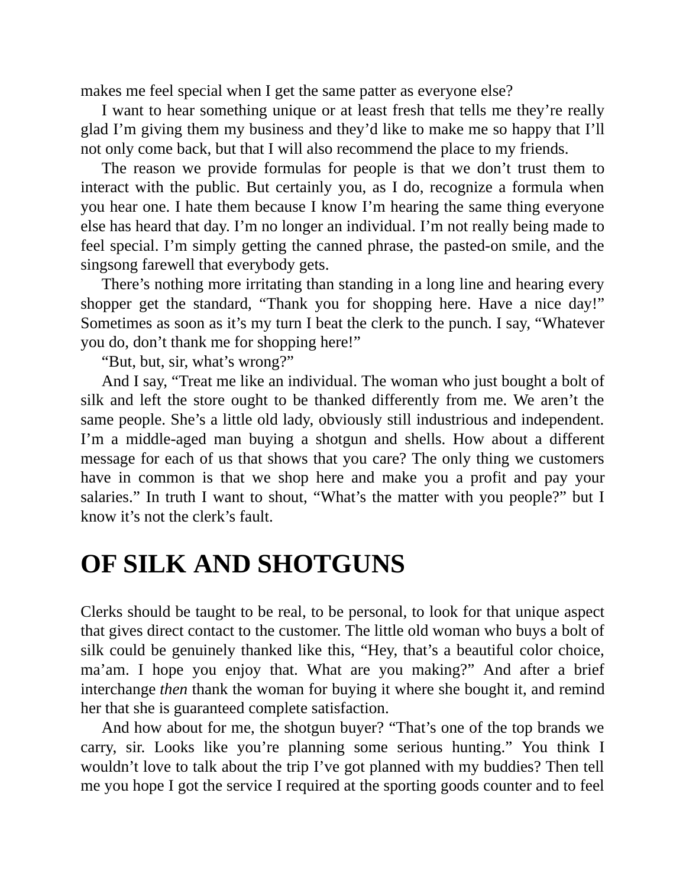makes me feel special when I get the same patter as everyone else?

I want to hear something unique or at least fresh that tells me they're really glad I'm giving them my business and they'd like to make me so happy that I'll not only come back, but that I will also recommend the place to my friends.

The reason we provide formulas for people is that we don't trust them to interact with the public. But certainly you, as I do, recognize a formula when you hear one. I hate them because I know I'm hearing the same thing everyone else has heard that day. I'm no longer an individual. I'm not really being made to feel special. I'm simply getting the canned phrase, the pasted-on smile, and the singsong farewell that everybody gets.

There's nothing more irritating than standing in a long line and hearing every shopper get the standard, "Thank you for shopping here. Have a nice day!" Sometimes as soon as it's my turn I beat the clerk to the punch. I say, "Whatever you do, don't thank me for shopping here!"

"But, but, sir, what's wrong?"

And I say, "Treat me like an individual. The woman who just bought a bolt of silk and left the store ought to be thanked differently from me. We aren't the same people. She's a little old lady, obviously still industrious and independent. I'm a middle-aged man buying a shotgun and shells. How about a different message for each of us that shows that you care? The only thing we customers have in common is that we shop here and make you a profit and pay your salaries." In truth I want to shout, "What's the matter with you people?" but I know it's not the clerk's fault.

# OF SILK AND SHOTGUNS

Clerks should be taught to be real, to be personal, to look for that unique aspect that gives direct contact to the customer. The little old woman who buys a bolt of silk could be genuinely thanked like this, "Hey, that's a beautiful color choice, ma'am. I hope you enjoy that. What are you making?" And after a brief interchange *then* thank the woman for buying it where she bought it, and remind her that she is guaranteed complete satisfaction.

And how about for me, the shotgun buyer? "That's one of the top brands we carry, sir. Looks like you're planning some serious hunting." You think I wouldn't love to talk about the trip I've got planned with my buddies? Then tell me you hope I got the service I required at the sporting goods counter and to feel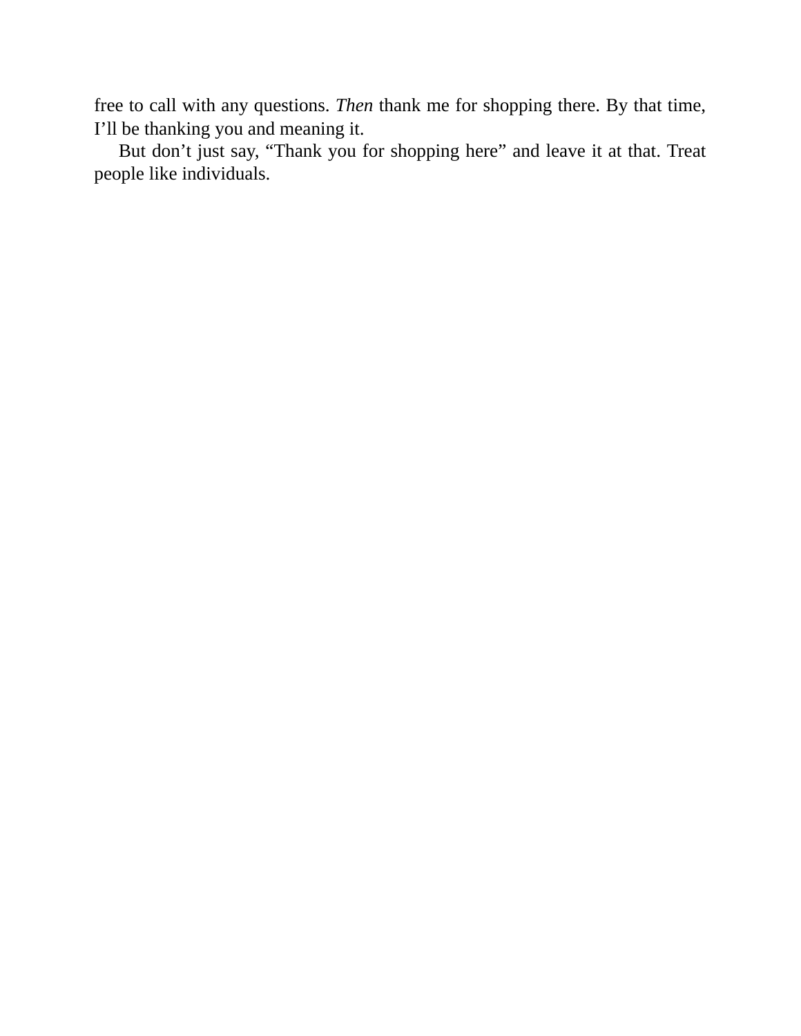free to call with any questions. *Then* thank me for shopping there. By that time, I'll be thanking you and meaning it.

But don't just say, "Thank you for shopping here" and leave it at that. Treat people like individuals.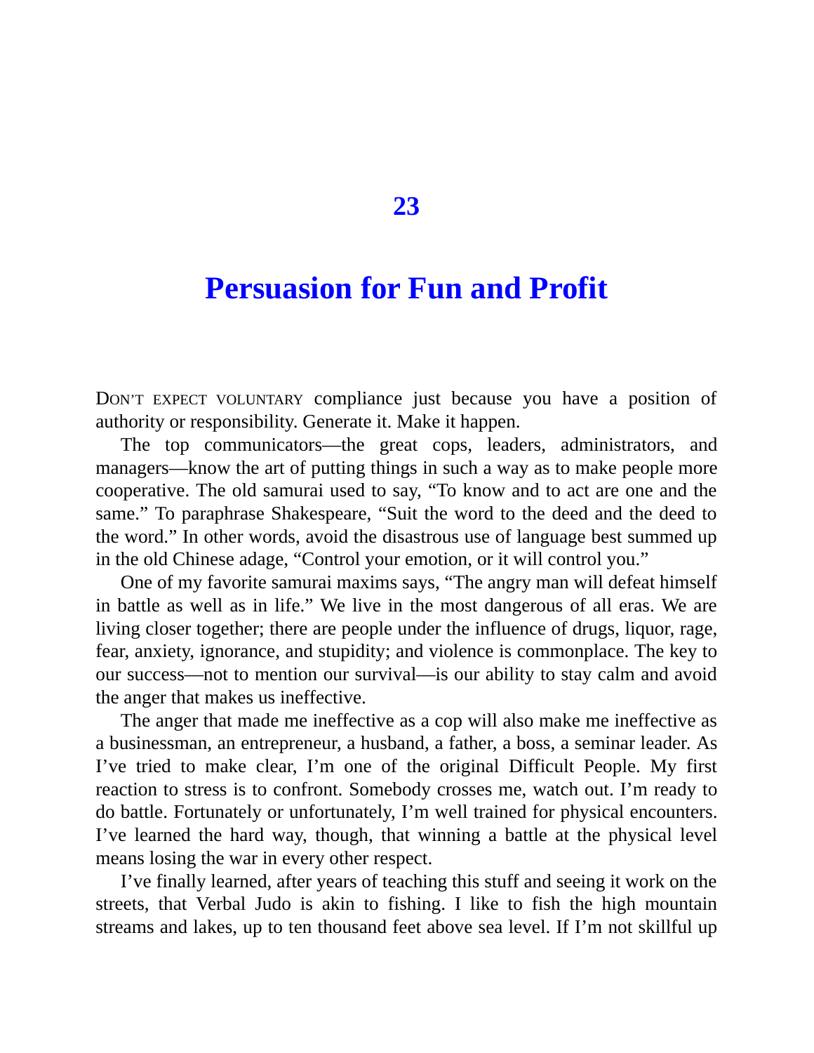# 23

# Persuasion for Fun and Profit

DON'T EXPECT VOLUNTARY compliance just because you have a position of authority or responsibility. Generate it. Make it happen.

The top communicators—the great cops, leaders, administrators, and managers—know the art of putting things in such a way as to make people more cooperative. The old samurai used to say, "To know and to act are one and the same." To paraphrase Shakespeare, "Suit the word to the deed and the deed to the word." In other words, avoid the disastrous use of language best summed up in the old Chinese adage, "Control your emotion, or it will control you."

One of my favorite samurai maxims says, "The angry man will defeat himself in battle as well as in life." We live in the most dangerous of all eras. We are living closer together; there are people under the influence of drugs, liquor, rage, fear, anxiety, ignorance, and stupidity; and violence is commonplace. The key to our success—not to mention our survival—is our ability to stay calm and avoid the anger that makes us ineffective.

The anger that made me ineffective as a cop will also make me ineffective as a businessman, an entrepreneur, a husband, a father, a boss, a seminar leader. As I've tried to make clear, I'm one of the original Difficult People. My first reaction to stress is to confront. Somebody crosses me, watch out. I'm ready to do battle. Fortunately or unfortunately, I'm well trained for physical encounters. I've learned the hard way, though, that winning a battle at the physical level means losing the war in every other respect.

I've finally learned, after years of teaching this stuff and seeing it work on the streets, that Verbal Judo is akin to fishing. I like to fish the high mountain streams and lakes, up to ten thousand feet above sea level. If I'm not skillful up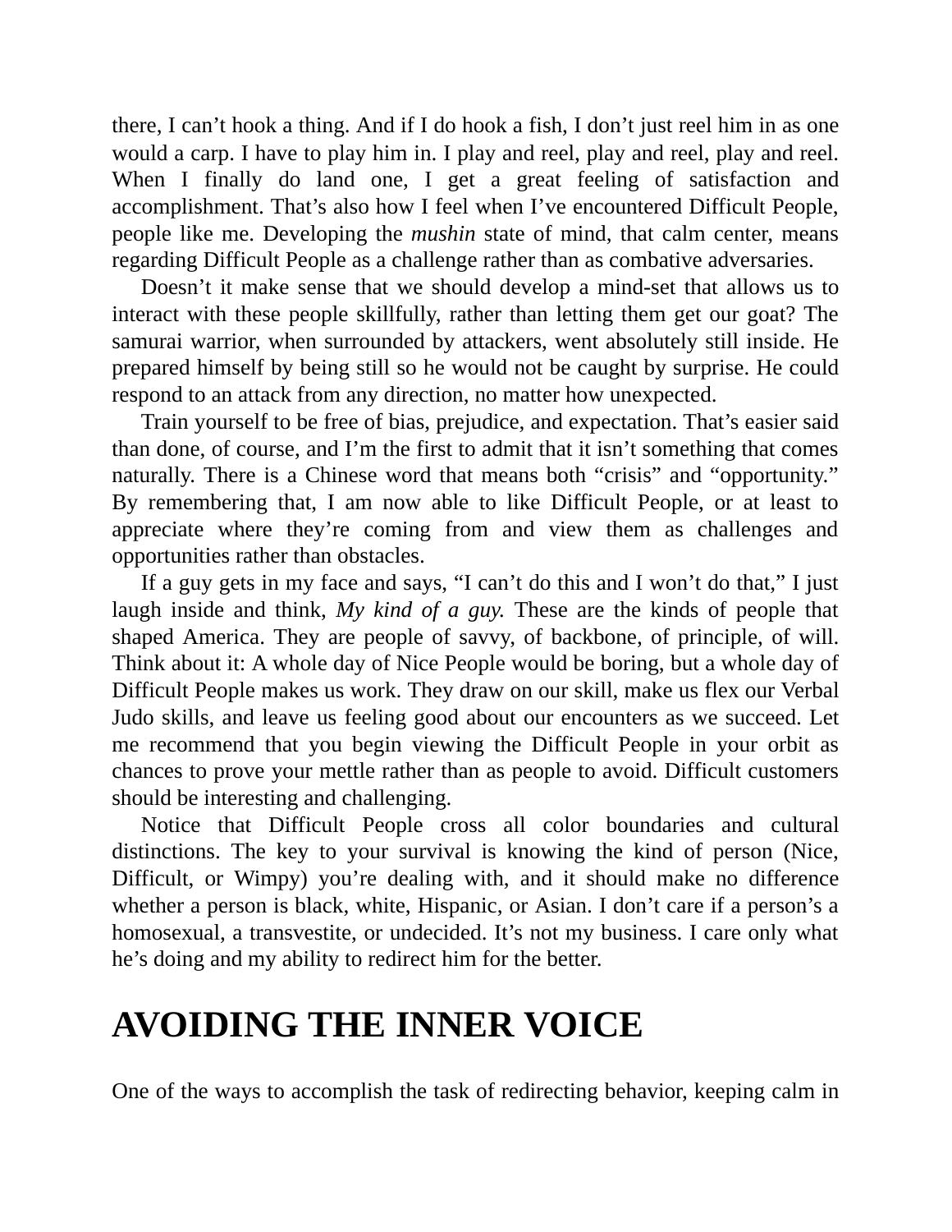there, I can't hook a thing. And if I do hook a fish, I don't just reel him in as one would a carp. I have to play him in. I play and reel, play and reel, play and reel. When I finally do land one, I get a great feeling of satisfaction and accomplishment. That's also how I feel when I've encountered Difficult People, people like me. Developing the *mushin* state of mind, that calm center, means regarding Difficult People as a challenge rather than as combative adversaries.

Doesn't it make sense that we should develop a mind-set that allows us to interact with these people skillfully, rather than letting them get our goat? The samurai warrior, when surrounded by attackers, went absolutely still inside. He prepared himself by being still so he would not be caught by surprise. He could respond to an attack from any direction, no matter how unexpected.

Train yourself to be free of bias, prejudice, and expectation. That's easier said than done, of course, and I'm the first to admit that it isn't something that comes naturally. There is a Chinese word that means both "crisis" and "opportunity." By remembering that, I am now able to like Difficult People, or at least to appreciate where they're coming from and view them as challenges and opportunities rather than obstacles.

If a guy gets in my face and says, "I can't do this and I won't do that," I just laugh inside and think, *My kind of a guy.* These are the kinds of people that shaped America. They are people of savvy, of backbone, of principle, of will. Think about it: A whole day of Nice People would be boring, but a whole day of Difficult People makes us work. They draw on our skill, make us flex our Verbal Judo skills, and leave us feeling good about our encounters as we succeed. Let me recommend that you begin viewing the Difficult People in your orbit as chances to prove your mettle rather than as people to avoid. Difficult customers should be interesting and challenging.

Notice that Difficult People cross all color boundaries and cultural distinctions. The key to your survival is knowing the kind of person (Nice, Difficult, or Wimpy) you're dealing with, and it should make no difference whether a person is black, white, Hispanic, or Asian. I don't care if a person's a homosexual, a transvestite, or undecided. It's not my business. I care only what he's doing and my ability to redirect him for the better.

# AVOIDING THE INNER VOICE

One of the ways to accomplish the task of redirecting behavior, keeping calm in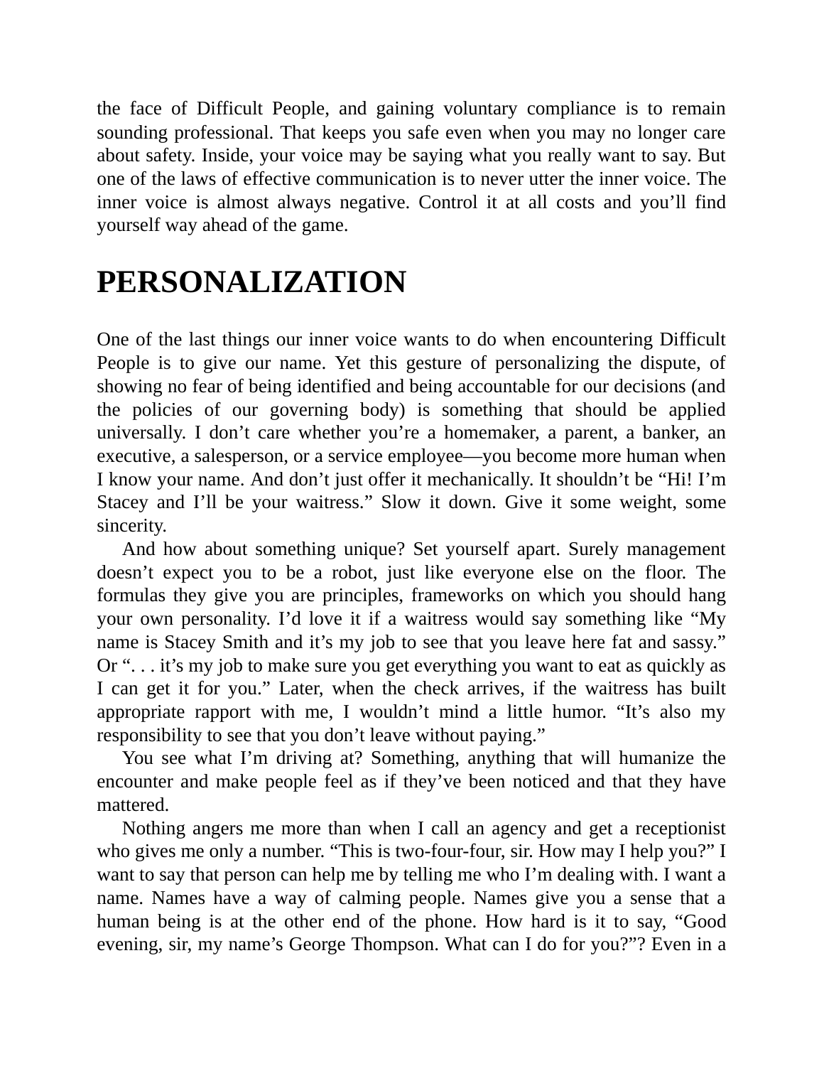the face of Difficult People, and gaining voluntary compliance is to remain sounding professional. That keeps you safe even when you may no longer care about safety. Inside, your voice may be saying what you really want to say. But one of the laws of effective communication is to never utter the inner voice. The inner voice is almost always negative. Control it at all costs and you'll find yourself way ahead of the game.

# PERSONALIZATION

One of the last things our inner voice wants to do when encountering Difficult People is to give our name. Yet this gesture of personalizing the dispute, of showing no fear of being identified and being accountable for our decisions (and the policies of our governing body) is something that should be applied universally. I don't care whether you're a homemaker, a parent, a banker, an executive, a salesperson, or a service employee—you become more human when I know your name. And don't just offer it mechanically. It shouldn't be "Hi! I'm Stacey and I'll be your waitress." Slow it down. Give it some weight, some sincerity.

And how about something unique? Set yourself apart. Surely management doesn't expect you to be a robot, just like everyone else on the floor. The formulas they give you are principles, frameworks on which you should hang your own personality. I'd love it if a waitress would say something like "My name is Stacey Smith and it's my job to see that you leave here fat and sassy." Or ". . . it's my job to make sure you get everything you want to eat as quickly as I can get it for you." Later, when the check arrives, if the waitress has built appropriate rapport with me, I wouldn't mind a little humor. "It's also my responsibility to see that you don't leave without paying."

You see what I'm driving at? Something, anything that will humanize the encounter and make people feel as if they've been noticed and that they have mattered.

Nothing angers me more than when I call an agency and get a receptionist who gives me only a number. "This is two-four-four, sir. How may I help you?" I want to say that person can help me by telling me who I'm dealing with. I want a name. Names have a way of calming people. Names give you a sense that a human being is at the other end of the phone. How hard is it to say, "Good evening, sir, my name's George Thompson. What can I do for you?"? Even in a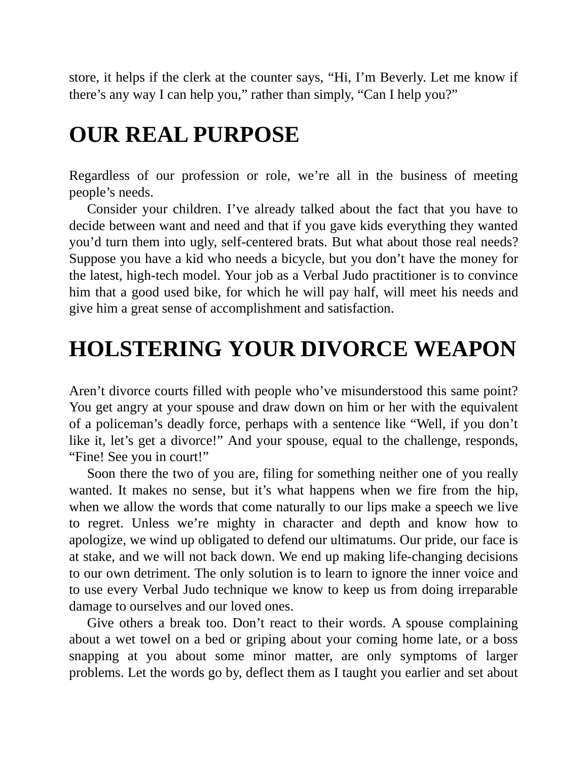store, it helps if the clerk at the counter says, “Hi, I’m Beverly. Let me know if there’s any way I can help you,” rather than simply, “Can I help you?”

# OUR REAL PURPOSE

Regardless of our profession or role, we’re all in the business of meeting people’s needs.

Consider your children. I’ve already talked about the fact that you have to decide between want and need and that if you gave kids everything they wanted you’d turn them into ugly, self-centered brats. But what about those real needs? Suppose you have a kid who needs a bicycle, but you don’t have the money for the latest, high-tech model. Your job as a Verbal Judo practitioner is to convince him that a good used bike, for which he will pay half, will meet his needs and give him a great sense of accomplishment and satisfaction.

# HOLSTERING YOUR DIVORCE WEAPON

Aren’t divorce courts filled with people who’ve misunderstood this same point? You get angry at your spouse and draw down on him or her with the equivalent of a policeman’s deadly force, perhaps with a sentence like “Well, if you don’t like it, let’s get a divorce!” And your spouse, equal to the challenge, responds, “Fine! See you in court!”

Soon there the two of you are, filing for something neither one of you really wanted. It makes no sense, but it’s what happens when we fire from the hip, when we allow the words that come naturally to our lips make a speech we live to regret. Unless we’re mighty in character and depth and know how to apologize, we wind up obligated to defend our ultimatums. Our pride, our face is at stake, and we will not back down. We end up making life-changing decisions to our own detriment. The only solution is to learn to ignore the inner voice and to use every Verbal Judo technique we know to keep us from doing irreparable damage to ourselves and our loved ones.

Give others a break too. Don’t react to their words. A spouse complaining about a wet towel on a bed or griping about your coming home late, or a boss snapping at you about some minor matter, are only symptoms of larger problems. Let the words go by, deflect them as I taught you earlier and set about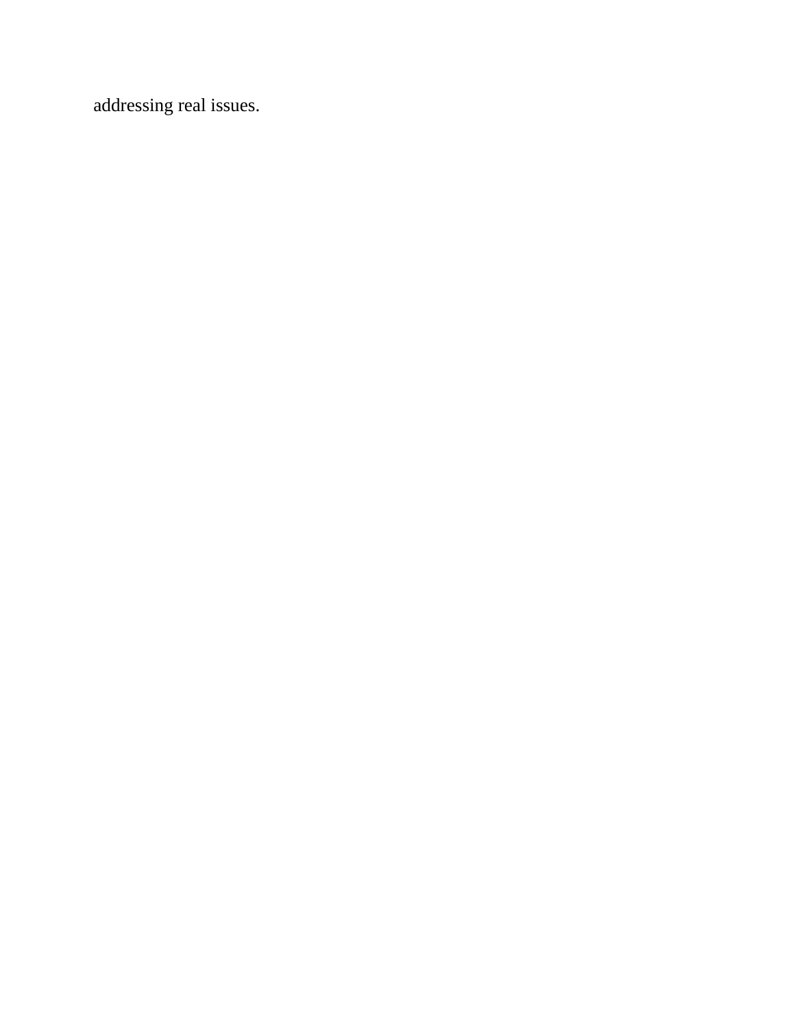addressing real issues.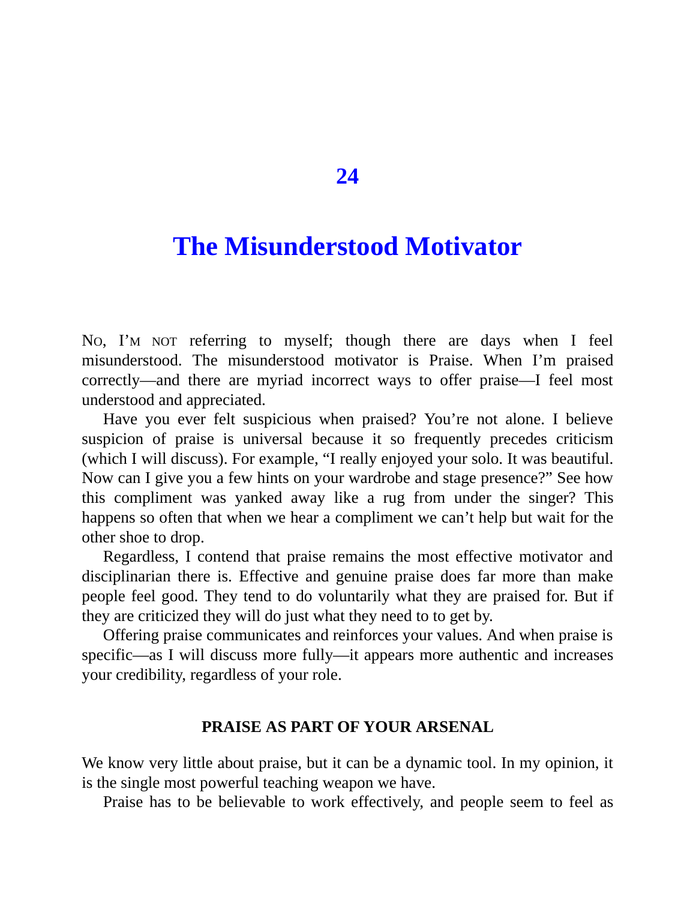# 24

# The Misunderstood Motivator

NO, I'M NOT referring to myself; though there are days when I feel misunderstood. The misunderstood motivator is Praise. When I'm praised correctly—and there are myriad incorrect ways to offer praise—I feel most understood and appreciated.

Have you ever felt suspicious when praised? You're not alone. I believe suspicion of praise is universal because it so frequently precedes criticism (which I will discuss). For example, "I really enjoyed your solo. It was beautiful. Now can I give you a few hints on your wardrobe and stage presence?" See how this compliment was yanked away like a rug from under the singer? This happens so often that when we hear a compliment we can't help but wait for the other shoe to drop.

Regardless, I contend that praise remains the most effective motivator and disciplinarian there is. Effective and genuine praise does far more than make people feel good. They tend to do voluntarily what they are praised for. But if they are criticized they will do just what they need to to get by.

Offering praise communicates and reinforces your values. And when praise is specific—as I will discuss more fully—it appears more authentic and increases your credibility, regardless of your role.

## PRAISE AS PART OF YOUR ARSENAL

We know very little about praise, but it can be a dynamic tool. In my opinion, it is the single most powerful teaching weapon we have.

Praise has to be believable to work effectively, and people seem to feel as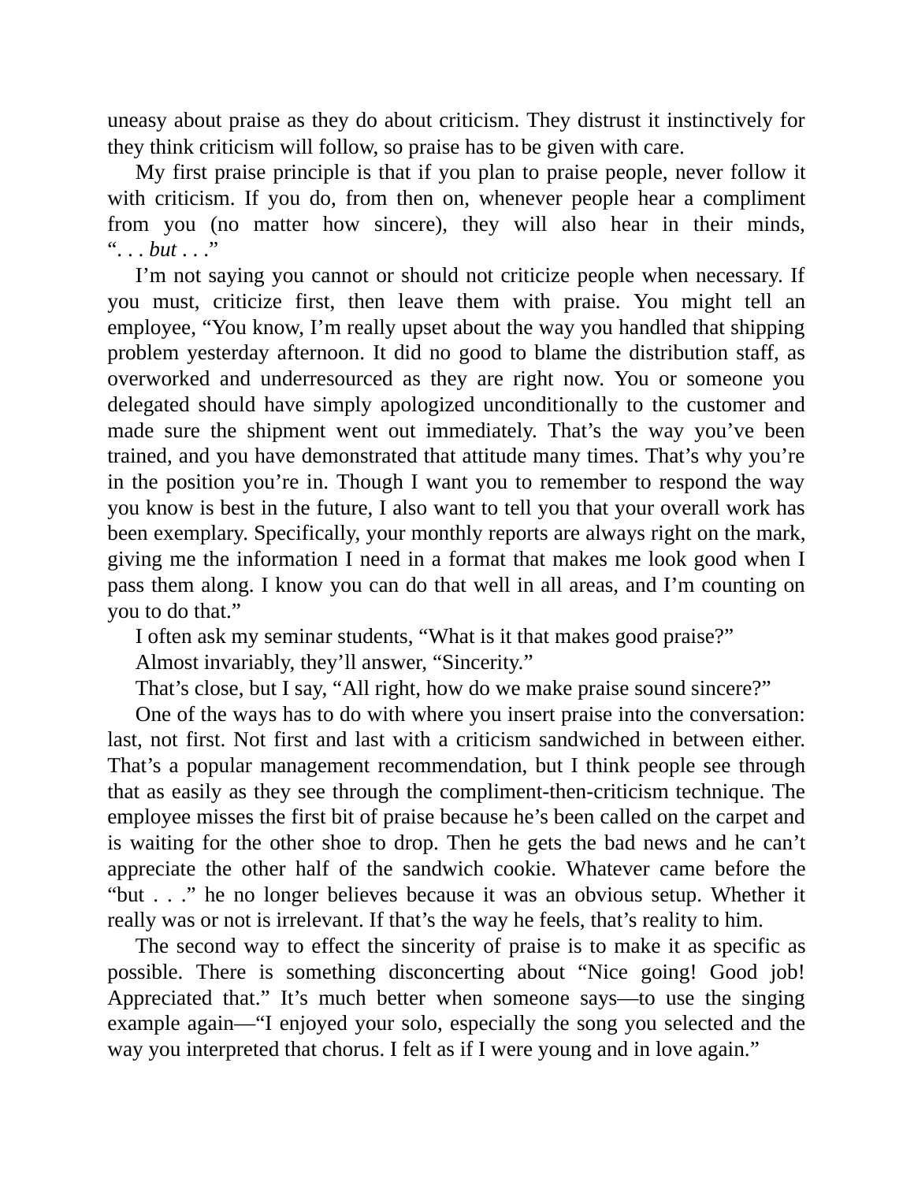uneasy about praise as they do about criticism. They distrust it instinctively for they think criticism will follow, so praise has to be given with care.

My first praise principle is that if you plan to praise people, never follow it with criticism. If you do, from then on, whenever people hear a compliment from you (no matter how sincere), they will also hear in their minds, “. . . *but* . . .”

I’m not saying you cannot or should not criticize people when necessary. If you must, criticize first, then leave them with praise. You might tell an employee, “You know, I’m really upset about the way you handled that shipping problem yesterday afternoon. It did no good to blame the distribution staff, as overworked and underresourced as they are right now. You or someone you delegated should have simply apologized unconditionally to the customer and made sure the shipment went out immediately. That’s the way you’ve been trained, and you have demonstrated that attitude many times. That’s why you’re in the position you’re in. Though I want you to remember to respond the way you know is best in the future, I also want to tell you that your overall work has been exemplary. Specifically, your monthly reports are always right on the mark, giving me the information I need in a format that makes me look good when I pass them along. I know you can do that well in all areas, and I’m counting on you to do that.”

I often ask my seminar students, “What is it that makes good praise?”

Almost invariably, they’ll answer, “Sincerity.”

That’s close, but I say, “All right, how do we make praise sound sincere?”

One of the ways has to do with where you insert praise into the conversation: last, not first. Not first and last with a criticism sandwiched in between either. That’s a popular management recommendation, but I think people see through that as easily as they see through the compliment-then-criticism technique. The employee misses the first bit of praise because he’s been called on the carpet and is waiting for the other shoe to drop. Then he gets the bad news and he can’t appreciate the other half of the sandwich cookie. Whatever came before the “but . . .” he no longer believes because it was an obvious setup. Whether it really was or not is irrelevant. If that’s the way he feels, that’s reality to him.

The second way to effect the sincerity of praise is to make it as specific as possible. There is something disconcerting about “Nice going! Good job! Appreciated that.” It’s much better when someone says—to use the singing example again—“I enjoyed your solo, especially the song you selected and the way you interpreted that chorus. I felt as if I were young and in love again.”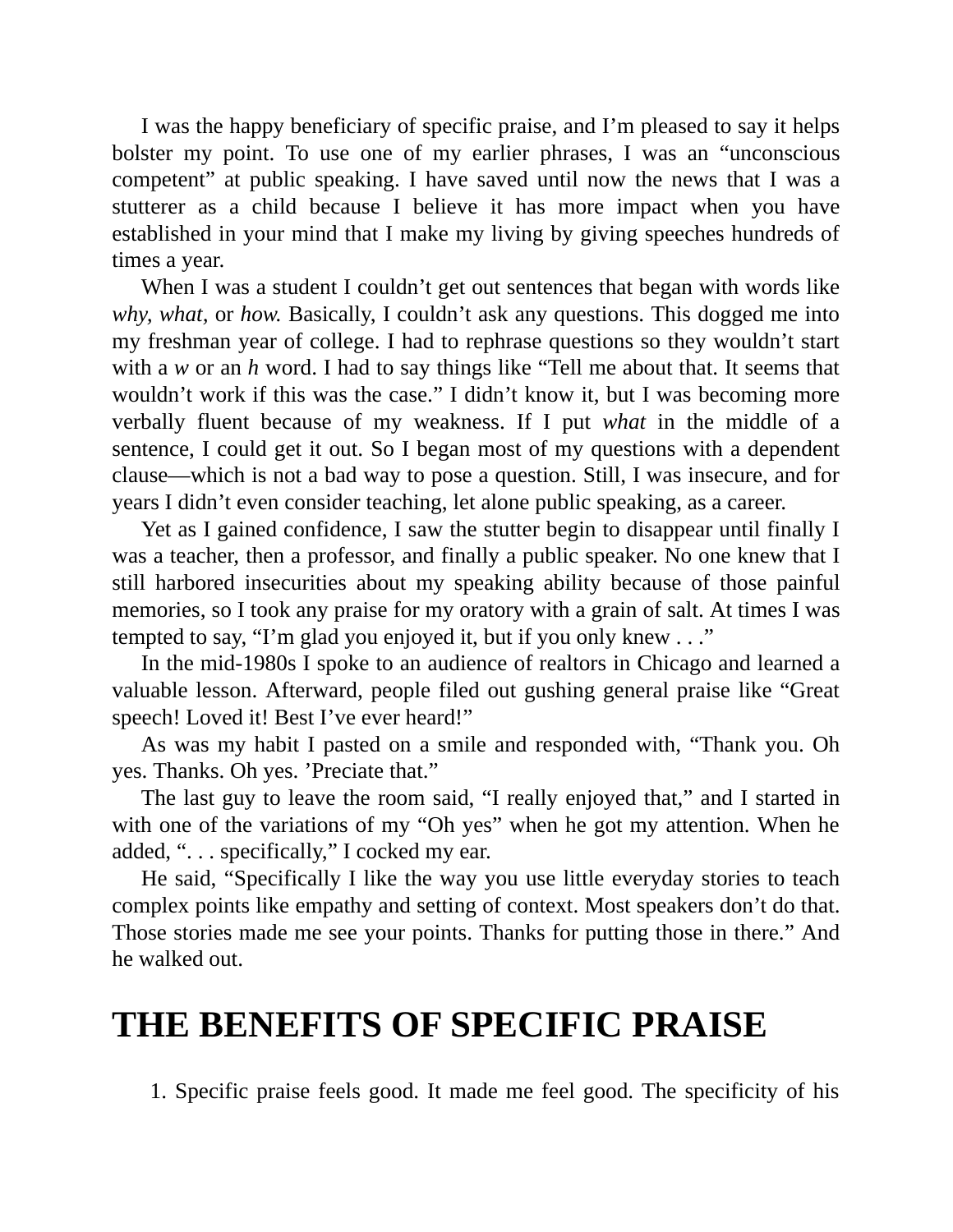I was the happy beneficiary of specific praise, and I'm pleased to say it helps bolster my point. To use one of my earlier phrases, I was an "unconscious competent" at public speaking. I have saved until now the news that I was a stutterer as a child because I believe it has more impact when you have established in your mind that I make my living by giving speeches hundreds of times a year.

When I was a student I couldn't get out sentences that began with words like *why*, *what*, or *how*. Basically, I couldn't ask any questions. This dogged me into my freshman year of college. I had to rephrase questions so they wouldn't start with a *w* or an *h* word. I had to say things like "Tell me about that. It seems that wouldn't work if this was the case." I didn't know it, but I was becoming more verbally fluent because of my weakness. If I put *what* in the middle of a sentence, I could get it out. So I began most of my questions with a dependent clause—which is not a bad way to pose a question. Still, I was insecure, and for years I didn't even consider teaching, let alone public speaking, as a career.

Yet as I gained confidence, I saw the stutter begin to disappear until finally I was a teacher, then a professor, and finally a public speaker. No one knew that I still harbored insecurities about my speaking ability because of those painful memories, so I took any praise for my oratory with a grain of salt. At times I was tempted to say, "I'm glad you enjoyed it, but if you only knew . . ."

In the mid-1980s I spoke to an audience of realtors in Chicago and learned a valuable lesson. Afterward, people filed out gushing general praise like "Great speech! Loved it! Best I've ever heard!"

As was my habit I pasted on a smile and responded with, "Thank you. Oh yes. Thanks. Oh yes. 'Preciate that."

The last guy to leave the room said, "I really enjoyed that," and I started in with one of the variations of my "Oh yes" when he got my attention. When he added, ". . . specifically," I cocked my ear.

He said, "Specifically I like the way you use little everyday stories to teach complex points like empathy and setting of context. Most speakers don't do that. Those stories made me see your points. Thanks for putting those in there." And he walked out.

# THE BENEFITS OF SPECIFIC PRAISE

1. Specific praise feels good. It made me feel good. The specificity of his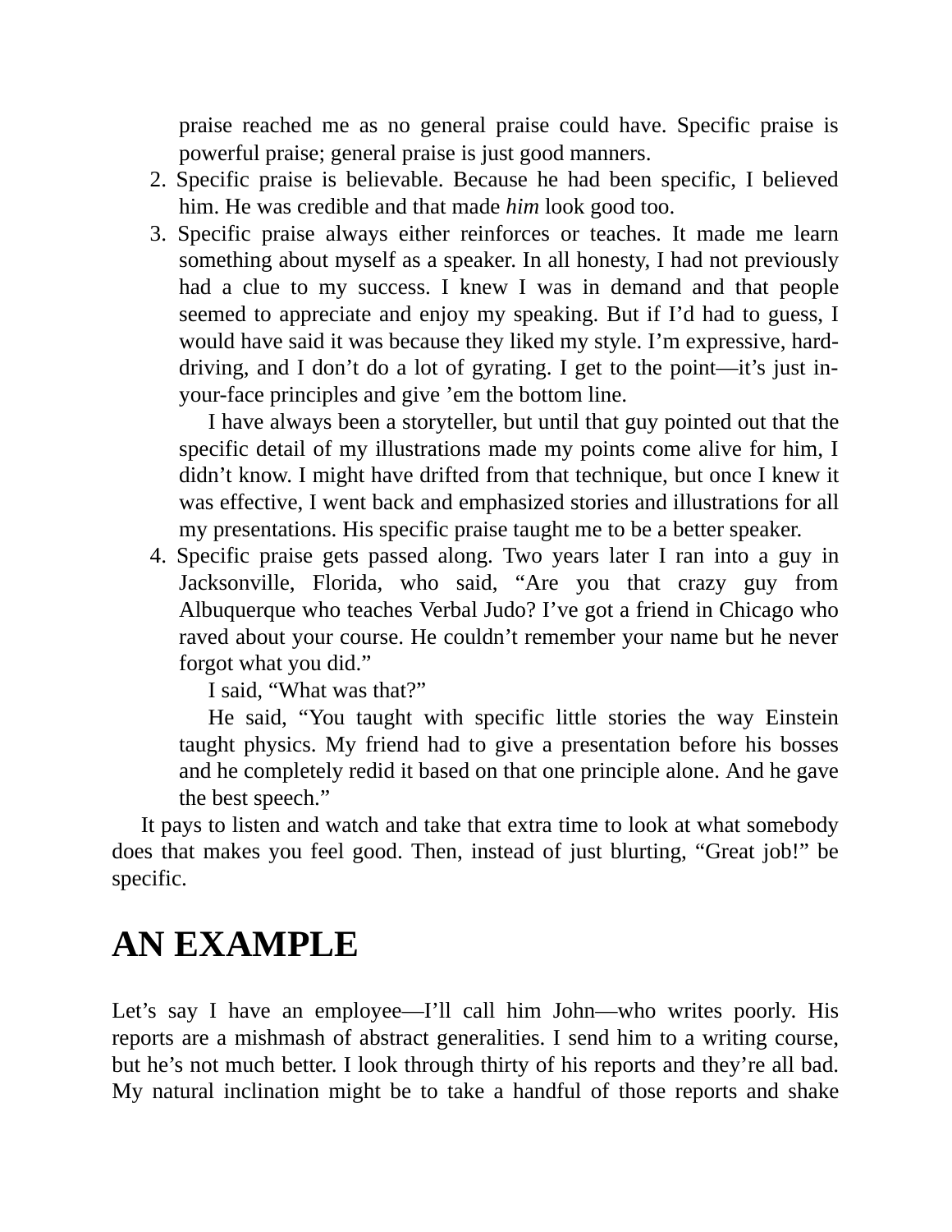praise reached me as no general praise could have. Specific praise is powerful praise; general praise is just good manners.

2. Specific praise is believable. Because he had been specific, I believed him. He was credible and that made *him* look good too.
3. Specific praise always either reinforces or teaches. It made me learn something about myself as a speaker. In all honesty, I had not previously had a clue to my success. I knew I was in demand and that people seemed to appreciate and enjoy my speaking. But if I'd had to guess, I would have said it was because they liked my style. I'm expressive, hard-driving, and I don't do a lot of gyrating. I get to the point—it's just in-your-face principles and give 'em the bottom line.

   I have always been a storyteller, but until that guy pointed out that the specific detail of my illustrations made my points come alive for him, I didn't know. I might have drifted from that technique, but once I knew it was effective, I went back and emphasized stories and illustrations for all my presentations. His specific praise taught me to be a better speaker.
4. Specific praise gets passed along. Two years later I ran into a guy in Jacksonville, Florida, who said, "Are you that crazy guy from Albuquerque who teaches Verbal Judo? I've got a friend in Chicago who raved about your course. He couldn't remember your name but he never forgot what you did."

   I said, "What was that?"

   He said, "You taught with specific little stories the way Einstein taught physics. My friend had to give a presentation before his bosses and he completely redid it based on that one principle alone. And he gave the best speech."

It pays to listen and watch and take that extra time to look at what somebody does that makes you feel good. Then, instead of just blurting, "Great job!" be specific.

## AN EXAMPLE

Let's say I have an employee—I'll call him John—who writes poorly. His reports are a mishmash of abstract generalities. I send him to a writing course, but he's not much better. I look through thirty of his reports and they're all bad. My natural inclination might be to take a handful of those reports and shake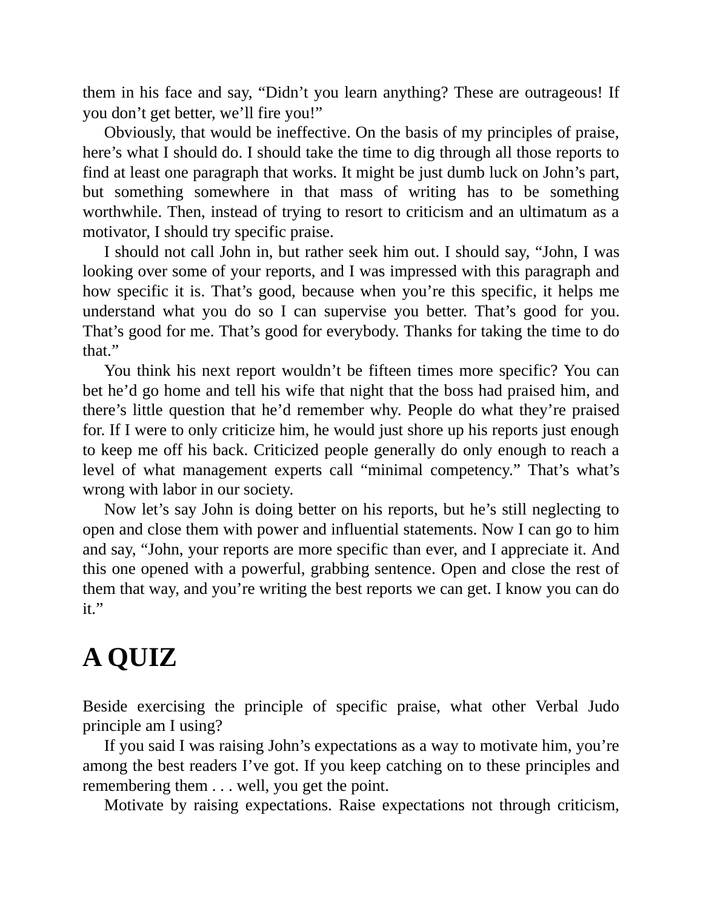them in his face and say, “Didn’t you learn anything? These are outrageous! If you don’t get better, we’ll fire you!”

Obviously, that would be ineffective. On the basis of my principles of praise, here’s what I should do. I should take the time to dig through all those reports to find at least one paragraph that works. It might be just dumb luck on John’s part, but something somewhere in that mass of writing has to be something worthwhile. Then, instead of trying to resort to criticism and an ultimatum as a motivator, I should try specific praise.

I should not call John in, but rather seek him out. I should say, “John, I was looking over some of your reports, and I was impressed with this paragraph and how specific it is. That’s good, because when you’re this specific, it helps me understand what you do so I can supervise you better. That’s good for you. That’s good for me. That’s good for everybody. Thanks for taking the time to do that.”

You think his next report wouldn’t be fifteen times more specific? You can bet he’d go home and tell his wife that night that the boss had praised him, and there’s little question that he’d remember why. People do what they’re praised for. If I were to only criticize him, he would just shore up his reports just enough to keep me off his back. Criticized people generally do only enough to reach a level of what management experts call “minimal competency.” That’s what’s wrong with labor in our society.

Now let’s say John is doing better on his reports, but he’s still neglecting to open and close them with power and influential statements. Now I can go to him and say, “John, your reports are more specific than ever, and I appreciate it. And this one opened with a powerful, grabbing sentence. Open and close the rest of them that way, and you’re writing the best reports we can get. I know you can do it.”

# A QUIZ

Beside exercising the principle of specific praise, what other Verbal Judo principle am I using?

If you said I was raising John’s expectations as a way to motivate him, you’re among the best readers I’ve got. If you keep catching on to these principles and remembering them . . . well, you get the point.

Motivate by raising expectations. Raise expectations not through criticism,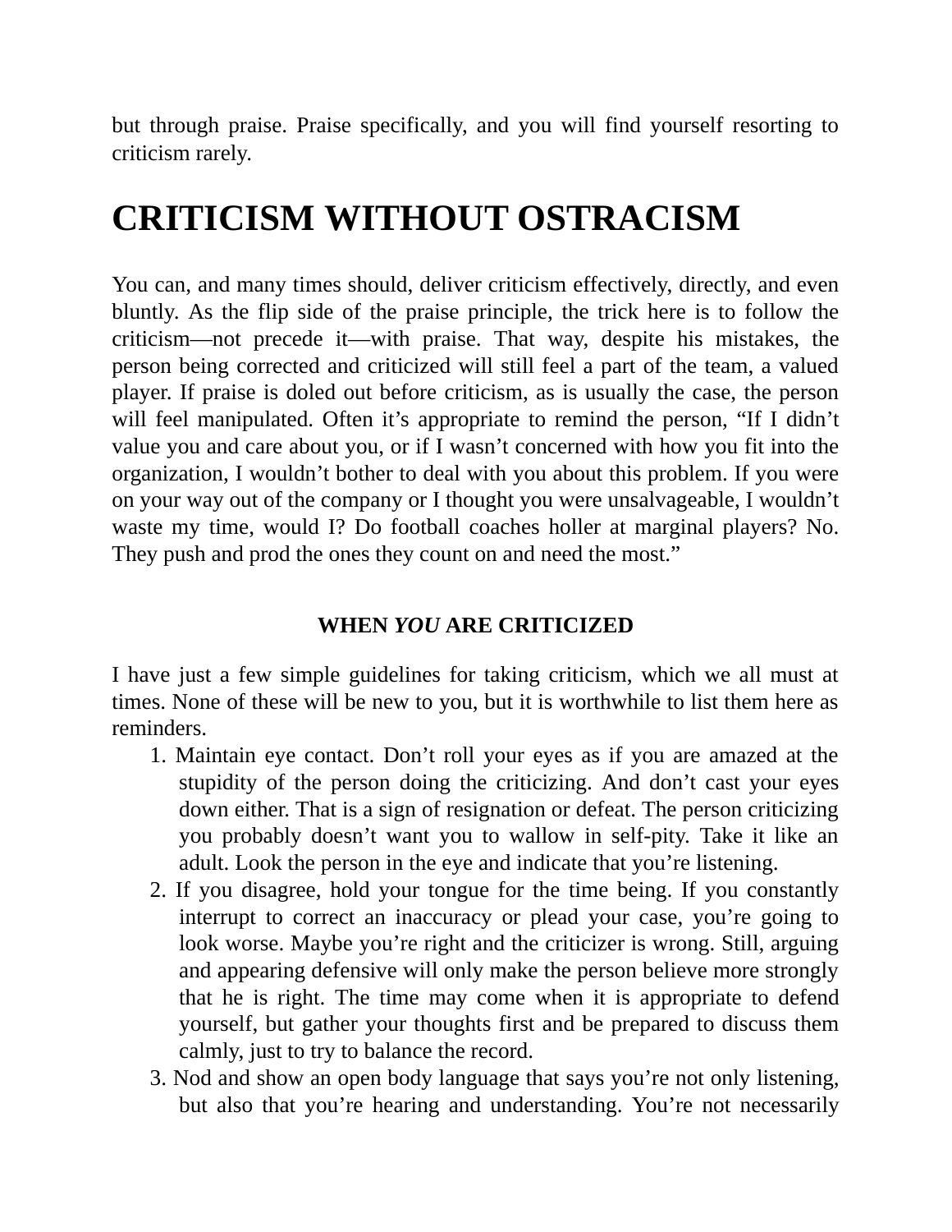but through praise. Praise specifically, and you will find yourself resorting to criticism rarely.

# CRITICISM WITHOUT OSTRACISM

You can, and many times should, deliver criticism effectively, directly, and even bluntly. As the flip side of the praise principle, the trick here is to follow the criticism—not precede it—with praise. That way, despite his mistakes, the person being corrected and criticized will still feel a part of the team, a valued player. If praise is doled out before criticism, as is usually the case, the person will feel manipulated. Often it's appropriate to remind the person, "If I didn't value you and care about you, or if I wasn't concerned with how you fit into the organization, I wouldn't bother to deal with you about this problem. If you were on your way out of the company or I thought you were unsalvageable, I wouldn't waste my time, would I? Do football coaches holler at marginal players? No. They push and prod the ones they count on and need the most."

### WHEN *YOU* ARE CRITICIZED

I have just a few simple guidelines for taking criticism, which we all must at times. None of these will be new to you, but it is worthwhile to list them here as reminders.

1. Maintain eye contact. Don't roll your eyes as if you are amazed at the stupidity of the person doing the criticizing. And don't cast your eyes down either. That is a sign of resignation or defeat. The person criticizing you probably doesn't want you to wallow in self-pity. Take it like an adult. Look the person in the eye and indicate that you're listening.
2. If you disagree, hold your tongue for the time being. If you constantly interrupt to correct an inaccuracy or plead your case, you're going to look worse. Maybe you're right and the criticizer is wrong. Still, arguing and appearing defensive will only make the person believe more strongly that he is right. The time may come when it is appropriate to defend yourself, but gather your thoughts first and be prepared to discuss them calmly, just to try to balance the record.
3. Nod and show an open body language that says you're not only listening, but also that you're hearing and understanding. You're not necessarily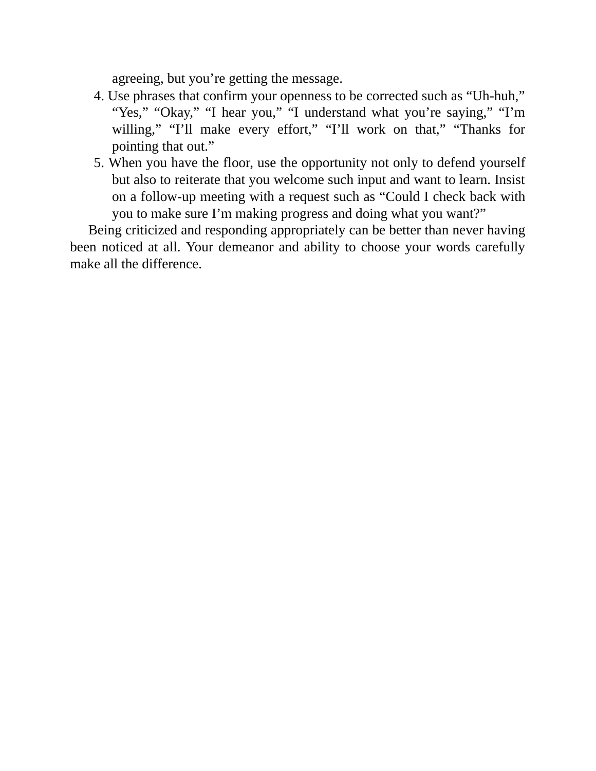agreeing, but you're getting the message.

4. Use phrases that confirm your openness to be corrected such as "Uh-huh," "Yes," "Okay," "I hear you," "I understand what you're saying," "I'm willing," "I'll make every effort," "I'll work on that," "Thanks for pointing that out."
5. When you have the floor, use the opportunity not only to defend yourself but also to reiterate that you welcome such input and want to learn. Insist on a follow-up meeting with a request such as "Could I check back with you to make sure I'm making progress and doing what you want?"

Being criticized and responding appropriately can be better than never having been noticed at all. Your demeanor and ability to choose your words carefully make all the difference.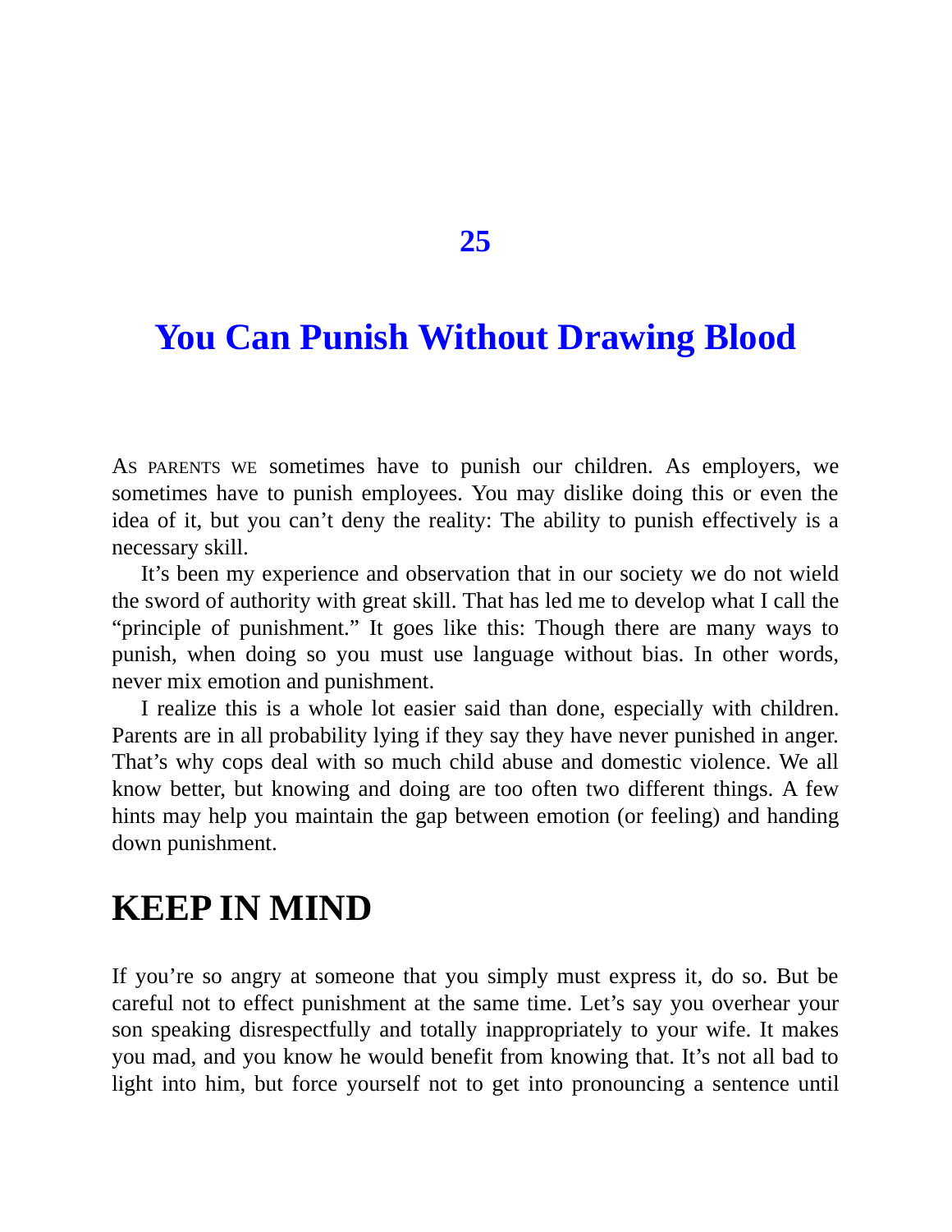# 25

# You Can Punish Without Drawing Blood

As parents we sometimes have to punish our children. As employers, we sometimes have to punish employees. You may dislike doing this or even the idea of it, but you can't deny the reality: The ability to punish effectively is a necessary skill.

It's been my experience and observation that in our society we do not wield the sword of authority with great skill. That has led me to develop what I call the "principle of punishment." It goes like this: Though there are many ways to punish, when doing so you must use language without bias. In other words, never mix emotion and punishment.

I realize this is a whole lot easier said than done, especially with children. Parents are in all probability lying if they say they have never punished in anger. That's why cops deal with so much child abuse and domestic violence. We all know better, but knowing and doing are too often two different things. A few hints may help you maintain the gap between emotion (or feeling) and handing down punishment.

## KEEP IN MIND

If you're so angry at someone that you simply must express it, do so. But be careful not to effect punishment at the same time. Let's say you overhear your son speaking disrespectfully and totally inappropriately to your wife. It makes you mad, and you know he would benefit from knowing that. It's not all bad to light into him, but force yourself not to get into pronouncing a sentence until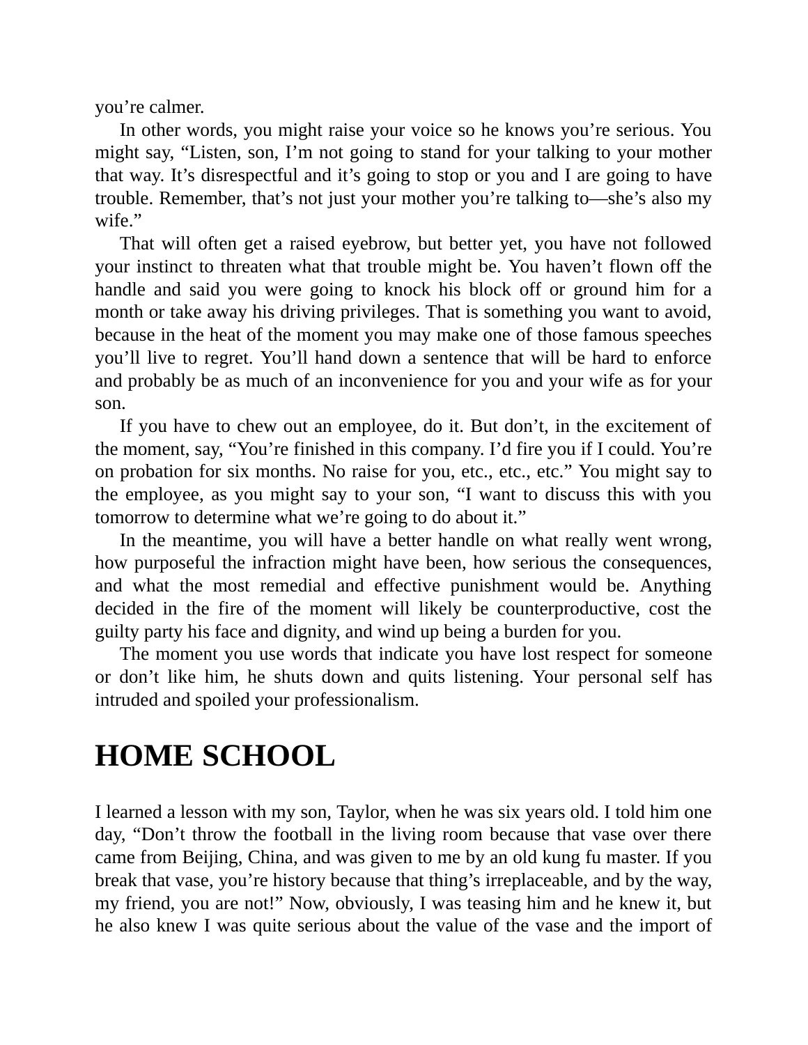you're calmer.

In other words, you might raise your voice so he knows you're serious. You might say, "Listen, son, I'm not going to stand for your talking to your mother that way. It's disrespectful and it's going to stop or you and I are going to have trouble. Remember, that's not just your mother you're talking to—she's also my wife."

That will often get a raised eyebrow, but better yet, you have not followed your instinct to threaten what that trouble might be. You haven't flown off the handle and said you were going to knock his block off or ground him for a month or take away his driving privileges. That is something you want to avoid, because in the heat of the moment you may make one of those famous speeches you'll live to regret. You'll hand down a sentence that will be hard to enforce and probably be as much of an inconvenience for you and your wife as for your son.

If you have to chew out an employee, do it. But don't, in the excitement of the moment, say, "You're finished in this company. I'd fire you if I could. You're on probation for six months. No raise for you, etc., etc., etc." You might say to the employee, as you might say to your son, "I want to discuss this with you tomorrow to determine what we're going to do about it."

In the meantime, you will have a better handle on what really went wrong, how purposeful the infraction might have been, how serious the consequences, and what the most remedial and effective punishment would be. Anything decided in the fire of the moment will likely be counterproductive, cost the guilty party his face and dignity, and wind up being a burden for you.

The moment you use words that indicate you have lost respect for someone or don't like him, he shuts down and quits listening. Your personal self has intruded and spoiled your professionalism.

# HOME SCHOOL

I learned a lesson with my son, Taylor, when he was six years old. I told him one day, "Don't throw the football in the living room because that vase over there came from Beijing, China, and was given to me by an old kung fu master. If you break that vase, you're history because that thing's irreplaceable, and by the way, my friend, you are not!" Now, obviously, I was teasing him and he knew it, but he also knew I was quite serious about the value of the vase and the import of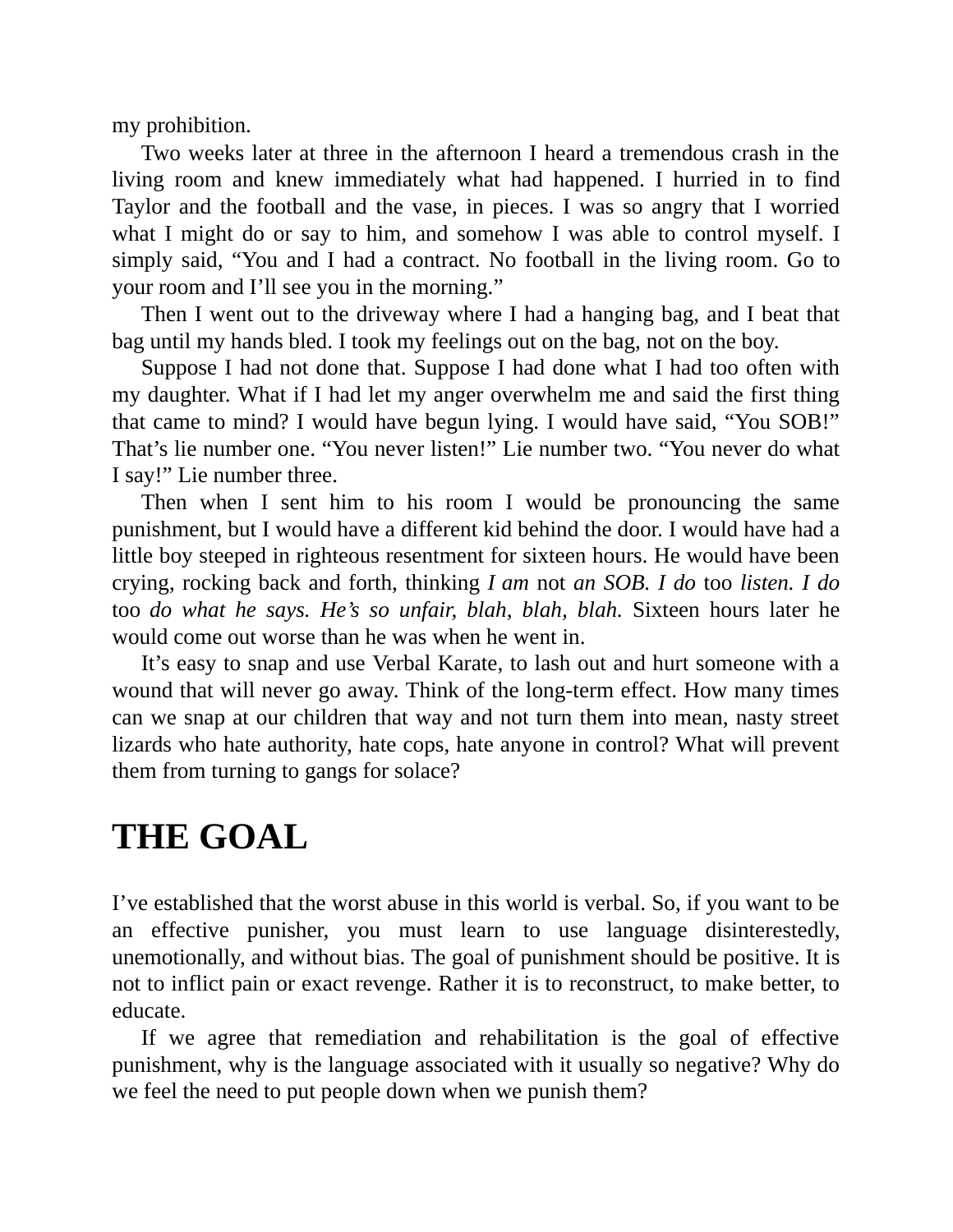my prohibition.

Two weeks later at three in the afternoon I heard a tremendous crash in the living room and knew immediately what had happened. I hurried in to find Taylor and the football and the vase, in pieces. I was so angry that I worried what I might do or say to him, and somehow I was able to control myself. I simply said, “You and I had a contract. No football in the living room. Go to your room and I’ll see you in the morning.”

Then I went out to the driveway where I had a hanging bag, and I beat that bag until my hands bled. I took my feelings out on the bag, not on the boy.

Suppose I had not done that. Suppose I had done what I had too often with my daughter. What if I had let my anger overwhelm me and said the first thing that came to mind? I would have begun lying. I would have said, “You SOB!” That’s lie number one. “You never listen!” Lie number two. “You never do what I say!” Lie number three.

Then when I sent him to his room I would be pronouncing the same punishment, but I would have a different kid behind the door. I would have had a little boy steeped in righteous resentment for sixteen hours. He would have been crying, rocking back and forth, thinking *I am* not *an SOB. I do* too *listen. I do* too *do what he says. He’s so unfair, blah, blah, blah.* Sixteen hours later he would come out worse than he was when he went in.

It’s easy to snap and use Verbal Karate, to lash out and hurt someone with a wound that will never go away. Think of the long-term effect. How many times can we snap at our children that way and not turn them into mean, nasty street lizards who hate authority, hate cops, hate anyone in control? What will prevent them from turning to gangs for solace?

# THE GOAL

I’ve established that the worst abuse in this world is verbal. So, if you want to be an effective punisher, you must learn to use language disinterestedly, unemotionally, and without bias. The goal of punishment should be positive. It is not to inflict pain or exact revenge. Rather it is to reconstruct, to make better, to educate.

If we agree that remediation and rehabilitation is the goal of effective punishment, why is the language associated with it usually so negative? Why do we feel the need to put people down when we punish them?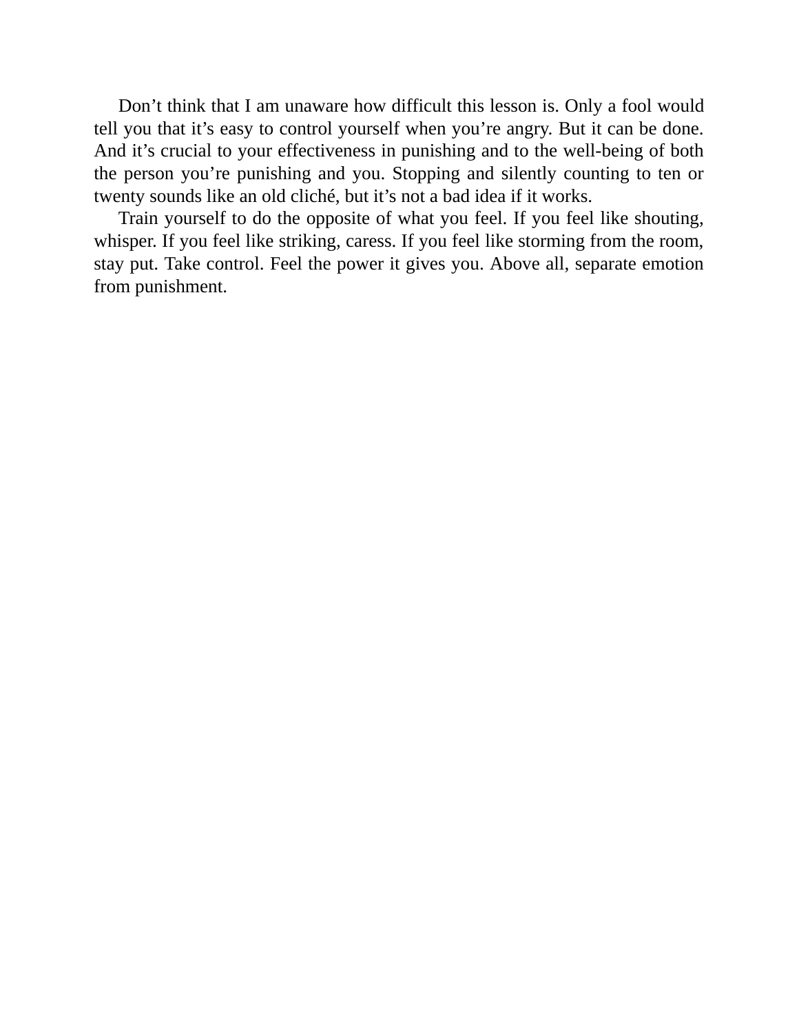Don't think that I am unaware how difficult this lesson is. Only a fool would tell you that it's easy to control yourself when you're angry. But it can be done. And it's crucial to your effectiveness in punishing and to the well-being of both the person you're punishing and you. Stopping and silently counting to ten or twenty sounds like an old cliché, but it's not a bad idea if it works.

Train yourself to do the opposite of what you feel. If you feel like shouting, whisper. If you feel like striking, caress. If you feel like storming from the room, stay put. Take control. Feel the power it gives you. Above all, separate emotion from punishment.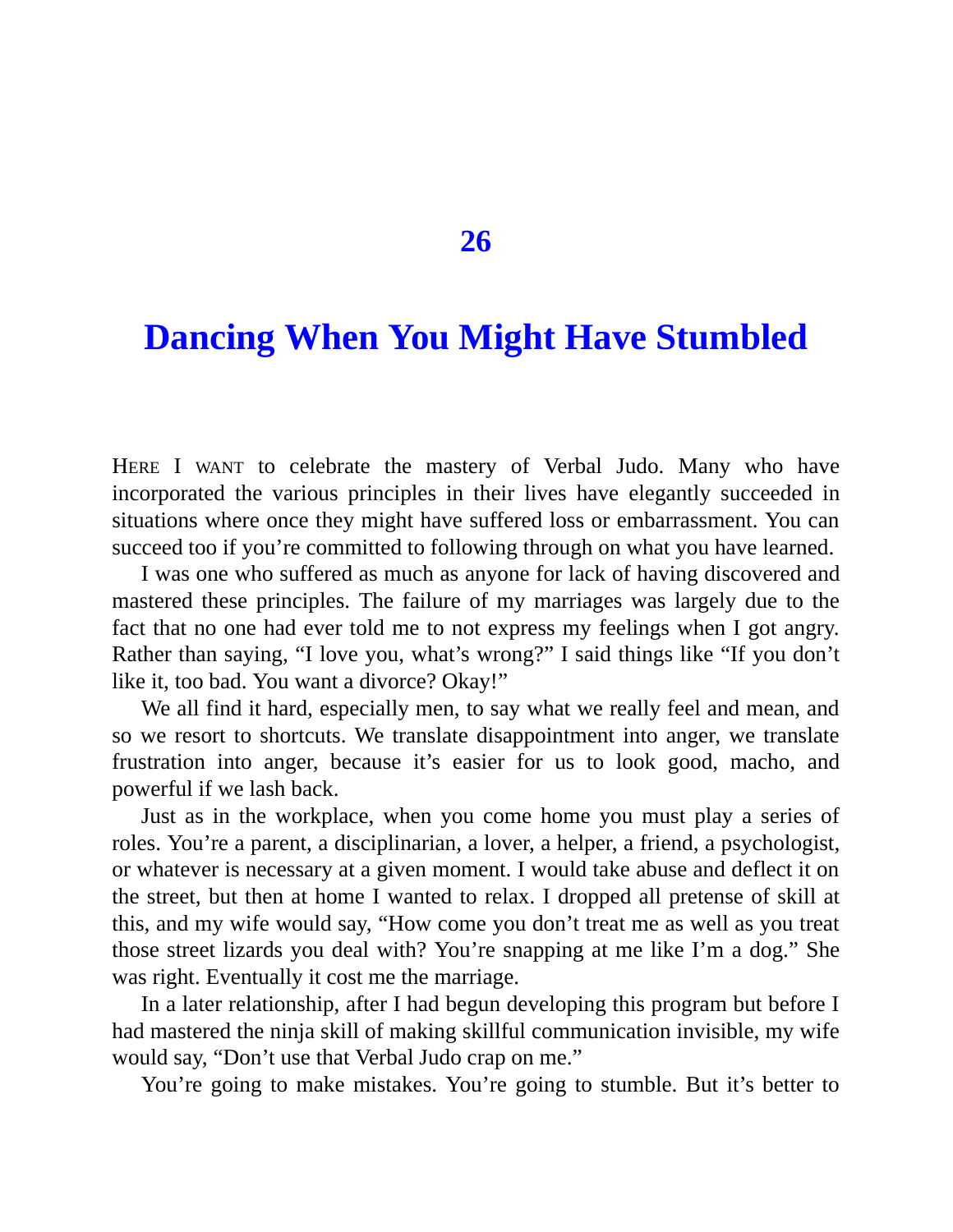# 26

# Dancing When You Might Have Stumbled

HERE I WANT to celebrate the mastery of Verbal Judo. Many who have incorporated the various principles in their lives have elegantly succeeded in situations where once they might have suffered loss or embarrassment. You can succeed too if you're committed to following through on what you have learned.

I was one who suffered as much as anyone for lack of having discovered and mastered these principles. The failure of my marriages was largely due to the fact that no one had ever told me to not express my feelings when I got angry. Rather than saying, "I love you, what's wrong?" I said things like "If you don't like it, too bad. You want a divorce? Okay!"

We all find it hard, especially men, to say what we really feel and mean, and so we resort to shortcuts. We translate disappointment into anger, we translate frustration into anger, because it's easier for us to look good, macho, and powerful if we lash back.

Just as in the workplace, when you come home you must play a series of roles. You're a parent, a disciplinarian, a lover, a helper, a friend, a psychologist, or whatever is necessary at a given moment. I would take abuse and deflect it on the street, but then at home I wanted to relax. I dropped all pretense of skill at this, and my wife would say, "How come you don't treat me as well as you treat those street lizards you deal with? You're snapping at me like I'm a dog." She was right. Eventually it cost me the marriage.

In a later relationship, after I had begun developing this program but before I had mastered the ninja skill of making skillful communication invisible, my wife would say, "Don't use that Verbal Judo crap on me."

You're going to make mistakes. You're going to stumble. But it's better to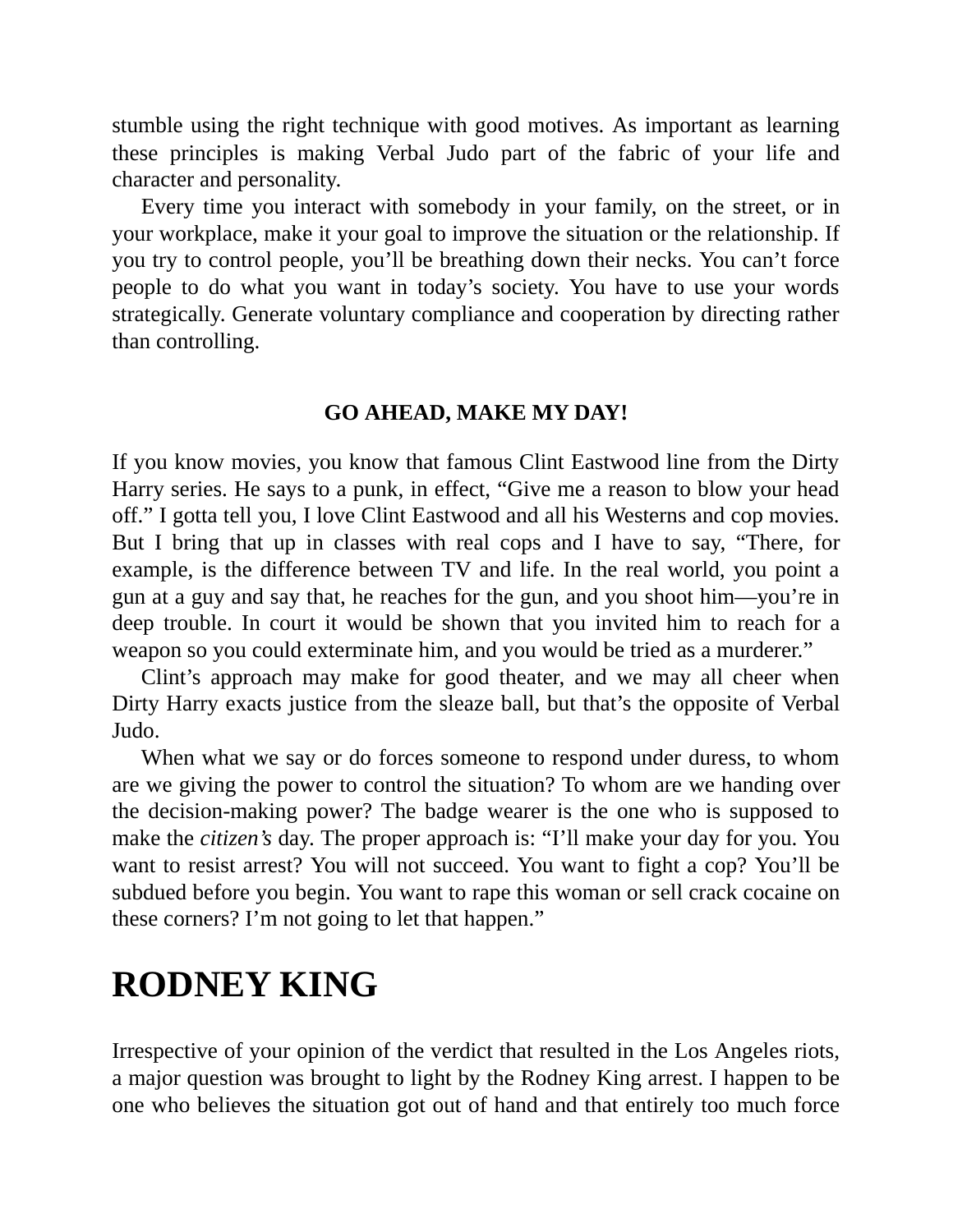stumble using the right technique with good motives. As important as learning these principles is making Verbal Judo part of the fabric of your life and character and personality.

Every time you interact with somebody in your family, on the street, or in your workplace, make it your goal to improve the situation or the relationship. If you try to control people, you'll be breathing down their necks. You can't force people to do what you want in today's society. You have to use your words strategically. Generate voluntary compliance and cooperation by directing rather than controlling.

### GO AHEAD, MAKE MY DAY!

If you know movies, you know that famous Clint Eastwood line from the Dirty Harry series. He says to a punk, in effect, "Give me a reason to blow your head off." I gotta tell you, I love Clint Eastwood and all his Westerns and cop movies. But I bring that up in classes with real cops and I have to say, "There, for example, is the difference between TV and life. In the real world, you point a gun at a guy and say that, he reaches for the gun, and you shoot him—you're in deep trouble. In court it would be shown that you invited him to reach for a weapon so you could exterminate him, and you would be tried as a murderer."

Clint's approach may make for good theater, and we may all cheer when Dirty Harry exacts justice from the sleaze ball, but that's the opposite of Verbal Judo.

When what we say or do forces someone to respond under duress, to whom are we giving the power to control the situation? To whom are we handing over the decision-making power? The badge wearer is the one who is supposed to make the *citizen's* day. The proper approach is: "I'll make your day for you. You want to resist arrest? You will not succeed. You want to fight a cop? You'll be subdued before you begin. You want to rape this woman or sell crack cocaine on these corners? I'm not going to let that happen."

# RODNEY KING

Irrespective of your opinion of the verdict that resulted in the Los Angeles riots, a major question was brought to light by the Rodney King arrest. I happen to be one who believes the situation got out of hand and that entirely too much force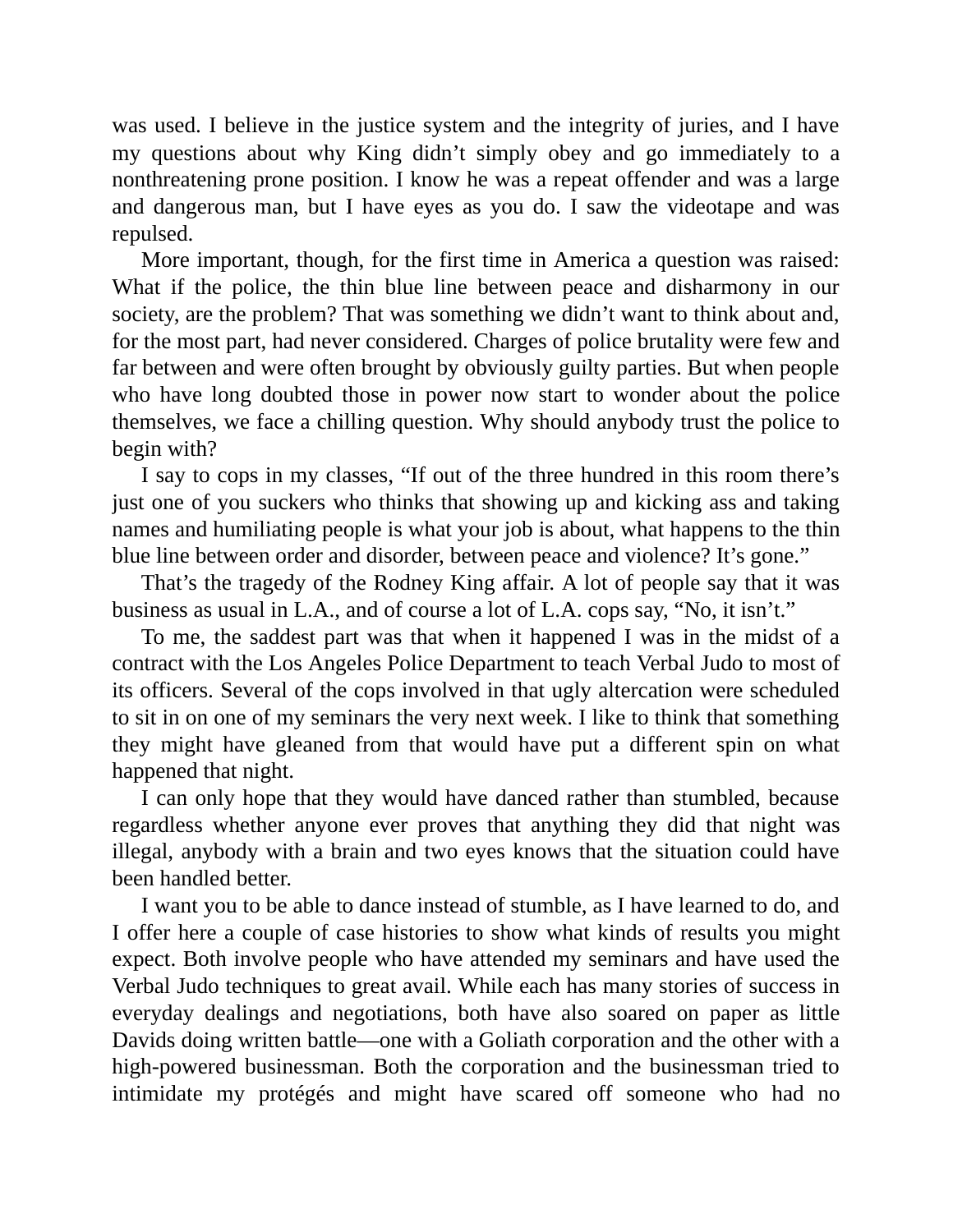was used. I believe in the justice system and the integrity of juries, and I have my questions about why King didn't simply obey and go immediately to a nonthreatening prone position. I know he was a repeat offender and was a large and dangerous man, but I have eyes as you do. I saw the videotape and was repulsed.

More important, though, for the first time in America a question was raised: What if the police, the thin blue line between peace and disharmony in our society, are the problem? That was something we didn't want to think about and, for the most part, had never considered. Charges of police brutality were few and far between and were often brought by obviously guilty parties. But when people who have long doubted those in power now start to wonder about the police themselves, we face a chilling question. Why should anybody trust the police to begin with?

I say to cops in my classes, "If out of the three hundred in this room there's just one of you suckers who thinks that showing up and kicking ass and taking names and humiliating people is what your job is about, what happens to the thin blue line between order and disorder, between peace and violence? It's gone."

That's the tragedy of the Rodney King affair. A lot of people say that it was business as usual in L.A., and of course a lot of L.A. cops say, "No, it isn't."

To me, the saddest part was that when it happened I was in the midst of a contract with the Los Angeles Police Department to teach Verbal Judo to most of its officers. Several of the cops involved in that ugly altercation were scheduled to sit in on one of my seminars the very next week. I like to think that something they might have gleaned from that would have put a different spin on what happened that night.

I can only hope that they would have danced rather than stumbled, because regardless whether anyone ever proves that anything they did that night was illegal, anybody with a brain and two eyes knows that the situation could have been handled better.

I want you to be able to dance instead of stumble, as I have learned to do, and I offer here a couple of case histories to show what kinds of results you might expect. Both involve people who have attended my seminars and have used the Verbal Judo techniques to great avail. While each has many stories of success in everyday dealings and negotiations, both have also soared on paper as little Davids doing written battle—one with a Goliath corporation and the other with a high-powered businessman. Both the corporation and the businessman tried to intimidate my protégés and might have scared off someone who had no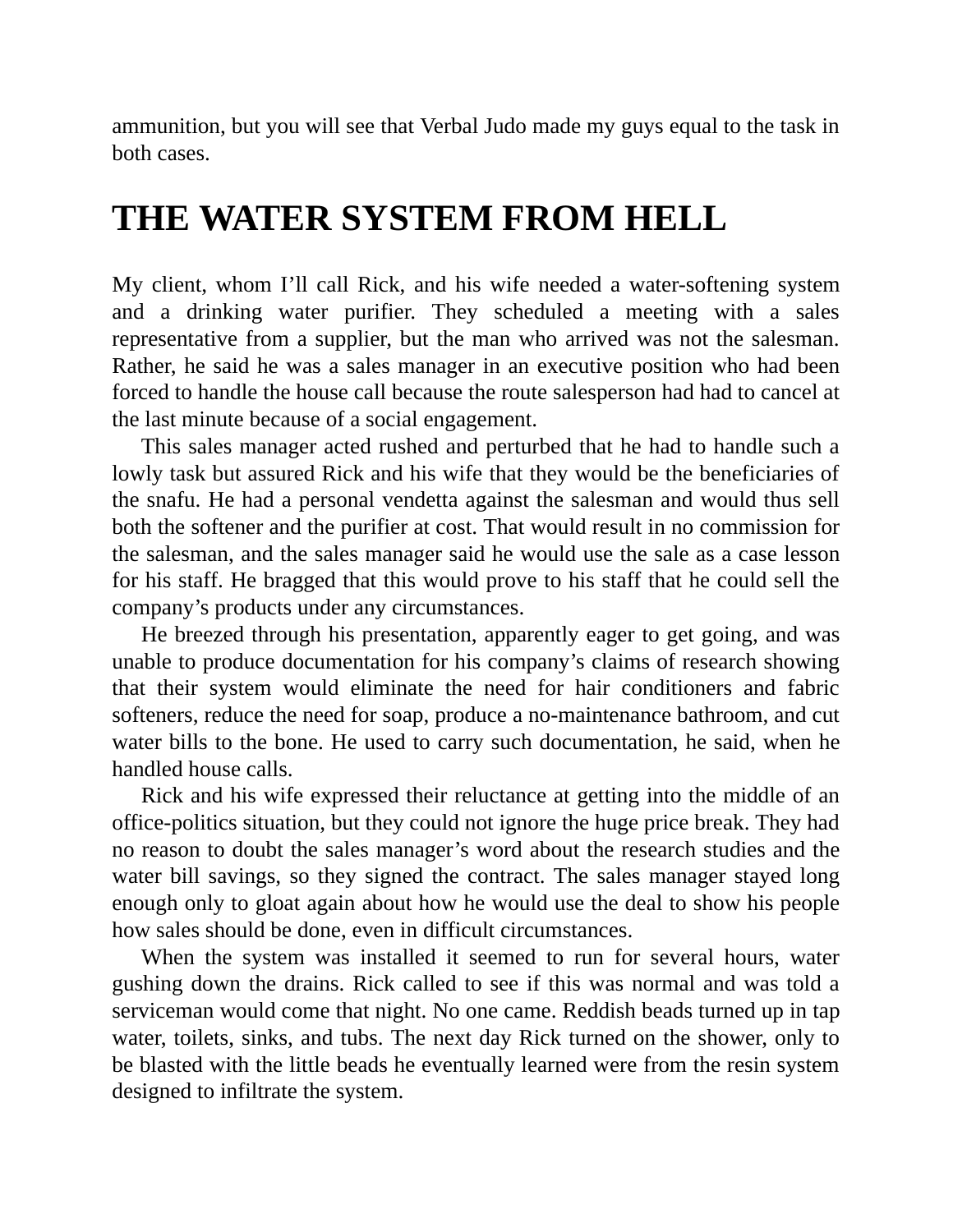ammunition, but you will see that Verbal Judo made my guys equal to the task in both cases.

## THE WATER SYSTEM FROM HELL

My client, whom I'll call Rick, and his wife needed a water-softening system and a drinking water purifier. They scheduled a meeting with a sales representative from a supplier, but the man who arrived was not the salesman. Rather, he said he was a sales manager in an executive position who had been forced to handle the house call because the route salesperson had had to cancel at the last minute because of a social engagement.

This sales manager acted rushed and perturbed that he had to handle such a lowly task but assured Rick and his wife that they would be the beneficiaries of the snafu. He had a personal vendetta against the salesman and would thus sell both the softener and the purifier at cost. That would result in no commission for the salesman, and the sales manager said he would use the sale as a case lesson for his staff. He bragged that this would prove to his staff that he could sell the company's products under any circumstances.

He breezed through his presentation, apparently eager to get going, and was unable to produce documentation for his company's claims of research showing that their system would eliminate the need for hair conditioners and fabric softeners, reduce the need for soap, produce a no-maintenance bathroom, and cut water bills to the bone. He used to carry such documentation, he said, when he handled house calls.

Rick and his wife expressed their reluctance at getting into the middle of an office-politics situation, but they could not ignore the huge price break. They had no reason to doubt the sales manager's word about the research studies and the water bill savings, so they signed the contract. The sales manager stayed long enough only to gloat again about how he would use the deal to show his people how sales should be done, even in difficult circumstances.

When the system was installed it seemed to run for several hours, water gushing down the drains. Rick called to see if this was normal and was told a serviceman would come that night. No one came. Reddish beads turned up in tap water, toilets, sinks, and tubs. The next day Rick turned on the shower, only to be blasted with the little beads he eventually learned were from the resin system designed to infiltrate the system.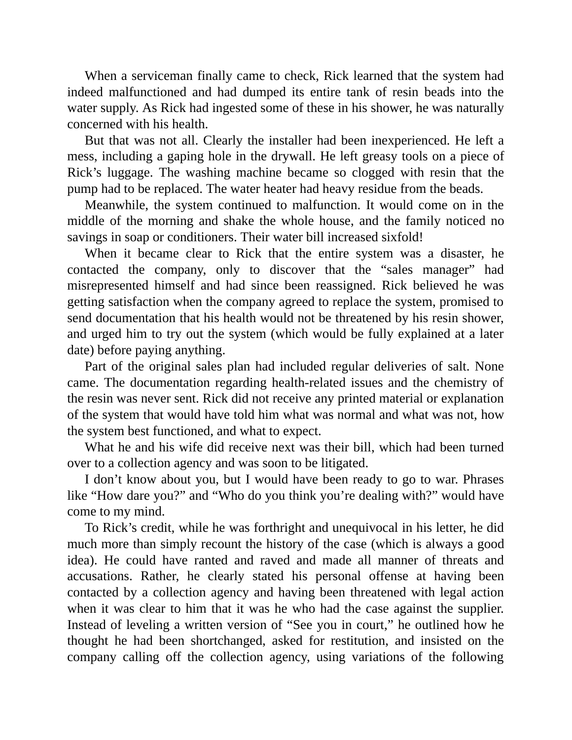When a serviceman finally came to check, Rick learned that the system had indeed malfunctioned and had dumped its entire tank of resin beads into the water supply. As Rick had ingested some of these in his shower, he was naturally concerned with his health.

But that was not all. Clearly the installer had been inexperienced. He left a mess, including a gaping hole in the drywall. He left greasy tools on a piece of Rick's luggage. The washing machine became so clogged with resin that the pump had to be replaced. The water heater had heavy residue from the beads.

Meanwhile, the system continued to malfunction. It would come on in the middle of the morning and shake the whole house, and the family noticed no savings in soap or conditioners. Their water bill increased sixfold!

When it became clear to Rick that the entire system was a disaster, he contacted the company, only to discover that the "sales manager" had misrepresented himself and had since been reassigned. Rick believed he was getting satisfaction when the company agreed to replace the system, promised to send documentation that his health would not be threatened by his resin shower, and urged him to try out the system (which would be fully explained at a later date) before paying anything.

Part of the original sales plan had included regular deliveries of salt. None came. The documentation regarding health-related issues and the chemistry of the resin was never sent. Rick did not receive any printed material or explanation of the system that would have told him what was normal and what was not, how the system best functioned, and what to expect.

What he and his wife did receive next was their bill, which had been turned over to a collection agency and was soon to be litigated.

I don't know about you, but I would have been ready to go to war. Phrases like "How dare you?" and "Who do you think you're dealing with?" would have come to my mind.

To Rick's credit, while he was forthright and unequivocal in his letter, he did much more than simply recount the history of the case (which is always a good idea). He could have ranted and raved and made all manner of threats and accusations. Rather, he clearly stated his personal offense at having been contacted by a collection agency and having been threatened with legal action when it was clear to him that it was he who had the case against the supplier. Instead of leveling a written version of "See you in court," he outlined how he thought he had been shortchanged, asked for restitution, and insisted on the company calling off the collection agency, using variations of the following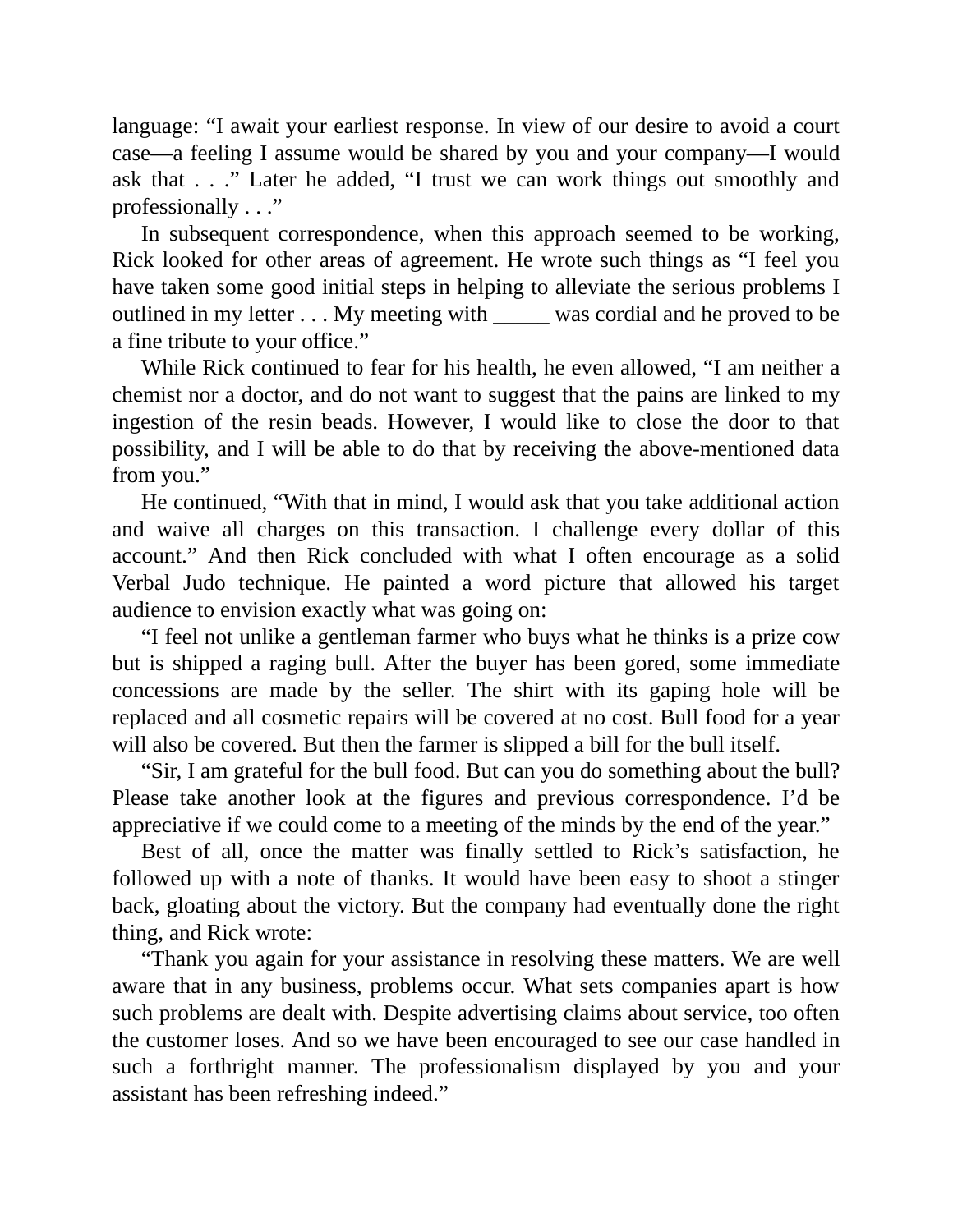language: “I await your earliest response. In view of our desire to avoid a court case—a feeling I assume would be shared by you and your company—I would ask that . . .” Later he added, “I trust we can work things out smoothly and professionally . . .”

In subsequent correspondence, when this approach seemed to be working, Rick looked for other areas of agreement. He wrote such things as “I feel you have taken some good initial steps in helping to alleviate the serious problems I outlined in my letter . . . My meeting with _____ was cordial and he proved to be a fine tribute to your office.”

While Rick continued to fear for his health, he even allowed, “I am neither a chemist nor a doctor, and do not want to suggest that the pains are linked to my ingestion of the resin beads. However, I would like to close the door to that possibility, and I will be able to do that by receiving the above-mentioned data from you.”

He continued, “With that in mind, I would ask that you take additional action and waive all charges on this transaction. I challenge every dollar of this account.” And then Rick concluded with what I often encourage as a solid Verbal Judo technique. He painted a word picture that allowed his target audience to envision exactly what was going on:

“I feel not unlike a gentleman farmer who buys what he thinks is a prize cow but is shipped a raging bull. After the buyer has been gored, some immediate concessions are made by the seller. The shirt with its gaping hole will be replaced and all cosmetic repairs will be covered at no cost. Bull food for a year will also be covered. But then the farmer is slipped a bill for the bull itself.

“Sir, I am grateful for the bull food. But can you do something about the bull? Please take another look at the figures and previous correspondence. I’d be appreciative if we could come to a meeting of the minds by the end of the year.”

Best of all, once the matter was finally settled to Rick’s satisfaction, he followed up with a note of thanks. It would have been easy to shoot a stinger back, gloating about the victory. But the company had eventually done the right thing, and Rick wrote:

“Thank you again for your assistance in resolving these matters. We are well aware that in any business, problems occur. What sets companies apart is how such problems are dealt with. Despite advertising claims about service, too often the customer loses. And so we have been encouraged to see our case handled in such a forthright manner. The professionalism displayed by you and your assistant has been refreshing indeed.”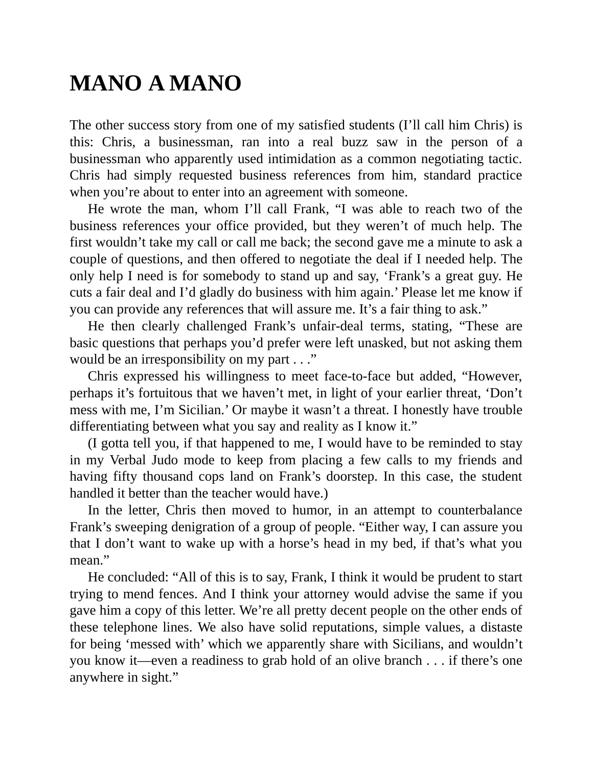# MANO A MANO

The other success story from one of my satisfied students (I'll call him Chris) is this: Chris, a businessman, ran into a real buzz saw in the person of a businessman who apparently used intimidation as a common negotiating tactic. Chris had simply requested business references from him, standard practice when you're about to enter into an agreement with someone.

He wrote the man, whom I'll call Frank, "I was able to reach two of the business references your office provided, but they weren't of much help. The first wouldn't take my call or call me back; the second gave me a minute to ask a couple of questions, and then offered to negotiate the deal if I needed help. The only help I need is for somebody to stand up and say, 'Frank's a great guy. He cuts a fair deal and I'd gladly do business with him again.' Please let me know if you can provide any references that will assure me. It's a fair thing to ask."

He then clearly challenged Frank's unfair-deal terms, stating, "These are basic questions that perhaps you'd prefer were left unasked, but not asking them would be an irresponsibility on my part . . ."

Chris expressed his willingness to meet face-to-face but added, "However, perhaps it's fortuitous that we haven't met, in light of your earlier threat, 'Don't mess with me, I'm Sicilian.' Or maybe it wasn't a threat. I honestly have trouble differentiating between what you say and reality as I know it."

(I gotta tell you, if that happened to me, I would have to be reminded to stay in my Verbal Judo mode to keep from placing a few calls to my friends and having fifty thousand cops land on Frank's doorstep. In this case, the student handled it better than the teacher would have.)

In the letter, Chris then moved to humor, in an attempt to counterbalance Frank's sweeping denigration of a group of people. "Either way, I can assure you that I don't want to wake up with a horse's head in my bed, if that's what you mean."

He concluded: "All of this is to say, Frank, I think it would be prudent to start trying to mend fences. And I think your attorney would advise the same if you gave him a copy of this letter. We're all pretty decent people on the other ends of these telephone lines. We also have solid reputations, simple values, a distaste for being 'messed with' which we apparently share with Sicilians, and wouldn't you know it—even a readiness to grab hold of an olive branch . . . if there's one anywhere in sight."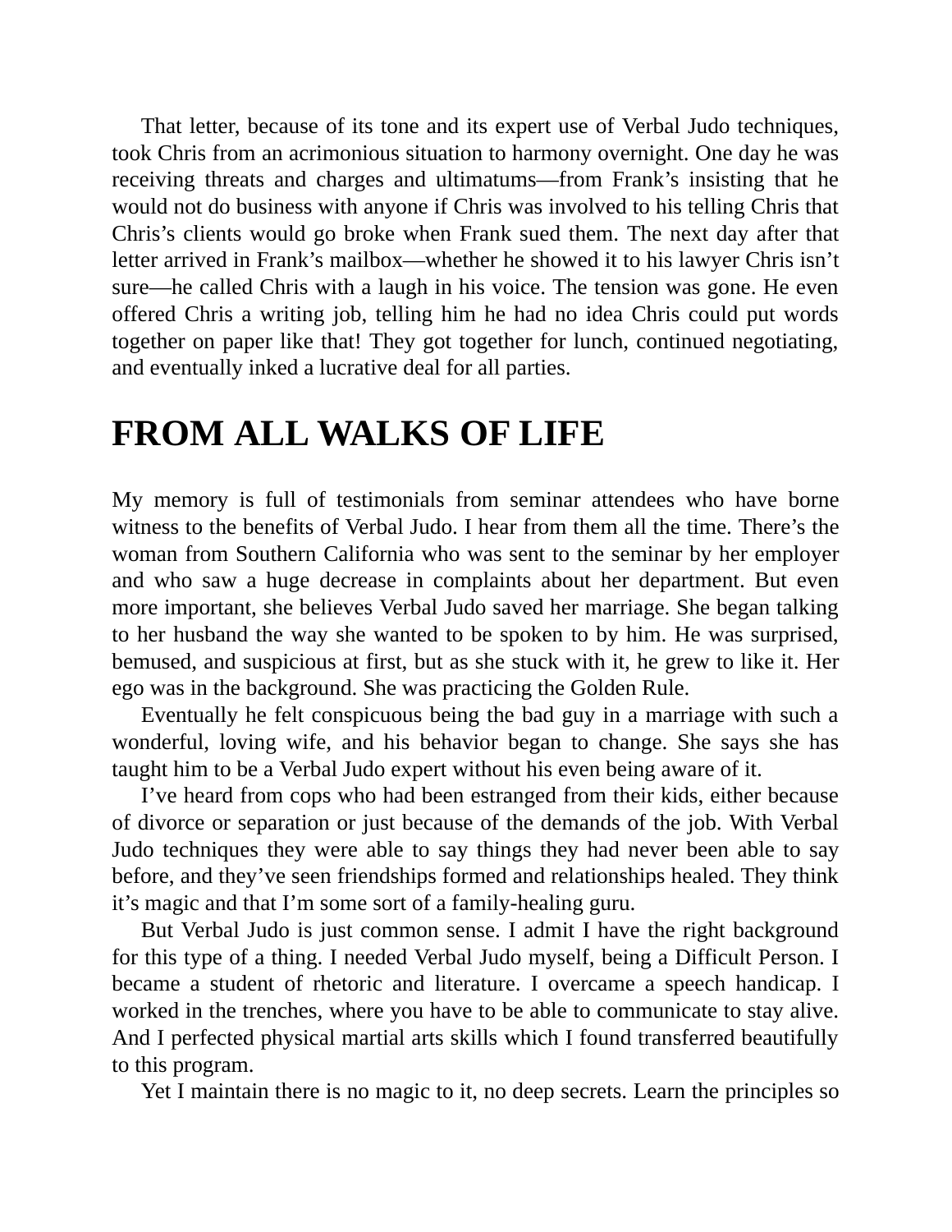That letter, because of its tone and its expert use of Verbal Judo techniques, took Chris from an acrimonious situation to harmony overnight. One day he was receiving threats and charges and ultimatums—from Frank's insisting that he would not do business with anyone if Chris was involved to his telling Chris that Chris's clients would go broke when Frank sued them. The next day after that letter arrived in Frank's mailbox—whether he showed it to his lawyer Chris isn't sure—he called Chris with a laugh in his voice. The tension was gone. He even offered Chris a writing job, telling him he had no idea Chris could put words together on paper like that! They got together for lunch, continued negotiating, and eventually inked a lucrative deal for all parties.

# FROM ALL WALKS OF LIFE

My memory is full of testimonials from seminar attendees who have borne witness to the benefits of Verbal Judo. I hear from them all the time. There's the woman from Southern California who was sent to the seminar by her employer and who saw a huge decrease in complaints about her department. But even more important, she believes Verbal Judo saved her marriage. She began talking to her husband the way she wanted to be spoken to by him. He was surprised, bemused, and suspicious at first, but as she stuck with it, he grew to like it. Her ego was in the background. She was practicing the Golden Rule.

Eventually he felt conspicuous being the bad guy in a marriage with such a wonderful, loving wife, and his behavior began to change. She says she has taught him to be a Verbal Judo expert without his even being aware of it.

I've heard from cops who had been estranged from their kids, either because of divorce or separation or just because of the demands of the job. With Verbal Judo techniques they were able to say things they had never been able to say before, and they've seen friendships formed and relationships healed. They think it's magic and that I'm some sort of a family-healing guru.

But Verbal Judo is just common sense. I admit I have the right background for this type of a thing. I needed Verbal Judo myself, being a Difficult Person. I became a student of rhetoric and literature. I overcame a speech handicap. I worked in the trenches, where you have to be able to communicate to stay alive. And I perfected physical martial arts skills which I found transferred beautifully to this program.

Yet I maintain there is no magic to it, no deep secrets. Learn the principles so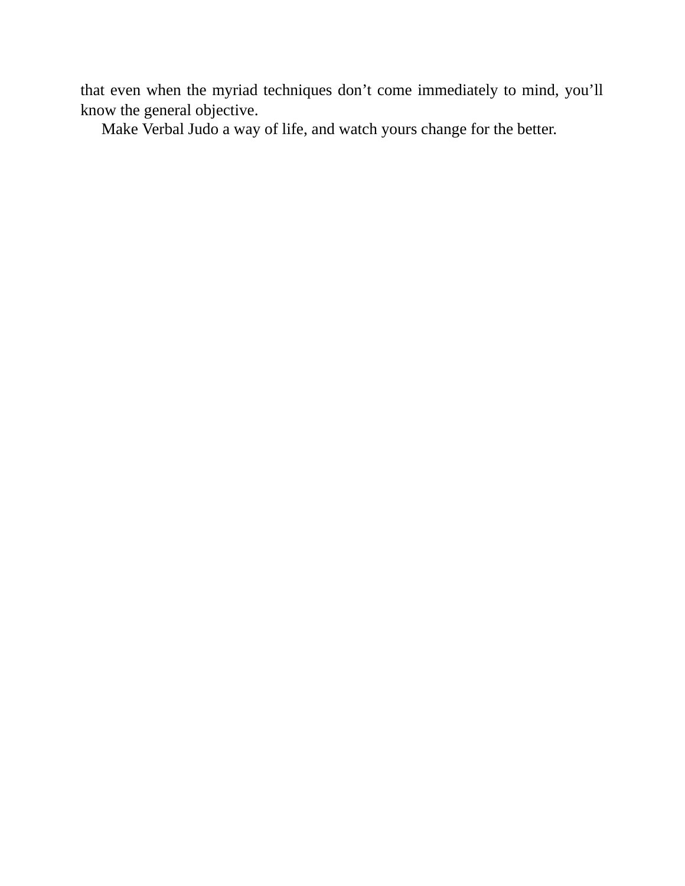that even when the myriad techniques don't come immediately to mind, you'll know the general objective.

Make Verbal Judo a way of life, and watch yours change for the better.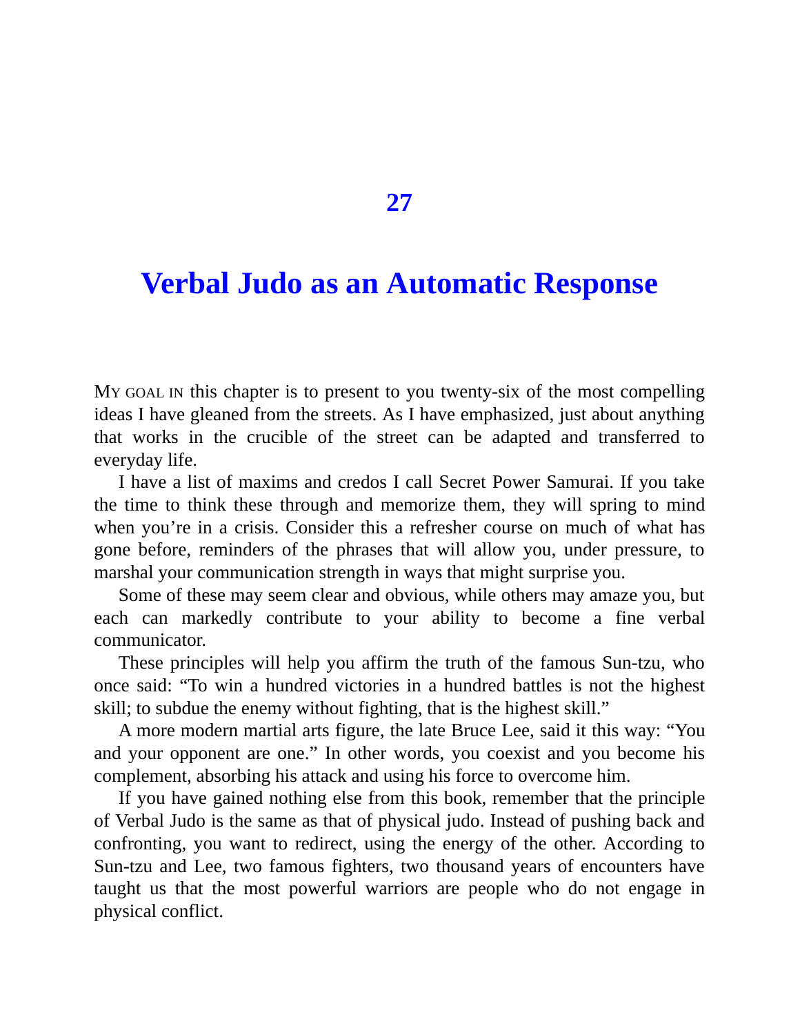# 27

# Verbal Judo as an Automatic Response

MY GOAL IN this chapter is to present to you twenty-six of the most compelling ideas I have gleaned from the streets. As I have emphasized, just about anything that works in the crucible of the street can be adapted and transferred to everyday life.

I have a list of maxims and credos I call Secret Power Samurai. If you take the time to think these through and memorize them, they will spring to mind when you're in a crisis. Consider this a refresher course on much of what has gone before, reminders of the phrases that will allow you, under pressure, to marshal your communication strength in ways that might surprise you.

Some of these may seem clear and obvious, while others may amaze you, but each can markedly contribute to your ability to become a fine verbal communicator.

These principles will help you affirm the truth of the famous Sun-tzu, who once said: "To win a hundred victories in a hundred battles is not the highest skill; to subdue the enemy without fighting, that is the highest skill."

A more modern martial arts figure, the late Bruce Lee, said it this way: "You and your opponent are one." In other words, you coexist and you become his complement, absorbing his attack and using his force to overcome him.

If you have gained nothing else from this book, remember that the principle of Verbal Judo is the same as that of physical judo. Instead of pushing back and confronting, you want to redirect, using the energy of the other. According to Sun-tzu and Lee, two famous fighters, two thousand years of encounters have taught us that the most powerful warriors are people who do not engage in physical conflict.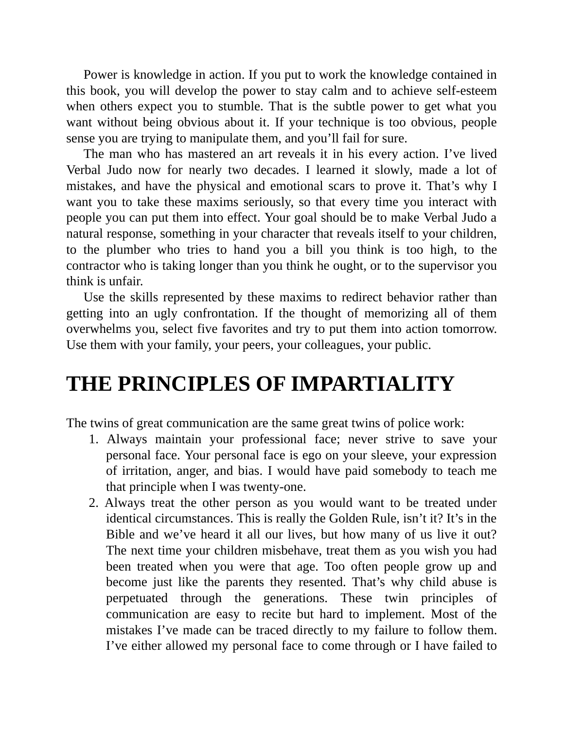Power is knowledge in action. If you put to work the knowledge contained in this book, you will develop the power to stay calm and to achieve self-esteem when others expect you to stumble. That is the subtle power to get what you want without being obvious about it. If your technique is too obvious, people sense you are trying to manipulate them, and you'll fail for sure.

The man who has mastered an art reveals it in his every action. I've lived Verbal Judo now for nearly two decades. I learned it slowly, made a lot of mistakes, and have the physical and emotional scars to prove it. That's why I want you to take these maxims seriously, so that every time you interact with people you can put them into effect. Your goal should be to make Verbal Judo a natural response, something in your character that reveals itself to your children, to the plumber who tries to hand you a bill you think is too high, to the contractor who is taking longer than you think he ought, or to the supervisor you think is unfair.

Use the skills represented by these maxims to redirect behavior rather than getting into an ugly confrontation. If the thought of memorizing all of them overwhelms you, select five favorites and try to put them into action tomorrow. Use them with your family, your peers, your colleagues, your public.

# THE PRINCIPLES OF IMPARTIALITY

The twins of great communication are the same great twins of police work:

1. Always maintain your professional face; never strive to save your personal face. Your personal face is ego on your sleeve, your expression of irritation, anger, and bias. I would have paid somebody to teach me that principle when I was twenty-one.
2. Always treat the other person as you would want to be treated under identical circumstances. This is really the Golden Rule, isn't it? It's in the Bible and we've heard it all our lives, but how many of us live it out? The next time your children misbehave, treat them as you wish you had been treated when you were that age. Too often people grow up and become just like the parents they resented. That's why child abuse is perpetuated through the generations. These twin principles of communication are easy to recite but hard to implement. Most of the mistakes I've made can be traced directly to my failure to follow them. I've either allowed my personal face to come through or I have failed to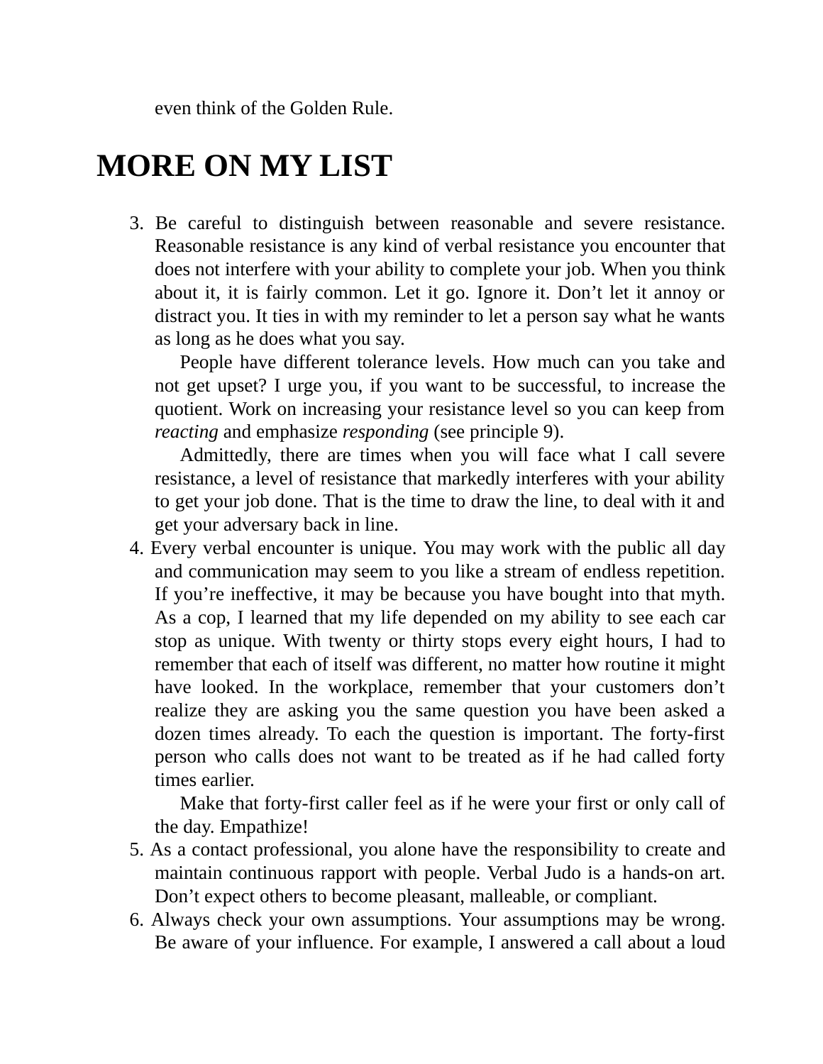even think of the Golden Rule.

## MORE ON MY LIST

3. Be careful to distinguish between reasonable and severe resistance. Reasonable resistance is any kind of verbal resistance you encounter that does not interfere with your ability to complete your job. When you think about it, it is fairly common. Let it go. Ignore it. Don't let it annoy or distract you. It ties in with my reminder to let a person say what he wants as long as he does what you say.

   People have different tolerance levels. How much can you take and not get upset? I urge you, if you want to be successful, to increase the quotient. Work on increasing your resistance level so you can keep from *reacting* and emphasize *responding* (see principle 9).

   Admittedly, there are times when you will face what I call severe resistance, a level of resistance that markedly interferes with your ability to get your job done. That is the time to draw the line, to deal with it and get your adversary back in line.
4. Every verbal encounter is unique. You may work with the public all day and communication may seem to you like a stream of endless repetition. If you're ineffective, it may be because you have bought into that myth. As a cop, I learned that my life depended on my ability to see each car stop as unique. With twenty or thirty stops every eight hours, I had to remember that each of itself was different, no matter how routine it might have looked. In the workplace, remember that your customers don't realize they are asking you the same question you have been asked a dozen times already. To each the question is important. The forty-first person who calls does not want to be treated as if he had called forty times earlier.

   Make that forty-first caller feel as if he were your first or only call of the day. Empathize!
5. As a contact professional, you alone have the responsibility to create and maintain continuous rapport with people. Verbal Judo is a hands-on art. Don't expect others to become pleasant, malleable, or compliant.
6. Always check your own assumptions. Your assumptions may be wrong. Be aware of your influence. For example, I answered a call about a loud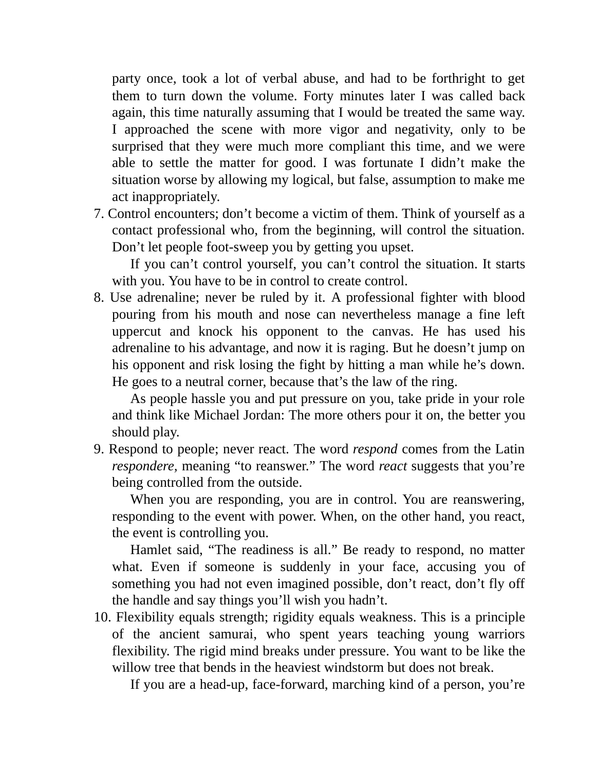party once, took a lot of verbal abuse, and had to be forthright to get them to turn down the volume. Forty minutes later I was called back again, this time naturally assuming that I would be treated the same way. I approached the scene with more vigor and negativity, only to be surprised that they were much more compliant this time, and we were able to settle the matter for good. I was fortunate I didn't make the situation worse by allowing my logical, but false, assumption to make me act inappropriately.

7. Control encounters; don't become a victim of them. Think of yourself as a contact professional who, from the beginning, will control the situation. Don't let people foot-sweep you by getting you upset.

   If you can't control yourself, you can't control the situation. It starts with you. You have to be in control to create control.

8. Use adrenaline; never be ruled by it. A professional fighter with blood pouring from his mouth and nose can nevertheless manage a fine left uppercut and knock his opponent to the canvas. He has used his adrenaline to his advantage, and now it is raging. But he doesn't jump on his opponent and risk losing the fight by hitting a man while he's down. He goes to a neutral corner, because that's the law of the ring.

   As people hassle you and put pressure on you, take pride in your role and think like Michael Jordan: The more others pour it on, the better you should play.

9. Respond to people; never react. The word *respond* comes from the Latin *respondere*, meaning "to reanswer." The word *react* suggests that you're being controlled from the outside.

   When you are responding, you are in control. You are reanswering, responding to the event with power. When, on the other hand, you react, the event is controlling you.

   Hamlet said, "The readiness is all." Be ready to respond, no matter what. Even if someone is suddenly in your face, accusing you of something you had not even imagined possible, don't react, don't fly off the handle and say things you'll wish you hadn't.

10. Flexibility equals strength; rigidity equals weakness. This is a principle of the ancient samurai, who spent years teaching young warriors flexibility. The rigid mind breaks under pressure. You want to be like the willow tree that bends in the heaviest windstorm but does not break.

    If you are a head-up, face-forward, marching kind of a person, you're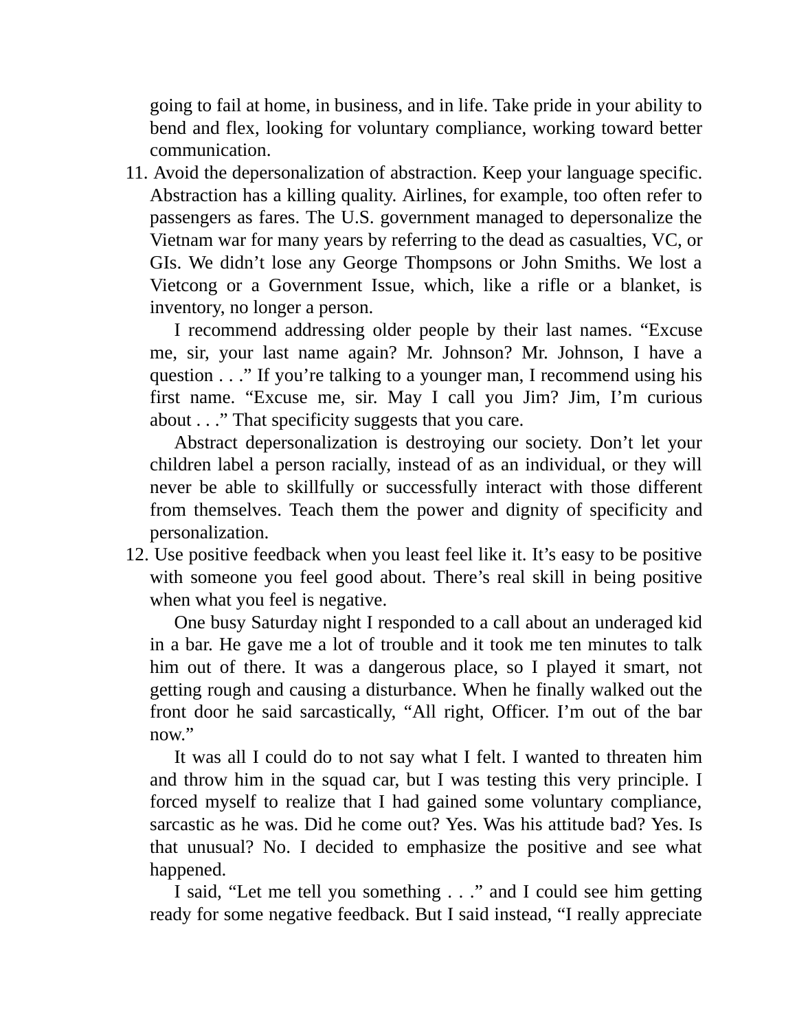going to fail at home, in business, and in life. Take pride in your ability to bend and flex, looking for voluntary compliance, working toward better communication.

11. Avoid the depersonalization of abstraction. Keep your language specific. Abstraction has a killing quality. Airlines, for example, too often refer to passengers as fares. The U.S. government managed to depersonalize the Vietnam war for many years by referring to the dead as casualties, VC, or GIs. We didn't lose any George Thompsons or John Smiths. We lost a Vietcong or a Government Issue, which, like a rifle or a blanket, is inventory, no longer a person.

    I recommend addressing older people by their last names. "Excuse me, sir, your last name again? Mr. Johnson? Mr. Johnson, I have a question . . ." If you're talking to a younger man, I recommend using his first name. "Excuse me, sir. May I call you Jim? Jim, I'm curious about . . ." That specificity suggests that you care.

    Abstract depersonalization is destroying our society. Don't let your children label a person racially, instead of as an individual, or they will never be able to skillfully or successfully interact with those different from themselves. Teach them the power and dignity of specificity and personalization.

12. Use positive feedback when you least feel like it. It's easy to be positive with someone you feel good about. There's real skill in being positive when what you feel is negative.

    One busy Saturday night I responded to a call about an underaged kid in a bar. He gave me a lot of trouble and it took me ten minutes to talk him out of there. It was a dangerous place, so I played it smart, not getting rough and causing a disturbance. When he finally walked out the front door he said sarcastically, "All right, Officer. I'm out of the bar now."

    It was all I could do to not say what I felt. I wanted to threaten him and throw him in the squad car, but I was testing this very principle. I forced myself to realize that I had gained some voluntary compliance, sarcastic as he was. Did he come out? Yes. Was his attitude bad? Yes. Is that unusual? No. I decided to emphasize the positive and see what happened.

    I said, "Let me tell you something . . ." and I could see him getting ready for some negative feedback. But I said instead, "I really appreciate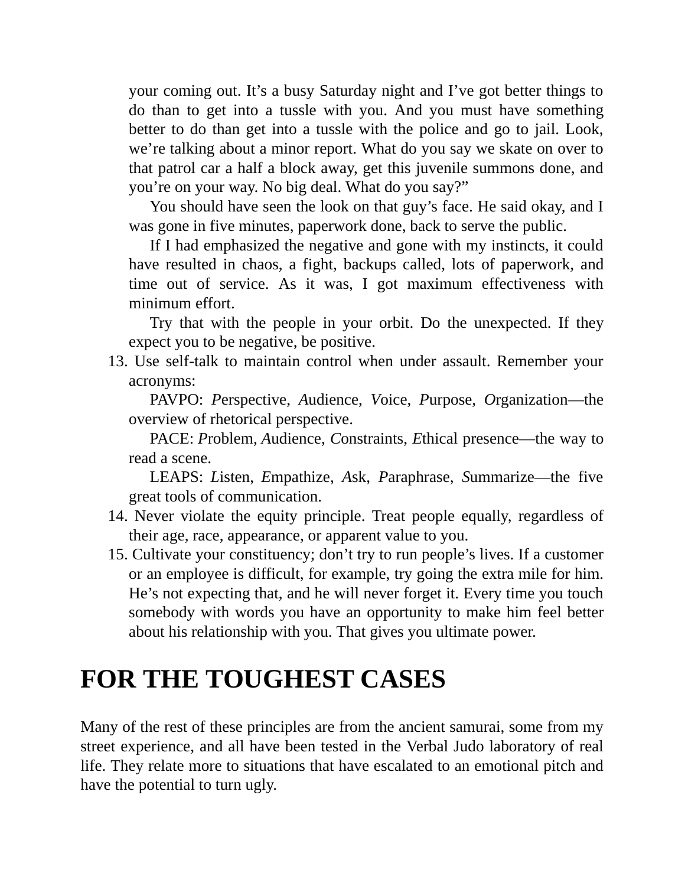your coming out. It’s a busy Saturday night and I’ve got better things to do than to get into a tussle with you. And you must have something better to do than get into a tussle with the police and go to jail. Look, we’re talking about a minor report. What do you say we skate on over to that patrol car a half a block away, get this juvenile summons done, and you’re on your way. No big deal. What do you say?”

You should have seen the look on that guy’s face. He said okay, and I was gone in five minutes, paperwork done, back to serve the public.

If I had emphasized the negative and gone with my instincts, it could have resulted in chaos, a fight, backups called, lots of paperwork, and time out of service. As it was, I got maximum effectiveness with minimum effort.

Try that with the people in your orbit. Do the unexpected. If they expect you to be negative, be positive.

13. Use self-talk to maintain control when under assault. Remember your acronyms:

    PAVPO: *P*erspective, *A*udience, *V*oice, *P*urpose, *O*rganization—the overview of rhetorical perspective.

    PACE: *P*roblem, *A*udience, *C*onstraints, *E*thical presence—the way to read a scene.

    LEAPS: *L*isten, *E*mpathize, *A*sk, *P*araphrase, *S*ummarize—the five great tools of communication.

14. Never violate the equity principle. Treat people equally, regardless of their age, race, appearance, or apparent value to you.
15. Cultivate your constituency; don’t try to run people’s lives. If a customer or an employee is difficult, for example, try going the extra mile for him. He’s not expecting that, and he will never forget it. Every time you touch somebody with words you have an opportunity to make him feel better about his relationship with you. That gives you ultimate power.

# FOR THE TOUGHEST CASES

Many of the rest of these principles are from the ancient samurai, some from my street experience, and all have been tested in the Verbal Judo laboratory of real life. They relate more to situations that have escalated to an emotional pitch and have the potential to turn ugly.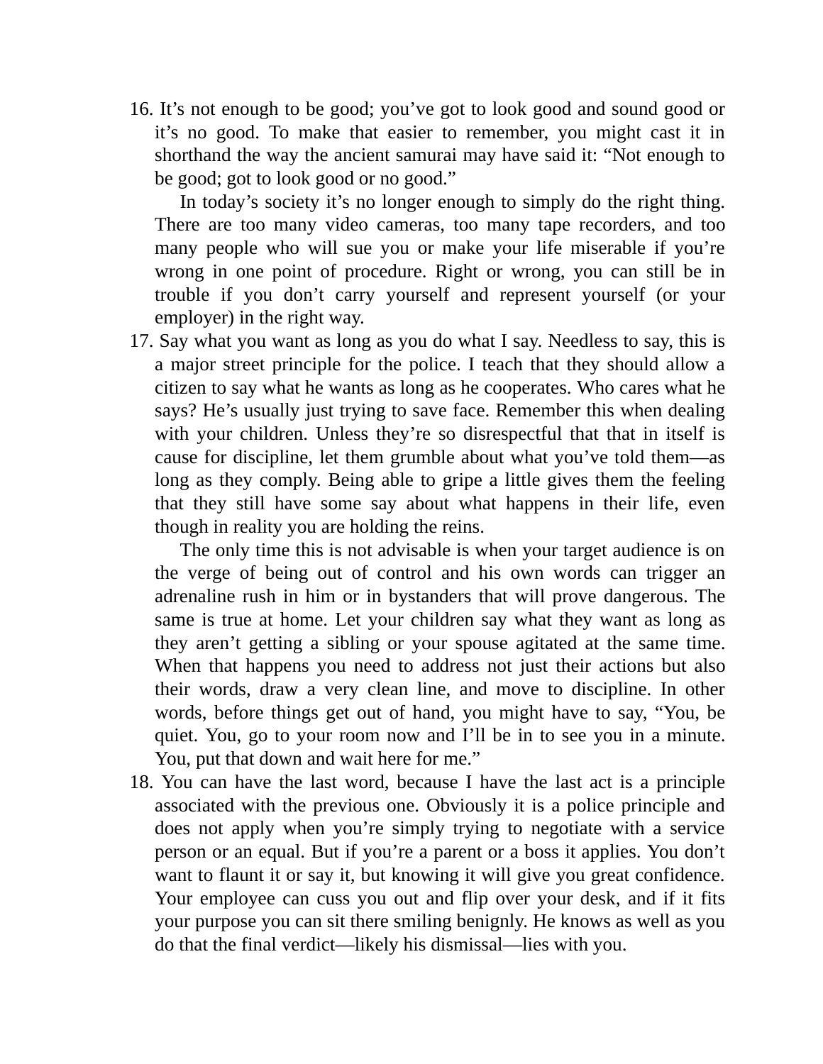16. It’s not enough to be good; you’ve got to look good and sound good or it’s no good. To make that easier to remember, you might cast it in shorthand the way the ancient samurai may have said it: “Not enough to be good; got to look good or no good.”

    In today’s society it’s no longer enough to simply do the right thing. There are too many video cameras, too many tape recorders, and too many people who will sue you or make your life miserable if you’re wrong in one point of procedure. Right or wrong, you can still be in trouble if you don’t carry yourself and represent yourself (or your employer) in the right way.

17. Say what you want as long as you do what I say. Needless to say, this is a major street principle for the police. I teach that they should allow a citizen to say what he wants as long as he cooperates. Who cares what he says? He’s usually just trying to save face. Remember this when dealing with your children. Unless they’re so disrespectful that that in itself is cause for discipline, let them grumble about what you’ve told them—as long as they comply. Being able to gripe a little gives them the feeling that they still have some say about what happens in their life, even though in reality you are holding the reins.

    The only time this is not advisable is when your target audience is on the verge of being out of control and his own words can trigger an adrenaline rush in him or in bystanders that will prove dangerous. The same is true at home. Let your children say what they want as long as they aren’t getting a sibling or your spouse agitated at the same time. When that happens you need to address not just their actions but also their words, draw a very clean line, and move to discipline. In other words, before things get out of hand, you might have to say, “You, be quiet. You, go to your room now and I’ll be in to see you in a minute. You, put that down and wait here for me.”

18. You can have the last word, because I have the last act is a principle associated with the previous one. Obviously it is a police principle and does not apply when you’re simply trying to negotiate with a service person or an equal. But if you’re a parent or a boss it applies. You don’t want to flaunt it or say it, but knowing it will give you great confidence. Your employee can cuss you out and flip over your desk, and if it fits your purpose you can sit there smiling benignly. He knows as well as you do that the final verdict—likely his dismissal—lies with you.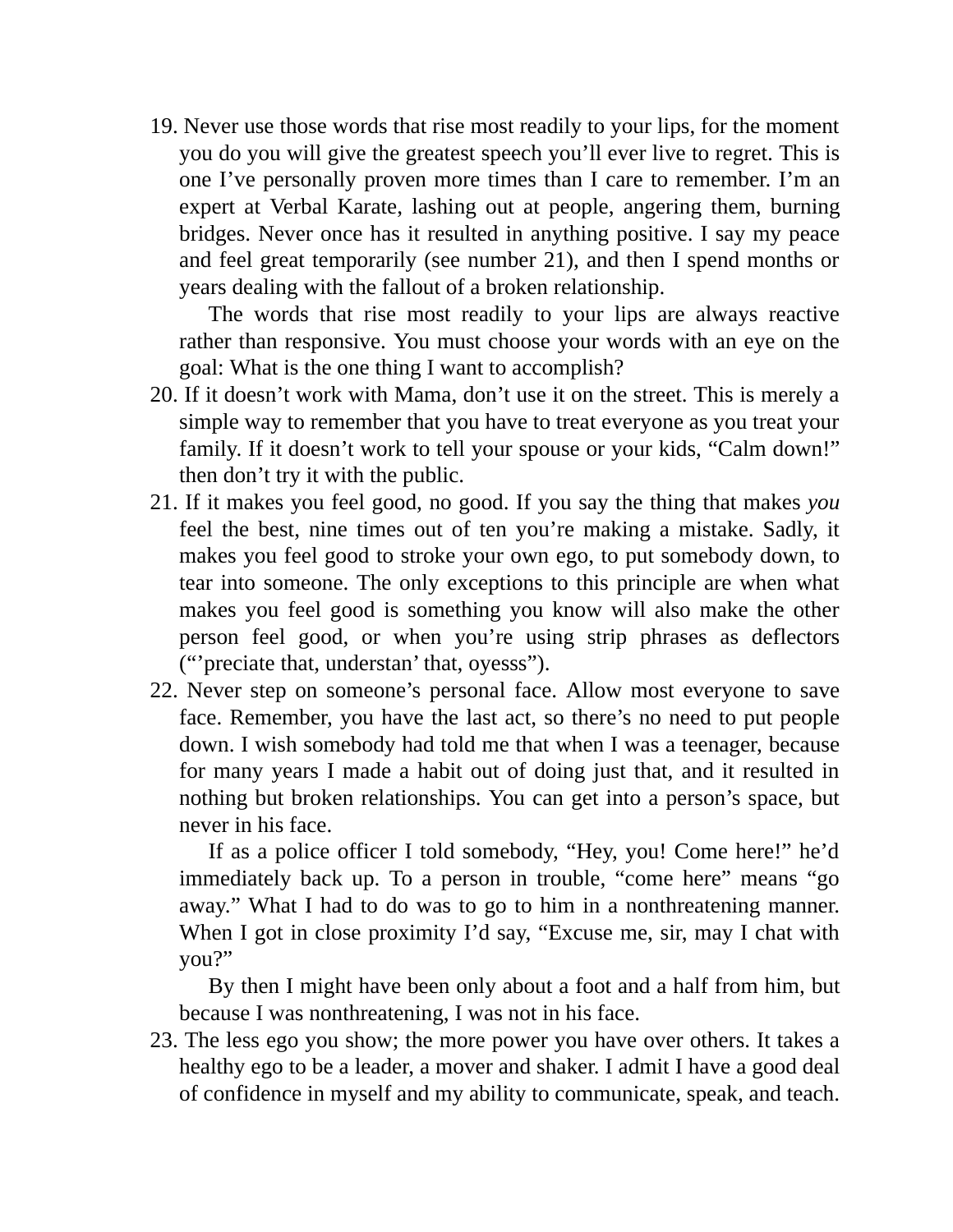19. Never use those words that rise most readily to your lips, for the moment you do you will give the greatest speech you'll ever live to regret. This is one I've personally proven more times than I care to remember. I'm an expert at Verbal Karate, lashing out at people, angering them, burning bridges. Never once has it resulted in anything positive. I say my peace and feel great temporarily (see number 21), and then I spend months or years dealing with the fallout of a broken relationship.

    The words that rise most readily to your lips are always reactive rather than responsive. You must choose your words with an eye on the goal: What is the one thing I want to accomplish?

20. If it doesn't work with Mama, don't use it on the street. This is merely a simple way to remember that you have to treat everyone as you treat your family. If it doesn't work to tell your spouse or your kids, "Calm down!" then don't try it with the public.

21. If it makes you feel good, no good. If you say the thing that makes *you* feel the best, nine times out of ten you're making a mistake. Sadly, it makes you feel good to stroke your own ego, to put somebody down, to tear into someone. The only exceptions to this principle are when what makes you feel good is something you know will also make the other person feel good, or when you're using strip phrases as deflectors ("'preciate that, understan' that, oyesss").

22. Never step on someone's personal face. Allow most everyone to save face. Remember, you have the last act, so there's no need to put people down. I wish somebody had told me that when I was a teenager, because for many years I made a habit out of doing just that, and it resulted in nothing but broken relationships. You can get into a person's space, but never in his face.

    If as a police officer I told somebody, "Hey, you! Come here!" he'd immediately back up. To a person in trouble, "come here" means "go away." What I had to do was to go to him in a nonthreatening manner. When I got in close proximity I'd say, "Excuse me, sir, may I chat with you?"

    By then I might have been only about a foot and a half from him, but because I was nonthreatening, I was not in his face.

23. The less ego you show; the more power you have over others. It takes a healthy ego to be a leader, a mover and shaker. I admit I have a good deal of confidence in myself and my ability to communicate, speak, and teach.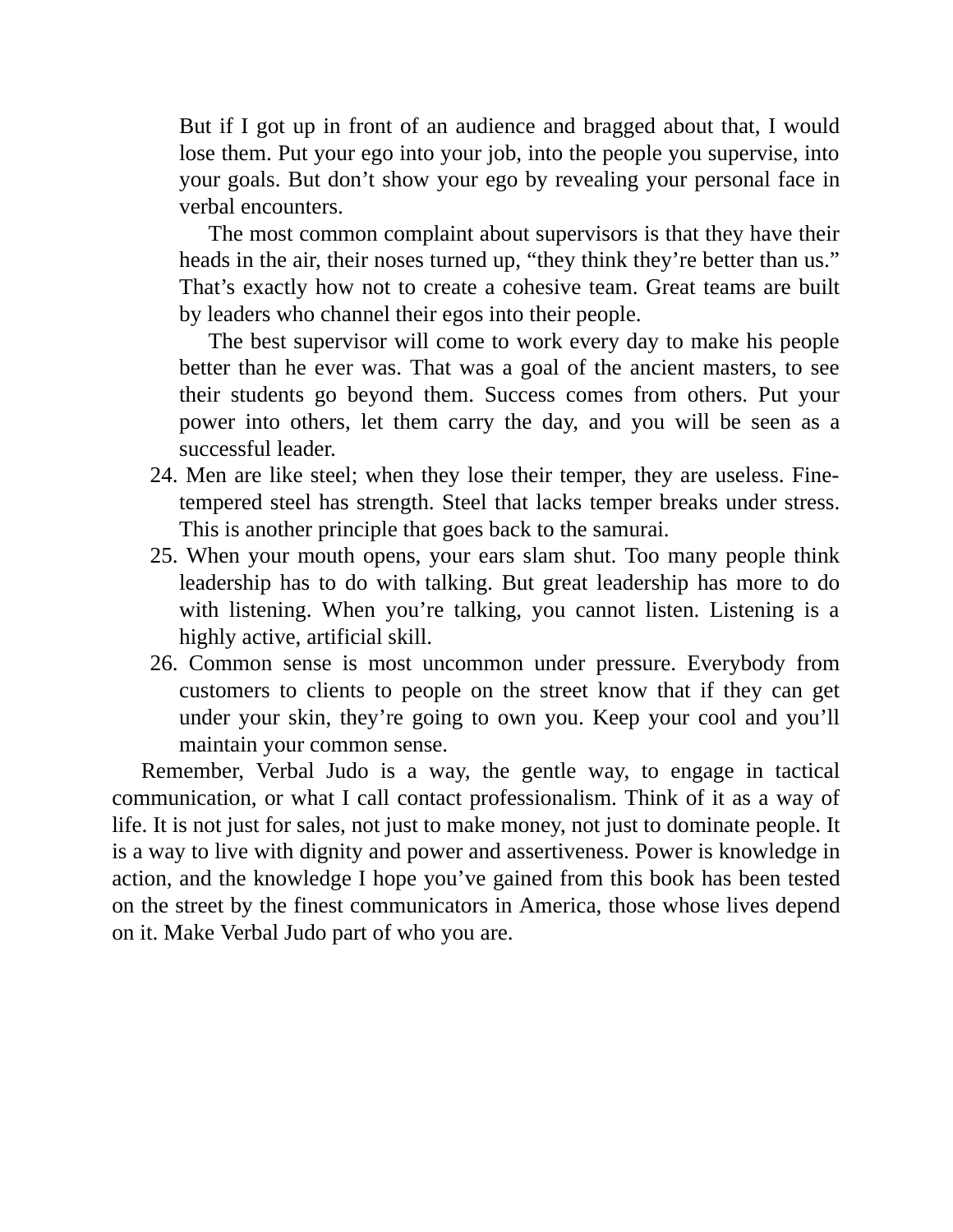But if I got up in front of an audience and bragged about that, I would lose them. Put your ego into your job, into the people you supervise, into your goals. But don't show your ego by revealing your personal face in verbal encounters.

The most common complaint about supervisors is that they have their heads in the air, their noses turned up, "they think they're better than us." That's exactly how not to create a cohesive team. Great teams are built by leaders who channel their egos into their people.

The best supervisor will come to work every day to make his people better than he ever was. That was a goal of the ancient masters, to see their students go beyond them. Success comes from others. Put your power into others, let them carry the day, and you will be seen as a successful leader.

24. Men are like steel; when they lose their temper, they are useless. Fine-tempered steel has strength. Steel that lacks temper breaks under stress. This is another principle that goes back to the samurai.
25. When your mouth opens, your ears slam shut. Too many people think leadership has to do with talking. But great leadership has more to do with listening. When you're talking, you cannot listen. Listening is a highly active, artificial skill.
26. Common sense is most uncommon under pressure. Everybody from customers to clients to people on the street know that if they can get under your skin, they're going to own you. Keep your cool and you'll maintain your common sense.

Remember, Verbal Judo is a way, the gentle way, to engage in tactical communication, or what I call contact professionalism. Think of it as a way of life. It is not just for sales, not just to make money, not just to dominate people. It is a way to live with dignity and power and assertiveness. Power is knowledge in action, and the knowledge I hope you've gained from this book has been tested on the street by the finest communicators in America, those whose lives depend on it. Make Verbal Judo part of who you are.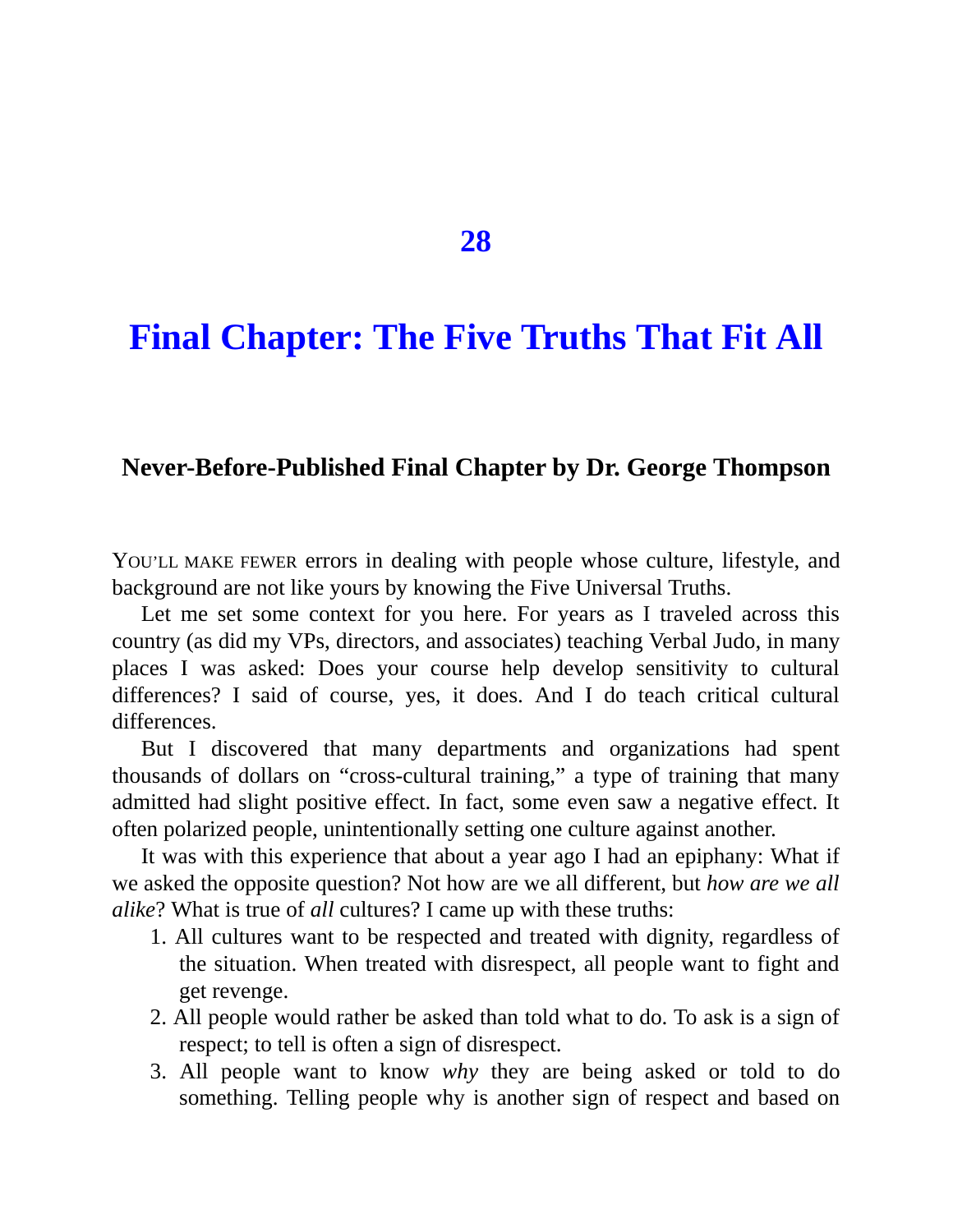# 28

# Final Chapter: The Five Truths That Fit All

### Never-Before-Published Final Chapter by Dr. George Thompson

YOU'LL MAKE FEWER errors in dealing with people whose culture, lifestyle, and background are not like yours by knowing the Five Universal Truths.

Let me set some context for you here. For years as I traveled across this country (as did my VPs, directors, and associates) teaching Verbal Judo, in many places I was asked: Does your course help develop sensitivity to cultural differences? I said of course, yes, it does. And I do teach critical cultural differences.

But I discovered that many departments and organizations had spent thousands of dollars on "cross-cultural training," a type of training that many admitted had slight positive effect. In fact, some even saw a negative effect. It often polarized people, unintentionally setting one culture against another.

It was with this experience that about a year ago I had an epiphany: What if we asked the opposite question? Not how are we all different, but *how are we all alike*? What is true of *all* cultures? I came up with these truths:

1. All cultures want to be respected and treated with dignity, regardless of the situation. When treated with disrespect, all people want to fight and get revenge.
2. All people would rather be asked than told what to do. To ask is a sign of respect; to tell is often a sign of disrespect.
3. All people want to know *why* they are being asked or told to do something. Telling people why is another sign of respect and based on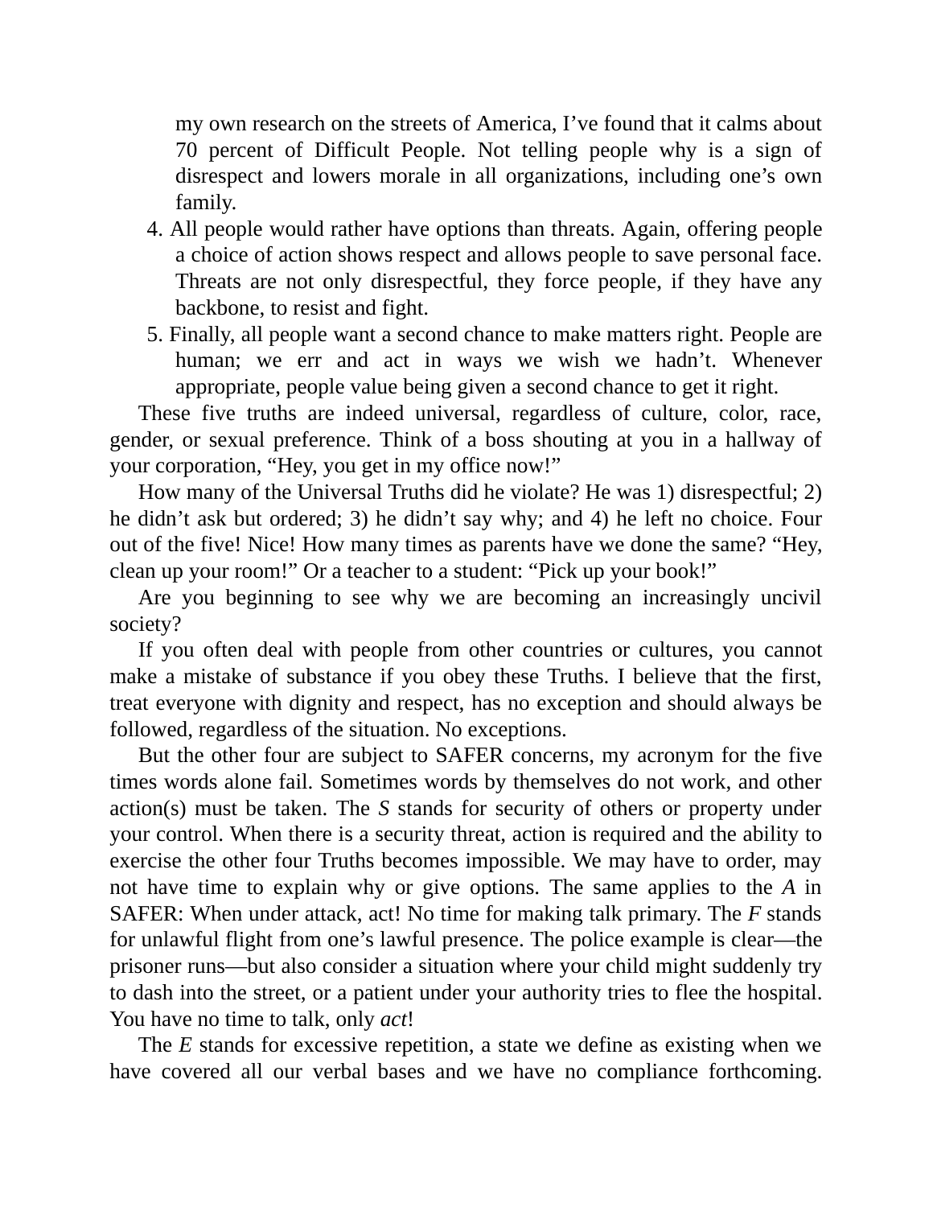my own research on the streets of America, I've found that it calms about 70 percent of Difficult People. Not telling people why is a sign of disrespect and lowers morale in all organizations, including one's own family.

4. All people would rather have options than threats. Again, offering people a choice of action shows respect and allows people to save personal face. Threats are not only disrespectful, they force people, if they have any backbone, to resist and fight.
5. Finally, all people want a second chance to make matters right. People are human; we err and act in ways we wish we hadn't. Whenever appropriate, people value being given a second chance to get it right.

These five truths are indeed universal, regardless of culture, color, race, gender, or sexual preference. Think of a boss shouting at you in a hallway of your corporation, "Hey, you get in my office now!"

How many of the Universal Truths did he violate? He was 1) disrespectful; 2) he didn't ask but ordered; 3) he didn't say why; and 4) he left no choice. Four out of the five! Nice! How many times as parents have we done the same? "Hey, clean up your room!" Or a teacher to a student: "Pick up your book!"

Are you beginning to see why we are becoming an increasingly uncivil society?

If you often deal with people from other countries or cultures, you cannot make a mistake of substance if you obey these Truths. I believe that the first, treat everyone with dignity and respect, has no exception and should always be followed, regardless of the situation. No exceptions.

But the other four are subject to SAFER concerns, my acronym for the five times words alone fail. Sometimes words by themselves do not work, and other action(s) must be taken. The *S* stands for security of others or property under your control. When there is a security threat, action is required and the ability to exercise the other four Truths becomes impossible. We may have to order, may not have time to explain why or give options. The same applies to the *A* in SAFER: When under attack, act! No time for making talk primary. The *F* stands for unlawful flight from one's lawful presence. The police example is clear—the prisoner runs—but also consider a situation where your child might suddenly try to dash into the street, or a patient under your authority tries to flee the hospital. You have no time to talk, only *act*!

The *E* stands for excessive repetition, a state we define as existing when we have covered all our verbal bases and we have no compliance forthcoming.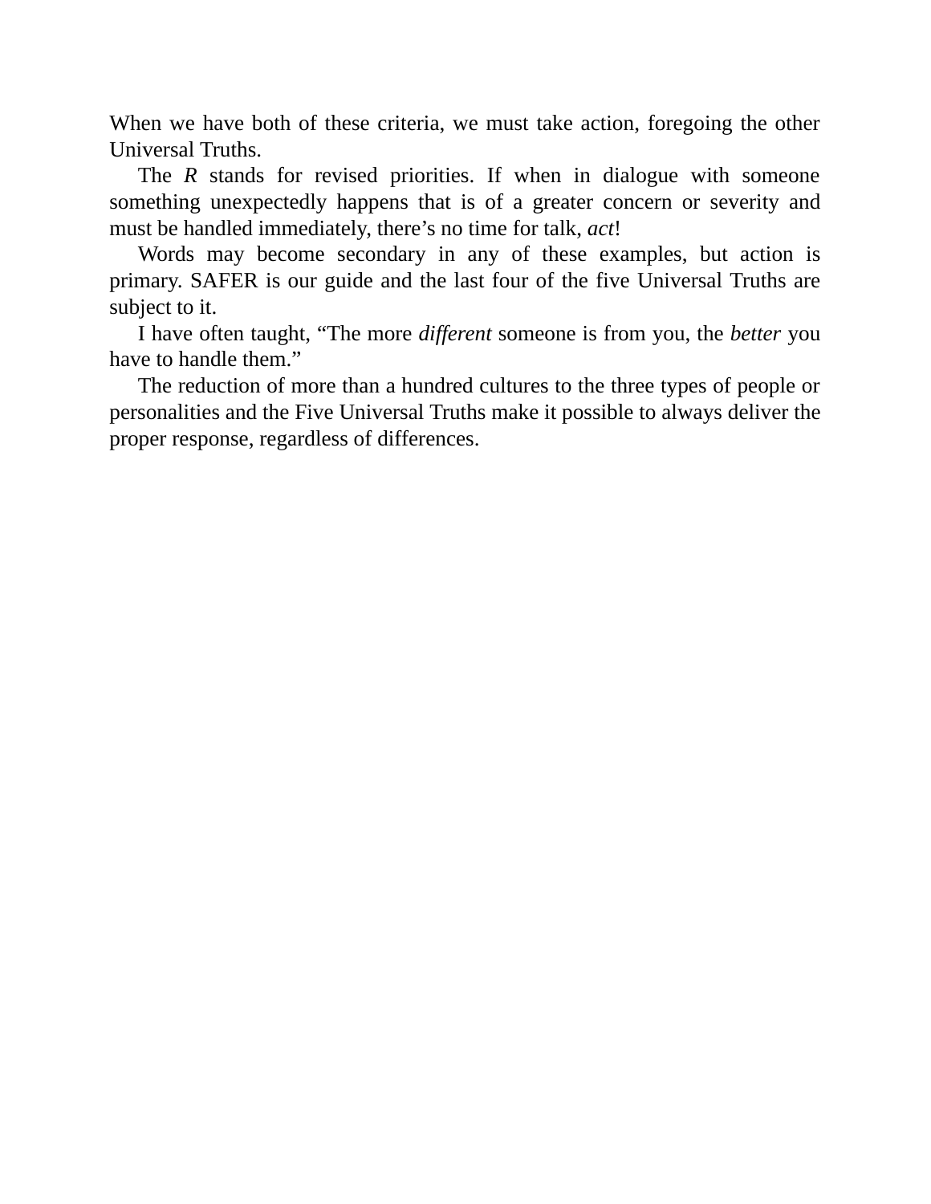When we have both of these criteria, we must take action, foregoing the other Universal Truths.

The *R* stands for revised priorities. If when in dialogue with someone something unexpectedly happens that is of a greater concern or severity and must be handled immediately, there’s no time for talk, *act*!

Words may become secondary in any of these examples, but action is primary. SAFER is our guide and the last four of the five Universal Truths are subject to it.

I have often taught, “The more *different* someone is from you, the *better* you have to handle them.”

The reduction of more than a hundred cultures to the three types of people or personalities and the Five Universal Truths make it possible to always deliver the proper response, regardless of differences.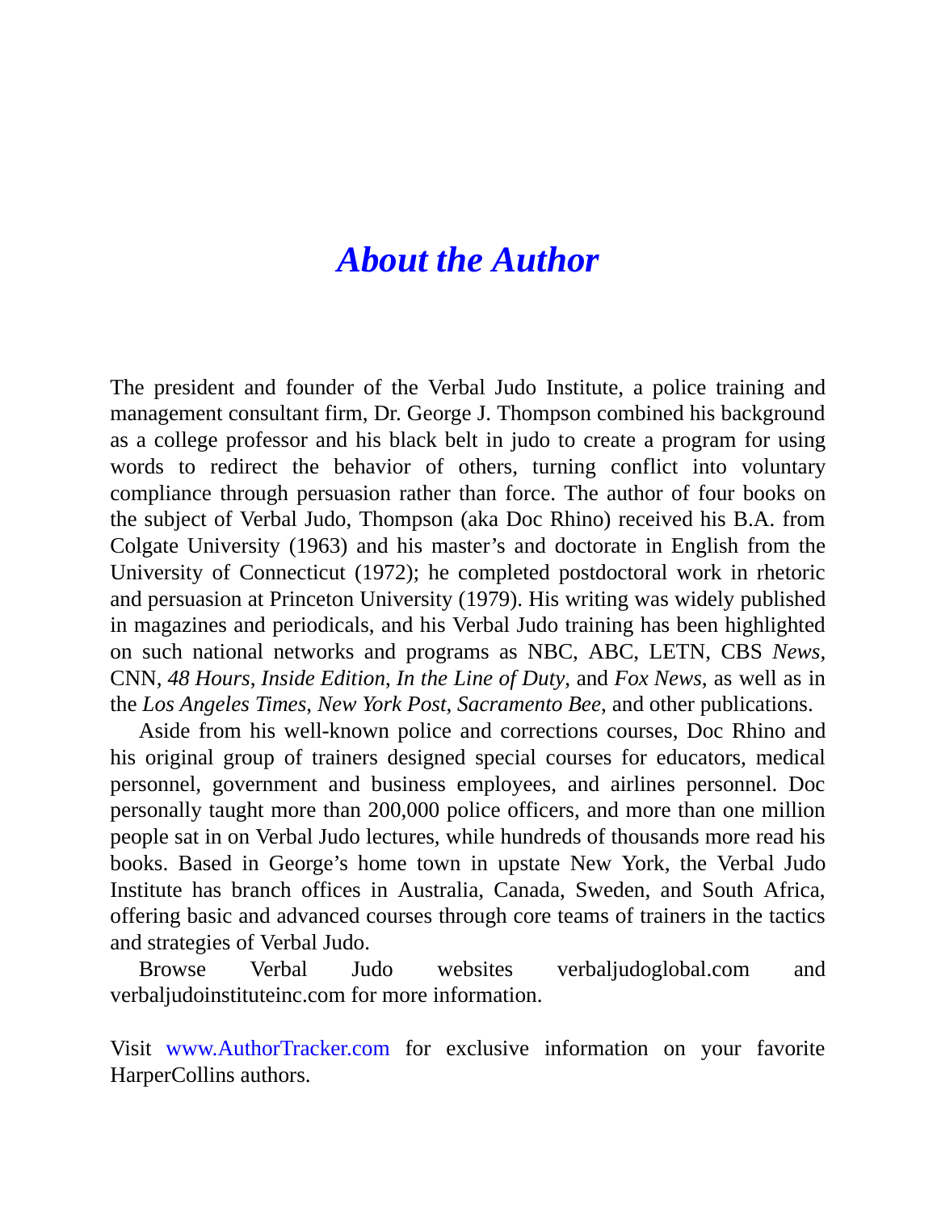# *About the Author*

The president and founder of the Verbal Judo Institute, a police training and management consultant firm, Dr. George J. Thompson combined his background as a college professor and his black belt in judo to create a program for using words to redirect the behavior of others, turning conflict into voluntary compliance through persuasion rather than force. The author of four books on the subject of Verbal Judo, Thompson (aka Doc Rhino) received his B.A. from Colgate University (1963) and his master's and doctorate in English from the University of Connecticut (1972); he completed postdoctoral work in rhetoric and persuasion at Princeton University (1979). His writing was widely published in magazines and periodicals, and his Verbal Judo training has been highlighted on such national networks and programs as NBC, ABC, LETN, CBS *News*, CNN, *48 Hours*, *Inside Edition*, *In the Line of Duty*, and *Fox News*, as well as in the *Los Angeles Times*, *New York Post*, *Sacramento Bee*, and other publications.

Aside from his well-known police and corrections courses, Doc Rhino and his original group of trainers designed special courses for educators, medical personnel, government and business employees, and airlines personnel. Doc personally taught more than 200,000 police officers, and more than one million people sat in on Verbal Judo lectures, while hundreds of thousands more read his books. Based in George's home town in upstate New York, the Verbal Judo Institute has branch offices in Australia, Canada, Sweden, and South Africa, offering basic and advanced courses through core teams of trainers in the tactics and strategies of Verbal Judo.

Browse Verbal Judo websites verbaljudoglobal.com and verbaljudoinstituteinc.com for more information.

Visit www.AuthorTracker.com for exclusive information on your favorite HarperCollins authors.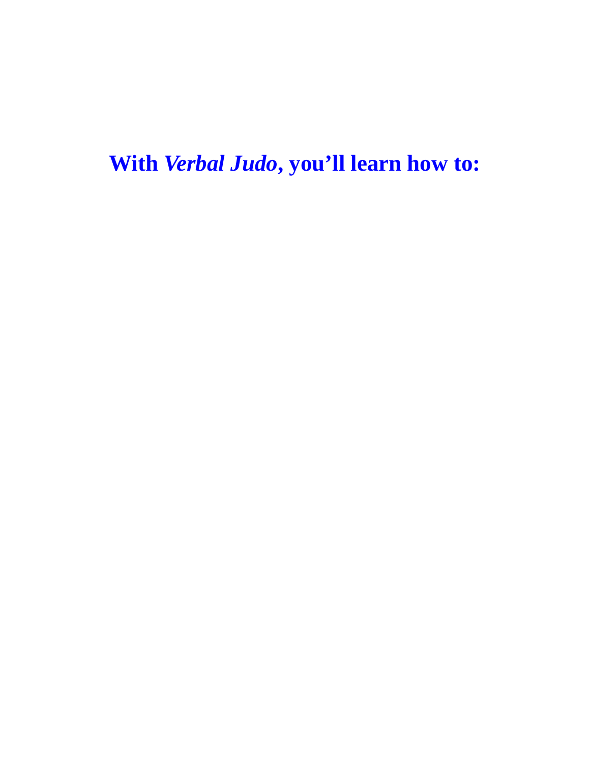## With *Verbal Judo*, you'll learn how to: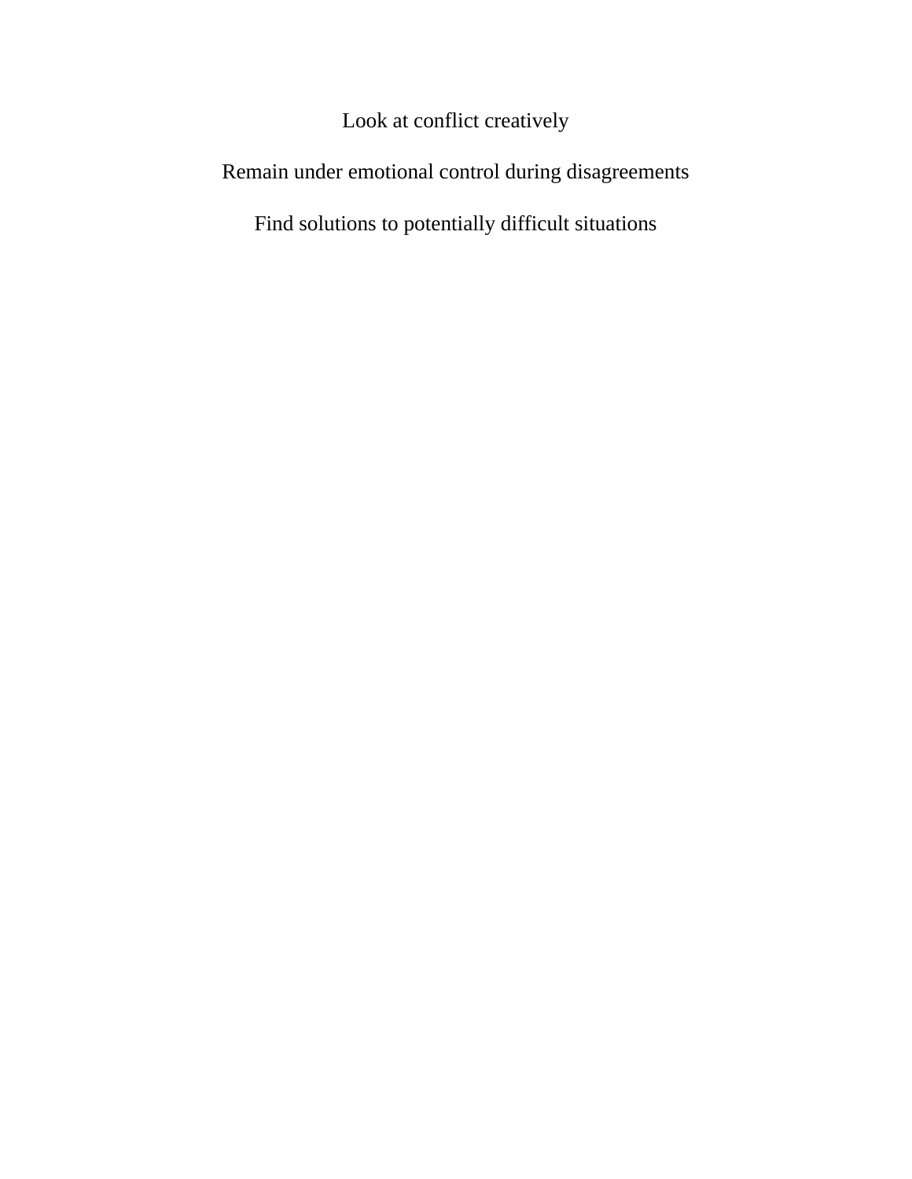Look at conflict creatively

Remain under emotional control during disagreements

Find solutions to potentially difficult situations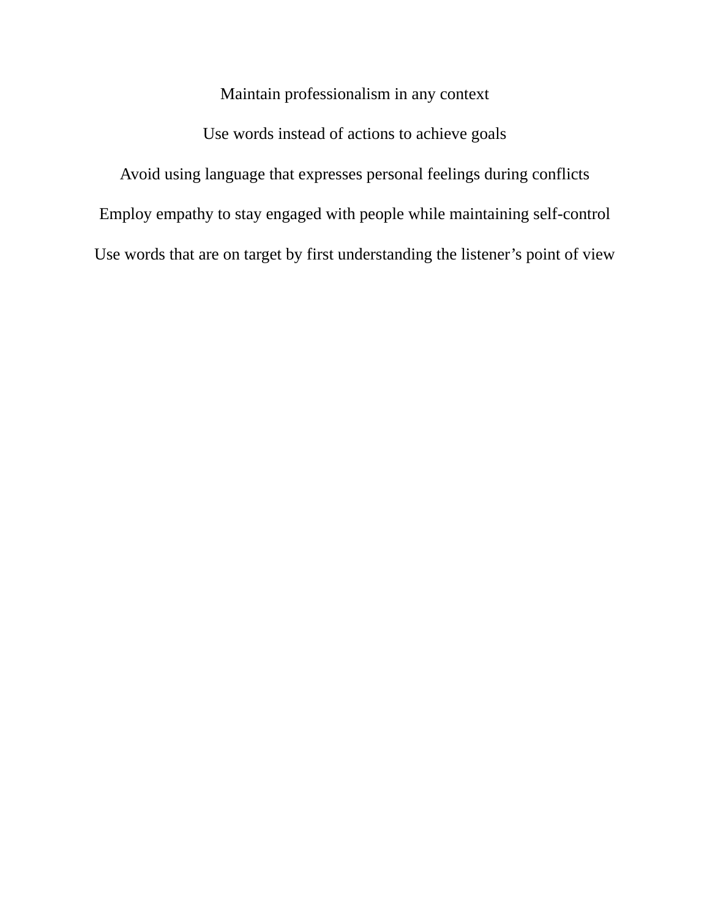Maintain professionalism in any context

Use words instead of actions to achieve goals

Avoid using language that expresses personal feelings during conflicts

Employ empathy to stay engaged with people while maintaining self-control

Use words that are on target by first understanding the listener's point of view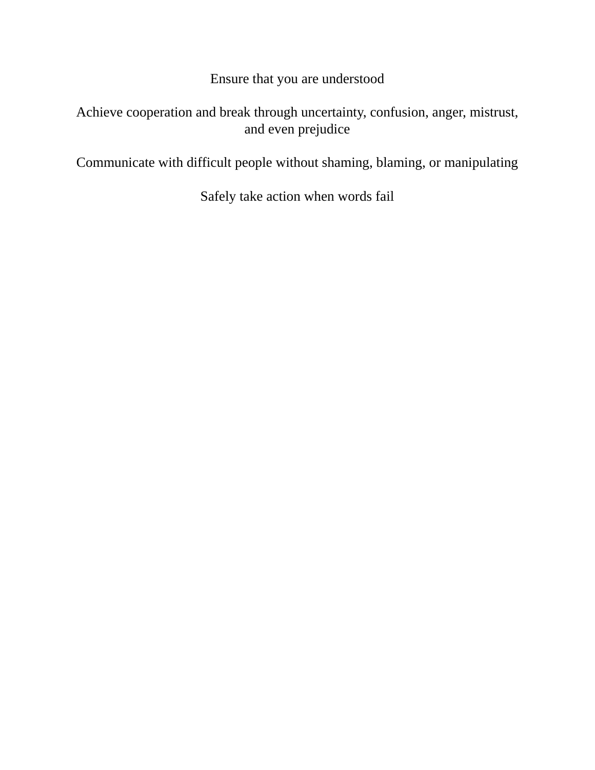Ensure that you are understood

Achieve cooperation and break through uncertainty, confusion, anger, mistrust, and even prejudice

Communicate with difficult people without shaming, blaming, or manipulating

Safely take action when words fail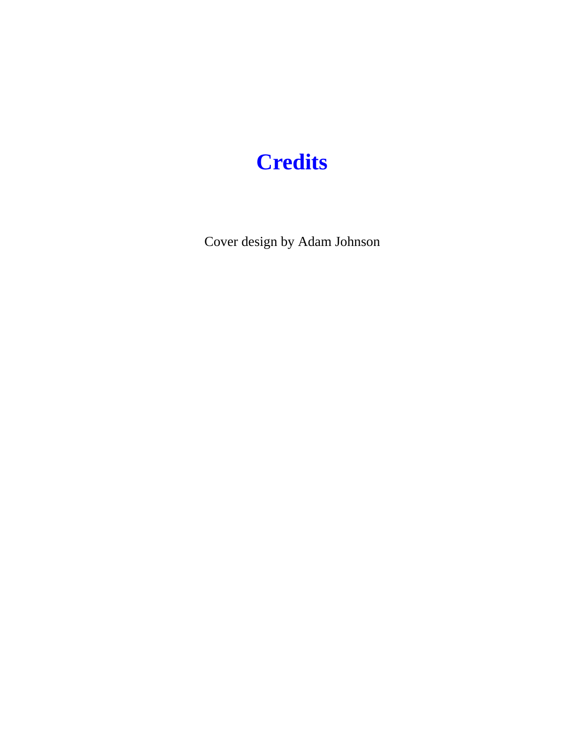# Credits

Cover design by Adam Johnson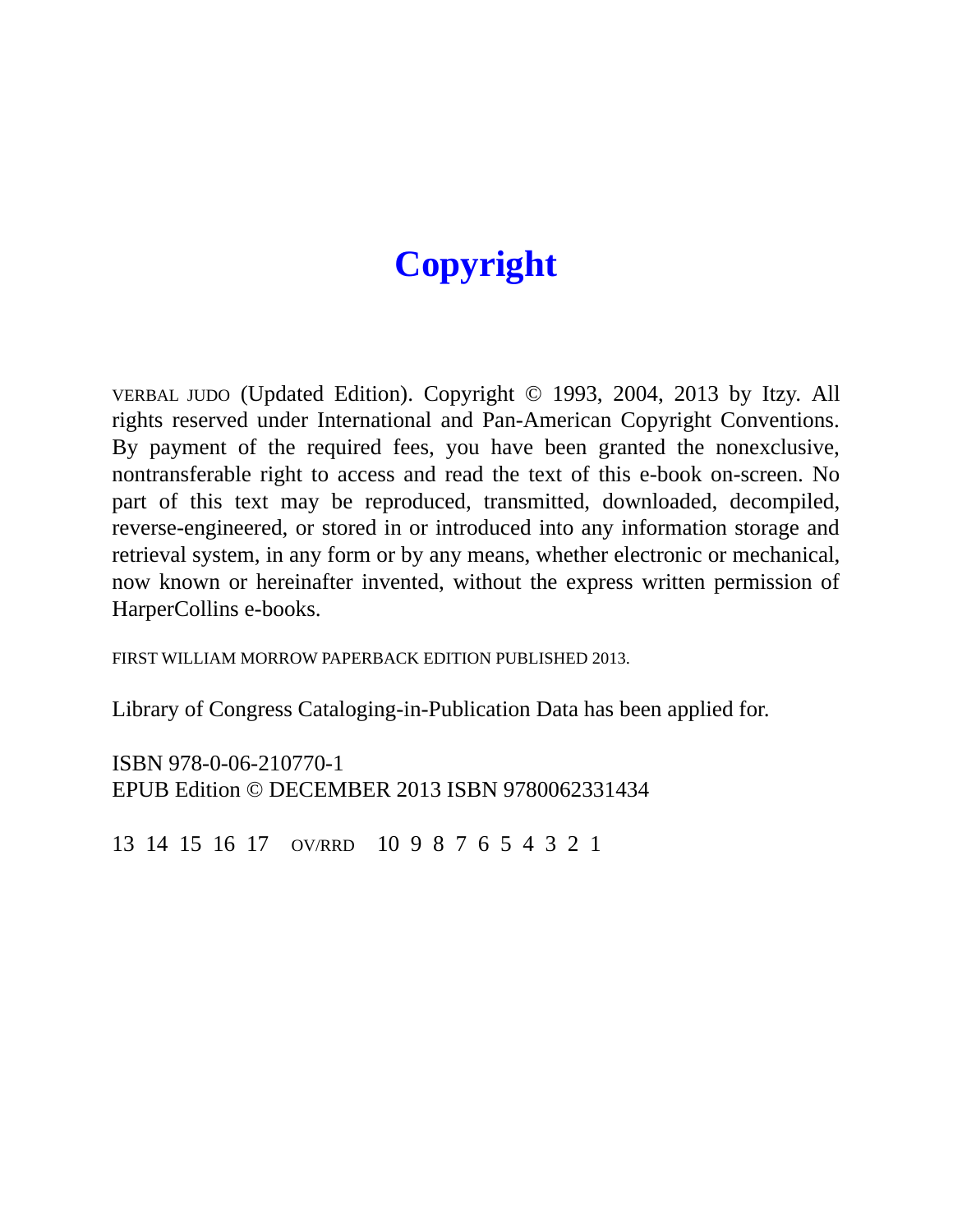# Copyright

VERBAL JUDO (Updated Edition). Copyright © 1993, 2004, 2013 by Itzy. All rights reserved under International and Pan-American Copyright Conventions. By payment of the required fees, you have been granted the nonexclusive, nontransferable right to access and read the text of this e-book on-screen. No part of this text may be reproduced, transmitted, downloaded, decompiled, reverse-engineered, or stored in or introduced into any information storage and retrieval system, in any form or by any means, whether electronic or mechanical, now known or hereinafter invented, without the express written permission of HarperCollins e-books.

FIRST WILLIAM MORROW PAPERBACK EDITION PUBLISHED 2013.

Library of Congress Cataloging-in-Publication Data has been applied for.

ISBN 978-0-06-210770-1
EPUB Edition © DECEMBER 2013 ISBN 9780062331434

13 14 15 16 17 OV/RRD 10 9 8 7 6 5 4 3 2 1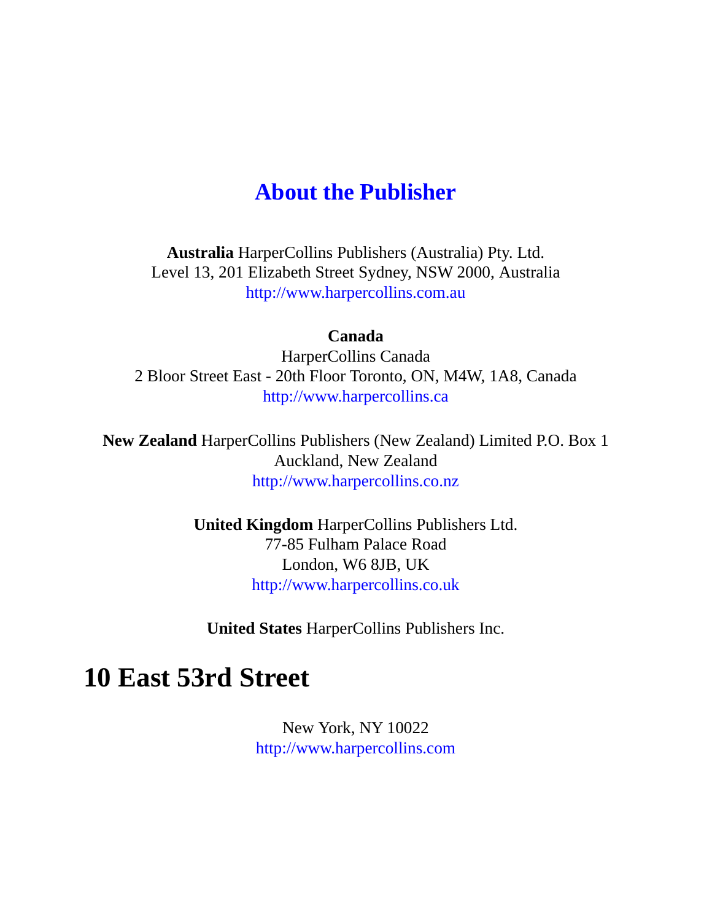## About the Publisher

**Australia** HarperCollins Publishers (Australia) Pty. Ltd.
Level 13, 201 Elizabeth Street Sydney, NSW 2000, Australia
http://www.harpercollins.com.au

**Canada**
HarperCollins Canada
2 Bloor Street East - 20th Floor Toronto, ON, M4W, 1A8, Canada
http://www.harpercollins.ca

**New Zealand** HarperCollins Publishers (New Zealand) Limited P.O. Box 1
Auckland, New Zealand
http://www.harpercollins.co.nz

**United Kingdom** HarperCollins Publishers Ltd.
77-85 Fulham Palace Road
London, W6 8JB, UK
http://www.harpercollins.co.uk

**United States** HarperCollins Publishers Inc.

# 10 East 53rd Street

New York, NY 10022
http://www.harpercollins.com